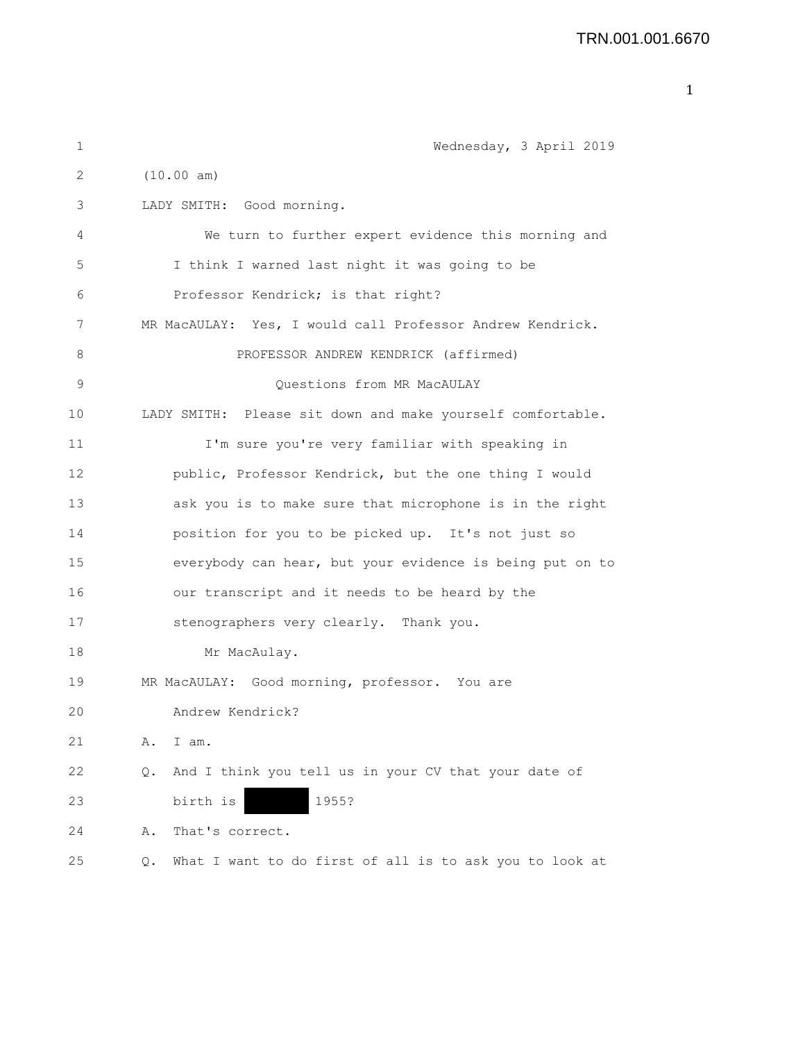Wednesday, 3 April 2019

(10.00 am)

LADY SMITH: Good morning.

We turn to further expert evidence this morning and I think I warned last night it was going to be Professor Kendrick; is that right?

MR MacAULAY: Yes, I would call Professor Andrew Kendrick.

PROFESSOR ANDREW KENDRICK (affirmed)

Questions from MR MacAULAY

LADY SMITH: Please sit down and make yourself comfortable.

I'm sure you're very familiar with speaking in public, Professor Kendrick, but the one thing I would ask you is to make sure that microphone is in the right position for you to be picked up. It's not just so everybody can hear, but your evidence is being put on to our transcript and it needs to be heard by the stenographers very clearly. Thank you.

Mr MacAulay.

MR MacAULAY: Good morning, professor. You are Andrew Kendrick?

A. I am.

Q. And I think you tell us in your CV that your date of birth is [redacted] 1955?

A. That's correct.

Q. What I want to do first of all is to ask you to look at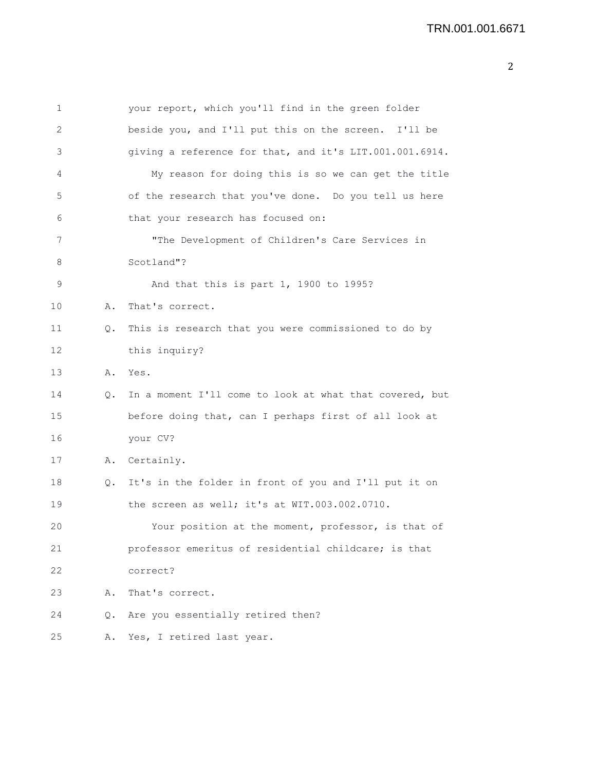your report, which you'll find in the green folder beside you, and I'll put this on the screen. I'll be giving a reference for that, and it's LIT.001.001.6914.

My reason for doing this is so we can get the title of the research that you've done. Do you tell us here that your research has focused on:

"The Development of Children's Care Services in Scotland"?

And that this is part 1, 1900 to 1995?

A. That's correct.

Q. This is research that you were commissioned to do by this inquiry?

A. Yes.

Q. In a moment I'll come to look at what that covered, but before doing that, can I perhaps first of all look at your CV?

A. Certainly.

Q. It's in the folder in front of you and I'll put it on the screen as well; it's at WIT.003.002.0710.

Your position at the moment, professor, is that of professor emeritus of residential childcare; is that correct?

A. That's correct.

Q. Are you essentially retired then?

A. Yes, I retired last year.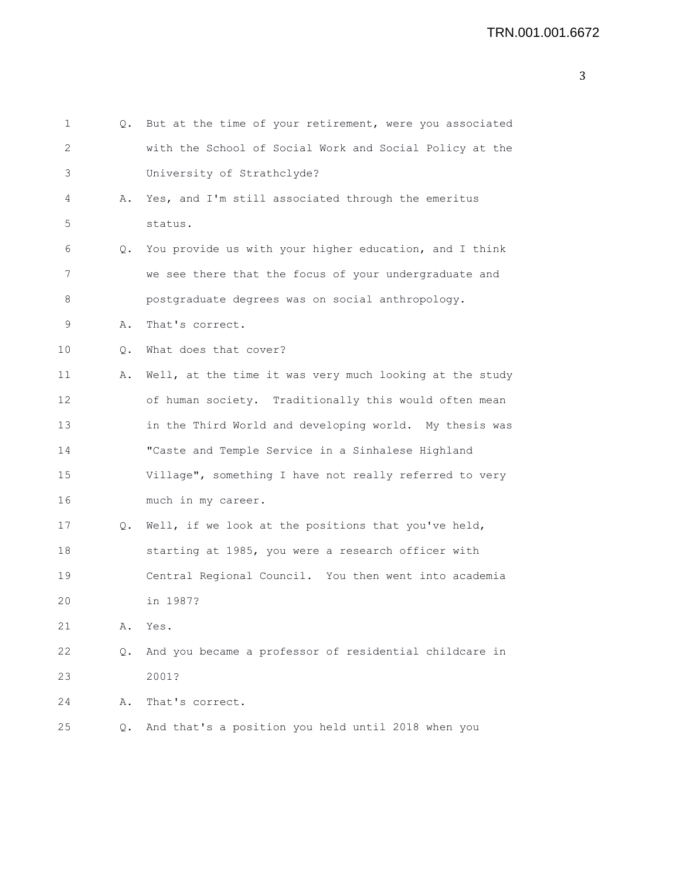Q. But at the time of your retirement, were you associated with the School of Social Work and Social Policy at the University of Strathclyde?

A. Yes, and I'm still associated through the emeritus status.

Q. You provide us with your higher education, and I think we see there that the focus of your undergraduate and postgraduate degrees was on social anthropology.

A. That's correct.

Q. What does that cover?

A. Well, at the time it was very much looking at the study of human society. Traditionally this would often mean in the Third World and developing world. My thesis was "Caste and Temple Service in a Sinhalese Highland Village", something I have not really referred to very much in my career.

Q. Well, if we look at the positions that you've held, starting at 1985, you were a research officer with Central Regional Council. You then went into academia in 1987?

A. Yes.

Q. And you became a professor of residential childcare in 2001?

A. That's correct.

Q. And that's a position you held until 2018 when you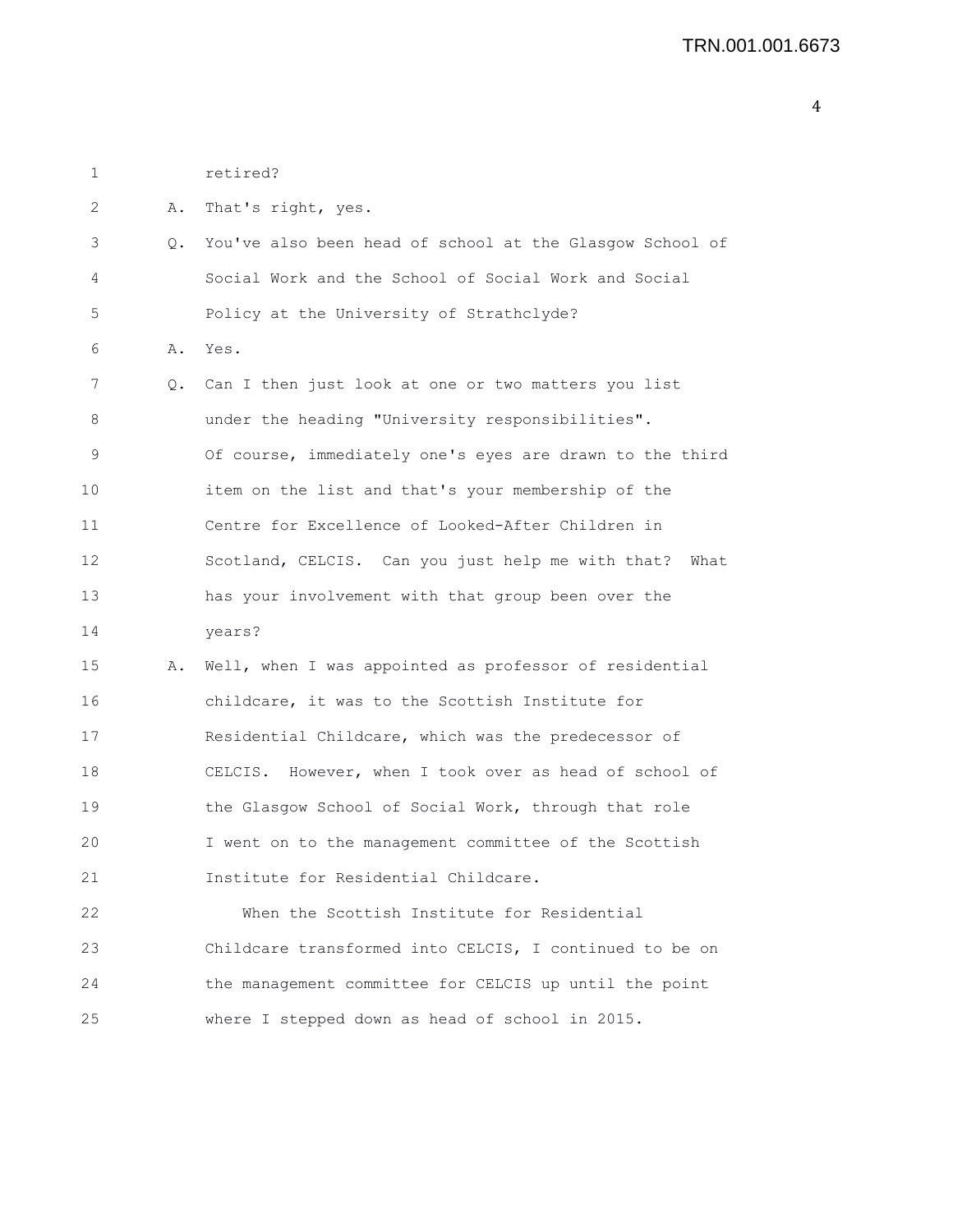1 retired?

2 A. That's right, yes.

3 Q. You've also been head of school at the Glasgow School of

4 Social Work and the School of Social Work and Social

5 Policy at the University of Strathclyde?

6 A. Yes.

7 Q. Can I then just look at one or two matters you list

8 under the heading "University responsibilities".

9 Of course, immediately one's eyes are drawn to the third

10 item on the list and that's your membership of the

11 Centre for Excellence of Looked-After Children in

12 Scotland, CELCIS. Can you just help me with that? What

13 has your involvement with that group been over the

14 years?

15 A. Well, when I was appointed as professor of residential

16 childcare, it was to the Scottish Institute for

17 Residential Childcare, which was the predecessor of

18 CELCIS. However, when I took over as head of school of

19 the Glasgow School of Social Work, through that role

20 I went on to the management committee of the Scottish

21 Institute for Residential Childcare.

22 When the Scottish Institute for Residential

23 Childcare transformed into CELCIS, I continued to be on

24 the management committee for CELCIS up until the point

25 where I stepped down as head of school in 2015.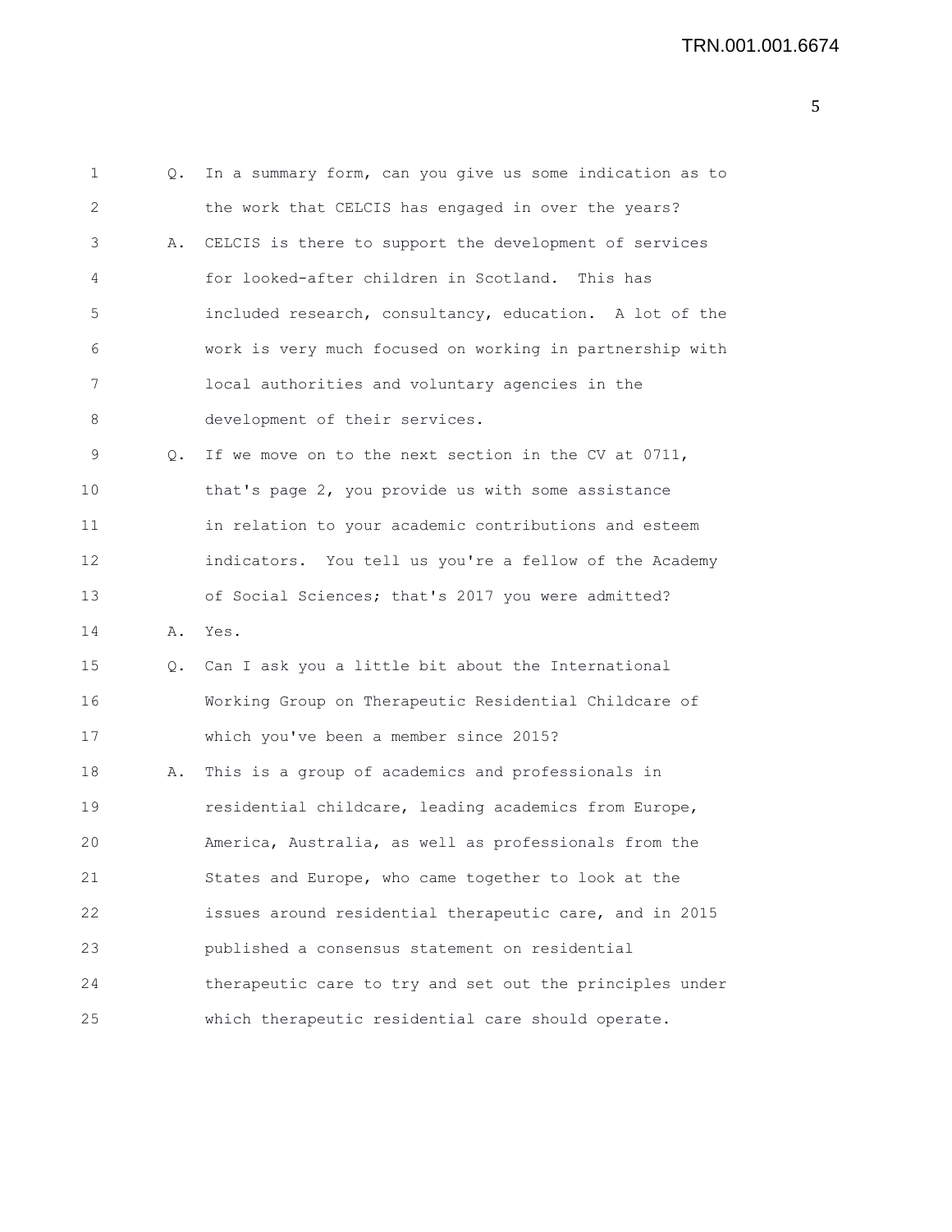Q. In a summary form, can you give us some indication as to the work that CELCIS has engaged in over the years?

A. CELCIS is there to support the development of services for looked-after children in Scotland. This has included research, consultancy, education. A lot of the work is very much focused on working in partnership with local authorities and voluntary agencies in the development of their services.

Q. If we move on to the next section in the CV at 0711, that's page 2, you provide us with some assistance in relation to your academic contributions and esteem indicators. You tell us you're a fellow of the Academy of Social Sciences; that's 2017 you were admitted?

A. Yes.

Q. Can I ask you a little bit about the International Working Group on Therapeutic Residential Childcare of which you've been a member since 2015?

A. This is a group of academics and professionals in residential childcare, leading academics from Europe, America, Australia, as well as professionals from the States and Europe, who came together to look at the issues around residential therapeutic care, and in 2015 published a consensus statement on residential therapeutic care to try and set out the principles under which therapeutic residential care should operate.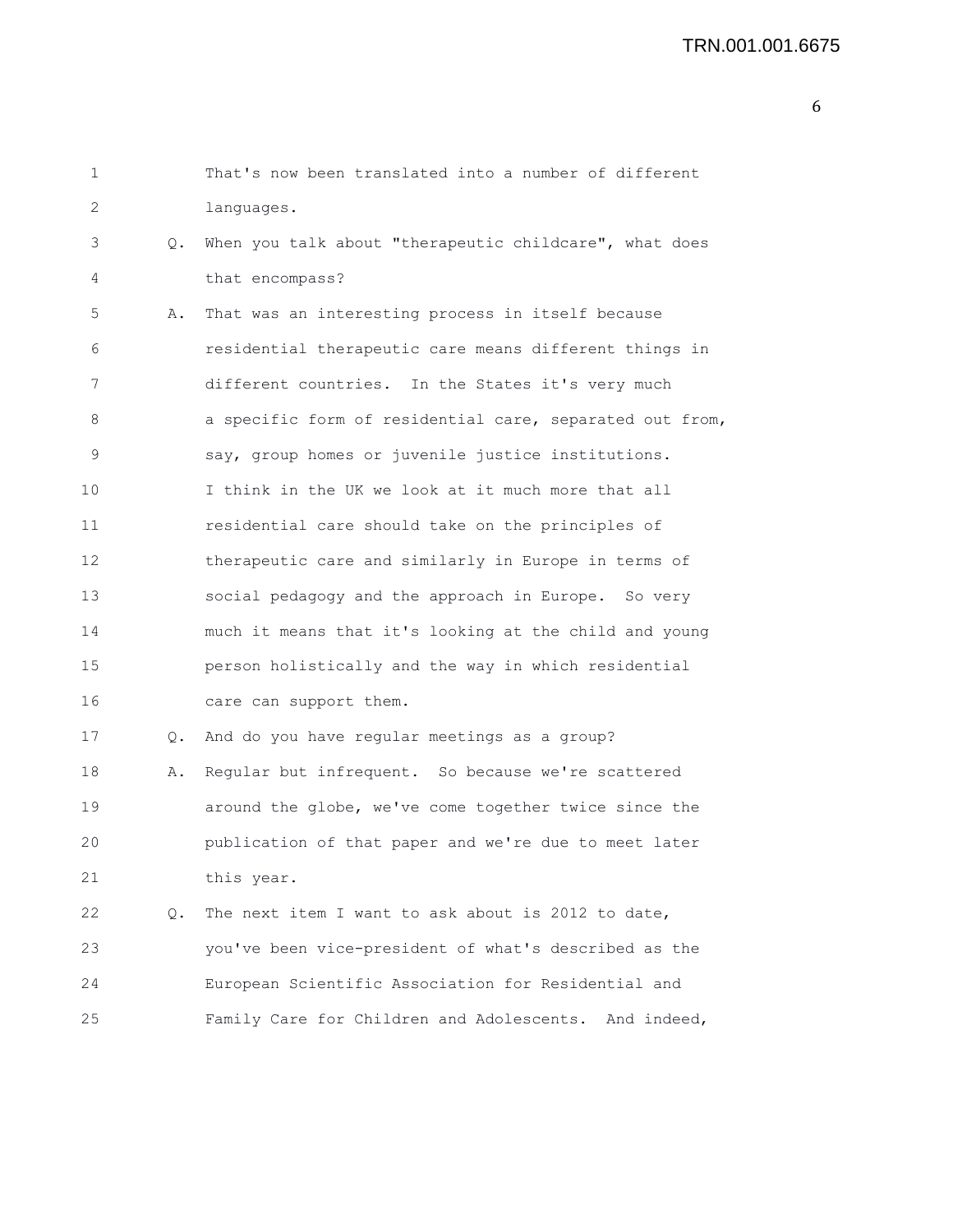That's now been translated into a number of different languages.

Q. When you talk about "therapeutic childcare", what does that encompass?

A. That was an interesting process in itself because residential therapeutic care means different things in different countries. In the States it's very much a specific form of residential care, separated out from, say, group homes or juvenile justice institutions. I think in the UK we look at it much more that all residential care should take on the principles of therapeutic care and similarly in Europe in terms of social pedagogy and the approach in Europe. So very much it means that it's looking at the child and young person holistically and the way in which residential care can support them.

Q. And do you have regular meetings as a group?

A. Regular but infrequent. So because we're scattered around the globe, we've come together twice since the publication of that paper and we're due to meet later this year.

Q. The next item I want to ask about is 2012 to date, you've been vice-president of what's described as the European Scientific Association for Residential and Family Care for Children and Adolescents. And indeed,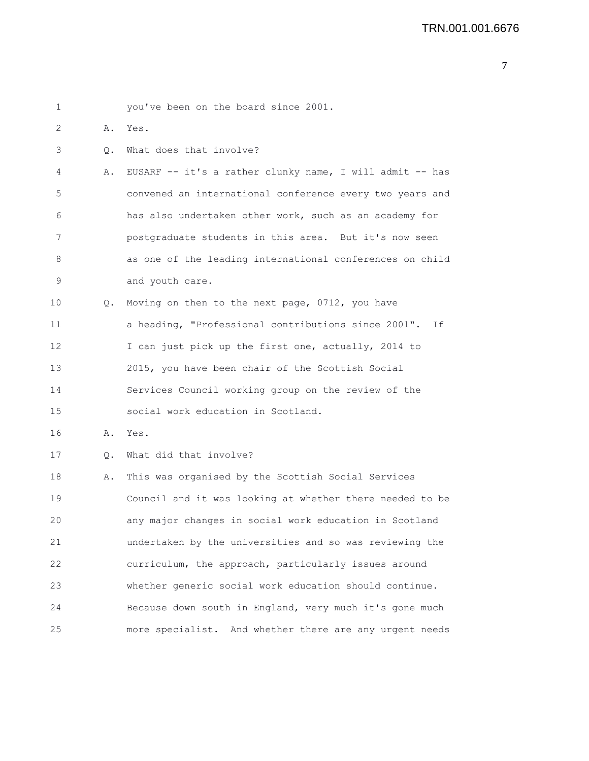1 you've been on the board since 2001.

2 A. Yes.

3 Q. What does that involve?

4 A. EUSARF -- it's a rather clunky name, I will admit -- has
5 convened an international conference every two years and
6 has also undertaken other work, such as an academy for
7 postgraduate students in this area. But it's now seen
8 as one of the leading international conferences on child
9 and youth care.

10 Q. Moving on then to the next page, 0712, you have
11 a heading, "Professional contributions since 2001". If
12 I can just pick up the first one, actually, 2014 to
13 2015, you have been chair of the Scottish Social
14 Services Council working group on the review of the
15 social work education in Scotland.

16 A. Yes.

17 Q. What did that involve?

18 A. This was organised by the Scottish Social Services
19 Council and it was looking at whether there needed to be
20 any major changes in social work education in Scotland
21 undertaken by the universities and so was reviewing the
22 curriculum, the approach, particularly issues around
23 whether generic social work education should continue.
24 Because down south in England, very much it's gone much
25 more specialist. And whether there are any urgent needs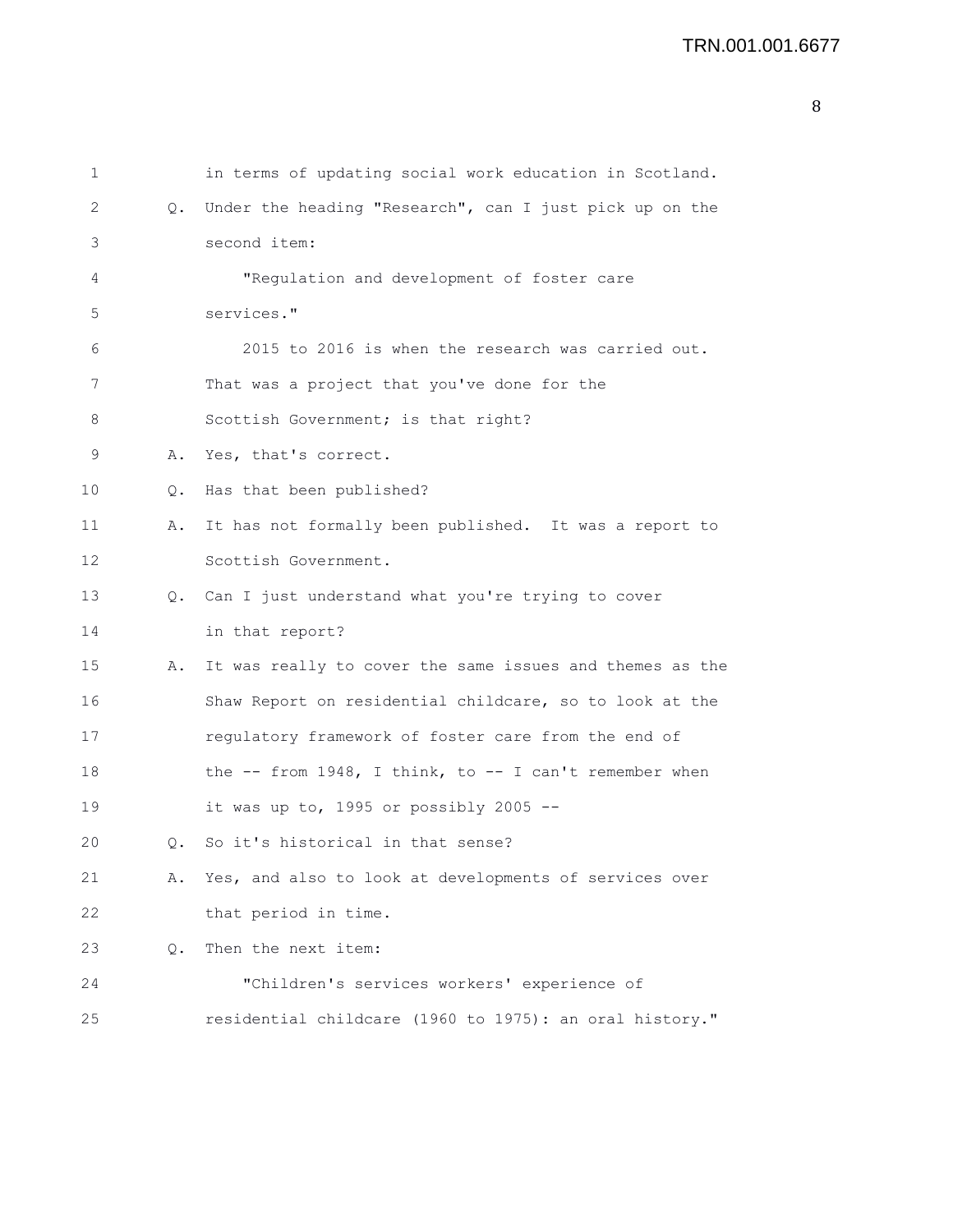in terms of updating social work education in Scotland.

Q. Under the heading "Research", can I just pick up on the second item:

"Regulation and development of foster care services."

2015 to 2016 is when the research was carried out. That was a project that you've done for the Scottish Government; is that right?

A. Yes, that's correct.

Q. Has that been published?

A. It has not formally been published. It was a report to Scottish Government.

Q. Can I just understand what you're trying to cover in that report?

A. It was really to cover the same issues and themes as the Shaw Report on residential childcare, so to look at the regulatory framework of foster care from the end of the -- from 1948, I think, to -- I can't remember when it was up to, 1995 or possibly 2005 --

Q. So it's historical in that sense?

A. Yes, and also to look at developments of services over that period in time.

Q. Then the next item:

"Children's services workers' experience of residential childcare (1960 to 1975): an oral history."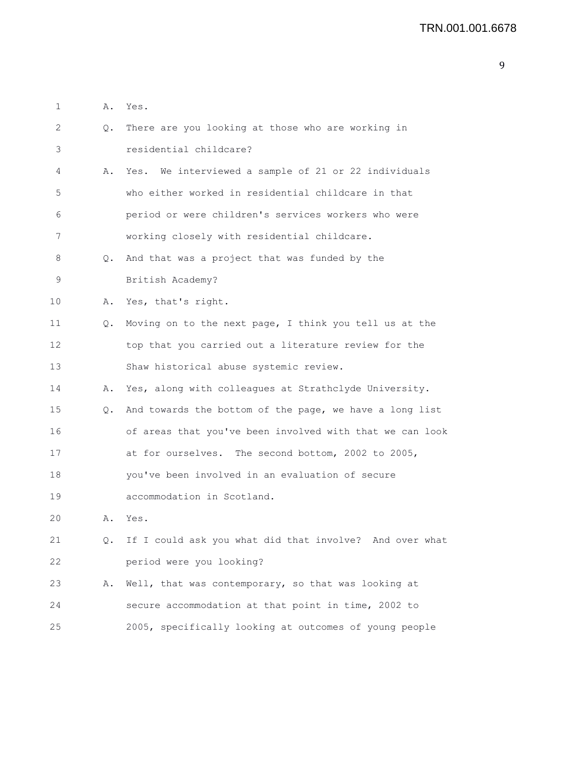A. Yes.

Q. There are you looking at those who are working in residential childcare?

A. Yes. We interviewed a sample of 21 or 22 individuals who either worked in residential childcare in that period or were children's services workers who were working closely with residential childcare.

Q. And that was a project that was funded by the British Academy?

A. Yes, that's right.

Q. Moving on to the next page, I think you tell us at the top that you carried out a literature review for the Shaw historical abuse systemic review.

A. Yes, along with colleagues at Strathclyde University.

Q. And towards the bottom of the page, we have a long list of areas that you've been involved with that we can look at for ourselves. The second bottom, 2002 to 2005, you've been involved in an evaluation of secure accommodation in Scotland.

A. Yes.

Q. If I could ask you what did that involve? And over what period were you looking?

A. Well, that was contemporary, so that was looking at secure accommodation at that point in time, 2002 to 2005, specifically looking at outcomes of young people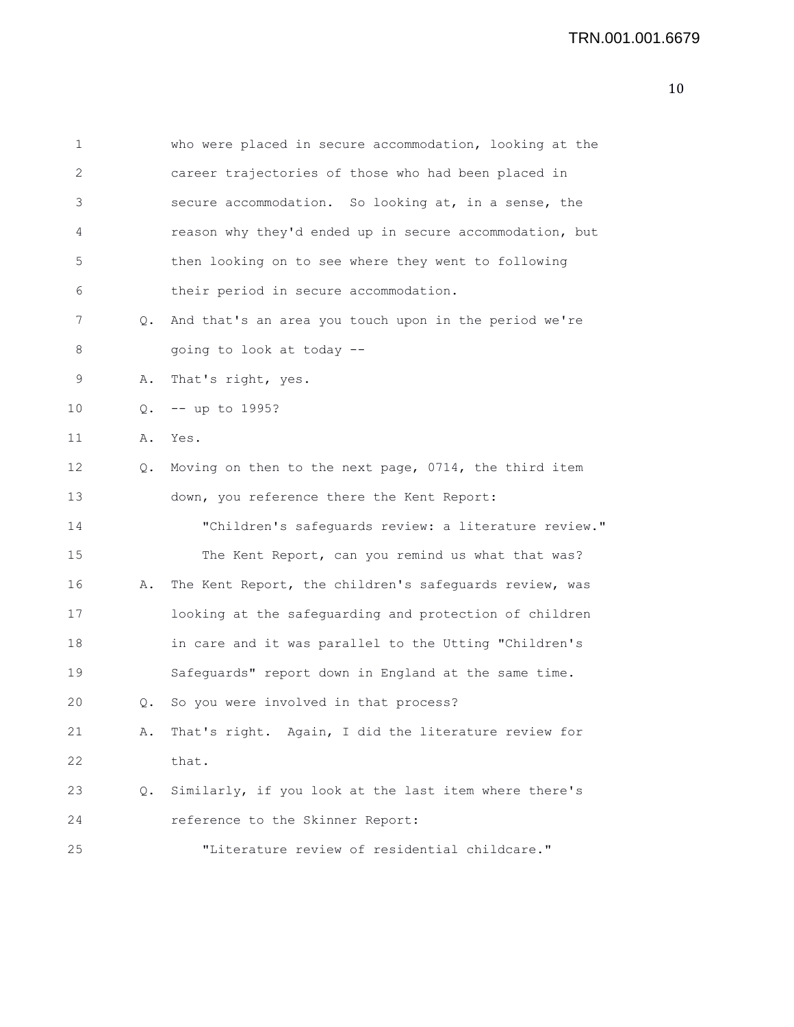who were placed in secure accommodation, looking at the career trajectories of those who had been placed in secure accommodation. So looking at, in a sense, the reason why they'd ended up in secure accommodation, but then looking on to see where they went to following their period in secure accommodation.

Q. And that's an area you touch upon in the period we're going to look at today --

A. That's right, yes.

Q. -- up to 1995?

A. Yes.

Q. Moving on then to the next page, 0714, the third item down, you reference there the Kent Report:

"Children's safeguards review: a literature review."

The Kent Report, can you remind us what that was?

A. The Kent Report, the children's safeguards review, was looking at the safeguarding and protection of children in care and it was parallel to the Utting "Children's Safeguards" report down in England at the same time.

Q. So you were involved in that process?

A. That's right. Again, I did the literature review for that.

Q. Similarly, if you look at the last item where there's reference to the Skinner Report:

"Literature review of residential childcare."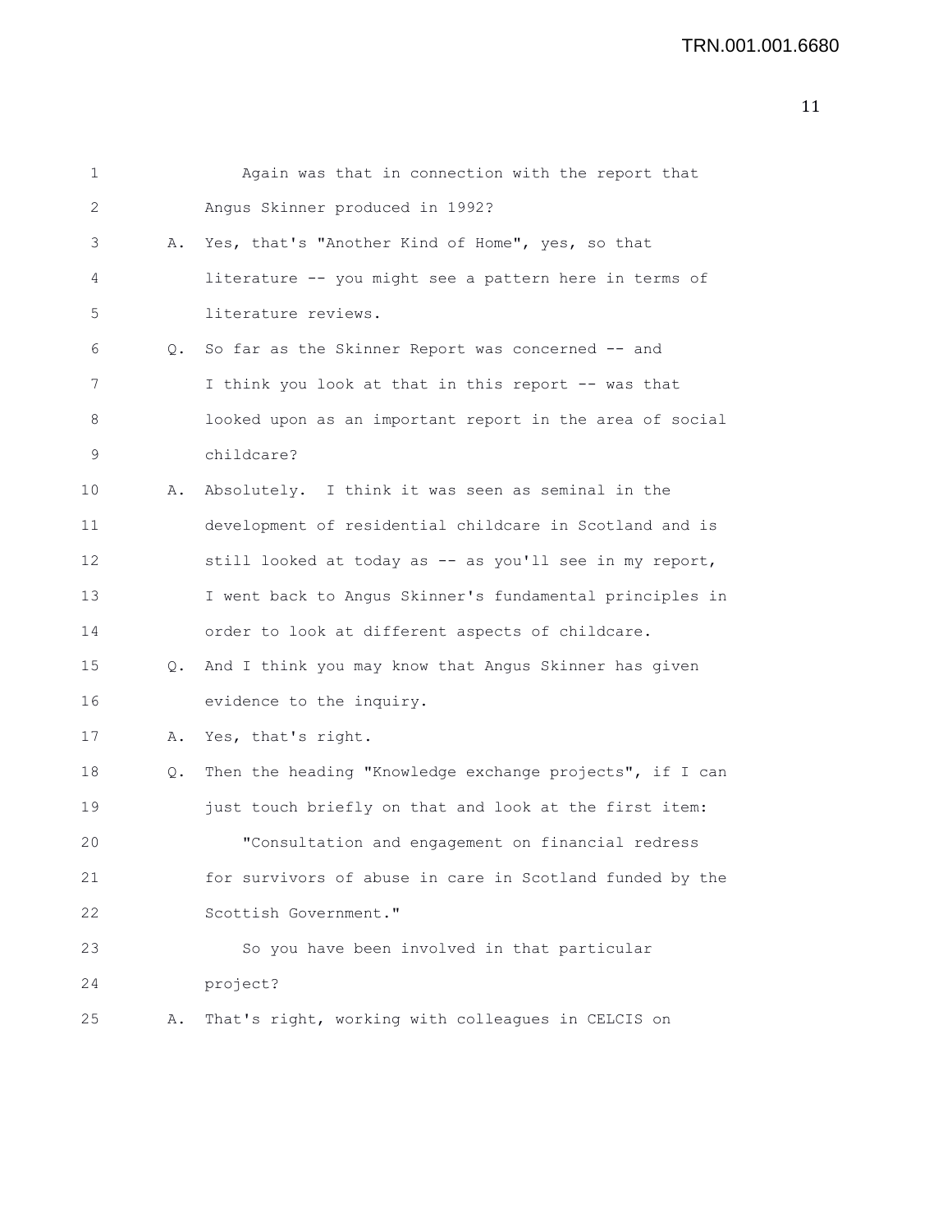Again was that in connection with the report that Angus Skinner produced in 1992?

A. Yes, that's "Another Kind of Home", yes, so that literature -- you might see a pattern here in terms of literature reviews.

Q. So far as the Skinner Report was concerned -- and I think you look at that in this report -- was that looked upon as an important report in the area of social childcare?

A. Absolutely. I think it was seen as seminal in the development of residential childcare in Scotland and is still looked at today as -- as you'll see in my report, I went back to Angus Skinner's fundamental principles in order to look at different aspects of childcare.

Q. And I think you may know that Angus Skinner has given evidence to the inquiry.

A. Yes, that's right.

Q. Then the heading "Knowledge exchange projects", if I can just touch briefly on that and look at the first item:

"Consultation and engagement on financial redress for survivors of abuse in care in Scotland funded by the Scottish Government."

So you have been involved in that particular project?

A. That's right, working with colleagues in CELCIS on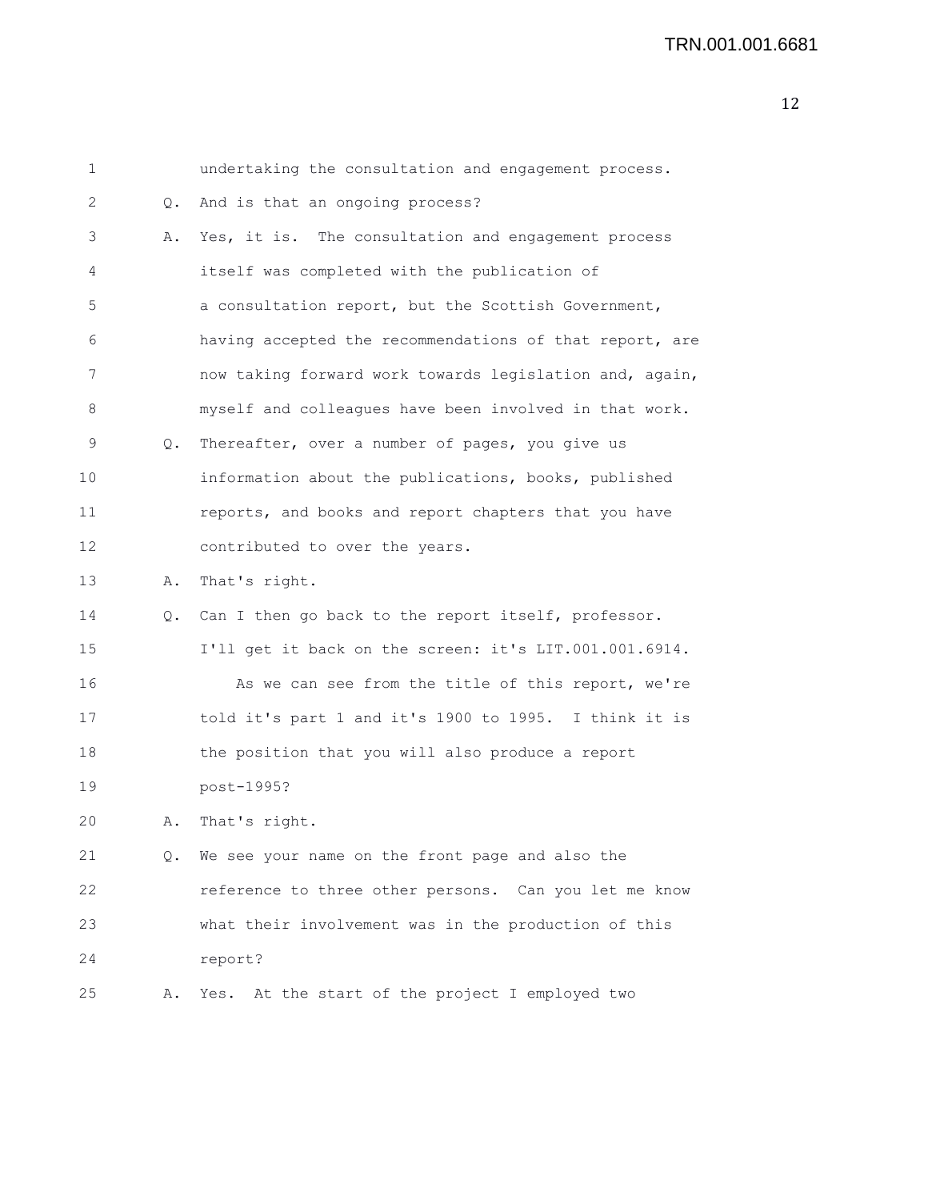undertaking the consultation and engagement process.

Q. And is that an ongoing process?

A. Yes, it is. The consultation and engagement process itself was completed with the publication of a consultation report, but the Scottish Government, having accepted the recommendations of that report, are now taking forward work towards legislation and, again, myself and colleagues have been involved in that work.

Q. Thereafter, over a number of pages, you give us information about the publications, books, published reports, and books and report chapters that you have contributed to over the years.

A. That's right.

Q. Can I then go back to the report itself, professor. I'll get it back on the screen: it's LIT.001.001.6914.

As we can see from the title of this report, we're told it's part 1 and it's 1900 to 1995. I think it is the position that you will also produce a report post-1995?

A. That's right.

Q. We see your name on the front page and also the reference to three other persons. Can you let me know what their involvement was in the production of this report?

A. Yes. At the start of the project I employed two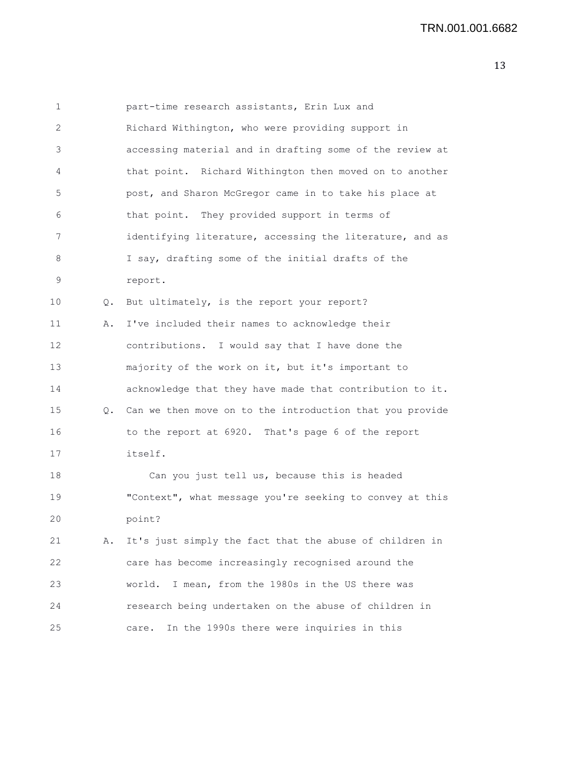part-time research assistants, Erin Lux and Richard Withington, who were providing support in accessing material and in drafting some of the review at that point. Richard Withington then moved on to another post, and Sharon McGregor came in to take his place at that point. They provided support in terms of identifying literature, accessing the literature, and as I say, drafting some of the initial drafts of the report.

Q. But ultimately, is the report your report?

A. I've included their names to acknowledge their contributions. I would say that I have done the majority of the work on it, but it's important to acknowledge that they have made that contribution to it.

Q. Can we then move on to the introduction that you provide to the report at 6920. That's page 6 of the report itself.

Can you just tell us, because this is headed "Context", what message you're seeking to convey at this point?

A. It's just simply the fact that the abuse of children in care has become increasingly recognised around the world. I mean, from the 1980s in the US there was research being undertaken on the abuse of children in care. In the 1990s there were inquiries in this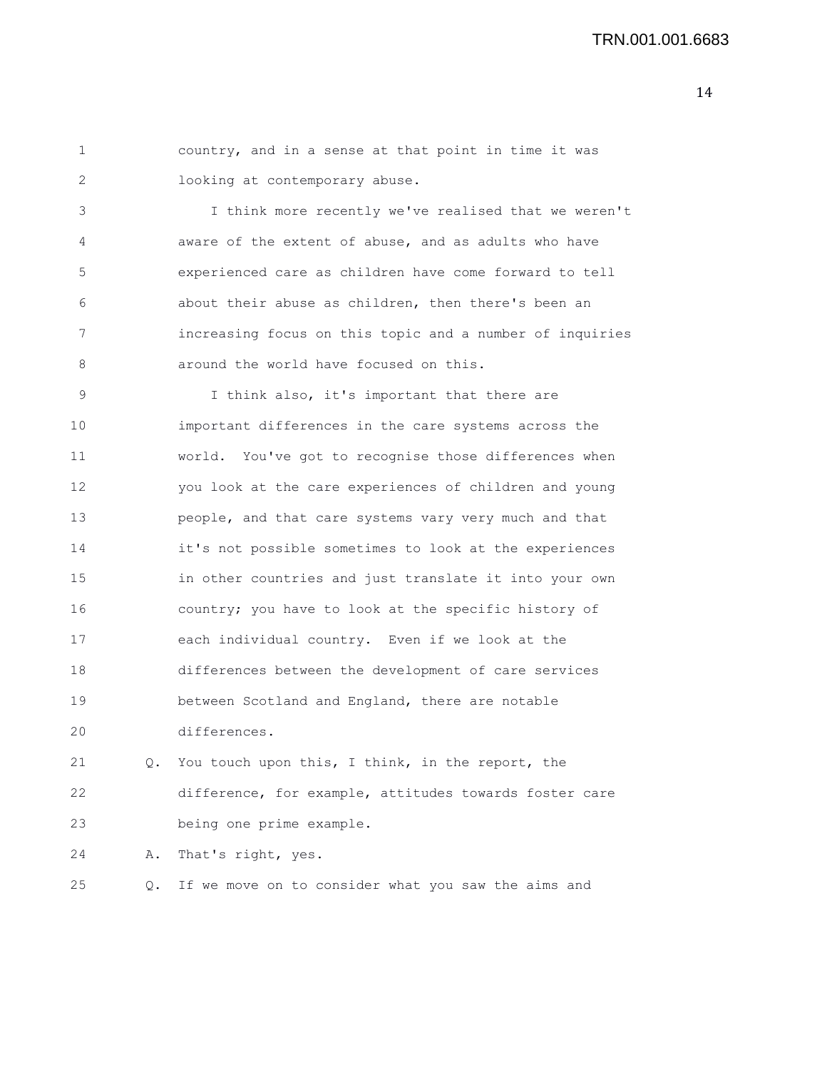country, and in a sense at that point in time it was looking at contemporary abuse.

I think more recently we've realised that we weren't aware of the extent of abuse, and as adults who have experienced care as children have come forward to tell about their abuse as children, then there's been an increasing focus on this topic and a number of inquiries around the world have focused on this.

I think also, it's important that there are important differences in the care systems across the world. You've got to recognise those differences when you look at the care experiences of children and young people, and that care systems vary very much and that it's not possible sometimes to look at the experiences in other countries and just translate it into your own country; you have to look at the specific history of each individual country. Even if we look at the differences between the development of care services between Scotland and England, there are notable differences.

Q. You touch upon this, I think, in the report, the difference, for example, attitudes towards foster care being one prime example.

A. That's right, yes.

Q. If we move on to consider what you saw the aims and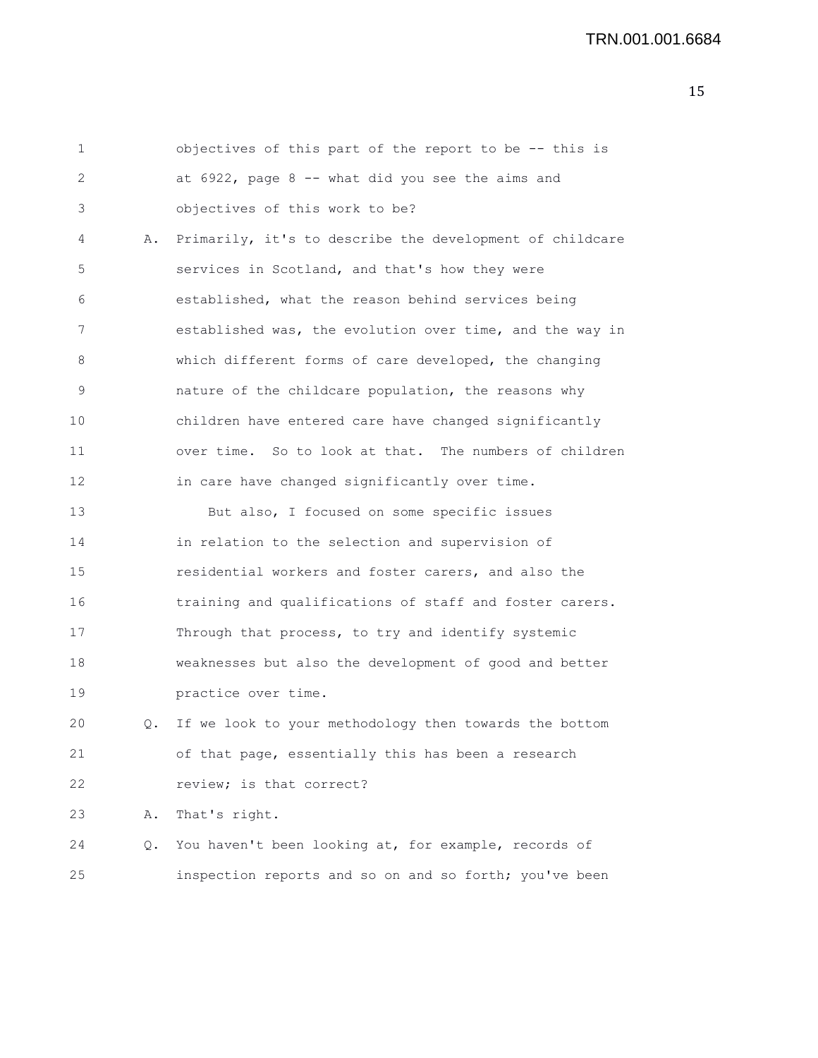objectives of this part of the report to be -- this is at 6922, page 8 -- what did you see the aims and objectives of this work to be?

A. Primarily, it's to describe the development of childcare services in Scotland, and that's how they were established, what the reason behind services being established was, the evolution over time, and the way in which different forms of care developed, the changing nature of the childcare population, the reasons why children have entered care have changed significantly over time. So to look at that. The numbers of children in care have changed significantly over time.

But also, I focused on some specific issues in relation to the selection and supervision of residential workers and foster carers, and also the training and qualifications of staff and foster carers. Through that process, to try and identify systemic weaknesses but also the development of good and better practice over time.

Q. If we look to your methodology then towards the bottom of that page, essentially this has been a research review; is that correct?

A. That's right.

Q. You haven't been looking at, for example, records of inspection reports and so on and so forth; you've been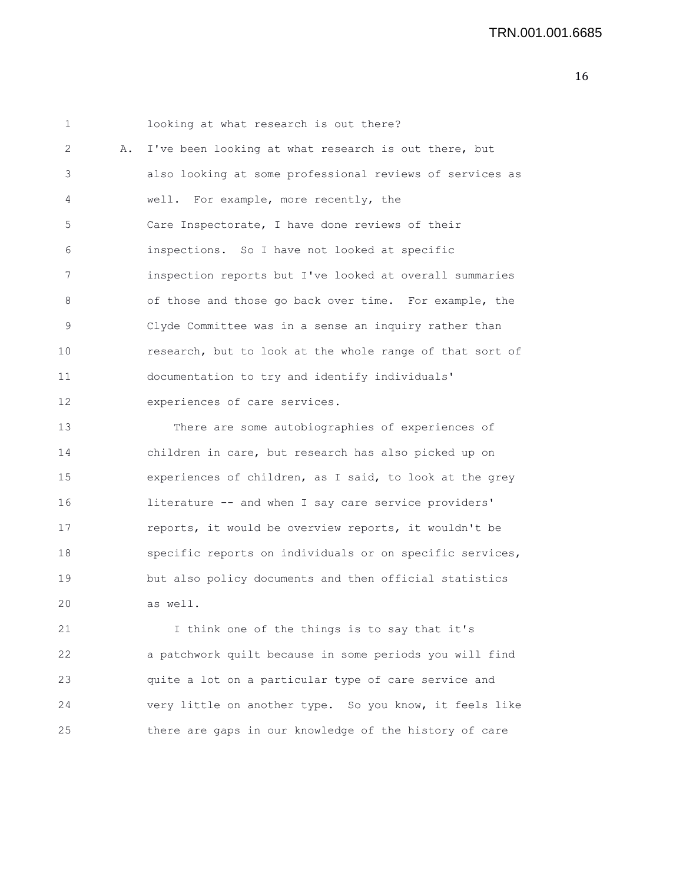looking at what research is out there?

A. I've been looking at what research is out there, but also looking at some professional reviews of services as well. For example, more recently, the Care Inspectorate, I have done reviews of their inspections. So I have not looked at specific inspection reports but I've looked at overall summaries of those and those go back over time. For example, the Clyde Committee was in a sense an inquiry rather than research, but to look at the whole range of that sort of documentation to try and identify individuals' experiences of care services.

There are some autobiographies of experiences of children in care, but research has also picked up on experiences of children, as I said, to look at the grey literature -- and when I say care service providers' reports, it would be overview reports, it wouldn't be specific reports on individuals or on specific services, but also policy documents and then official statistics as well.

I think one of the things is to say that it's a patchwork quilt because in some periods you will find quite a lot on a particular type of care service and very little on another type. So you know, it feels like there are gaps in our knowledge of the history of care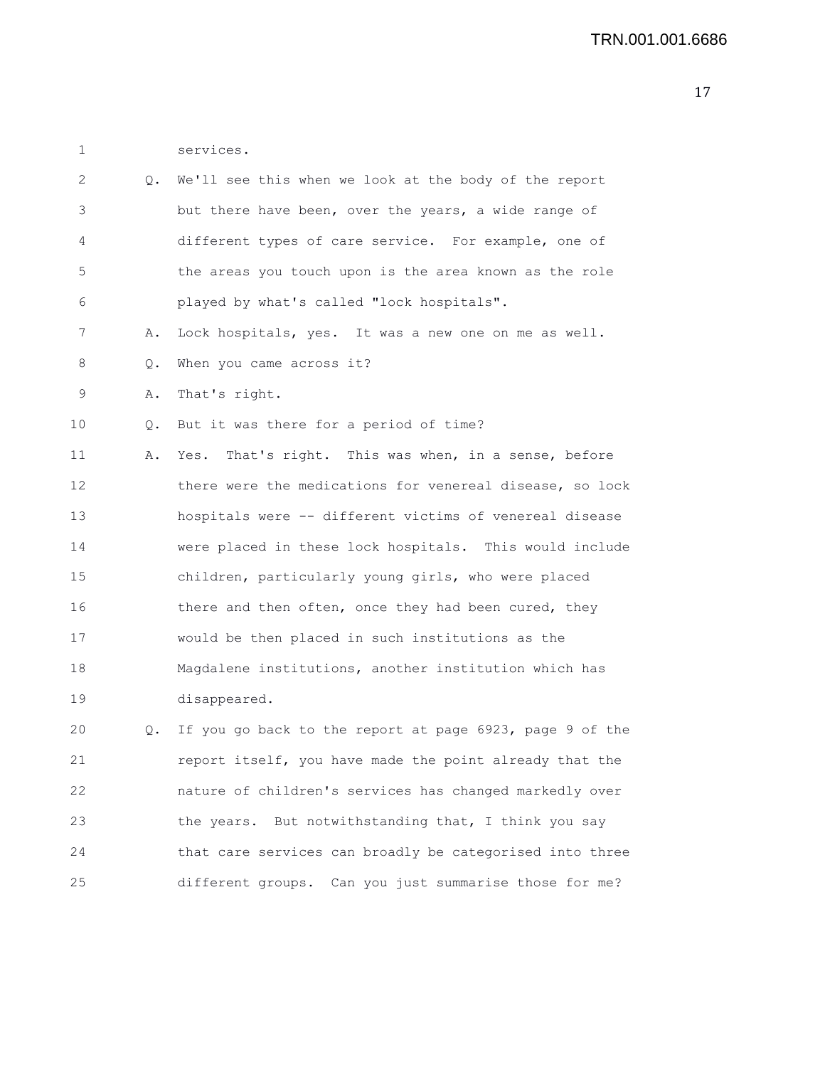services.

Q. We'll see this when we look at the body of the report but there have been, over the years, a wide range of different types of care service. For example, one of the areas you touch upon is the area known as the role played by what's called "lock hospitals".

A. Lock hospitals, yes. It was a new one on me as well.

Q. When you came across it?

A. That's right.

Q. But it was there for a period of time?

A. Yes. That's right. This was when, in a sense, before there were the medications for venereal disease, so lock hospitals were -- different victims of venereal disease were placed in these lock hospitals. This would include children, particularly young girls, who were placed there and then often, once they had been cured, they would be then placed in such institutions as the Magdalene institutions, another institution which has disappeared.

Q. If you go back to the report at page 6923, page 9 of the report itself, you have made the point already that the nature of children's services has changed markedly over the years. But notwithstanding that, I think you say that care services can broadly be categorised into three different groups. Can you just summarise those for me?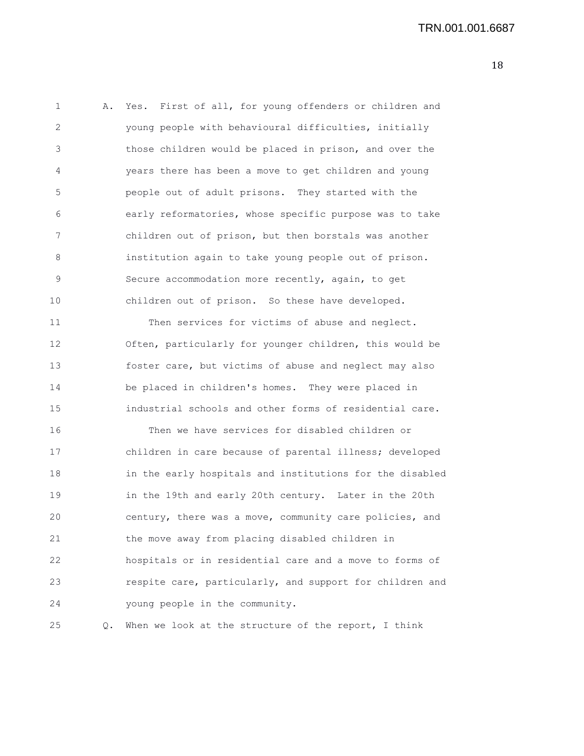A. Yes. First of all, for young offenders or children and young people with behavioural difficulties, initially those children would be placed in prison, and over the years there has been a move to get children and young people out of adult prisons. They started with the early reformatories, whose specific purpose was to take children out of prison, but then borstals was another institution again to take young people out of prison. Secure accommodation more recently, again, to get children out of prison. So these have developed.

Then services for victims of abuse and neglect. Often, particularly for younger children, this would be foster care, but victims of abuse and neglect may also be placed in children's homes. They were placed in industrial schools and other forms of residential care.

Then we have services for disabled children or children in care because of parental illness; developed in the early hospitals and institutions for the disabled in the 19th and early 20th century. Later in the 20th century, there was a move, community care policies, and the move away from placing disabled children in hospitals or in residential care and a move to forms of respite care, particularly, and support for children and young people in the community.

Q. When we look at the structure of the report, I think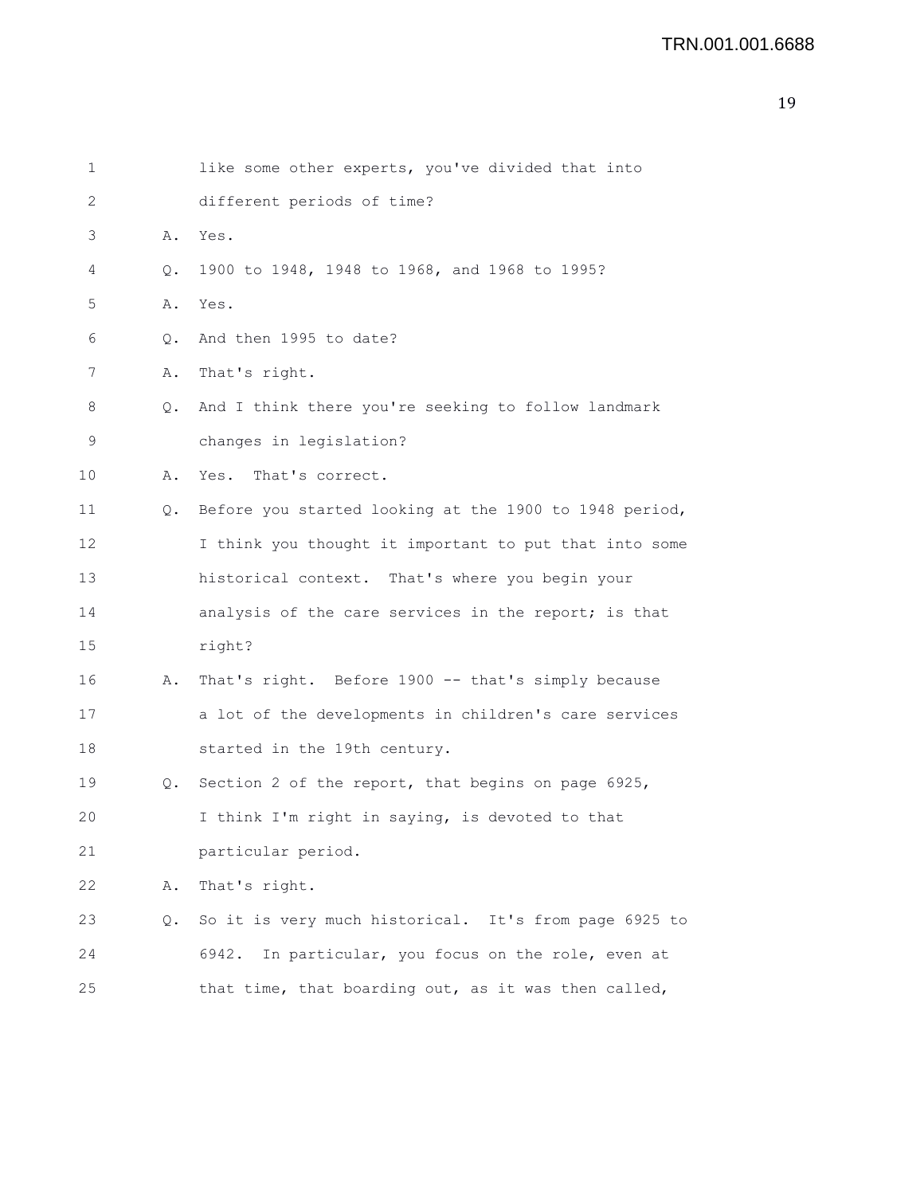TRN.001.001.6688

1 like some other experts, you've divided that into
2 different periods of time?
3 A. Yes.
4 Q. 1900 to 1948, 1948 to 1968, and 1968 to 1995?
5 A. Yes.
6 Q. And then 1995 to date?
7 A. That's right.
8 Q. And I think there you're seeking to follow landmark
9 changes in legislation?
10 A. Yes. That's correct.
11 Q. Before you started looking at the 1900 to 1948 period,
12 I think you thought it important to put that into some
13 historical context. That's where you begin your
14 analysis of the care services in the report; is that
15 right?
16 A. That's right. Before 1900 -- that's simply because
17 a lot of the developments in children's care services
18 started in the 19th century.
19 Q. Section 2 of the report, that begins on page 6925,
20 I think I'm right in saying, is devoted to that
21 particular period.
22 A. That's right.
23 Q. So it is very much historical. It's from page 6925 to
24 6942. In particular, you focus on the role, even at
25 that time, that boarding out, as it was then called,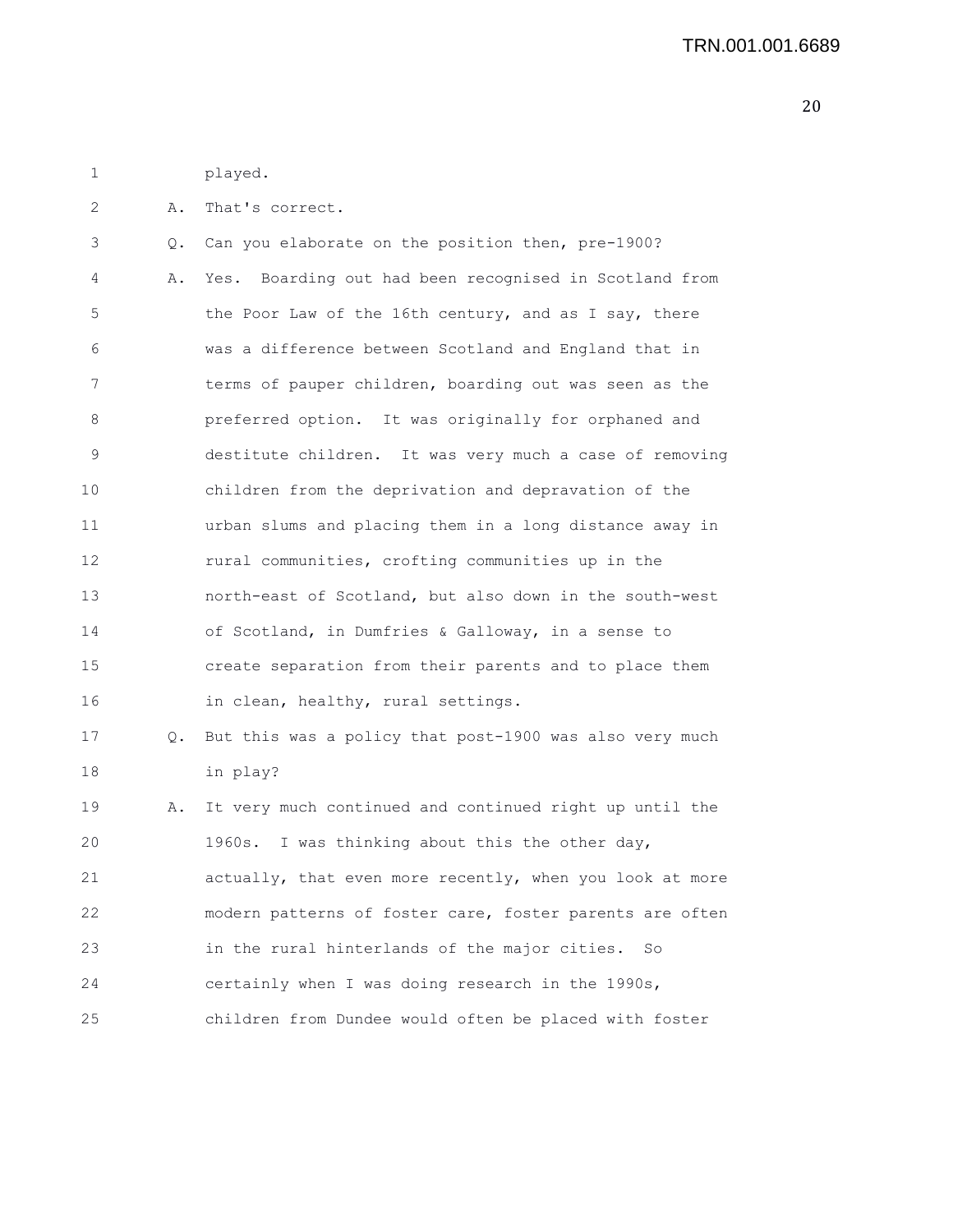played.

A. That's correct.

Q. Can you elaborate on the position then, pre-1900?

A. Yes. Boarding out had been recognised in Scotland from the Poor Law of the 16th century, and as I say, there was a difference between Scotland and England that in terms of pauper children, boarding out was seen as the preferred option. It was originally for orphaned and destitute children. It was very much a case of removing children from the deprivation and depravation of the urban slums and placing them in a long distance away in rural communities, crofting communities up in the north-east of Scotland, but also down in the south-west of Scotland, in Dumfries & Galloway, in a sense to create separation from their parents and to place them in clean, healthy, rural settings.

Q. But this was a policy that post-1900 was also very much in play?

A. It very much continued and continued right up until the 1960s. I was thinking about this the other day, actually, that even more recently, when you look at more modern patterns of foster care, foster parents are often in the rural hinterlands of the major cities. So certainly when I was doing research in the 1990s, children from Dundee would often be placed with foster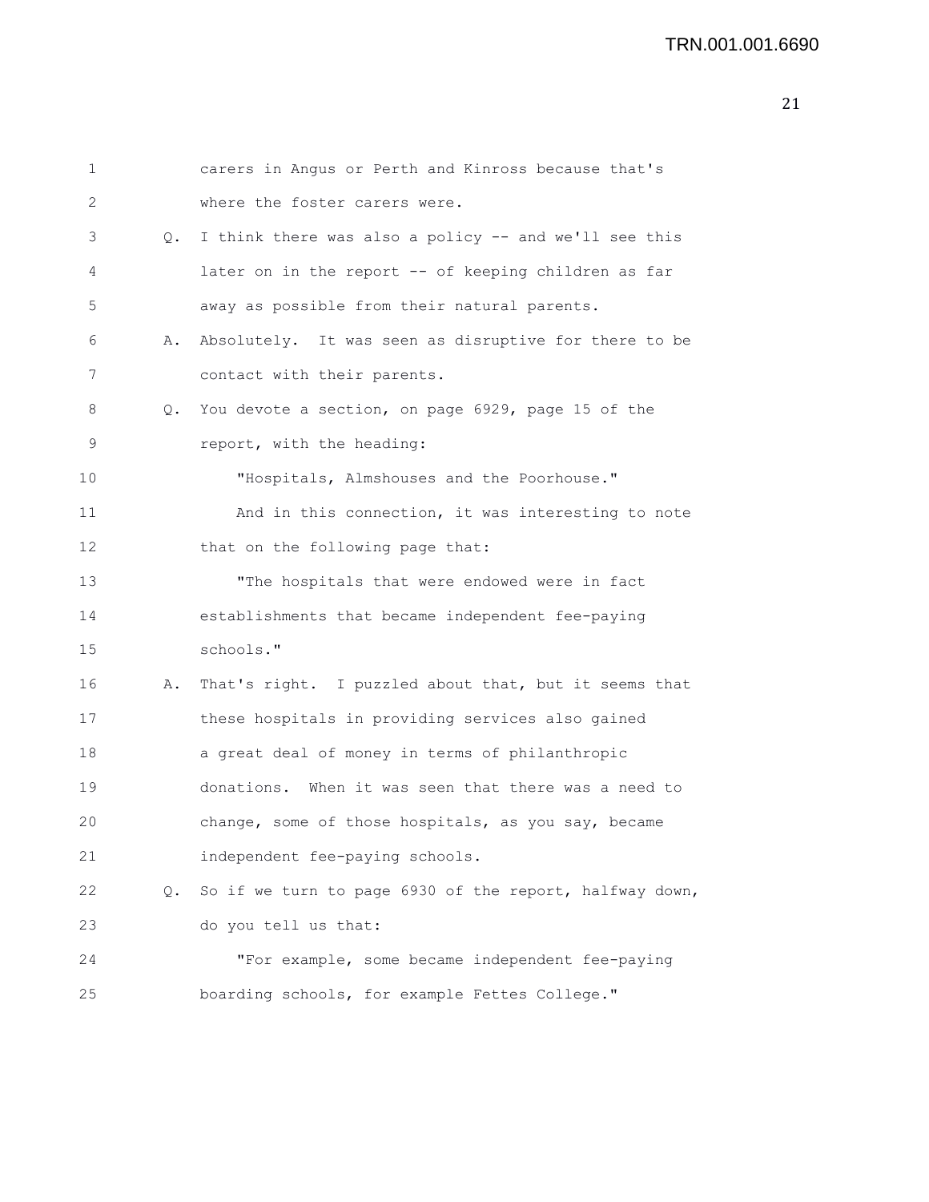1 carers in Angus or Perth and Kinross because that's
2 where the foster carers were.
3 Q. I think there was also a policy -- and we'll see this
4 later on in the report -- of keeping children as far
5 away as possible from their natural parents.
6 A. Absolutely. It was seen as disruptive for there to be
7 contact with their parents.
8 Q. You devote a section, on page 6929, page 15 of the
9 report, with the heading:
10 "Hospitals, Almshouses and the Poorhouse."
11 And in this connection, it was interesting to note
12 that on the following page that:
13 "The hospitals that were endowed were in fact
14 establishments that became independent fee-paying
15 schools."
16 A. That's right. I puzzled about that, but it seems that
17 these hospitals in providing services also gained
18 a great deal of money in terms of philanthropic
19 donations. When it was seen that there was a need to
20 change, some of those hospitals, as you say, became
21 independent fee-paying schools.
22 Q. So if we turn to page 6930 of the report, halfway down,
23 do you tell us that:
24 "For example, some became independent fee-paying
25 boarding schools, for example Fettes College."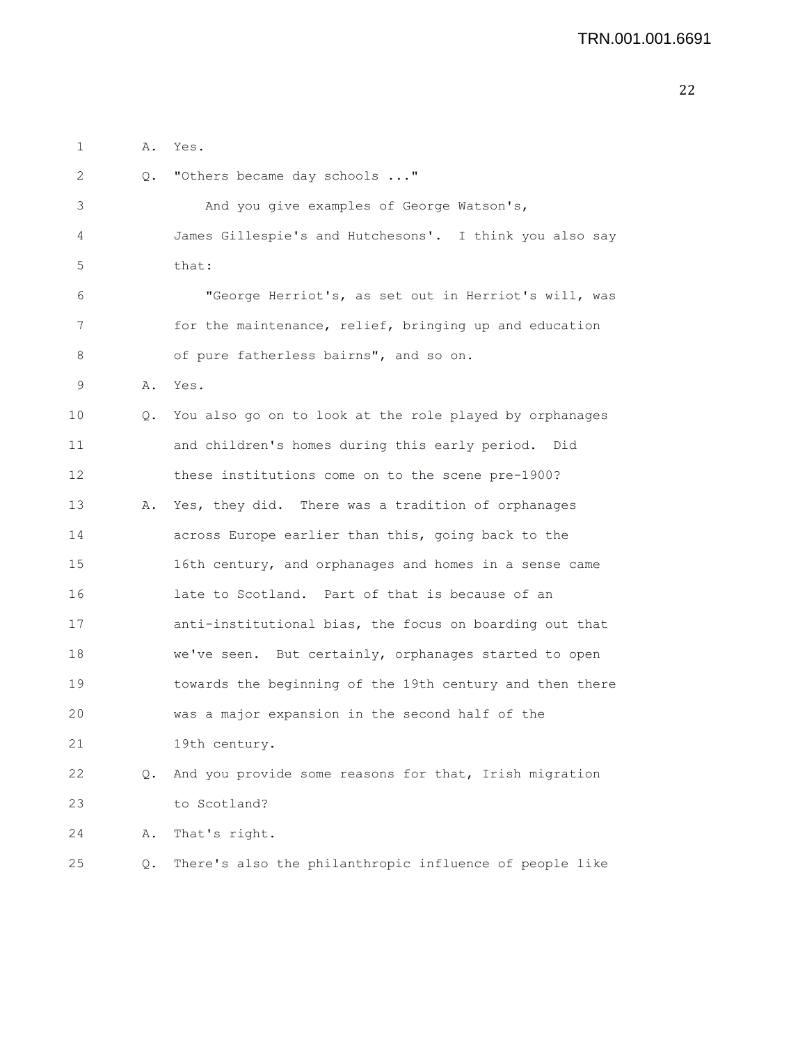A. Yes.

Q. "Others became day schools ..."

And you give examples of George Watson's, James Gillespie's and Hutchesons'. I think you also say that:

"George Herriot's, as set out in Herriot's will, was for the maintenance, relief, bringing up and education of pure fatherless bairns", and so on.

A. Yes.

Q. You also go on to look at the role played by orphanages and children's homes during this early period. Did these institutions come on to the scene pre-1900?

A. Yes, they did. There was a tradition of orphanages across Europe earlier than this, going back to the 16th century, and orphanages and homes in a sense came late to Scotland. Part of that is because of an anti-institutional bias, the focus on boarding out that we've seen. But certainly, orphanages started to open towards the beginning of the 19th century and then there was a major expansion in the second half of the 19th century.

Q. And you provide some reasons for that, Irish migration to Scotland?

A. That's right.

Q. There's also the philanthropic influence of people like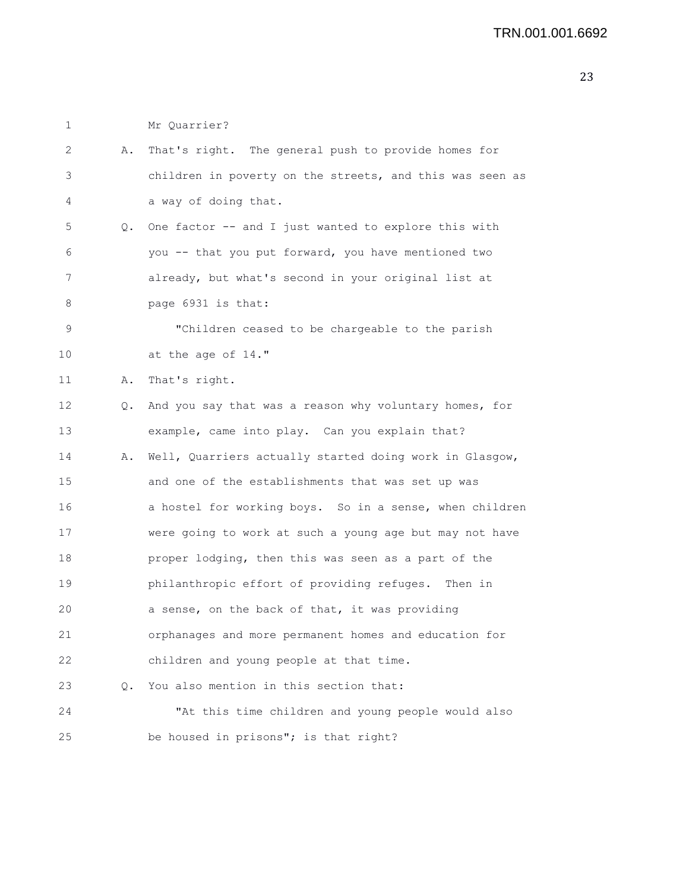Mr Quarrier?

A. That's right. The general push to provide homes for children in poverty on the streets, and this was seen as a way of doing that.

Q. One factor -- and I just wanted to explore this with you -- that you put forward, you have mentioned two already, but what's second in your original list at page 6931 is that:

"Children ceased to be chargeable to the parish at the age of 14."

A. That's right.

Q. And you say that was a reason why voluntary homes, for example, came into play. Can you explain that?

A. Well, Quarriers actually started doing work in Glasgow, and one of the establishments that was set up was a hostel for working boys. So in a sense, when children were going to work at such a young age but may not have proper lodging, then this was seen as a part of the philanthropic effort of providing refuges. Then in a sense, on the back of that, it was providing orphanages and more permanent homes and education for children and young people at that time.

Q. You also mention in this section that:

"At this time children and young people would also be housed in prisons"; is that right?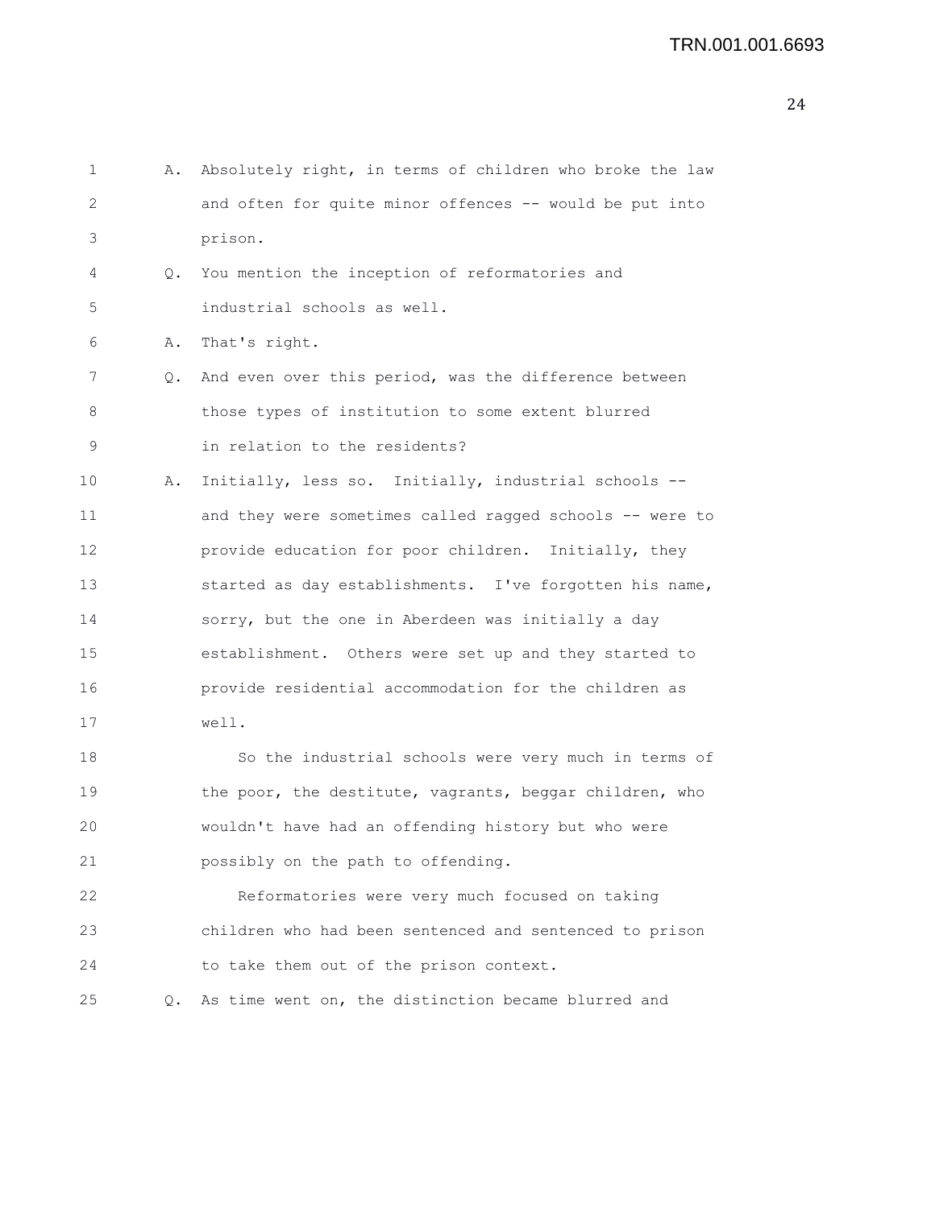A. Absolutely right, in terms of children who broke the law and often for quite minor offences -- would be put into prison.

Q. You mention the inception of reformatories and industrial schools as well.

A. That's right.

Q. And even over this period, was the difference between those types of institution to some extent blurred in relation to the residents?

A. Initially, less so. Initially, industrial schools -- and they were sometimes called ragged schools -- were to provide education for poor children. Initially, they started as day establishments. I've forgotten his name, sorry, but the one in Aberdeen was initially a day establishment. Others were set up and they started to provide residential accommodation for the children as well.

So the industrial schools were very much in terms of the poor, the destitute, vagrants, beggar children, who wouldn't have had an offending history but who were possibly on the path to offending.

Reformatories were very much focused on taking children who had been sentenced and sentenced to prison to take them out of the prison context.

Q. As time went on, the distinction became blurred and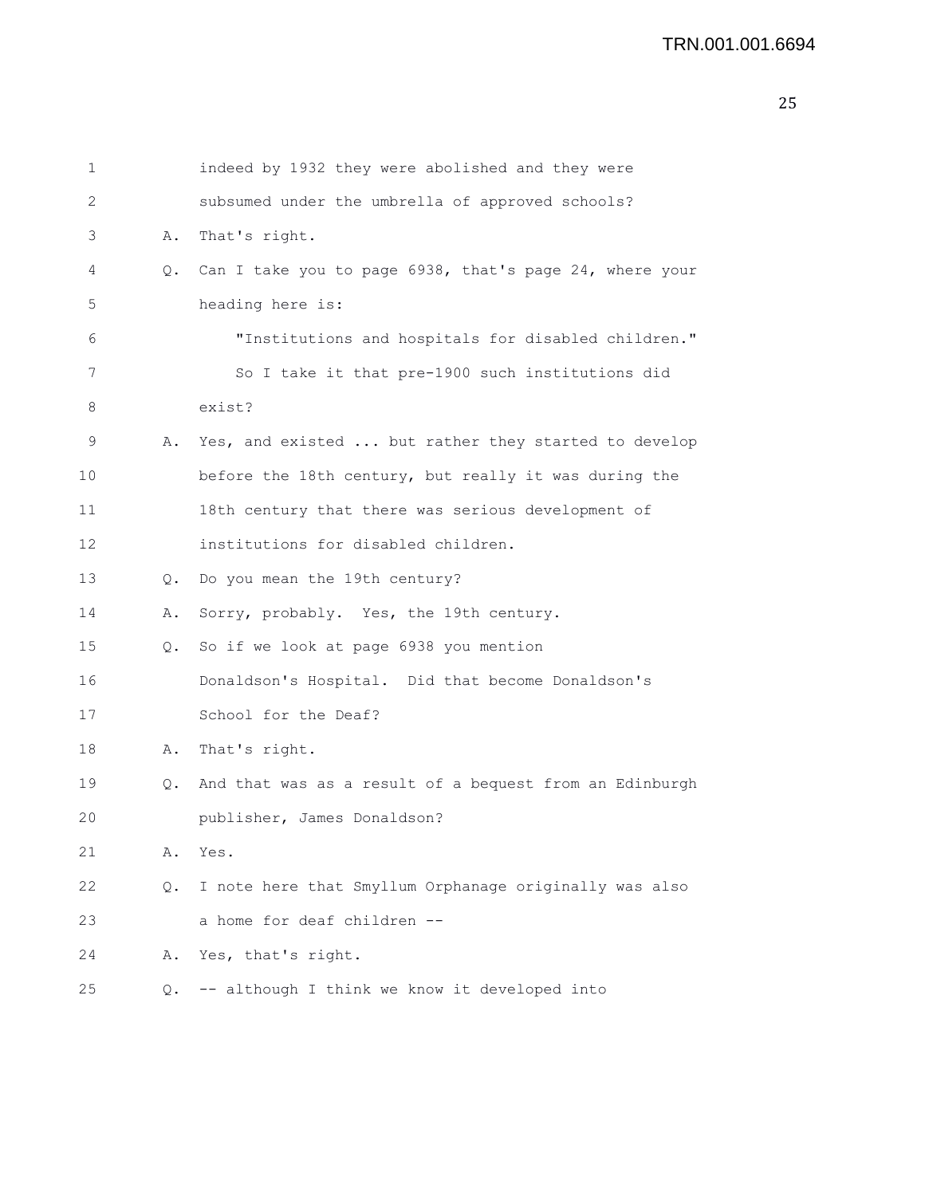1 indeed by 1932 they were abolished and they were
2 subsumed under the umbrella of approved schools?
3 A. That's right.
4 Q. Can I take you to page 6938, that's page 24, where your
5 heading here is:
6 "Institutions and hospitals for disabled children."
7 So I take it that pre-1900 such institutions did
8 exist?
9 A. Yes, and existed ... but rather they started to develop
10 before the 18th century, but really it was during the
11 18th century that there was serious development of
12 institutions for disabled children.
13 Q. Do you mean the 19th century?
14 A. Sorry, probably. Yes, the 19th century.
15 Q. So if we look at page 6938 you mention
16 Donaldson's Hospital. Did that become Donaldson's
17 School for the Deaf?
18 A. That's right.
19 Q. And that was as a result of a bequest from an Edinburgh
20 publisher, James Donaldson?
21 A. Yes.
22 Q. I note here that Smyllum Orphanage originally was also
23 a home for deaf children --
24 A. Yes, that's right.
25 Q. -- although I think we know it developed into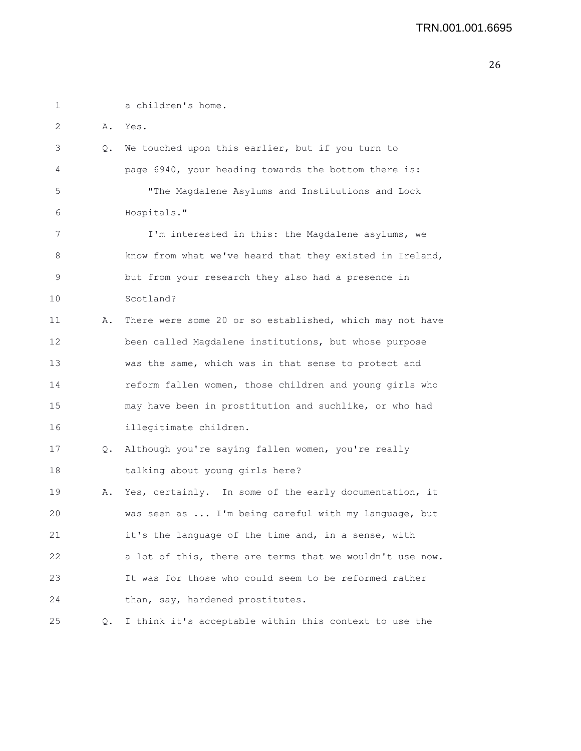a children's home.

A. Yes.

Q. We touched upon this earlier, but if you turn to page 6940, your heading towards the bottom there is:

"The Magdalene Asylums and Institutions and Lock Hospitals."

I'm interested in this: the Magdalene asylums, we know from what we've heard that they existed in Ireland, but from your research they also had a presence in Scotland?

A. There were some 20 or so established, which may not have been called Magdalene institutions, but whose purpose was the same, which was in that sense to protect and reform fallen women, those children and young girls who may have been in prostitution and suchlike, or who had illegitimate children.

Q. Although you're saying fallen women, you're really talking about young girls here?

A. Yes, certainly. In some of the early documentation, it was seen as ... I'm being careful with my language, but it's the language of the time and, in a sense, with a lot of this, there are terms that we wouldn't use now. It was for those who could seem to be reformed rather than, say, hardened prostitutes.

Q. I think it's acceptable within this context to use the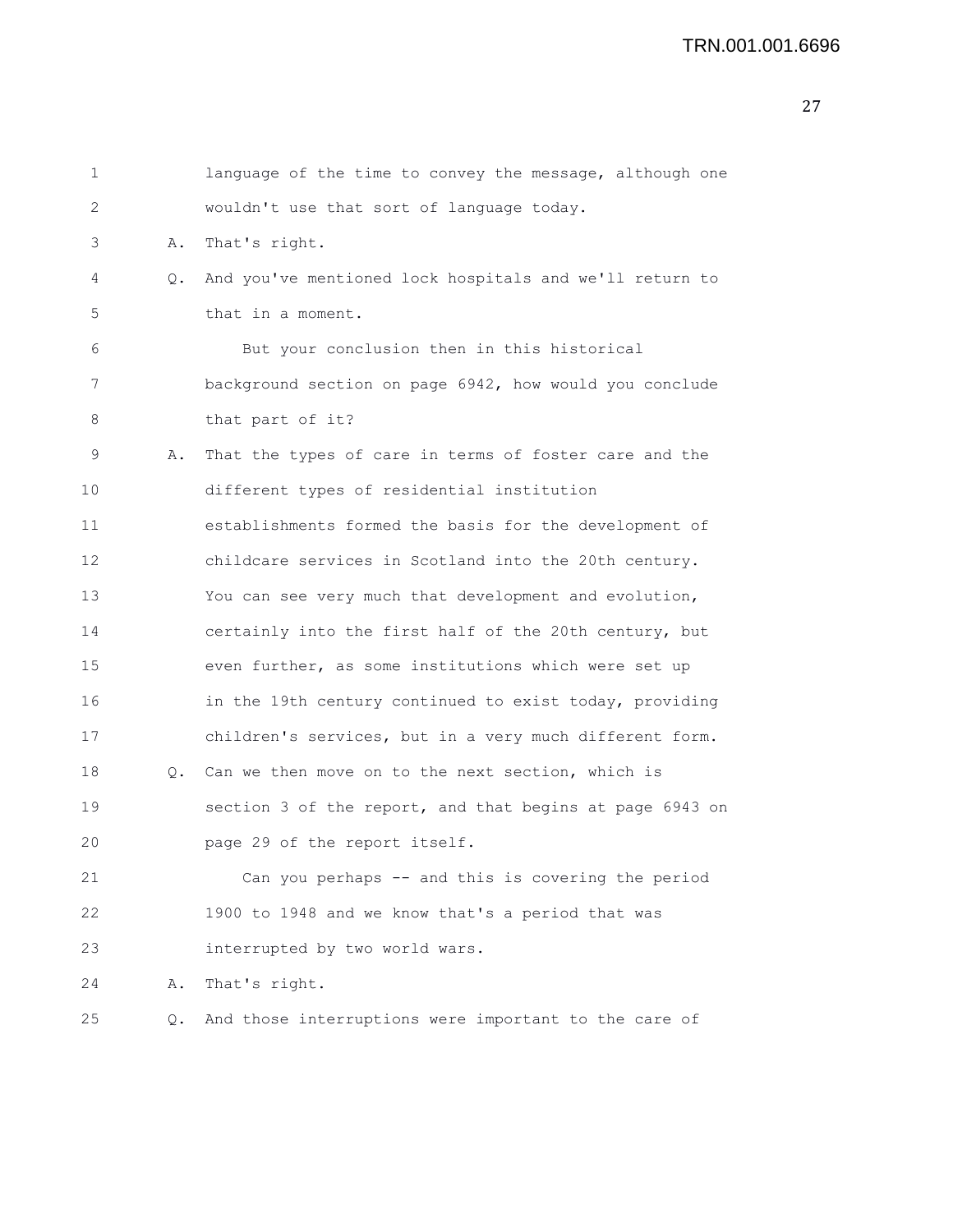language of the time to convey the message, although one wouldn't use that sort of language today.

A. That's right.

Q. And you've mentioned lock hospitals and we'll return to that in a moment.

But your conclusion then in this historical background section on page 6942, how would you conclude that part of it?

A. That the types of care in terms of foster care and the different types of residential institution establishments formed the basis for the development of childcare services in Scotland into the 20th century. You can see very much that development and evolution, certainly into the first half of the 20th century, but even further, as some institutions which were set up in the 19th century continued to exist today, providing children's services, but in a very much different form.

Q. Can we then move on to the next section, which is section 3 of the report, and that begins at page 6943 on page 29 of the report itself.

Can you perhaps -- and this is covering the period 1900 to 1948 and we know that's a period that was interrupted by two world wars.

A. That's right.

Q. And those interruptions were important to the care of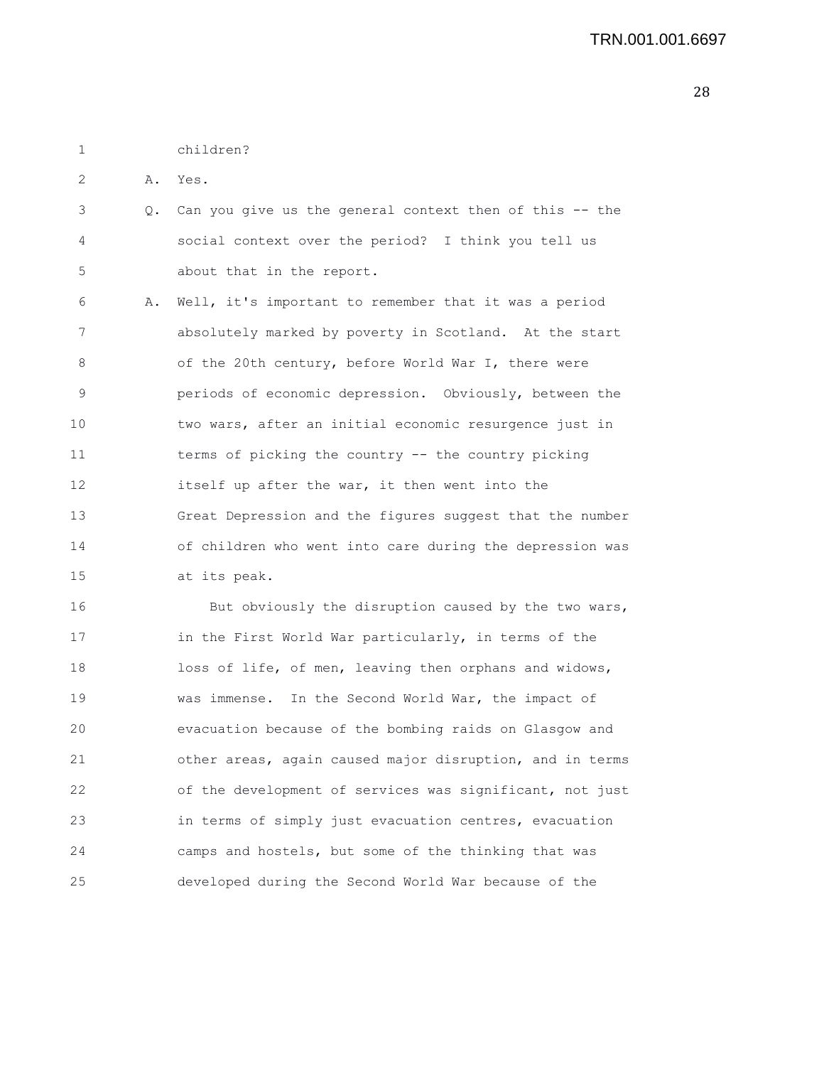children?

A. Yes.

Q. Can you give us the general context then of this -- the social context over the period? I think you tell us about that in the report.

A. Well, it's important to remember that it was a period absolutely marked by poverty in Scotland. At the start of the 20th century, before World War I, there were periods of economic depression. Obviously, between the two wars, after an initial economic resurgence just in terms of picking the country -- the country picking itself up after the war, it then went into the Great Depression and the figures suggest that the number of children who went into care during the depression was at its peak.

But obviously the disruption caused by the two wars, in the First World War particularly, in terms of the loss of life, of men, leaving then orphans and widows, was immense. In the Second World War, the impact of evacuation because of the bombing raids on Glasgow and other areas, again caused major disruption, and in terms of the development of services was significant, not just in terms of simply just evacuation centres, evacuation camps and hostels, but some of the thinking that was developed during the Second World War because of the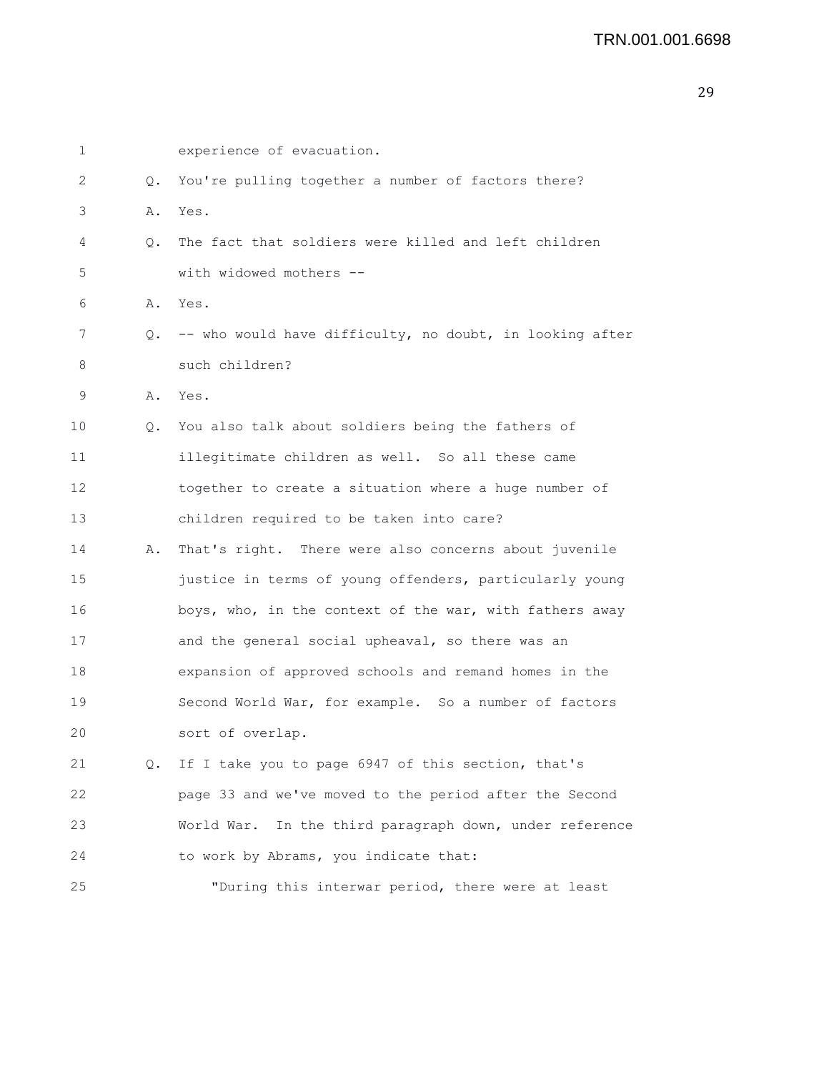1 experience of evacuation.

2 Q. You're pulling together a number of factors there?

3 A. Yes.

4 Q. The fact that soldiers were killed and left children

5 with widowed mothers --

6 A. Yes.

7 Q. -- who would have difficulty, no doubt, in looking after

8 such children?

9 A. Yes.

10 Q. You also talk about soldiers being the fathers of

11 illegitimate children as well. So all these came

12 together to create a situation where a huge number of

13 children required to be taken into care?

14 A. That's right. There were also concerns about juvenile

15 justice in terms of young offenders, particularly young

16 boys, who, in the context of the war, with fathers away

17 and the general social upheaval, so there was an

18 expansion of approved schools and remand homes in the

19 Second World War, for example. So a number of factors

20 sort of overlap.

21 Q. If I take you to page 6947 of this section, that's

22 page 33 and we've moved to the period after the Second

23 World War. In the third paragraph down, under reference

24 to work by Abrams, you indicate that:

25 "During this interwar period, there were at least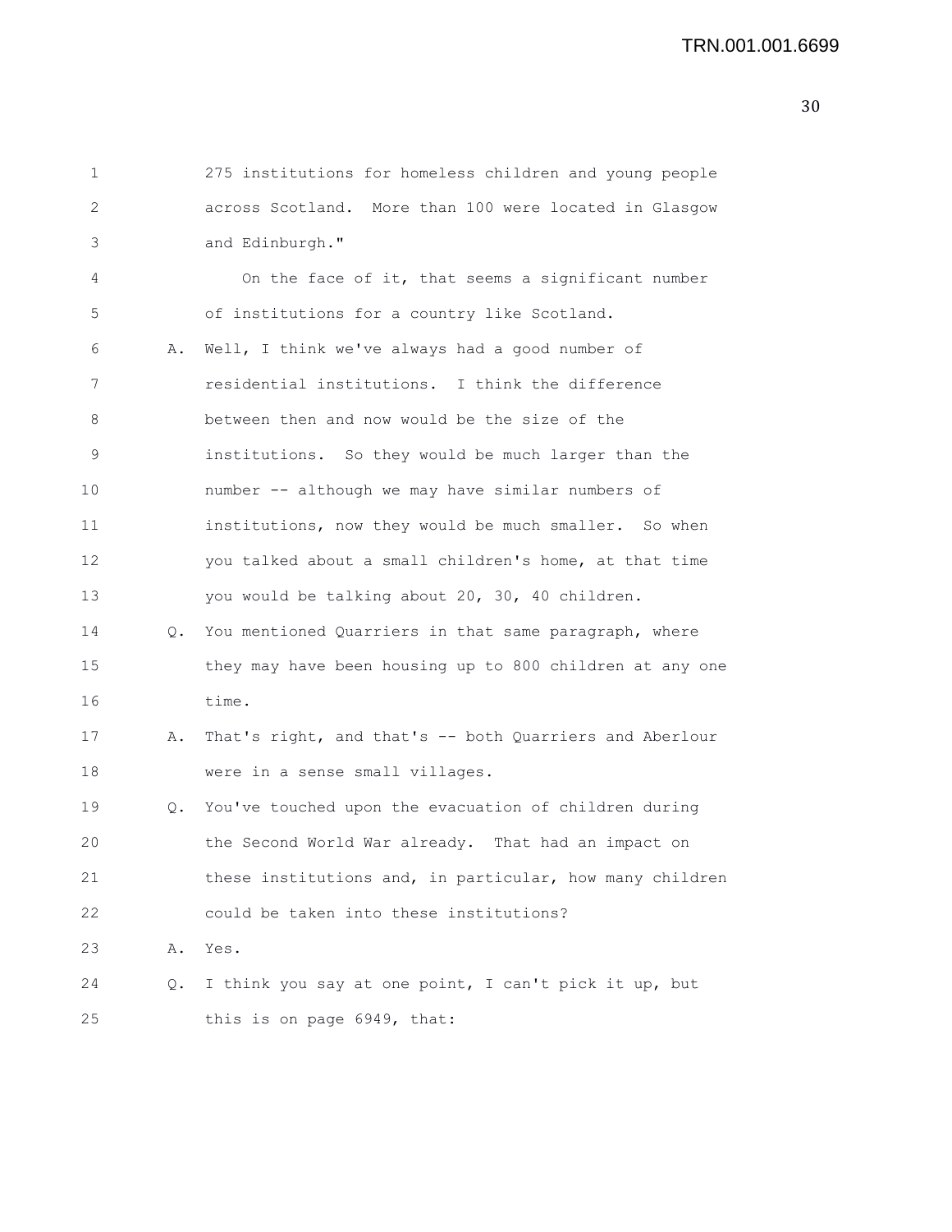275 institutions for homeless children and young people across Scotland. More than 100 were located in Glasgow and Edinburgh."

On the face of it, that seems a significant number of institutions for a country like Scotland.

A. Well, I think we've always had a good number of residential institutions. I think the difference between then and now would be the size of the institutions. So they would be much larger than the number -- although we may have similar numbers of institutions, now they would be much smaller. So when you talked about a small children's home, at that time you would be talking about 20, 30, 40 children.

Q. You mentioned Quarriers in that same paragraph, where they may have been housing up to 800 children at any one time.

A. That's right, and that's -- both Quarriers and Aberlour were in a sense small villages.

Q. You've touched upon the evacuation of children during the Second World War already. That had an impact on these institutions and, in particular, how many children could be taken into these institutions?

A. Yes.

Q. I think you say at one point, I can't pick it up, but this is on page 6949, that: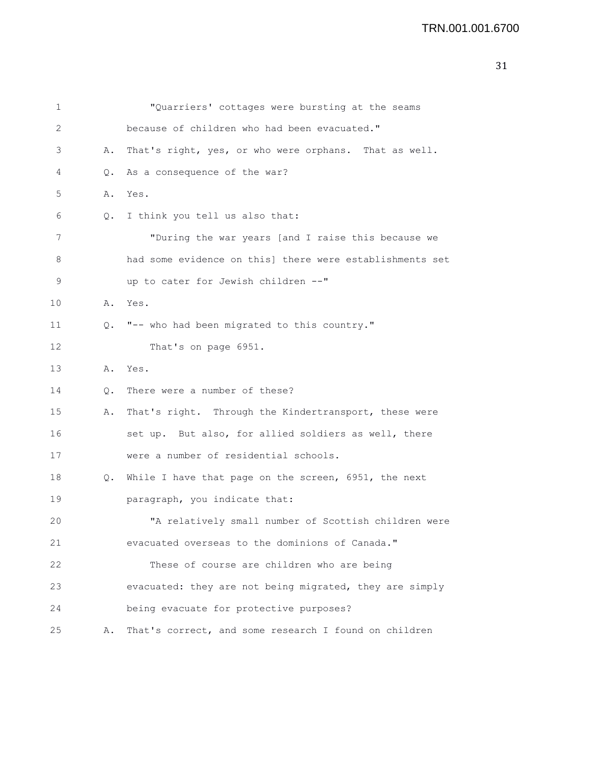1 "Quarriers' cottages were bursting at the seams
2 because of children who had been evacuated."
3 A. That's right, yes, or who were orphans. That as well.
4 Q. As a consequence of the war?
5 A. Yes.
6 Q. I think you tell us also that:
7 "During the war years [and I raise this because we
8 had some evidence on this] there were establishments set
9 up to cater for Jewish children --"
10 A. Yes.
11 Q. "-- who had been migrated to this country."
12 That's on page 6951.
13 A. Yes.
14 Q. There were a number of these?
15 A. That's right. Through the Kindertransport, these were
16 set up. But also, for allied soldiers as well, there
17 were a number of residential schools.
18 Q. While I have that page on the screen, 6951, the next
19 paragraph, you indicate that:
20 "A relatively small number of Scottish children were
21 evacuated overseas to the dominions of Canada."
22 These of course are children who are being
23 evacuated: they are not being migrated, they are simply
24 being evacuate for protective purposes?
25 A. That's correct, and some research I found on children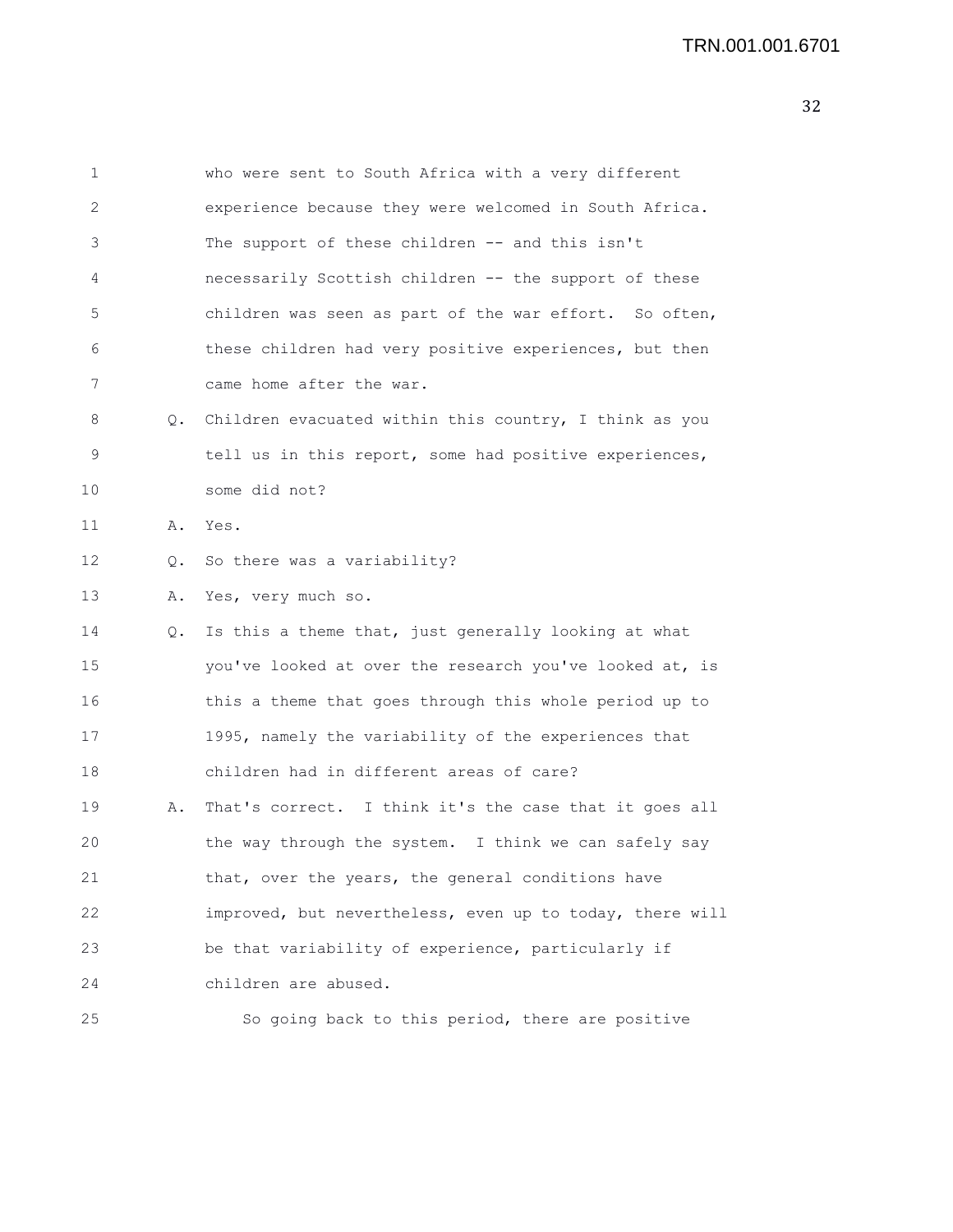who were sent to South Africa with a very different experience because they were welcomed in South Africa. The support of these children -- and this isn't necessarily Scottish children -- the support of these children was seen as part of the war effort. So often, these children had very positive experiences, but then came home after the war.

Q. Children evacuated within this country, I think as you tell us in this report, some had positive experiences, some did not?

A. Yes.

Q. So there was a variability?

A. Yes, very much so.

Q. Is this a theme that, just generally looking at what you've looked at over the research you've looked at, is this a theme that goes through this whole period up to 1995, namely the variability of the experiences that children had in different areas of care?

A. That's correct. I think it's the case that it goes all the way through the system. I think we can safely say that, over the years, the general conditions have improved, but nevertheless, even up to today, there will be that variability of experience, particularly if children are abused.

So going back to this period, there are positive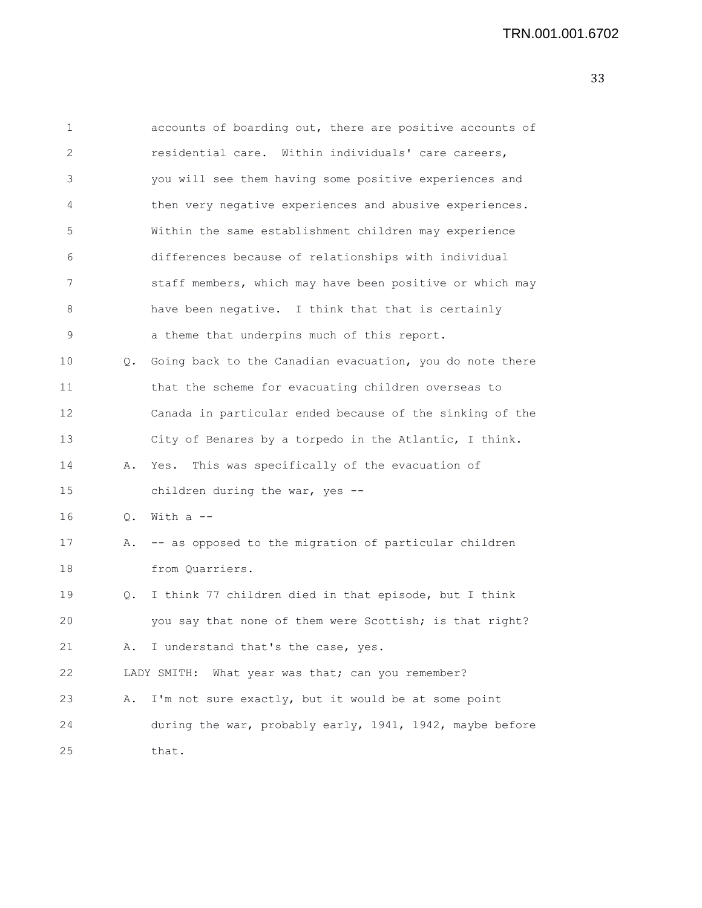accounts of boarding out, there are positive accounts of residential care. Within individuals' care careers, you will see them having some positive experiences and then very negative experiences and abusive experiences. Within the same establishment children may experience differences because of relationships with individual staff members, which may have been positive or which may have been negative. I think that that is certainly a theme that underpins much of this report.

Q. Going back to the Canadian evacuation, you do note there that the scheme for evacuating children overseas to Canada in particular ended because of the sinking of the City of Benares by a torpedo in the Atlantic, I think.

A. Yes. This was specifically of the evacuation of children during the war, yes --

Q. With a --

A. -- as opposed to the migration of particular children from Quarriers.

Q. I think 77 children died in that episode, but I think you say that none of them were Scottish; is that right?

A. I understand that's the case, yes.

LADY SMITH: What year was that; can you remember?

A. I'm not sure exactly, but it would be at some point during the war, probably early, 1941, 1942, maybe before that.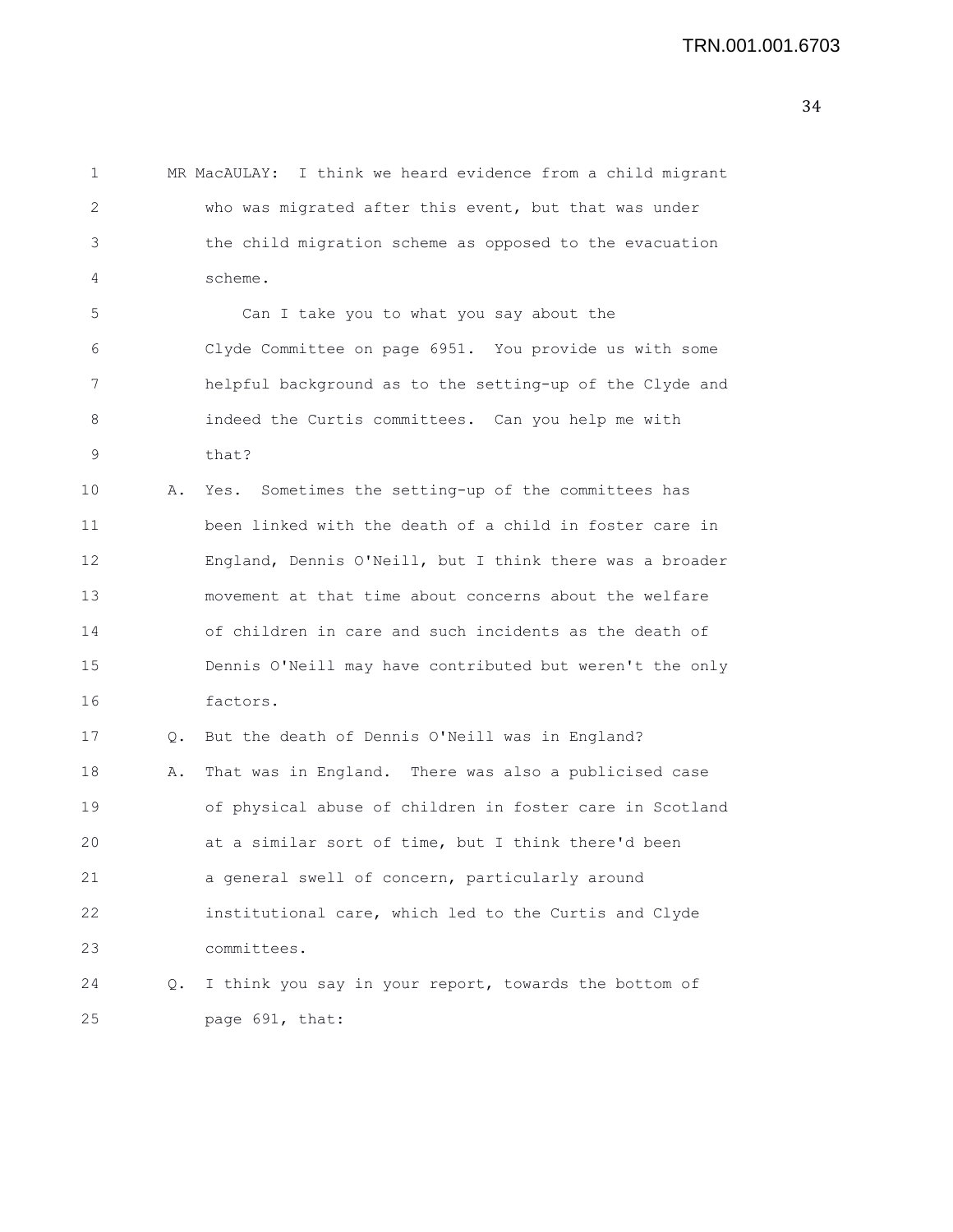MR MacAULAY: I think we heard evidence from a child migrant who was migrated after this event, but that was under the child migration scheme as opposed to the evacuation scheme.

Can I take you to what you say about the Clyde Committee on page 6951. You provide us with some helpful background as to the setting-up of the Clyde and indeed the Curtis committees. Can you help me with that?

A. Yes. Sometimes the setting-up of the committees has been linked with the death of a child in foster care in England, Dennis O'Neill, but I think there was a broader movement at that time about concerns about the welfare of children in care and such incidents as the death of Dennis O'Neill may have contributed but weren't the only factors.

Q. But the death of Dennis O'Neill was in England?

A. That was in England. There was also a publicised case of physical abuse of children in foster care in Scotland at a similar sort of time, but I think there'd been a general swell of concern, particularly around institutional care, which led to the Curtis and Clyde committees.

Q. I think you say in your report, towards the bottom of page 691, that: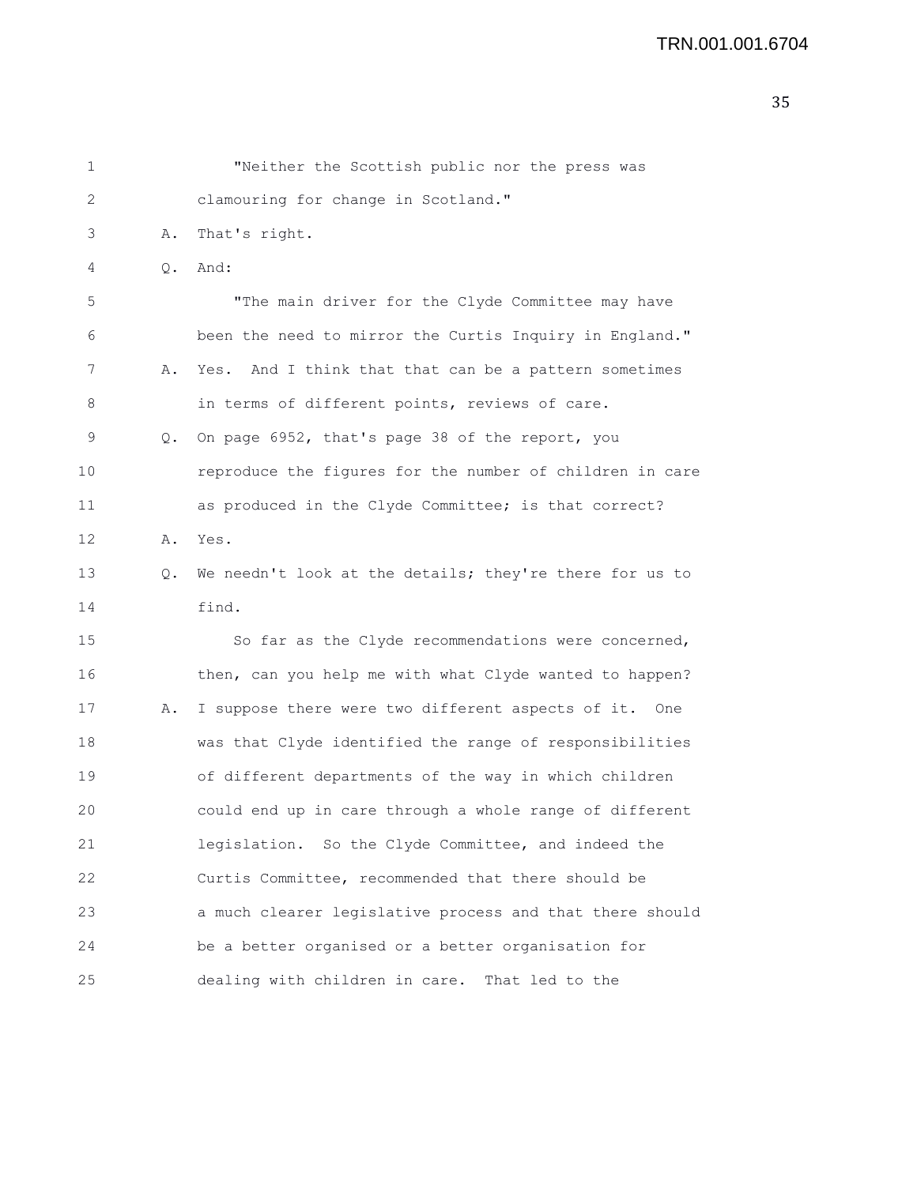"Neither the Scottish public nor the press was clamouring for change in Scotland."

A. That's right.

Q. And:

"The main driver for the Clyde Committee may have been the need to mirror the Curtis Inquiry in England."

A. Yes. And I think that that can be a pattern sometimes in terms of different points, reviews of care.

Q. On page 6952, that's page 38 of the report, you reproduce the figures for the number of children in care as produced in the Clyde Committee; is that correct?

A. Yes.

Q. We needn't look at the details; they're there for us to find.

So far as the Clyde recommendations were concerned, then, can you help me with what Clyde wanted to happen?

A. I suppose there were two different aspects of it. One was that Clyde identified the range of responsibilities of different departments of the way in which children could end up in care through a whole range of different legislation. So the Clyde Committee, and indeed the Curtis Committee, recommended that there should be a much clearer legislative process and that there should be a better organised or a better organisation for dealing with children in care. That led to the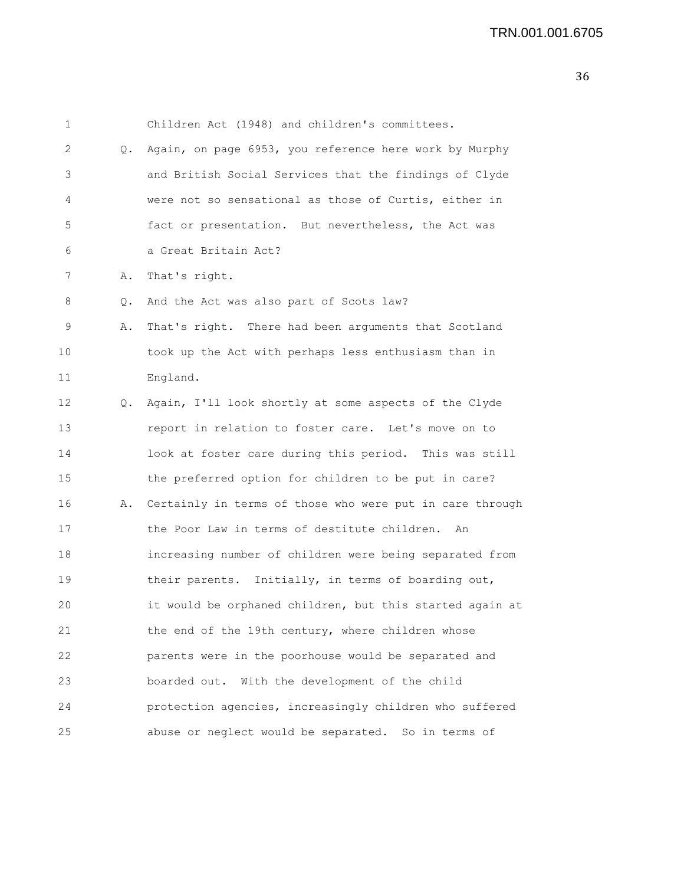Children Act (1948) and children's committees.

Q. Again, on page 6953, you reference here work by Murphy and British Social Services that the findings of Clyde were not so sensational as those of Curtis, either in fact or presentation. But nevertheless, the Act was a Great Britain Act?

A. That's right.

Q. And the Act was also part of Scots law?

A. That's right. There had been arguments that Scotland took up the Act with perhaps less enthusiasm than in England.

Q. Again, I'll look shortly at some aspects of the Clyde report in relation to foster care. Let's move on to look at foster care during this period. This was still the preferred option for children to be put in care?

A. Certainly in terms of those who were put in care through the Poor Law in terms of destitute children. An increasing number of children were being separated from their parents. Initially, in terms of boarding out, it would be orphaned children, but this started again at the end of the 19th century, where children whose parents were in the poorhouse would be separated and boarded out. With the development of the child protection agencies, increasingly children who suffered abuse or neglect would be separated. So in terms of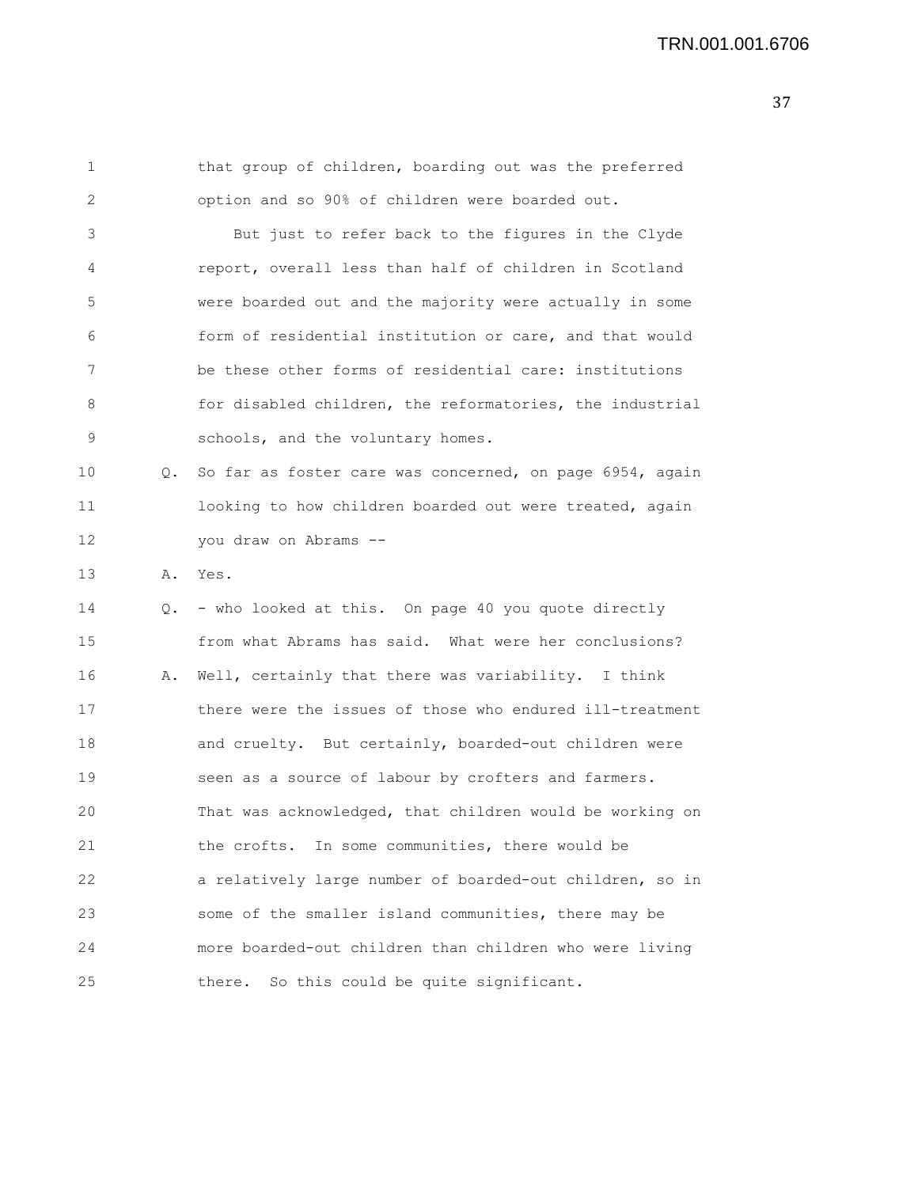that group of children, boarding out was the preferred option and so 90% of children were boarded out.

But just to refer back to the figures in the Clyde report, overall less than half of children in Scotland were boarded out and the majority were actually in some form of residential institution or care, and that would be these other forms of residential care: institutions for disabled children, the reformatories, the industrial schools, and the voluntary homes.

Q. So far as foster care was concerned, on page 6954, again looking to how children boarded out were treated, again you draw on Abrams --

A. Yes.

Q. - who looked at this. On page 40 you quote directly from what Abrams has said. What were her conclusions?

A. Well, certainly that there was variability. I think there were the issues of those who endured ill-treatment and cruelty. But certainly, boarded-out children were seen as a source of labour by crofters and farmers. That was acknowledged, that children would be working on the crofts. In some communities, there would be a relatively large number of boarded-out children, so in some of the smaller island communities, there may be more boarded-out children than children who were living there. So this could be quite significant.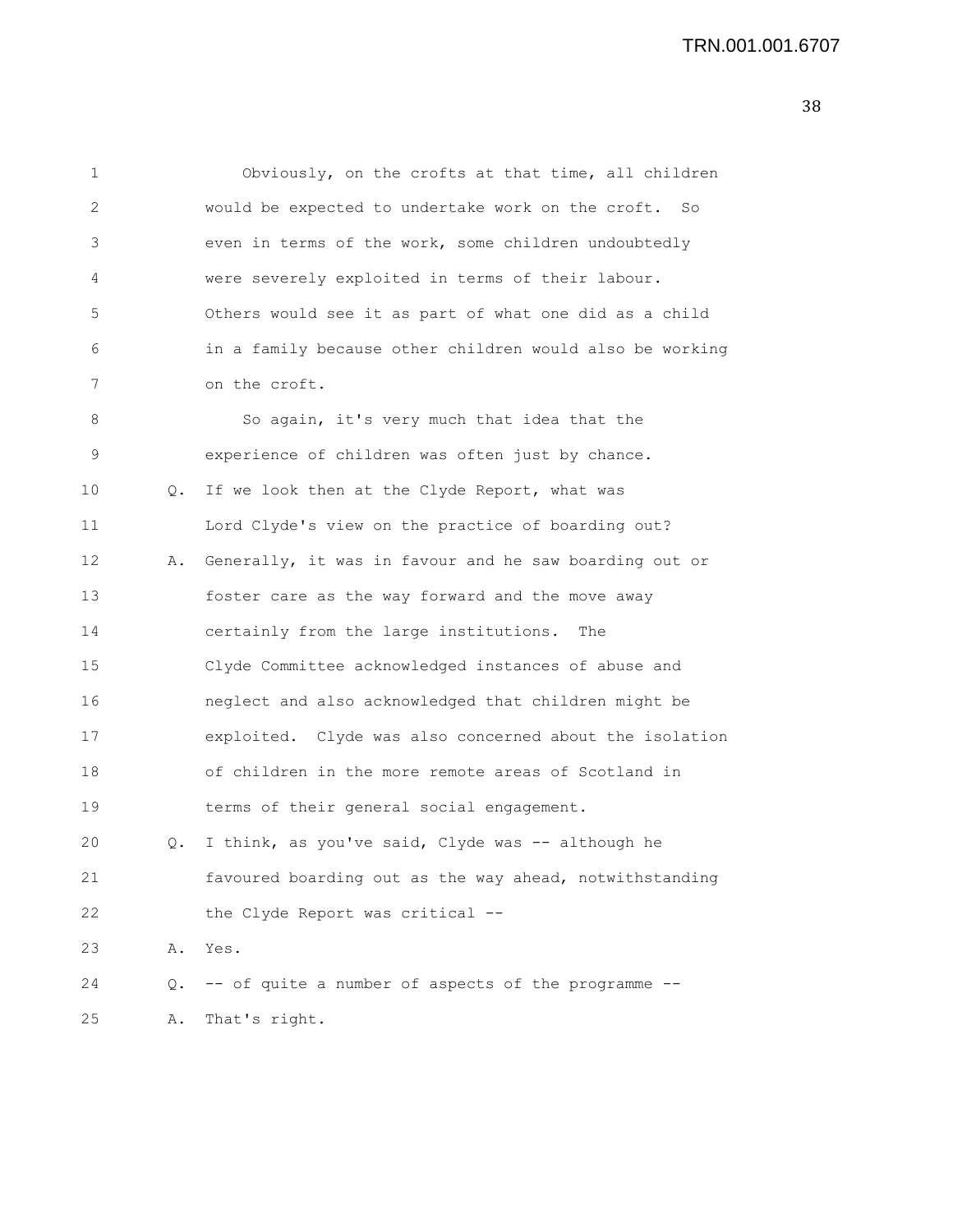Obviously, on the crofts at that time, all children would be expected to undertake work on the croft. So even in terms of the work, some children undoubtedly were severely exploited in terms of their labour. Others would see it as part of what one did as a child in a family because other children would also be working on the croft.

So again, it's very much that idea that the experience of children was often just by chance.

Q. If we look then at the Clyde Report, what was Lord Clyde's view on the practice of boarding out?

A. Generally, it was in favour and he saw boarding out or foster care as the way forward and the move away certainly from the large institutions. The Clyde Committee acknowledged instances of abuse and neglect and also acknowledged that children might be exploited. Clyde was also concerned about the isolation of children in the more remote areas of Scotland in terms of their general social engagement.

Q. I think, as you've said, Clyde was -- although he favoured boarding out as the way ahead, notwithstanding the Clyde Report was critical --

A. Yes.

Q. -- of quite a number of aspects of the programme --

A. That's right.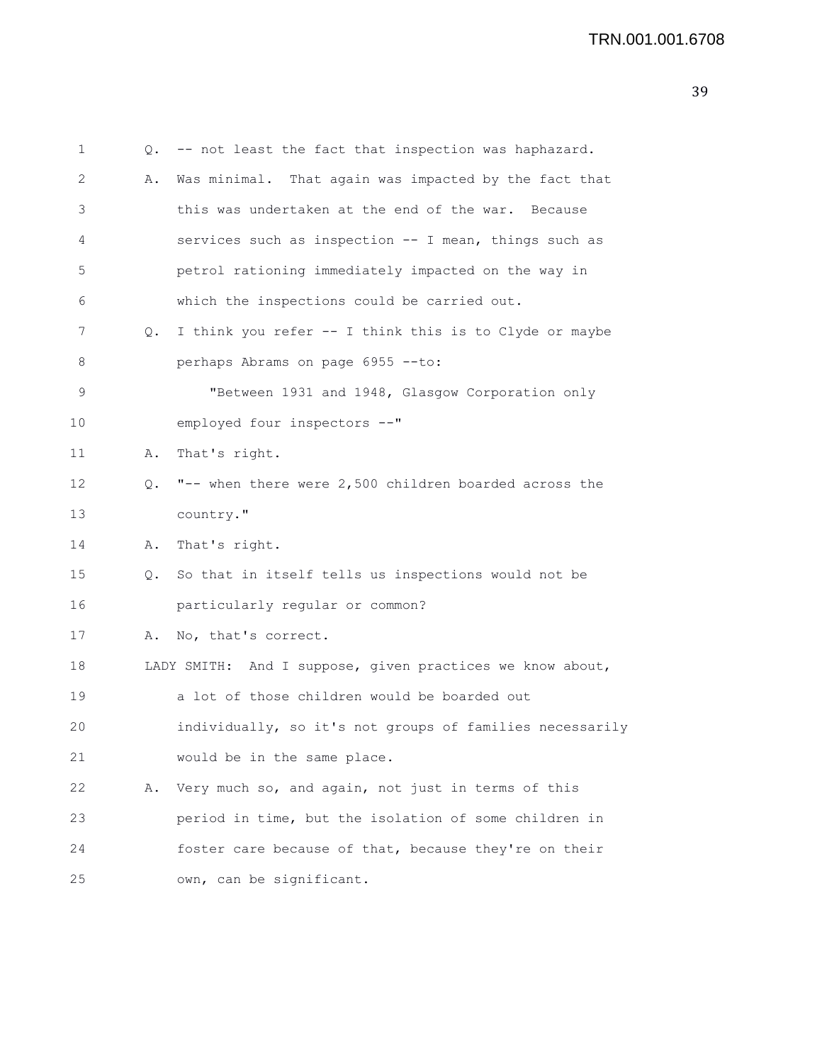Q. -- not least the fact that inspection was haphazard.

A. Was minimal. That again was impacted by the fact that this was undertaken at the end of the war. Because services such as inspection -- I mean, things such as petrol rationing immediately impacted on the way in which the inspections could be carried out.

Q. I think you refer -- I think this is to Clyde or maybe perhaps Abrams on page 6955 --to:

"Between 1931 and 1948, Glasgow Corporation only employed four inspectors --"

A. That's right.

Q. "-- when there were 2,500 children boarded across the country."

A. That's right.

Q. So that in itself tells us inspections would not be particularly regular or common?

A. No, that's correct.

LADY SMITH: And I suppose, given practices we know about, a lot of those children would be boarded out individually, so it's not groups of families necessarily would be in the same place.

A. Very much so, and again, not just in terms of this period in time, but the isolation of some children in foster care because of that, because they're on their own, can be significant.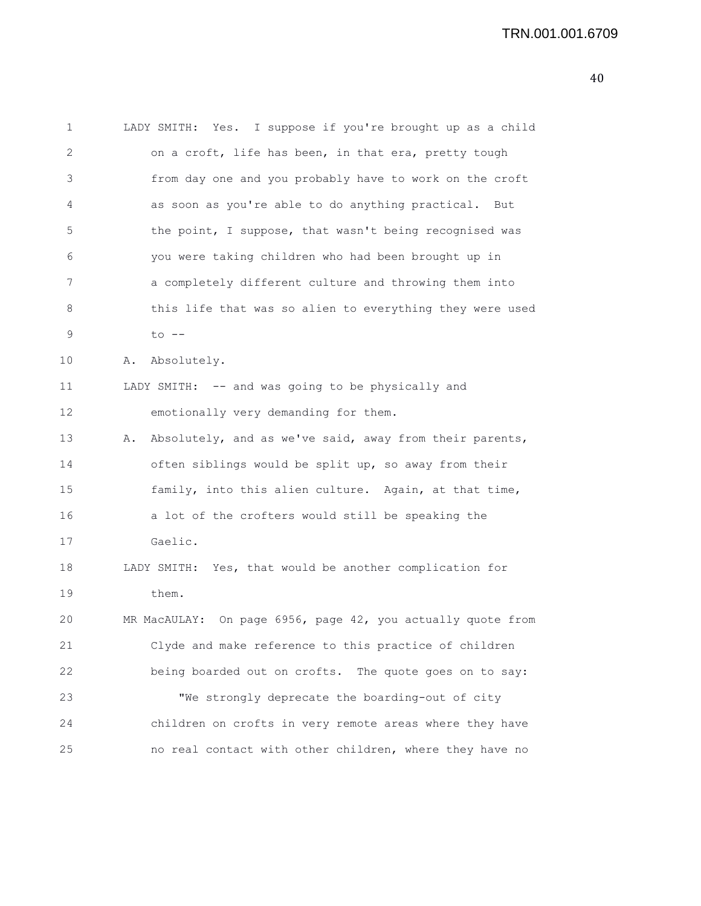LADY SMITH: Yes. I suppose if you're brought up as a child on a croft, life has been, in that era, pretty tough from day one and you probably have to work on the croft as soon as you're able to do anything practical. But the point, I suppose, that wasn't being recognised was you were taking children who had been brought up in a completely different culture and throwing them into this life that was so alien to everything they were used to --

A. Absolutely.

LADY SMITH: -- and was going to be physically and emotionally very demanding for them.

A. Absolutely, and as we've said, away from their parents, often siblings would be split up, so away from their family, into this alien culture. Again, at that time, a lot of the crofters would still be speaking the Gaelic.

LADY SMITH: Yes, that would be another complication for them.

MR MacAULAY: On page 6956, page 42, you actually quote from Clyde and make reference to this practice of children being boarded out on crofts. The quote goes on to say:

"We strongly deprecate the boarding-out of city children on crofts in very remote areas where they have no real contact with other children, where they have no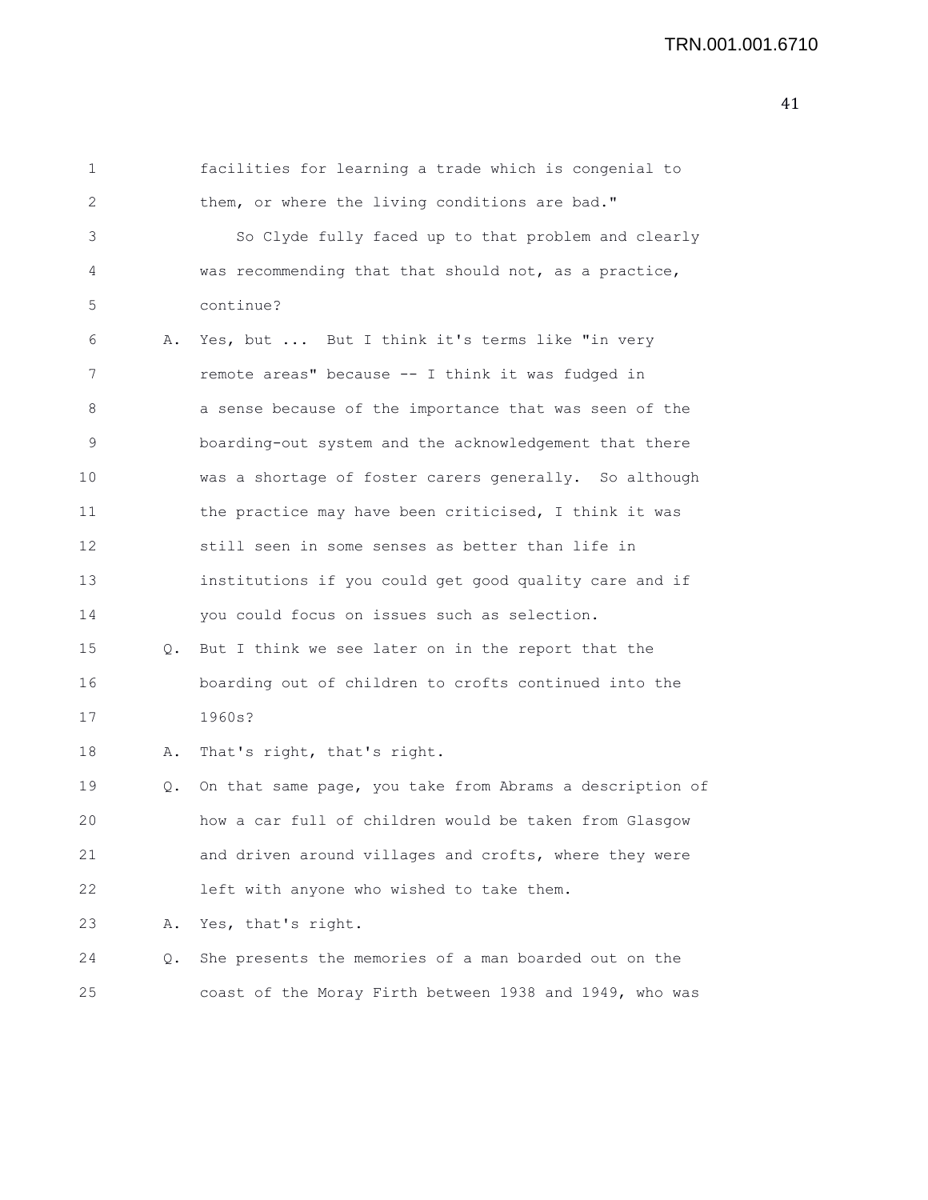facilities for learning a trade which is congenial to them, or where the living conditions are bad."

So Clyde fully faced up to that problem and clearly was recommending that that should not, as a practice, continue?

A. Yes, but ... But I think it's terms like "in very remote areas" because -- I think it was fudged in a sense because of the importance that was seen of the boarding-out system and the acknowledgement that there was a shortage of foster carers generally. So although the practice may have been criticised, I think it was still seen in some senses as better than life in institutions if you could get good quality care and if you could focus on issues such as selection.

Q. But I think we see later on in the report that the boarding out of children to crofts continued into the 1960s?

A. That's right, that's right.

Q. On that same page, you take from Abrams a description of how a car full of children would be taken from Glasgow and driven around villages and crofts, where they were left with anyone who wished to take them.

A. Yes, that's right.

Q. She presents the memories of a man boarded out on the coast of the Moray Firth between 1938 and 1949, who was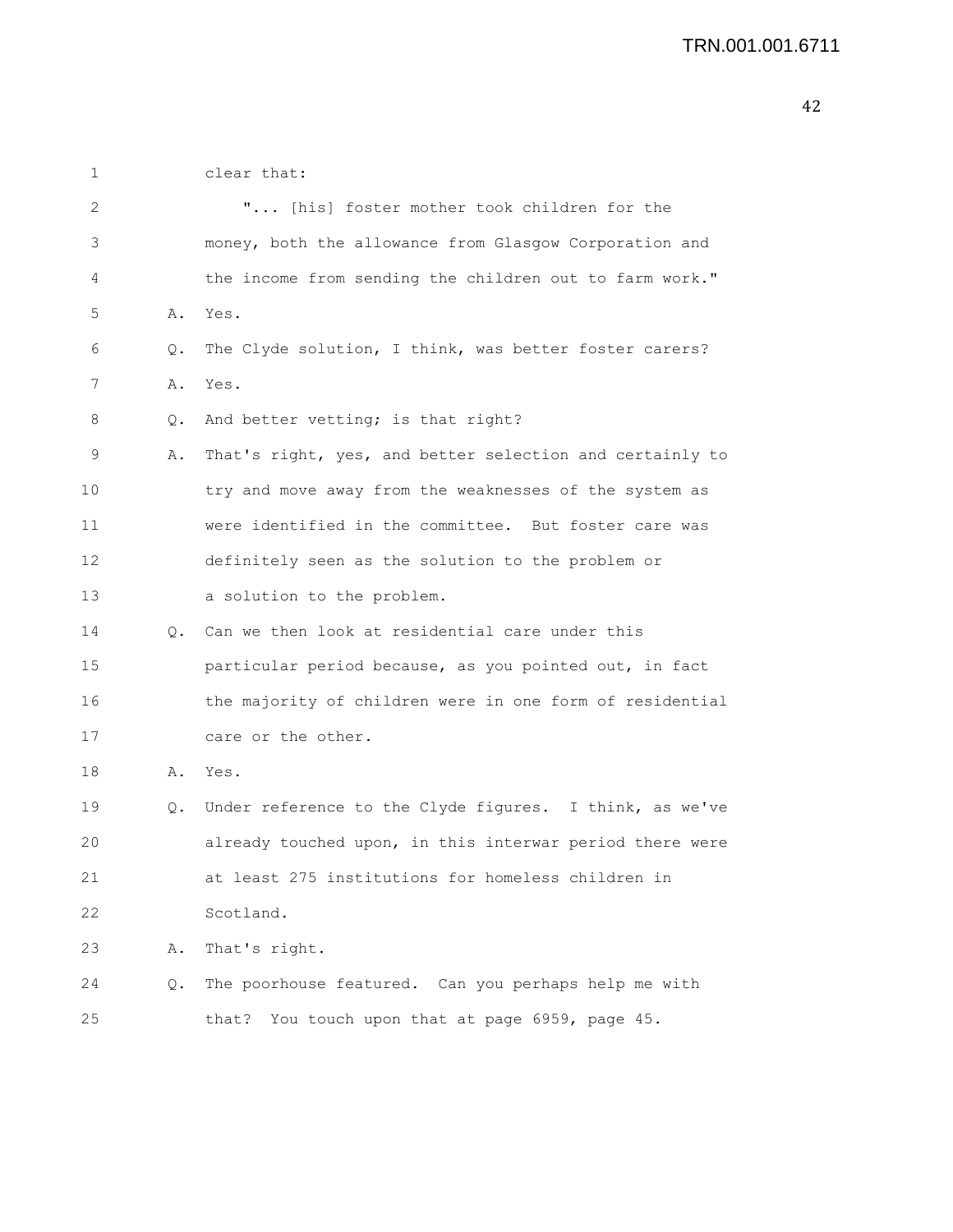clear that:

"... [his] foster mother took children for the money, both the allowance from Glasgow Corporation and the income from sending the children out to farm work."

A. Yes.

Q. The Clyde solution, I think, was better foster carers?

A. Yes.

Q. And better vetting; is that right?

A. That's right, yes, and better selection and certainly to try and move away from the weaknesses of the system as were identified in the committee. But foster care was definitely seen as the solution to the problem or a solution to the problem.

Q. Can we then look at residential care under this particular period because, as you pointed out, in fact the majority of children were in one form of residential care or the other.

A. Yes.

Q. Under reference to the Clyde figures. I think, as we've already touched upon, in this interwar period there were at least 275 institutions for homeless children in Scotland.

A. That's right.

Q. The poorhouse featured. Can you perhaps help me with that? You touch upon that at page 6959, page 45.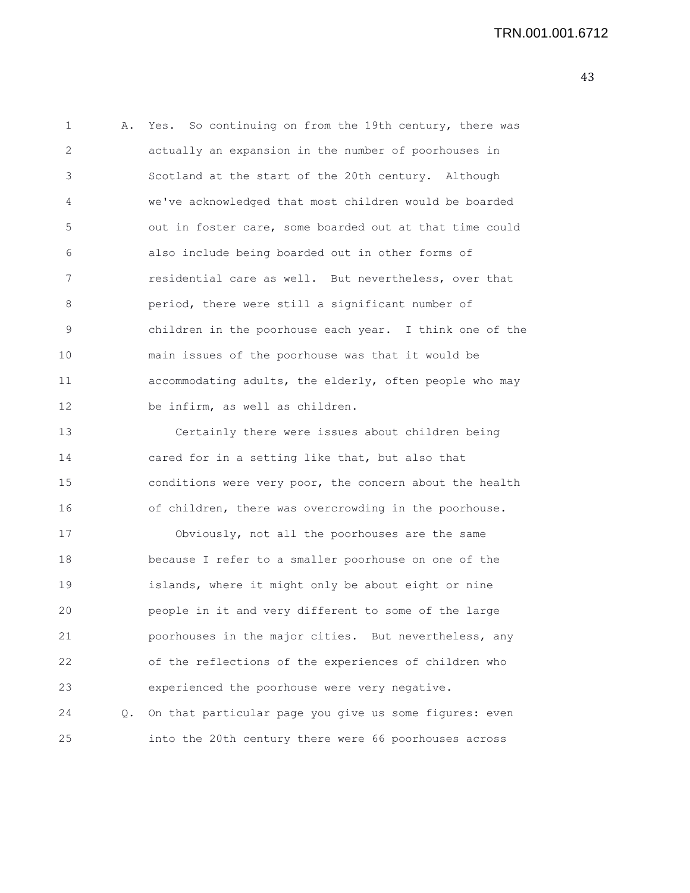A. Yes. So continuing on from the 19th century, there was actually an expansion in the number of poorhouses in Scotland at the start of the 20th century. Although we've acknowledged that most children would be boarded out in foster care, some boarded out at that time could also include being boarded out in other forms of residential care as well. But nevertheless, over that period, there were still a significant number of children in the poorhouse each year. I think one of the main issues of the poorhouse was that it would be accommodating adults, the elderly, often people who may be infirm, as well as children.

Certainly there were issues about children being cared for in a setting like that, but also that conditions were very poor, the concern about the health of children, there was overcrowding in the poorhouse.

Obviously, not all the poorhouses are the same because I refer to a smaller poorhouse on one of the islands, where it might only be about eight or nine people in it and very different to some of the large poorhouses in the major cities. But nevertheless, any of the reflections of the experiences of children who experienced the poorhouse were very negative.

Q. On that particular page you give us some figures: even into the 20th century there were 66 poorhouses across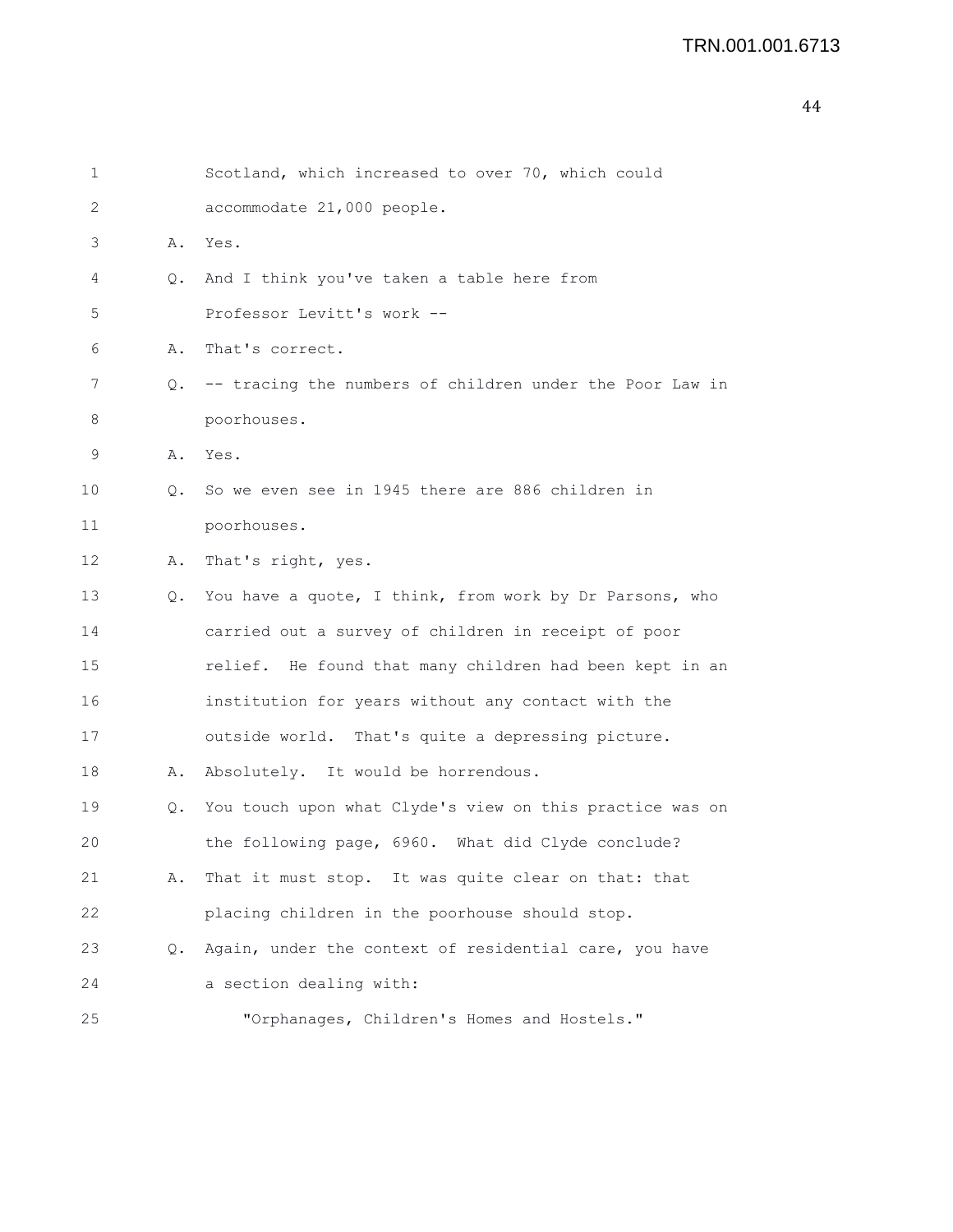Scotland, which increased to over 70, which could accommodate 21,000 people.

A. Yes.

Q. And I think you've taken a table here from Professor Levitt's work --

A. That's correct.

Q. -- tracing the numbers of children under the Poor Law in poorhouses.

A. Yes.

Q. So we even see in 1945 there are 886 children in poorhouses.

A. That's right, yes.

Q. You have a quote, I think, from work by Dr Parsons, who carried out a survey of children in receipt of poor relief. He found that many children had been kept in an institution for years without any contact with the outside world. That's quite a depressing picture.

A. Absolutely. It would be horrendous.

Q. You touch upon what Clyde's view on this practice was on the following page, 6960. What did Clyde conclude?

A. That it must stop. It was quite clear on that: that placing children in the poorhouse should stop.

Q. Again, under the context of residential care, you have a section dealing with:

"Orphanages, Children's Homes and Hostels."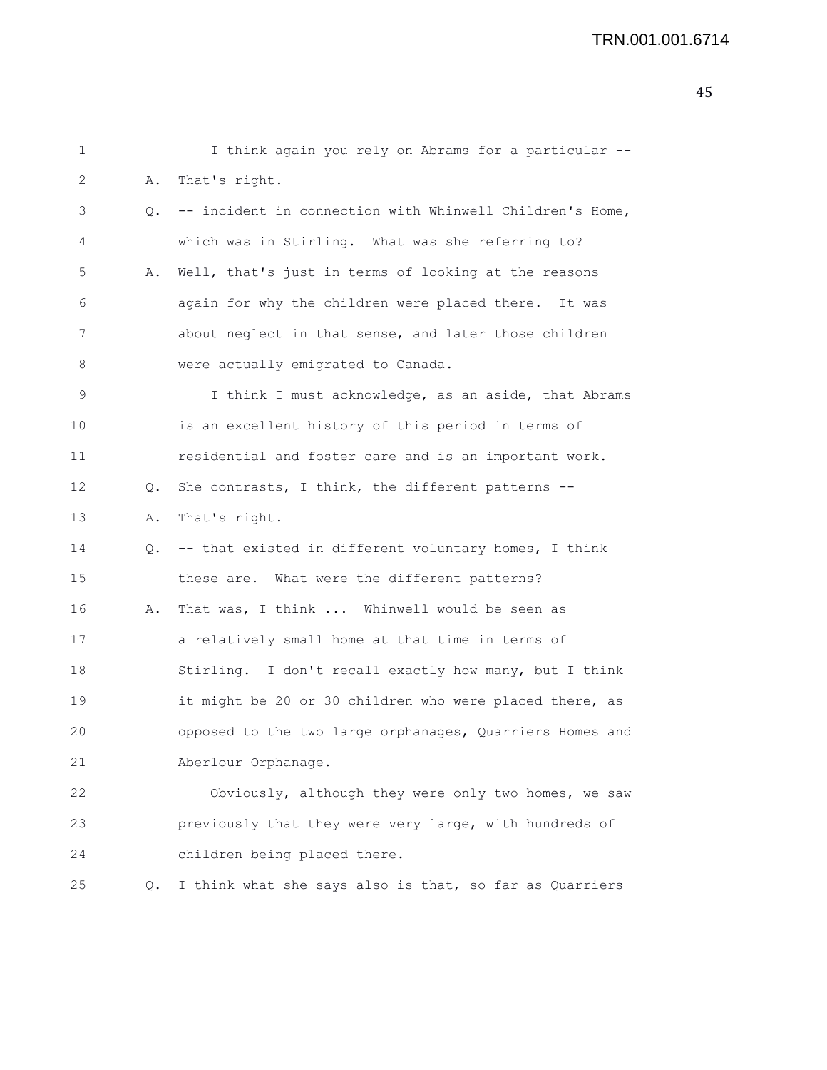1 I think again you rely on Abrams for a particular --

2 A. That's right.

3 Q. -- incident in connection with Whinwell Children's Home,

4 which was in Stirling. What was she referring to?

5 A. Well, that's just in terms of looking at the reasons

6 again for why the children were placed there. It was

7 about neglect in that sense, and later those children

8 were actually emigrated to Canada.

9 I think I must acknowledge, as an aside, that Abrams

10 is an excellent history of this period in terms of

11 residential and foster care and is an important work.

12 Q. She contrasts, I think, the different patterns --

13 A. That's right.

14 Q. -- that existed in different voluntary homes, I think

15 these are. What were the different patterns?

16 A. That was, I think ... Whinwell would be seen as

17 a relatively small home at that time in terms of

18 Stirling. I don't recall exactly how many, but I think

19 it might be 20 or 30 children who were placed there, as

20 opposed to the two large orphanages, Quarriers Homes and

21 Aberlour Orphanage.

22 Obviously, although they were only two homes, we saw

23 previously that they were very large, with hundreds of

24 children being placed there.

25 Q. I think what she says also is that, so far as Quarriers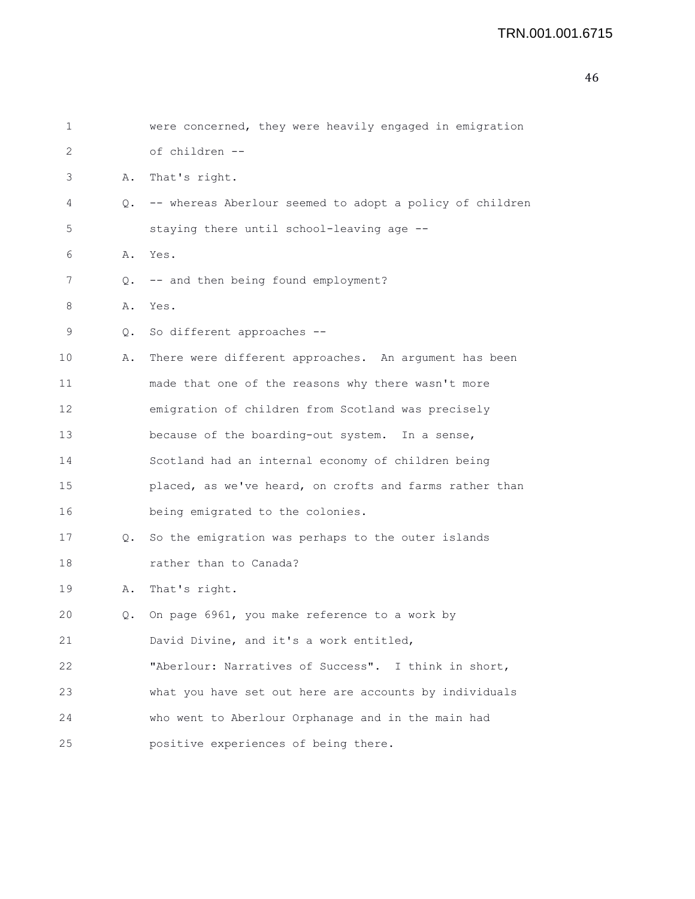were concerned, they were heavily engaged in emigration of children --

A. That's right.

Q. -- whereas Aberlour seemed to adopt a policy of children staying there until school-leaving age --

A. Yes.

Q. -- and then being found employment?

A. Yes.

Q. So different approaches --

A. There were different approaches. An argument has been made that one of the reasons why there wasn't more emigration of children from Scotland was precisely because of the boarding-out system. In a sense, Scotland had an internal economy of children being placed, as we've heard, on crofts and farms rather than being emigrated to the colonies.

Q. So the emigration was perhaps to the outer islands rather than to Canada?

A. That's right.

Q. On page 6961, you make reference to a work by David Divine, and it's a work entitled, "Aberlour: Narratives of Success". I think in short, what you have set out here are accounts by individuals who went to Aberlour Orphanage and in the main had positive experiences of being there.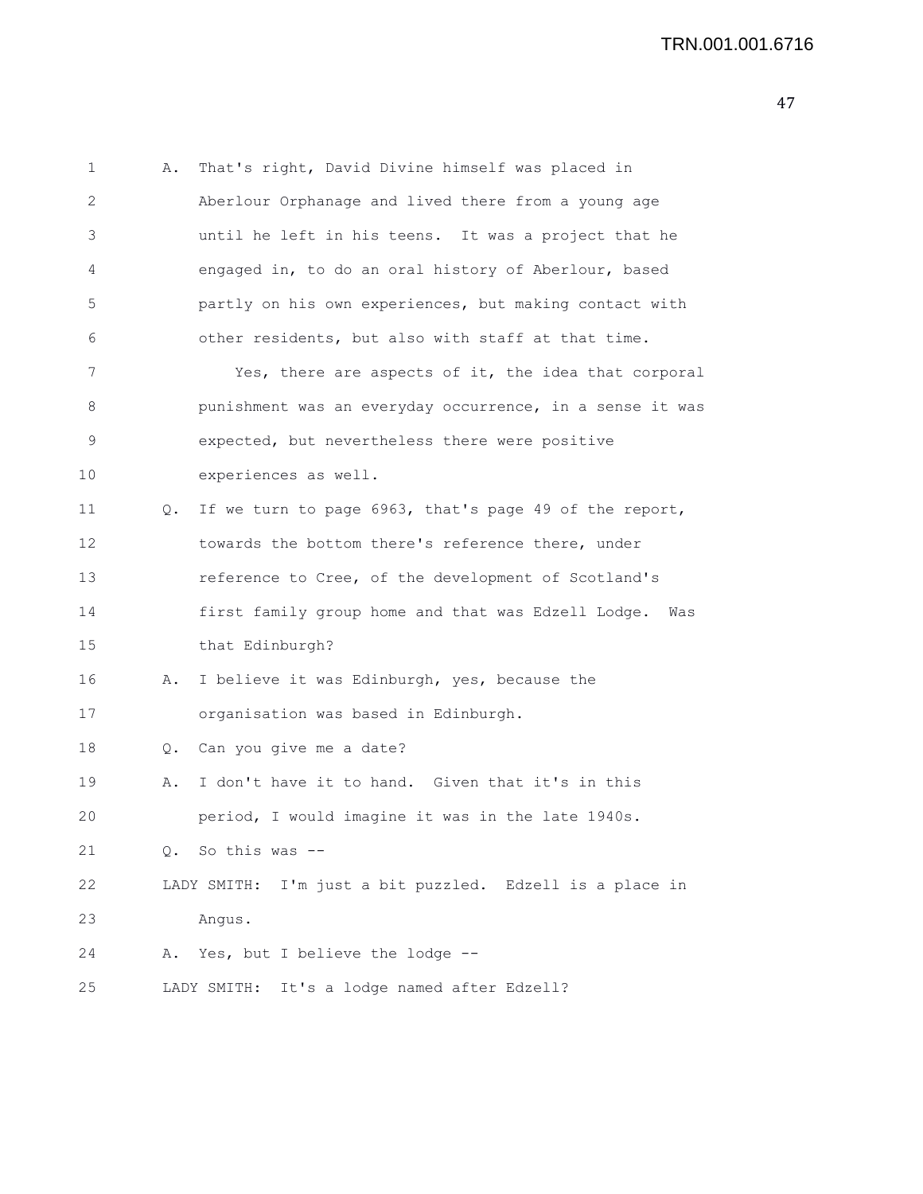A. That's right, David Divine himself was placed in Aberlour Orphanage and lived there from a young age until he left in his teens. It was a project that he engaged in, to do an oral history of Aberlour, based partly on his own experiences, but making contact with other residents, but also with staff at that time.

Yes, there are aspects of it, the idea that corporal punishment was an everyday occurrence, in a sense it was expected, but nevertheless there were positive experiences as well.

Q. If we turn to page 6963, that's page 49 of the report, towards the bottom there's reference there, under reference to Cree, of the development of Scotland's first family group home and that was Edzell Lodge. Was that Edinburgh?

A. I believe it was Edinburgh, yes, because the organisation was based in Edinburgh.

Q. Can you give me a date?

A. I don't have it to hand. Given that it's in this period, I would imagine it was in the late 1940s.

Q. So this was --

LADY SMITH: I'm just a bit puzzled. Edzell is a place in Angus.

A. Yes, but I believe the lodge --

LADY SMITH: It's a lodge named after Edzell?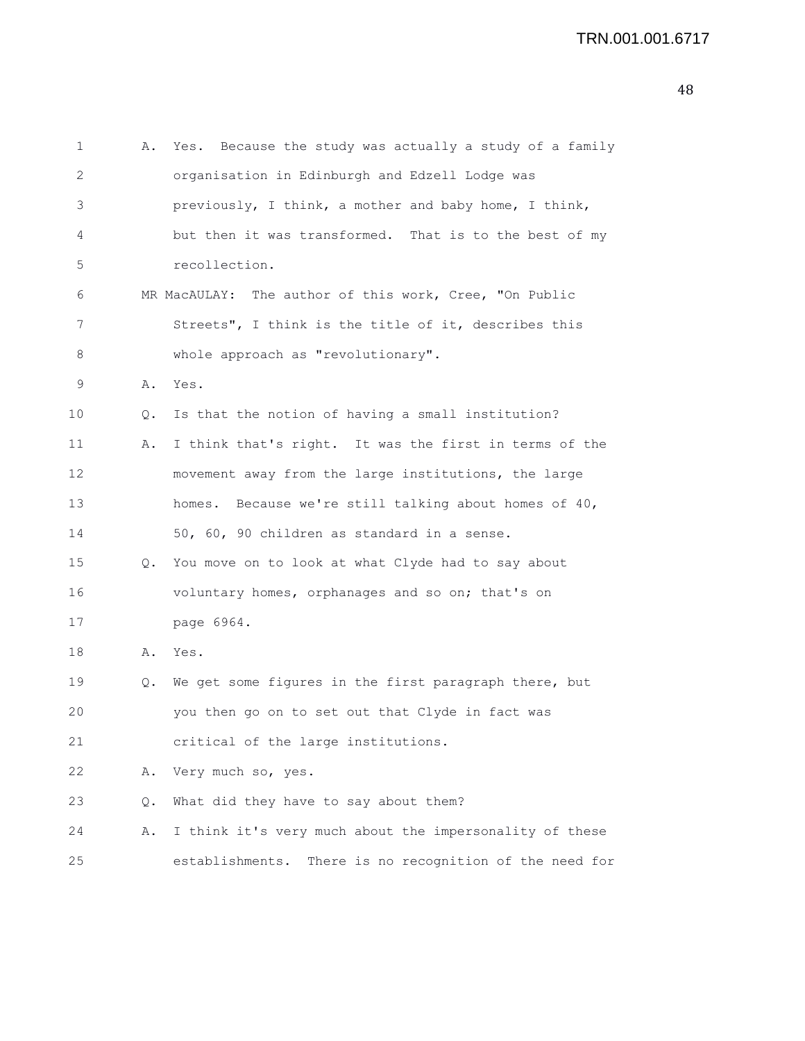A. Yes. Because the study was actually a study of a family organisation in Edinburgh and Edzell Lodge was previously, I think, a mother and baby home, I think, but then it was transformed. That is to the best of my recollection.

MR MacAULAY: The author of this work, Cree, "On Public Streets", I think is the title of it, describes this whole approach as "revolutionary".

A. Yes.

Q. Is that the notion of having a small institution?

A. I think that's right. It was the first in terms of the movement away from the large institutions, the large homes. Because we're still talking about homes of 40, 50, 60, 90 children as standard in a sense.

Q. You move on to look at what Clyde had to say about voluntary homes, orphanages and so on; that's on page 6964.

A. Yes.

Q. We get some figures in the first paragraph there, but you then go on to set out that Clyde in fact was critical of the large institutions.

A. Very much so, yes.

Q. What did they have to say about them?

A. I think it's very much about the impersonality of these establishments. There is no recognition of the need for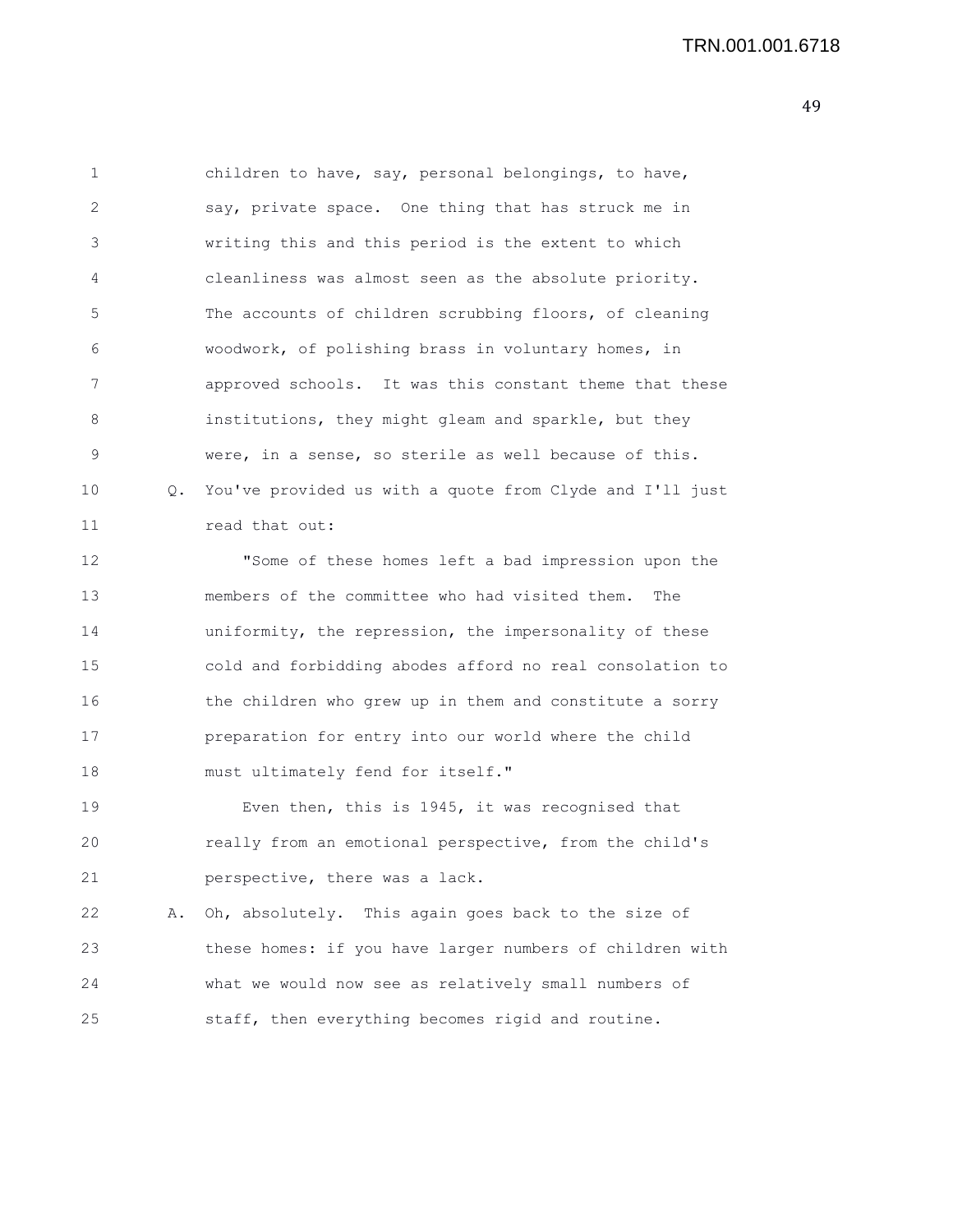children to have, say, personal belongings, to have, say, private space. One thing that has struck me in writing this and this period is the extent to which cleanliness was almost seen as the absolute priority. The accounts of children scrubbing floors, of cleaning woodwork, of polishing brass in voluntary homes, in approved schools. It was this constant theme that these institutions, they might gleam and sparkle, but they were, in a sense, so sterile as well because of this.

Q. You've provided us with a quote from Clyde and I'll just read that out:

"Some of these homes left a bad impression upon the members of the committee who had visited them. The uniformity, the repression, the impersonality of these cold and forbidding abodes afford no real consolation to the children who grew up in them and constitute a sorry preparation for entry into our world where the child must ultimately fend for itself."

Even then, this is 1945, it was recognised that really from an emotional perspective, from the child's perspective, there was a lack.

A. Oh, absolutely. This again goes back to the size of these homes: if you have larger numbers of children with what we would now see as relatively small numbers of staff, then everything becomes rigid and routine.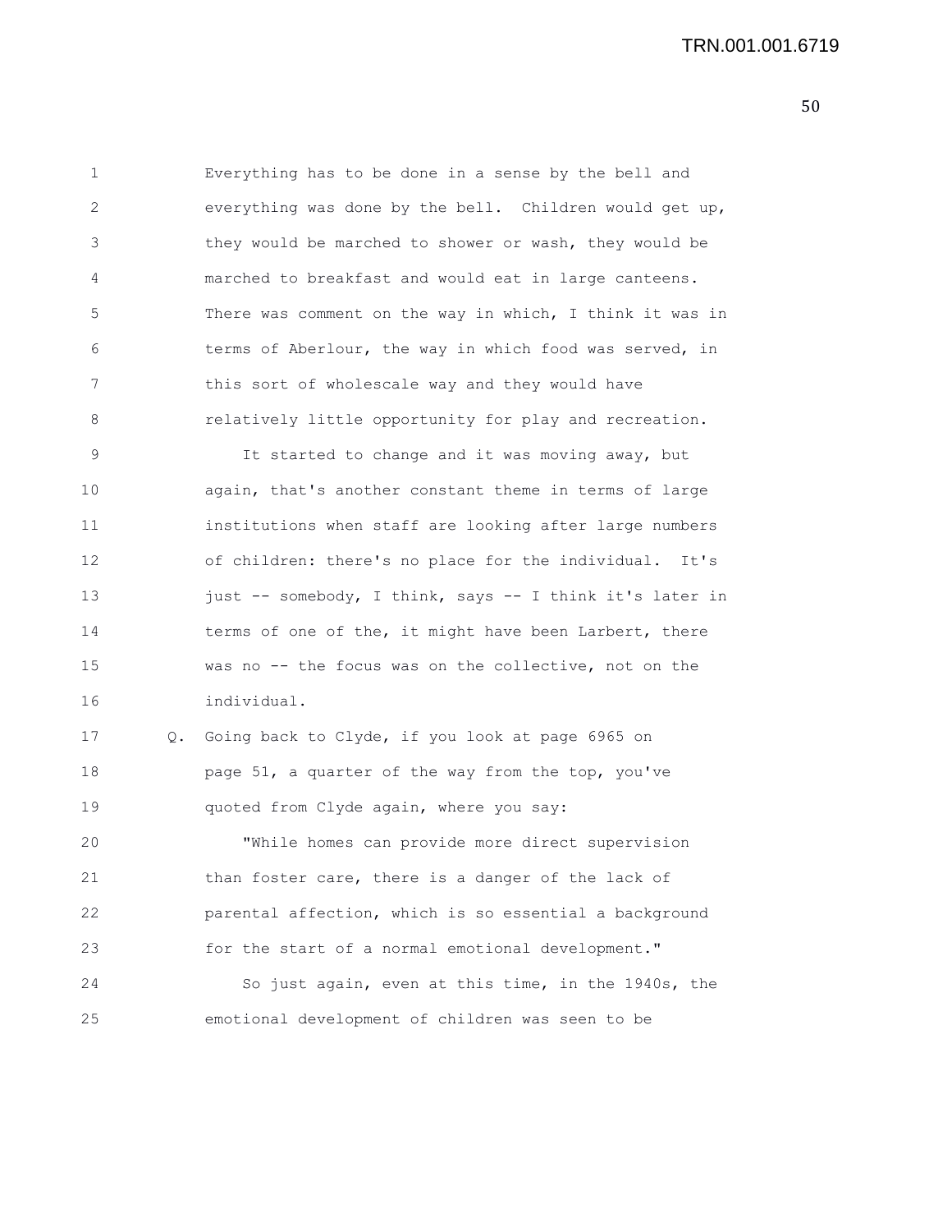Everything has to be done in a sense by the bell and everything was done by the bell. Children would get up, they would be marched to shower or wash, they would be marched to breakfast and would eat in large canteens. There was comment on the way in which, I think it was in terms of Aberlour, the way in which food was served, in this sort of wholescale way and they would have relatively little opportunity for play and recreation.

It started to change and it was moving away, but again, that's another constant theme in terms of large institutions when staff are looking after large numbers of children: there's no place for the individual. It's just -- somebody, I think, says -- I think it's later in terms of one of the, it might have been Larbert, there was no -- the focus was on the collective, not on the individual.

Q. Going back to Clyde, if you look at page 6965 on page 51, a quarter of the way from the top, you've quoted from Clyde again, where you say:

"While homes can provide more direct supervision than foster care, there is a danger of the lack of parental affection, which is so essential a background for the start of a normal emotional development."

So just again, even at this time, in the 1940s, the emotional development of children was seen to be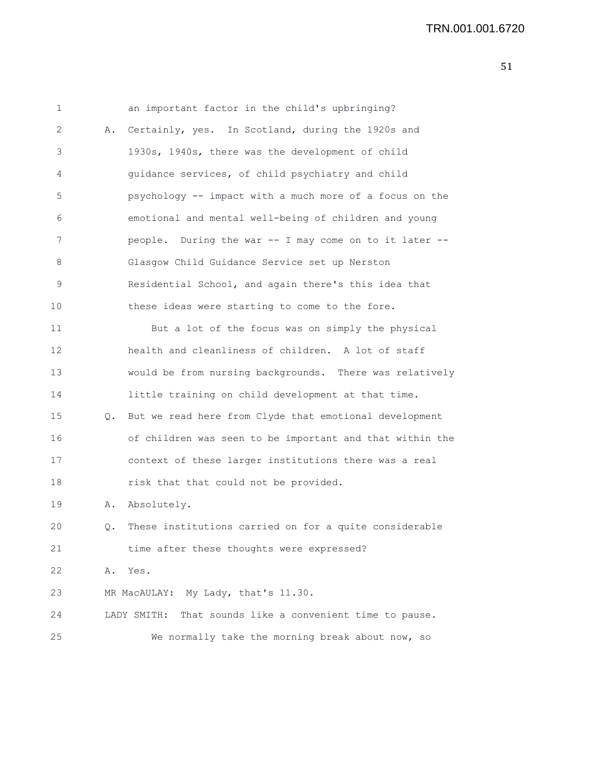1 an important factor in the child's upbringing?

2 A. Certainly, yes. In Scotland, during the 1920s and

3 1930s, 1940s, there was the development of child

4 guidance services, of child psychiatry and child

5 psychology -- impact with a much more of a focus on the

6 emotional and mental well-being of children and young

7 people. During the war -- I may come on to it later --

8 Glasgow Child Guidance Service set up Nerston

9 Residential School, and again there's this idea that

10 these ideas were starting to come to the fore.

11 But a lot of the focus was on simply the physical

12 health and cleanliness of children. A lot of staff

13 would be from nursing backgrounds. There was relatively

14 little training on child development at that time.

15 Q. But we read here from Clyde that emotional development

16 of children was seen to be important and that within the

17 context of these larger institutions there was a real

18 risk that that could not be provided.

19 A. Absolutely.

20 Q. These institutions carried on for a quite considerable

21 time after these thoughts were expressed?

22 A. Yes.

23 MR MacAULAY: My Lady, that's 11.30.

24 LADY SMITH: That sounds like a convenient time to pause.

25 We normally take the morning break about now, so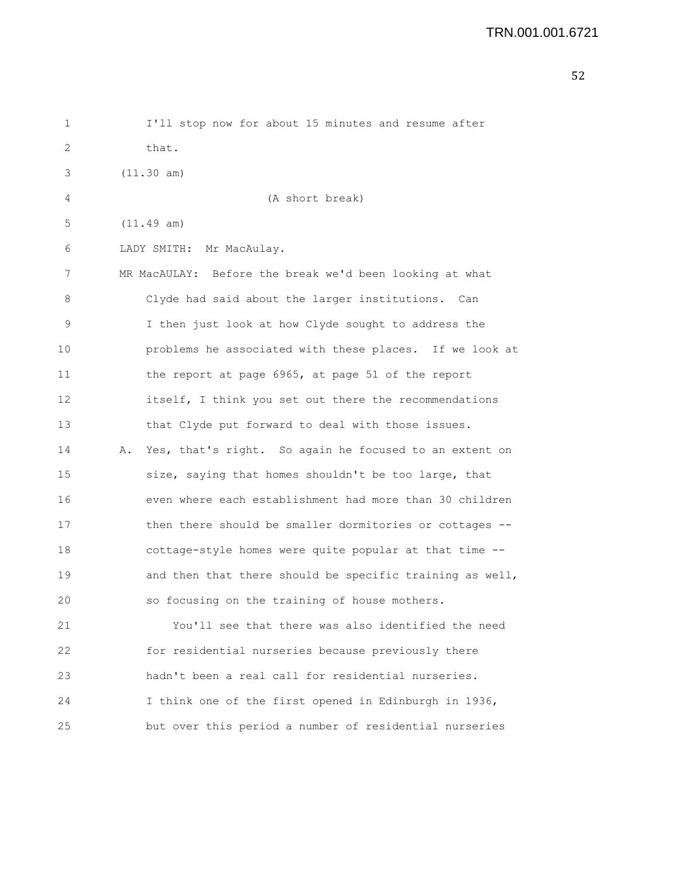I'll stop now for about 15 minutes and resume after that.

(11.30 am)

(A short break)

(11.49 am)

LADY SMITH: Mr MacAulay.

MR MacAULAY: Before the break we'd been looking at what Clyde had said about the larger institutions. Can I then just look at how Clyde sought to address the problems he associated with these places. If we look at the report at page 6965, at page 51 of the report itself, I think you set out there the recommendations that Clyde put forward to deal with those issues.

A. Yes, that's right. So again he focused to an extent on size, saying that homes shouldn't be too large, that even where each establishment had more than 30 children then there should be smaller dormitories or cottages -- cottage-style homes were quite popular at that time -- and then that there should be specific training as well, so focusing on the training of house mothers.

You'll see that there was also identified the need for residential nurseries because previously there hadn't been a real call for residential nurseries. I think one of the first opened in Edinburgh in 1936, but over this period a number of residential nurseries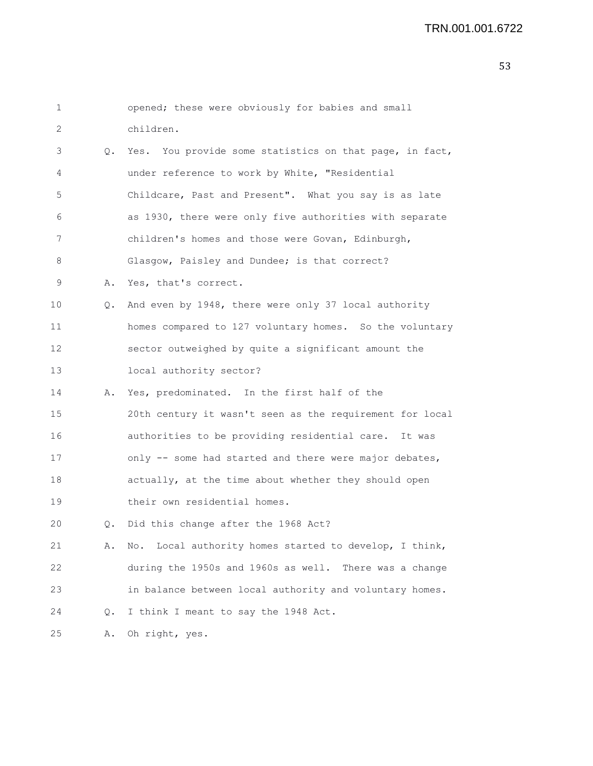opened; these were obviously for babies and small children.

Q. Yes. You provide some statistics on that page, in fact, under reference to work by White, "Residential Childcare, Past and Present". What you say is as late as 1930, there were only five authorities with separate children's homes and those were Govan, Edinburgh, Glasgow, Paisley and Dundee; is that correct?

A. Yes, that's correct.

Q. And even by 1948, there were only 37 local authority homes compared to 127 voluntary homes. So the voluntary sector outweighed by quite a significant amount the local authority sector?

A. Yes, predominated. In the first half of the 20th century it wasn't seen as the requirement for local authorities to be providing residential care. It was only -- some had started and there were major debates, actually, at the time about whether they should open their own residential homes.

Q. Did this change after the 1968 Act?

A. No. Local authority homes started to develop, I think, during the 1950s and 1960s as well. There was a change in balance between local authority and voluntary homes.

Q. I think I meant to say the 1948 Act.

A. Oh right, yes.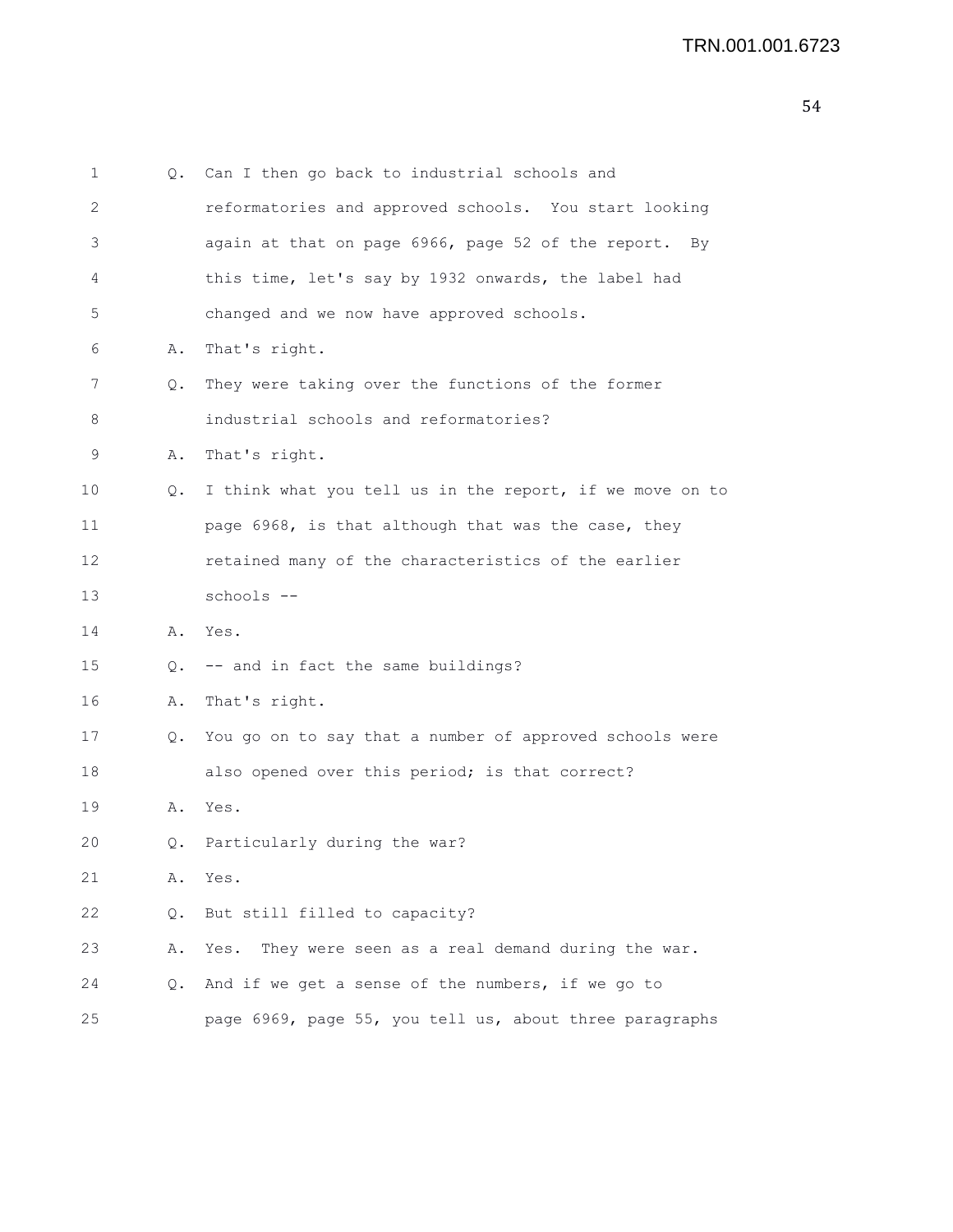Q. Can I then go back to industrial schools and reformatories and approved schools. You start looking again at that on page 6966, page 52 of the report. By this time, let's say by 1932 onwards, the label had changed and we now have approved schools.

A. That's right.

Q. They were taking over the functions of the former industrial schools and reformatories?

A. That's right.

Q. I think what you tell us in the report, if we move on to page 6968, is that although that was the case, they retained many of the characteristics of the earlier schools --

A. Yes.

Q. -- and in fact the same buildings?

A. That's right.

Q. You go on to say that a number of approved schools were also opened over this period; is that correct?

A. Yes.

Q. Particularly during the war?

A. Yes.

Q. But still filled to capacity?

A. Yes. They were seen as a real demand during the war.

Q. And if we get a sense of the numbers, if we go to page 6969, page 55, you tell us, about three paragraphs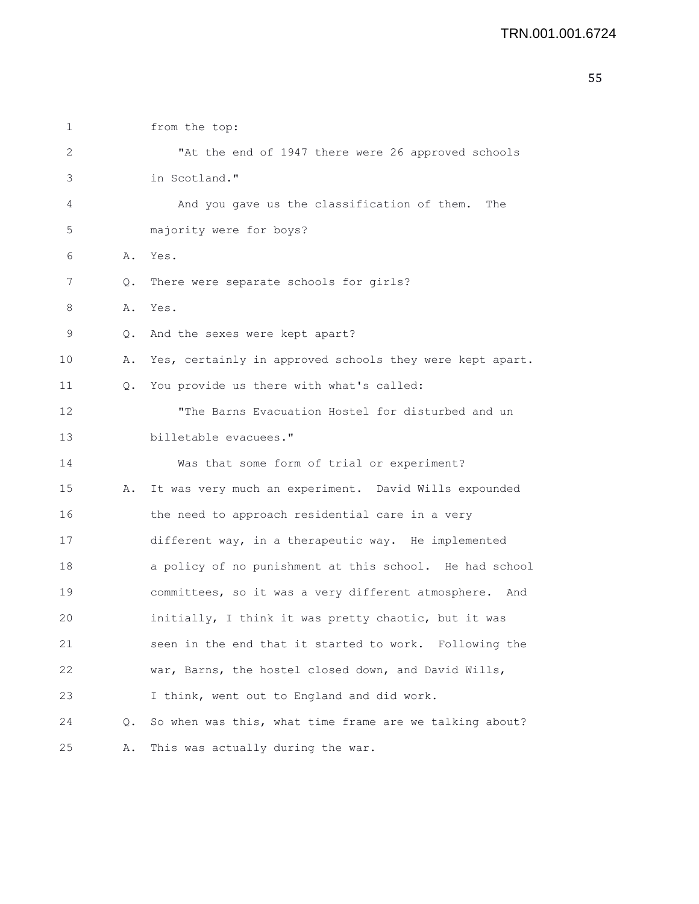from the top:

"At the end of 1947 there were 26 approved schools in Scotland."

And you gave us the classification of them. The majority were for boys?

A. Yes.

Q. There were separate schools for girls?

A. Yes.

Q. And the sexes were kept apart?

A. Yes, certainly in approved schools they were kept apart.

Q. You provide us there with what's called:

"The Barns Evacuation Hostel for disturbed and un billetable evacuees."

Was that some form of trial or experiment?

A. It was very much an experiment. David Wills expounded the need to approach residential care in a very different way, in a therapeutic way. He implemented a policy of no punishment at this school. He had school committees, so it was a very different atmosphere. And initially, I think it was pretty chaotic, but it was seen in the end that it started to work. Following the war, Barns, the hostel closed down, and David Wills, I think, went out to England and did work.

Q. So when was this, what time frame are we talking about?

A. This was actually during the war.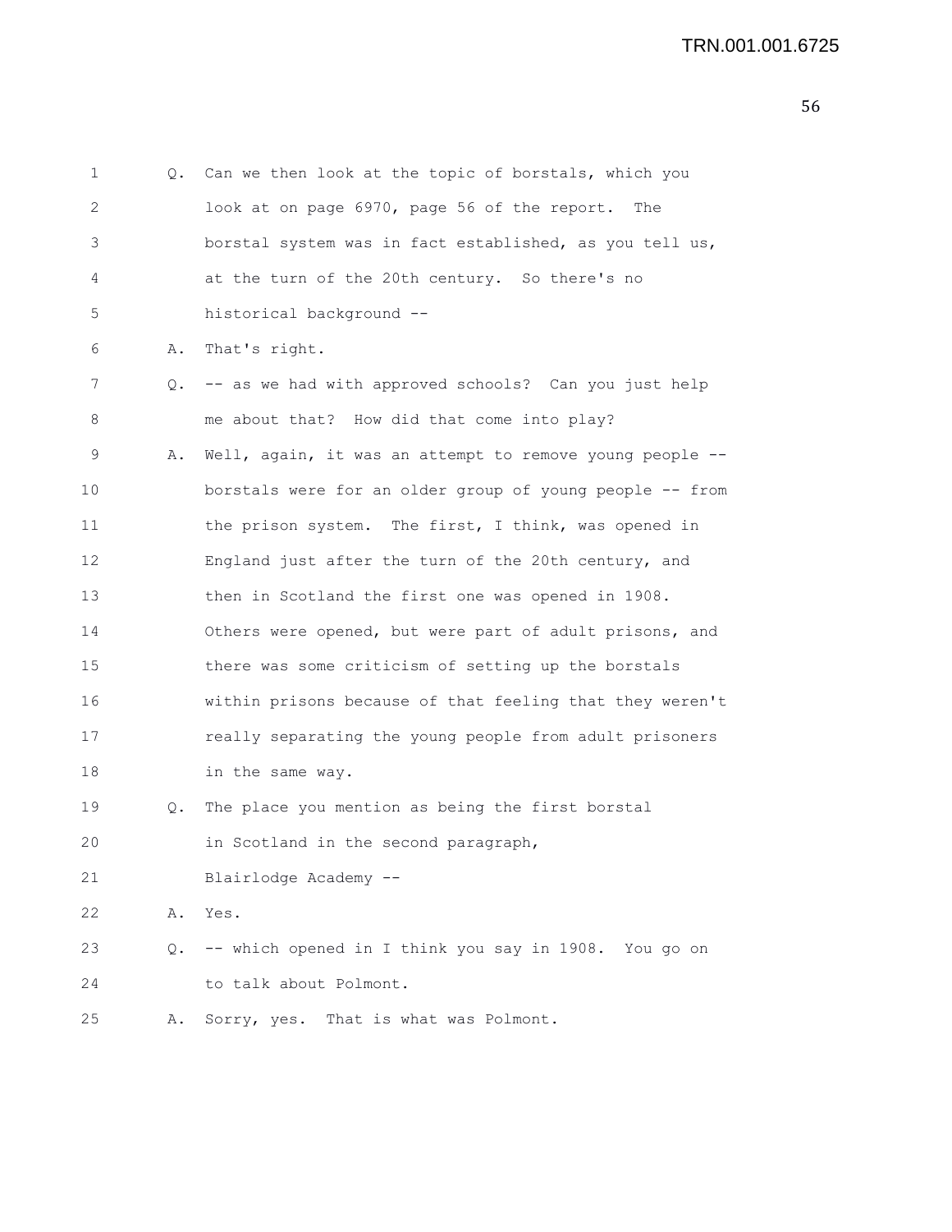1 Q. Can we then look at the topic of borstals, which you
2 look at on page 6970, page 56 of the report. The
3 borstal system was in fact established, as you tell us,
4 at the turn of the 20th century. So there's no
5 historical background --
6 A. That's right.
7 Q. -- as we had with approved schools? Can you just help
8 me about that? How did that come into play?
9 A. Well, again, it was an attempt to remove young people --
10 borstals were for an older group of young people -- from
11 the prison system. The first, I think, was opened in
12 England just after the turn of the 20th century, and
13 then in Scotland the first one was opened in 1908.
14 Others were opened, but were part of adult prisons, and
15 there was some criticism of setting up the borstals
16 within prisons because of that feeling that they weren't
17 really separating the young people from adult prisoners
18 in the same way.
19 Q. The place you mention as being the first borstal
20 in Scotland in the second paragraph,
21 Blairlodge Academy --
22 A. Yes.
23 Q. -- which opened in I think you say in 1908. You go on
24 to talk about Polmont.
25 A. Sorry, yes. That is what was Polmont.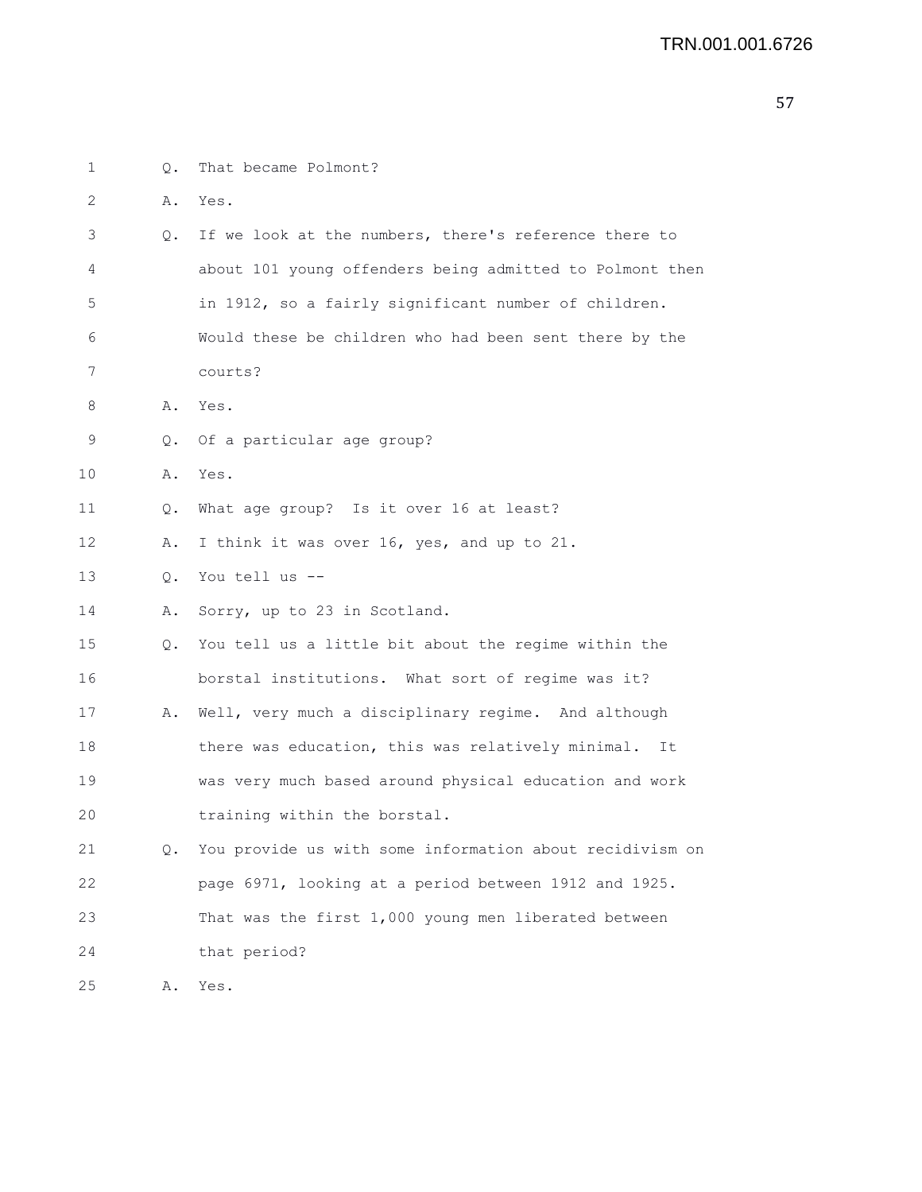1 Q. That became Polmont?

2 A. Yes.

3 Q. If we look at the numbers, there's reference there to

4 about 101 young offenders being admitted to Polmont then

5 in 1912, so a fairly significant number of children.

6 Would these be children who had been sent there by the

7 courts?

8 A. Yes.

9 Q. Of a particular age group?

10 A. Yes.

11 Q. What age group? Is it over 16 at least?

12 A. I think it was over 16, yes, and up to 21.

13 Q. You tell us --

14 A. Sorry, up to 23 in Scotland.

15 Q. You tell us a little bit about the regime within the

16 borstal institutions. What sort of regime was it?

17 A. Well, very much a disciplinary regime. And although

18 there was education, this was relatively minimal. It

19 was very much based around physical education and work

20 training within the borstal.

21 Q. You provide us with some information about recidivism on

22 page 6971, looking at a period between 1912 and 1925.

23 That was the first 1,000 young men liberated between

24 that period?

25 A. Yes.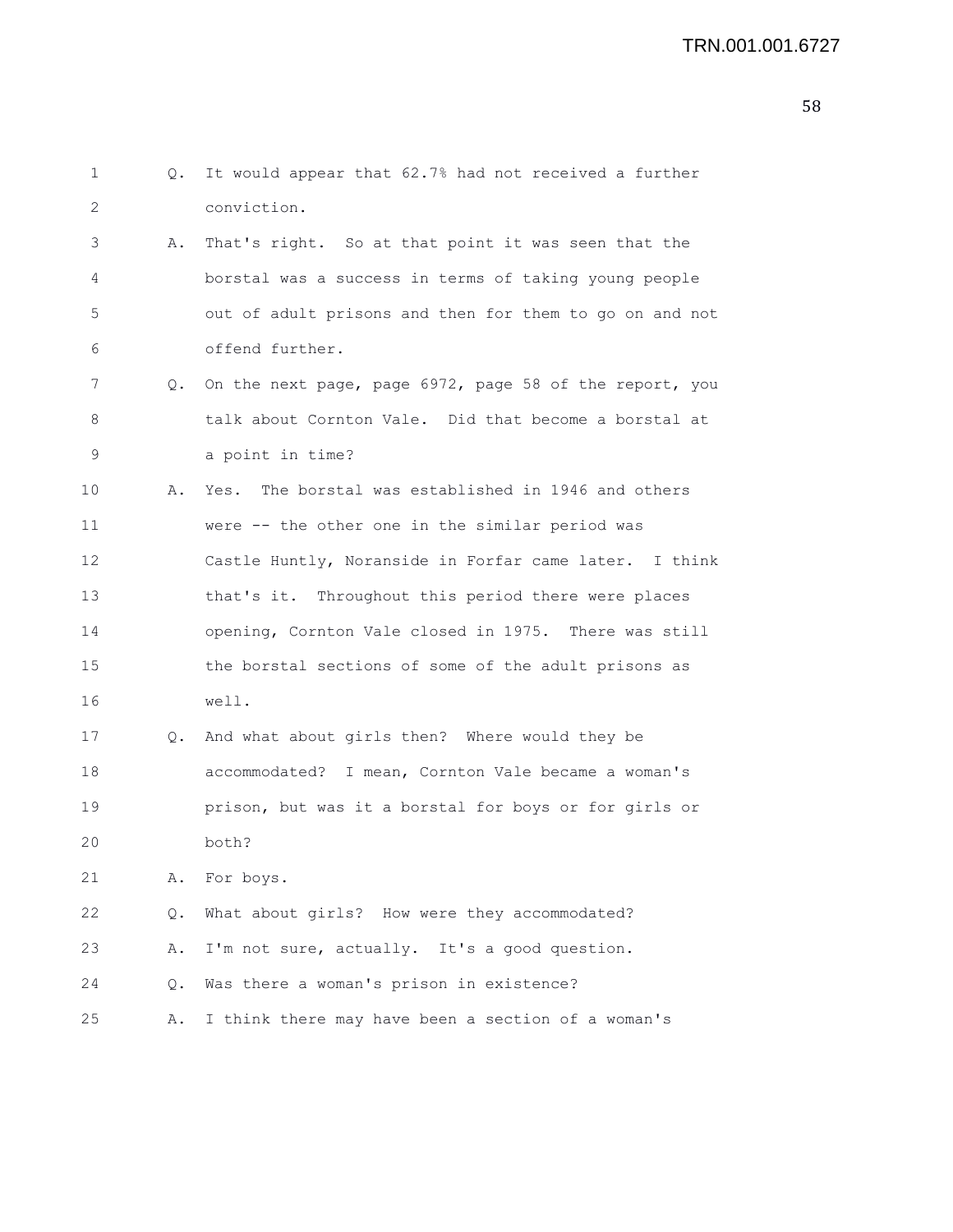1 Q. It would appear that 62.7% had not received a further
2 conviction.
3 A. That's right. So at that point it was seen that the
4 borstal was a success in terms of taking young people
5 out of adult prisons and then for them to go on and not
6 offend further.
7 Q. On the next page, page 6972, page 58 of the report, you
8 talk about Cornton Vale. Did that become a borstal at
9 a point in time?
10 A. Yes. The borstal was established in 1946 and others
11 were -- the other one in the similar period was
12 Castle Huntly, Noranside in Forfar came later. I think
13 that's it. Throughout this period there were places
14 opening, Cornton Vale closed in 1975. There was still
15 the borstal sections of some of the adult prisons as
16 well.
17 Q. And what about girls then? Where would they be
18 accommodated? I mean, Cornton Vale became a woman's
19 prison, but was it a borstal for boys or for girls or
20 both?
21 A. For boys.
22 Q. What about girls? How were they accommodated?
23 A. I'm not sure, actually. It's a good question.
24 Q. Was there a woman's prison in existence?
25 A. I think there may have been a section of a woman's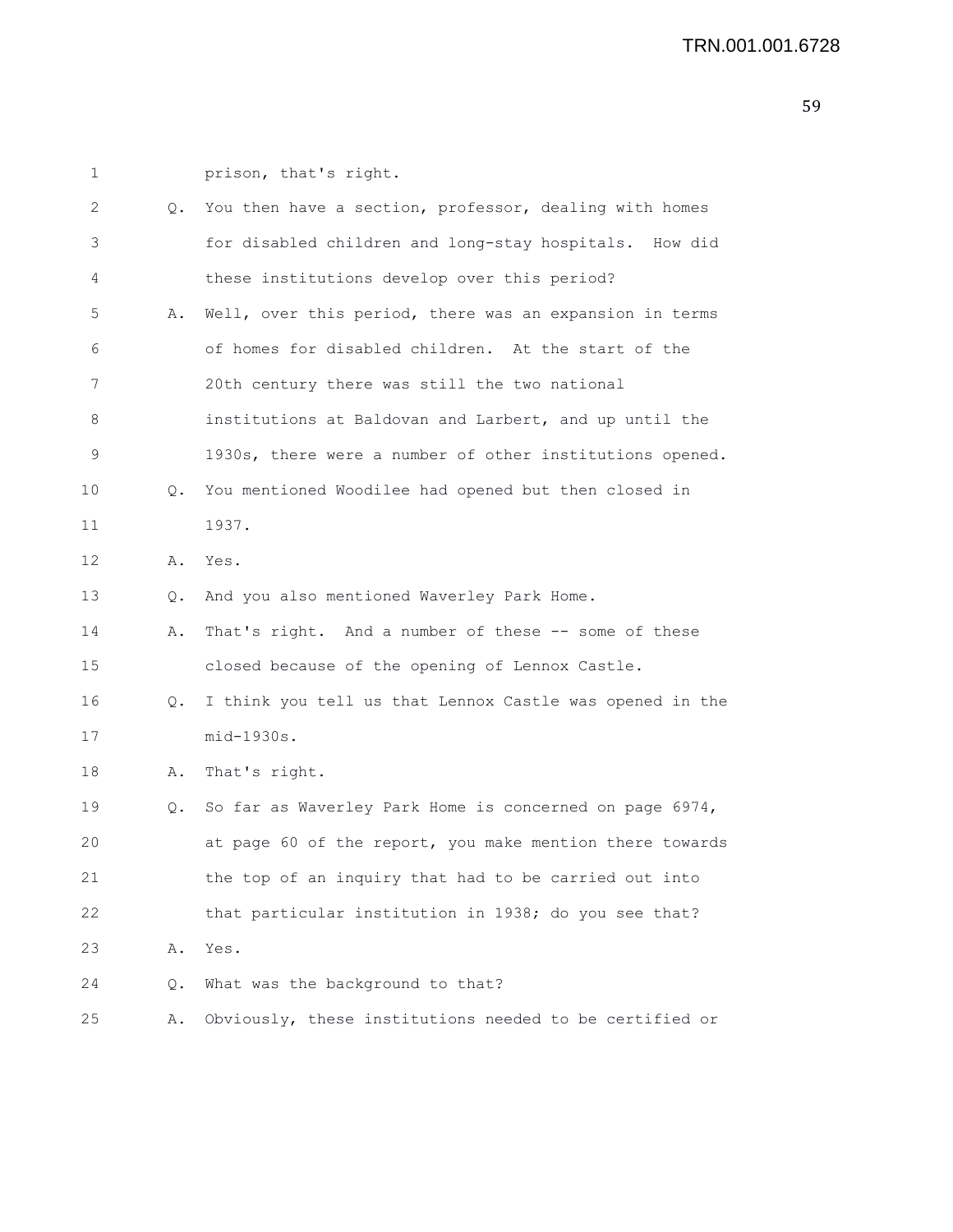1 prison, that's right.

2 Q. You then have a section, professor, dealing with homes

3 for disabled children and long-stay hospitals. How did

4 these institutions develop over this period?

5 A. Well, over this period, there was an expansion in terms

6 of homes for disabled children. At the start of the

7 20th century there was still the two national

8 institutions at Baldovan and Larbert, and up until the

9 1930s, there were a number of other institutions opened.

10 Q. You mentioned Woodilee had opened but then closed in

11 1937.

12 A. Yes.

13 Q. And you also mentioned Waverley Park Home.

14 A. That's right. And a number of these -- some of these

15 closed because of the opening of Lennox Castle.

16 Q. I think you tell us that Lennox Castle was opened in the

17 mid-1930s.

18 A. That's right.

19 Q. So far as Waverley Park Home is concerned on page 6974,

20 at page 60 of the report, you make mention there towards

21 the top of an inquiry that had to be carried out into

22 that particular institution in 1938; do you see that?

23 A. Yes.

24 Q. What was the background to that?

25 A. Obviously, these institutions needed to be certified or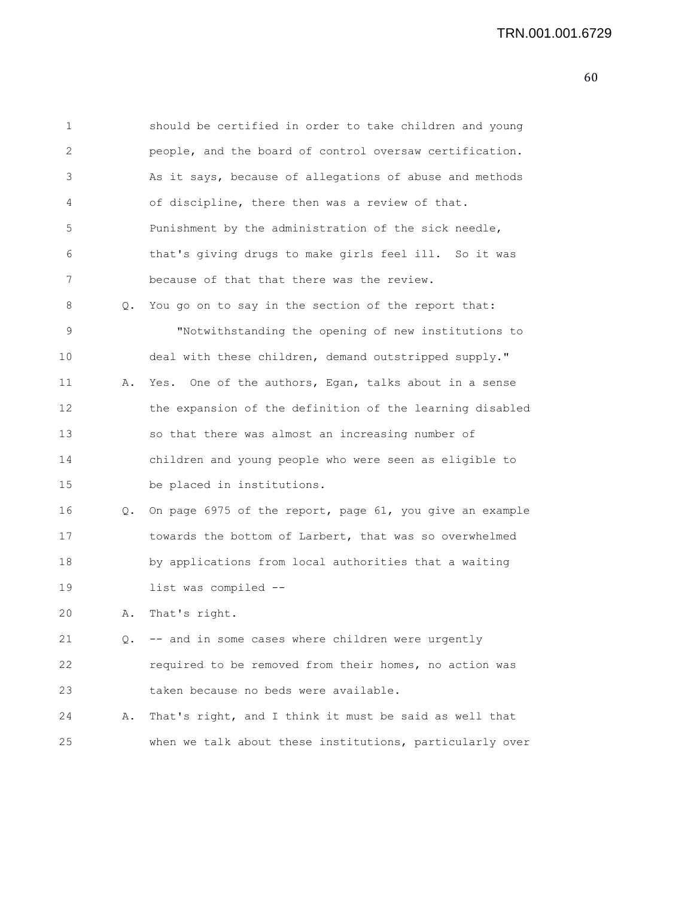should be certified in order to take children and young people, and the board of control oversaw certification. As it says, because of allegations of abuse and methods of discipline, there then was a review of that. Punishment by the administration of the sick needle, that's giving drugs to make girls feel ill. So it was because of that that there was the review.

Q. You go on to say in the section of the report that:

"Notwithstanding the opening of new institutions to deal with these children, demand outstripped supply."

A. Yes. One of the authors, Egan, talks about in a sense the expansion of the definition of the learning disabled so that there was almost an increasing number of children and young people who were seen as eligible to be placed in institutions.

Q. On page 6975 of the report, page 61, you give an example towards the bottom of Larbert, that was so overwhelmed by applications from local authorities that a waiting list was compiled --

A. That's right.

Q. -- and in some cases where children were urgently required to be removed from their homes, no action was taken because no beds were available.

A. That's right, and I think it must be said as well that when we talk about these institutions, particularly over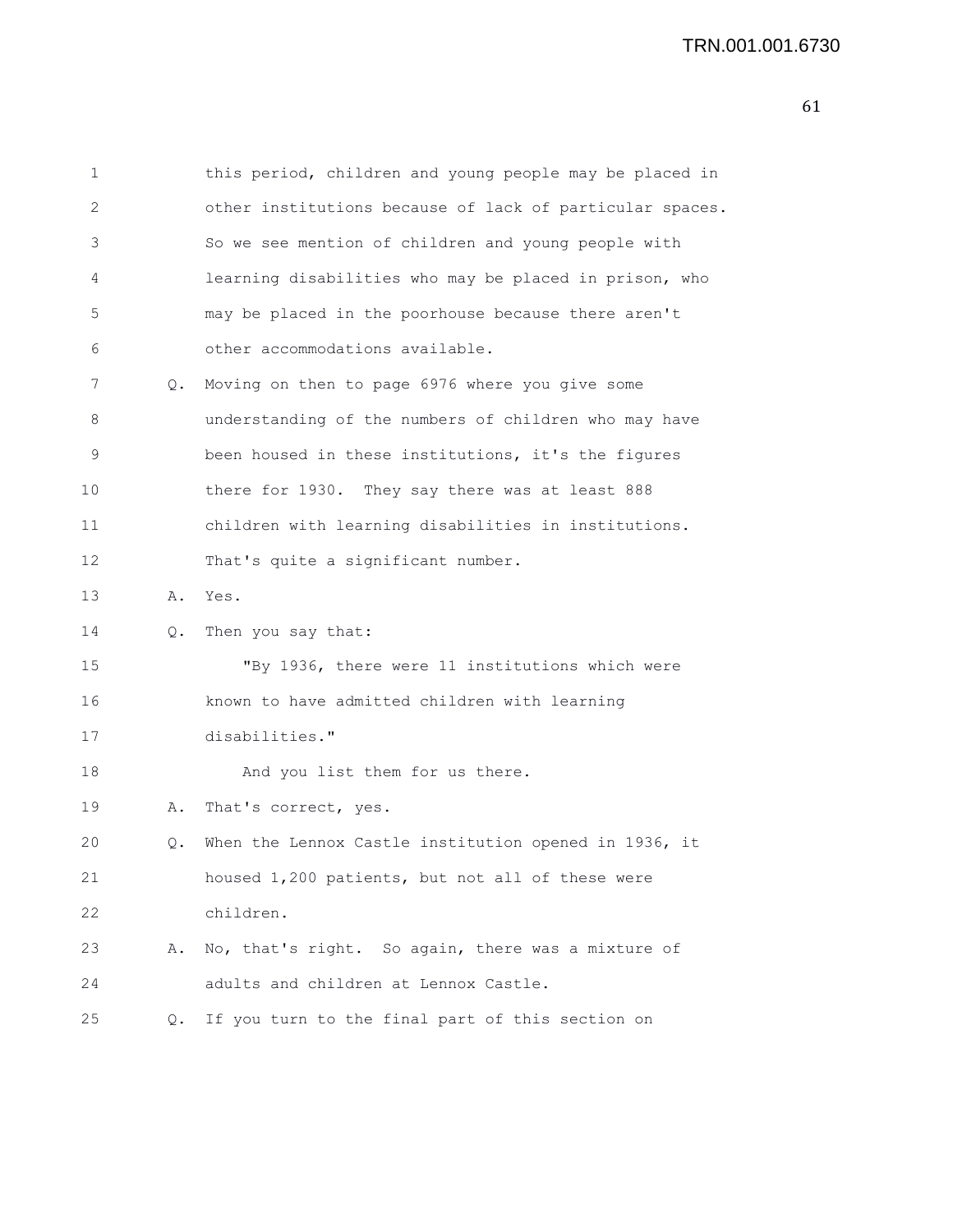1 this period, children and young people may be placed in
2 other institutions because of lack of particular spaces.
3 So we see mention of children and young people with
4 learning disabilities who may be placed in prison, who
5 may be placed in the poorhouse because there aren't
6 other accommodations available.
7 Q. Moving on then to page 6976 where you give some
8 understanding of the numbers of children who may have
9 been housed in these institutions, it's the figures
10 there for 1930. They say there was at least 888
11 children with learning disabilities in institutions.
12 That's quite a significant number.
13 A. Yes.
14 Q. Then you say that:
15 "By 1936, there were 11 institutions which were
16 known to have admitted children with learning
17 disabilities."
18 And you list them for us there.
19 A. That's correct, yes.
20 Q. When the Lennox Castle institution opened in 1936, it
21 housed 1,200 patients, but not all of these were
22 children.
23 A. No, that's right. So again, there was a mixture of
24 adults and children at Lennox Castle.
25 Q. If you turn to the final part of this section on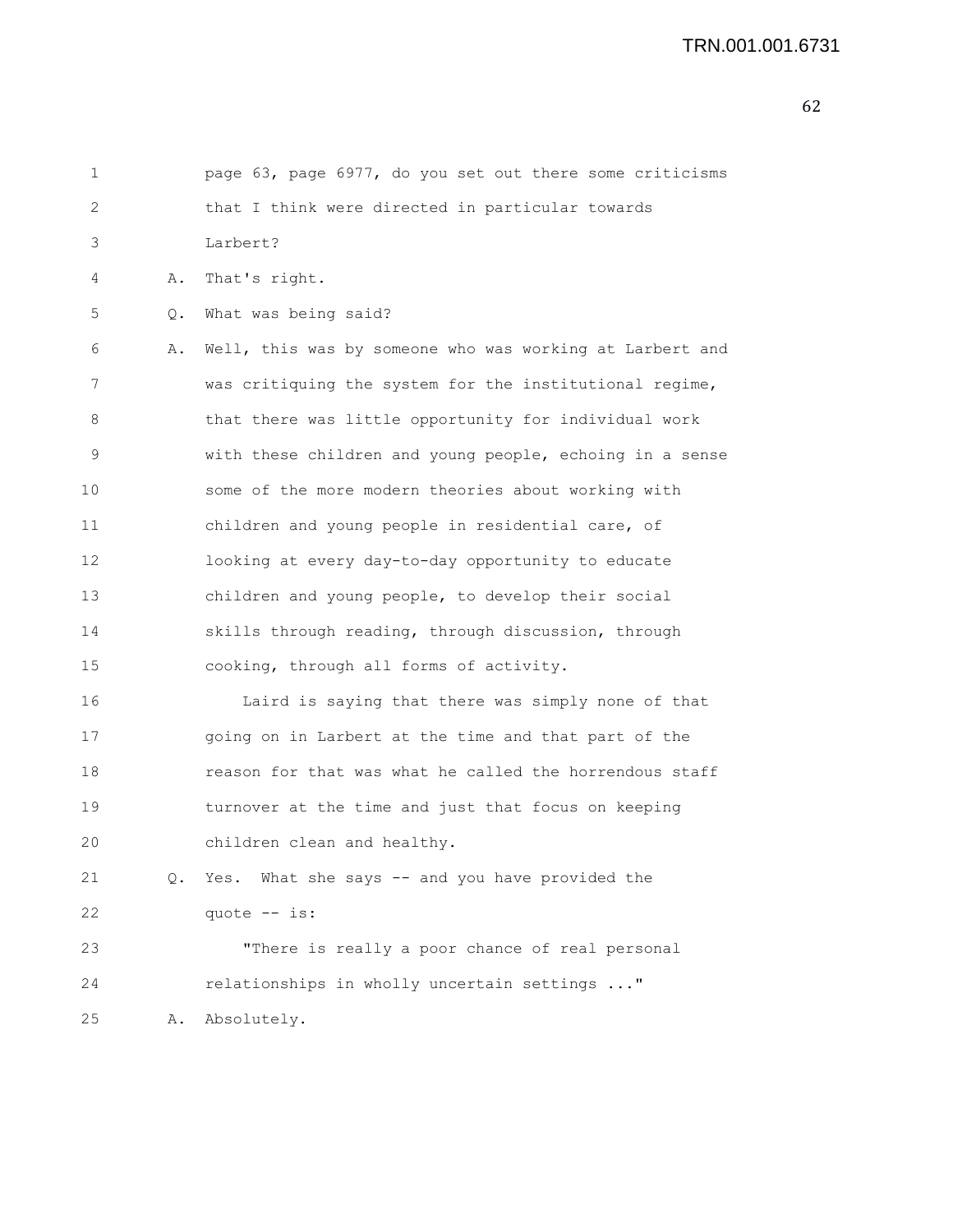1 page 63, page 6977, do you set out there some criticisms
2 that I think were directed in particular towards
3 Larbert?

4 A. That's right.

5 Q. What was being said?

6 A. Well, this was by someone who was working at Larbert and
7 was critiquing the system for the institutional regime,
8 that there was little opportunity for individual work
9 with these children and young people, echoing in a sense
10 some of the more modern theories about working with
11 children and young people in residential care, of
12 looking at every day-to-day opportunity to educate
13 children and young people, to develop their social
14 skills through reading, through discussion, through
15 cooking, through all forms of activity.

16 Laird is saying that there was simply none of that
17 going on in Larbert at the time and that part of the
18 reason for that was what he called the horrendous staff
19 turnover at the time and just that focus on keeping
20 children clean and healthy.

21 Q. Yes. What she says -- and you have provided the
22 quote -- is:

23 "There is really a poor chance of real personal
24 relationships in wholly uncertain settings ..."

25 A. Absolutely.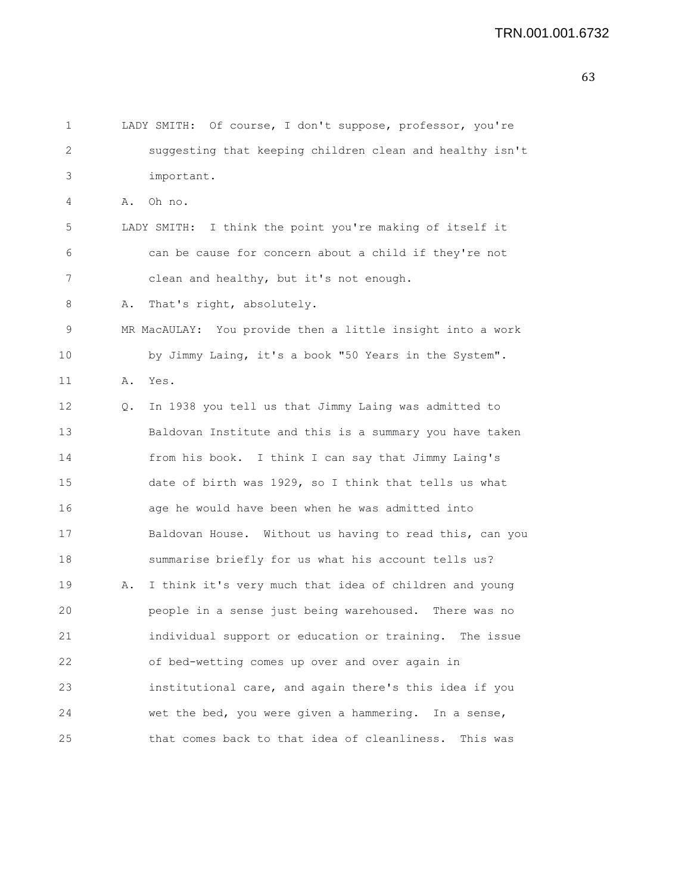LADY SMITH: Of course, I don't suppose, professor, you're suggesting that keeping children clean and healthy isn't important.

A. Oh no.

LADY SMITH: I think the point you're making of itself it can be cause for concern about a child if they're not clean and healthy, but it's not enough.

A. That's right, absolutely.

MR MacAULAY: You provide then a little insight into a work by Jimmy Laing, it's a book "50 Years in the System".

A. Yes.

Q. In 1938 you tell us that Jimmy Laing was admitted to Baldovan Institute and this is a summary you have taken from his book. I think I can say that Jimmy Laing's date of birth was 1929, so I think that tells us what age he would have been when he was admitted into Baldovan House. Without us having to read this, can you summarise briefly for us what his account tells us?

A. I think it's very much that idea of children and young people in a sense just being warehoused. There was no individual support or education or training. The issue of bed-wetting comes up over and over again in institutional care, and again there's this idea if you wet the bed, you were given a hammering. In a sense, that comes back to that idea of cleanliness. This was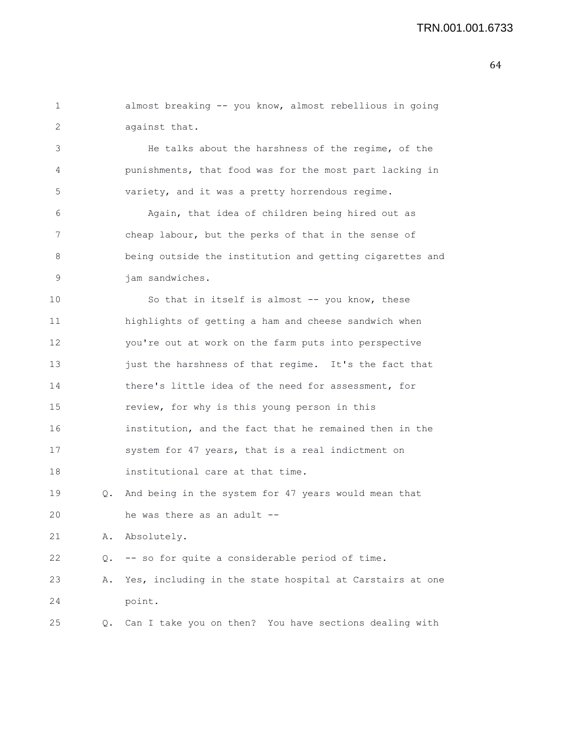almost breaking -- you know, almost rebellious in going against that.

He talks about the harshness of the regime, of the punishments, that food was for the most part lacking in variety, and it was a pretty horrendous regime.

Again, that idea of children being hired out as cheap labour, but the perks of that in the sense of being outside the institution and getting cigarettes and jam sandwiches.

So that in itself is almost -- you know, these highlights of getting a ham and cheese sandwich when you're out at work on the farm puts into perspective just the harshness of that regime. It's the fact that there's little idea of the need for assessment, for review, for why is this young person in this institution, and the fact that he remained then in the system for 47 years, that is a real indictment on institutional care at that time.

Q. And being in the system for 47 years would mean that he was there as an adult --

A. Absolutely.

Q. -- so for quite a considerable period of time.

A. Yes, including in the state hospital at Carstairs at one point.

Q. Can I take you on then? You have sections dealing with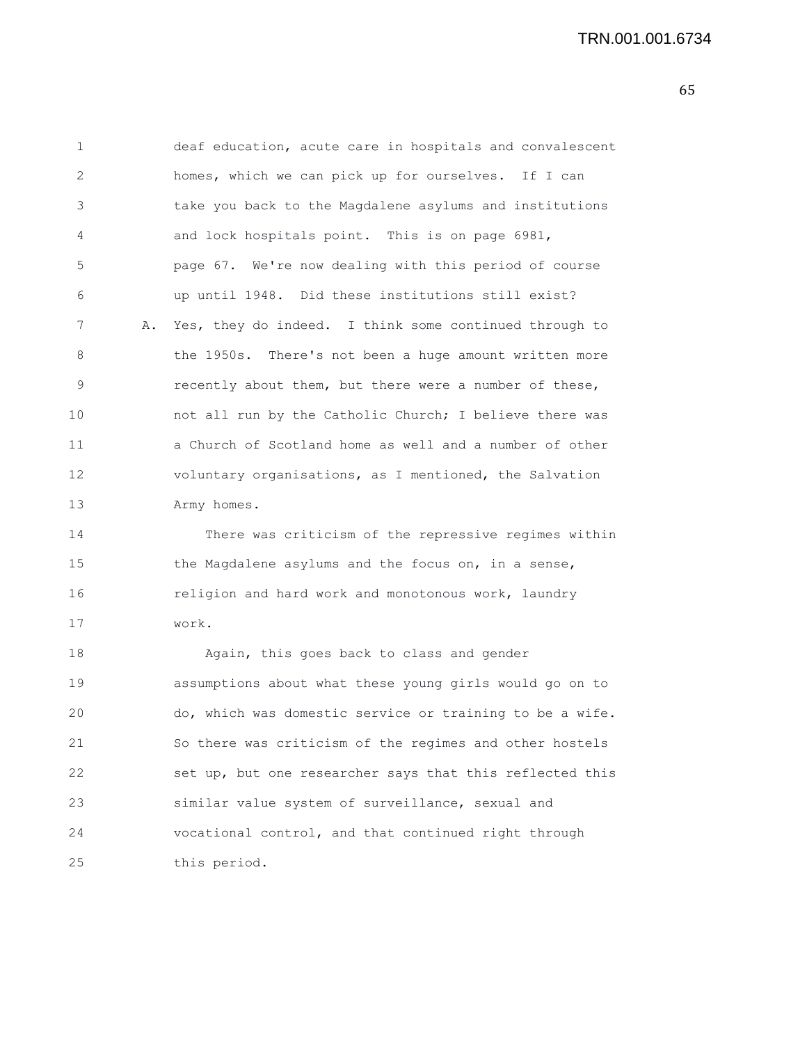deaf education, acute care in hospitals and convalescent homes, which we can pick up for ourselves. If I can take you back to the Magdalene asylums and institutions and lock hospitals point. This is on page 6981, page 67. We're now dealing with this period of course up until 1948. Did these institutions still exist?

A. Yes, they do indeed. I think some continued through to the 1950s. There's not been a huge amount written more recently about them, but there were a number of these, not all run by the Catholic Church; I believe there was a Church of Scotland home as well and a number of other voluntary organisations, as I mentioned, the Salvation Army homes.

There was criticism of the repressive regimes within the Magdalene asylums and the focus on, in a sense, religion and hard work and monotonous work, laundry work.

Again, this goes back to class and gender assumptions about what these young girls would go on to do, which was domestic service or training to be a wife. So there was criticism of the regimes and other hostels set up, but one researcher says that this reflected this similar value system of surveillance, sexual and vocational control, and that continued right through this period.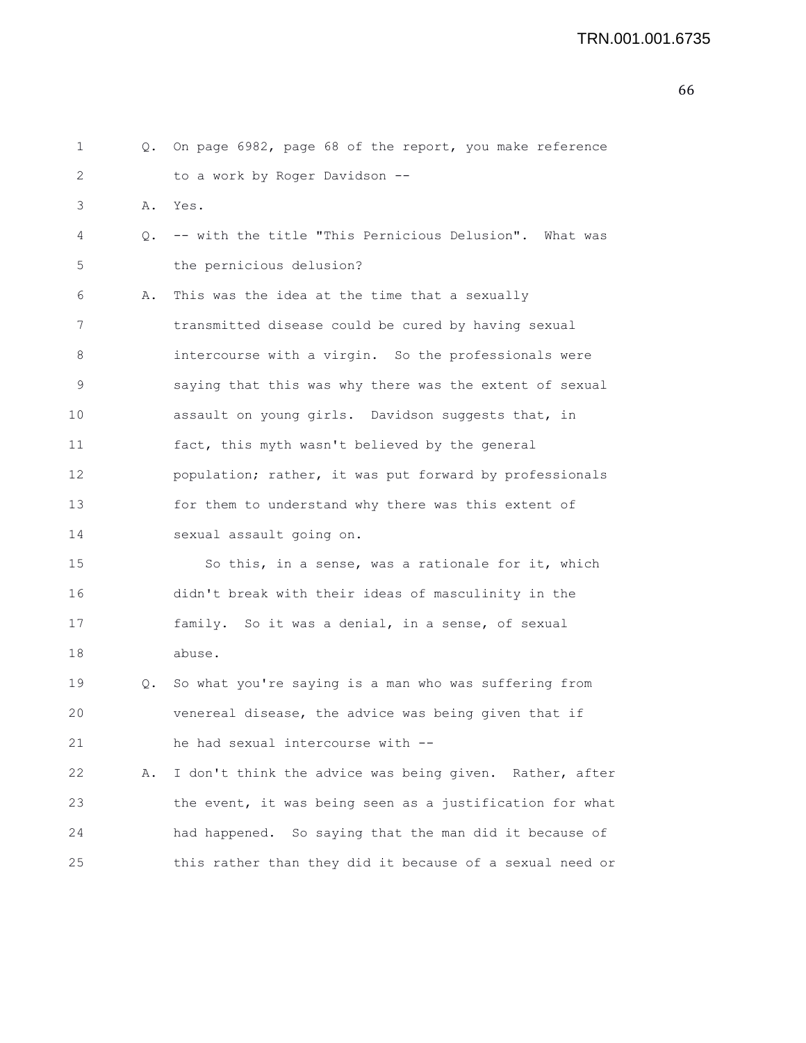Q. On page 6982, page 68 of the report, you make reference to a work by Roger Davidson --

A. Yes.

Q. -- with the title "This Pernicious Delusion". What was the pernicious delusion?

A. This was the idea at the time that a sexually transmitted disease could be cured by having sexual intercourse with a virgin. So the professionals were saying that this was why there was the extent of sexual assault on young girls. Davidson suggests that, in fact, this myth wasn't believed by the general population; rather, it was put forward by professionals for them to understand why there was this extent of sexual assault going on.

So this, in a sense, was a rationale for it, which didn't break with their ideas of masculinity in the family. So it was a denial, in a sense, of sexual abuse.

Q. So what you're saying is a man who was suffering from venereal disease, the advice was being given that if he had sexual intercourse with --

A. I don't think the advice was being given. Rather, after the event, it was being seen as a justification for what had happened. So saying that the man did it because of this rather than they did it because of a sexual need or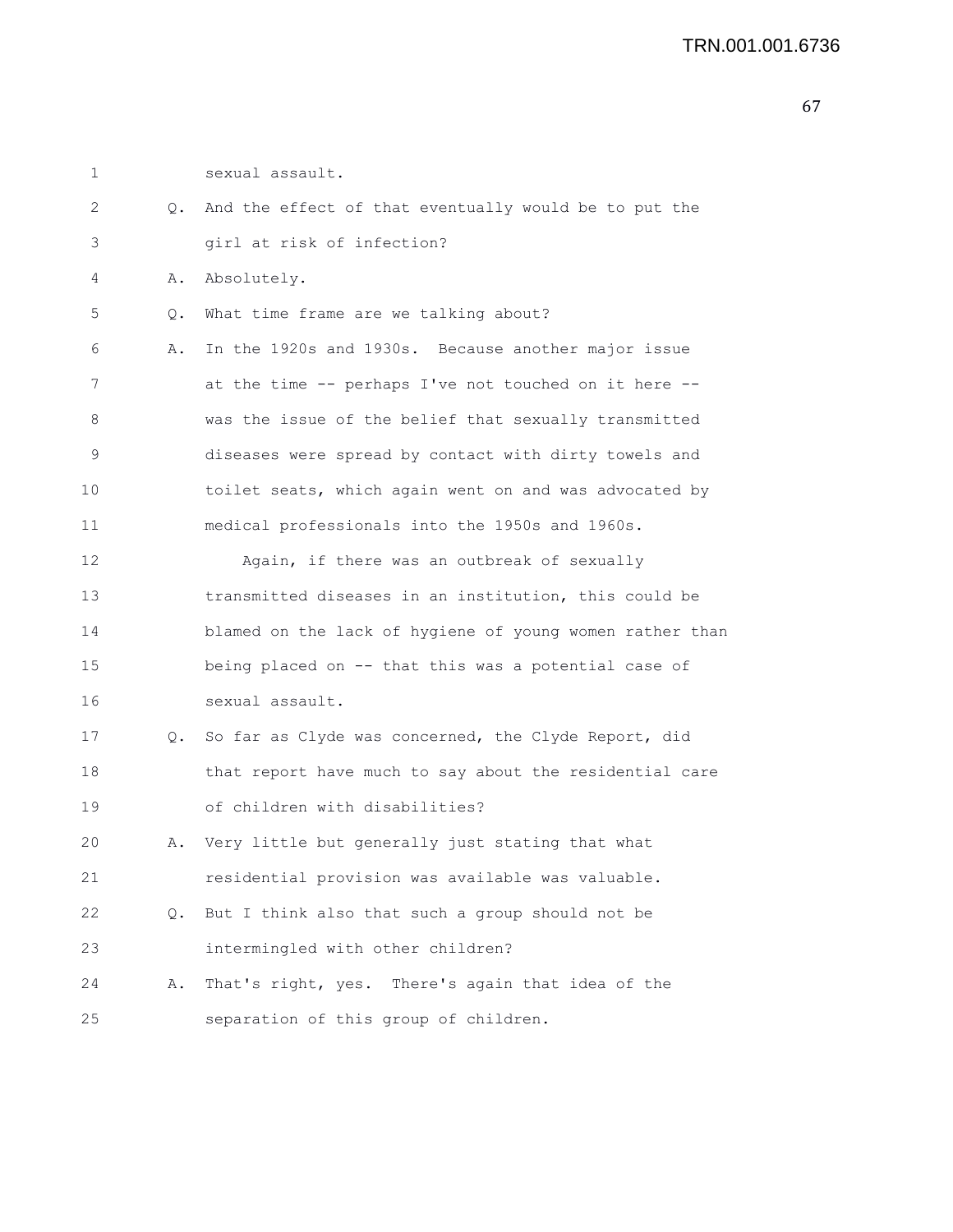sexual assault.

Q. And the effect of that eventually would be to put the girl at risk of infection?

A. Absolutely.

Q. What time frame are we talking about?

A. In the 1920s and 1930s. Because another major issue at the time -- perhaps I've not touched on it here -- was the issue of the belief that sexually transmitted diseases were spread by contact with dirty towels and toilet seats, which again went on and was advocated by medical professionals into the 1950s and 1960s.

Again, if there was an outbreak of sexually transmitted diseases in an institution, this could be blamed on the lack of hygiene of young women rather than being placed on -- that this was a potential case of sexual assault.

Q. So far as Clyde was concerned, the Clyde Report, did that report have much to say about the residential care of children with disabilities?

A. Very little but generally just stating that what residential provision was available was valuable.

Q. But I think also that such a group should not be intermingled with other children?

A. That's right, yes. There's again that idea of the separation of this group of children.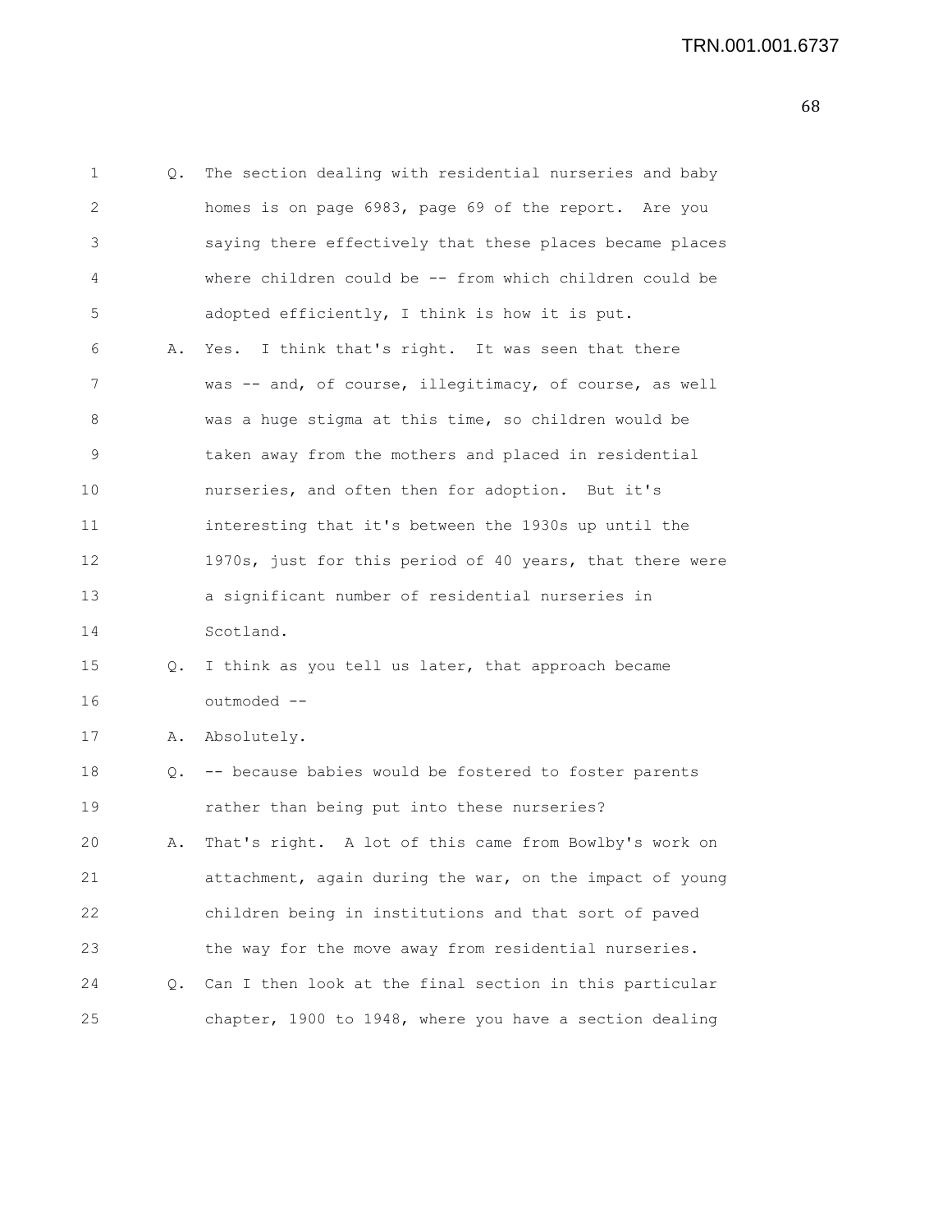Q. The section dealing with residential nurseries and baby homes is on page 6983, page 69 of the report. Are you saying there effectively that these places became places where children could be -- from which children could be adopted efficiently, I think is how it is put.

A. Yes. I think that's right. It was seen that there was -- and, of course, illegitimacy, of course, as well was a huge stigma at this time, so children would be taken away from the mothers and placed in residential nurseries, and often then for adoption. But it's interesting that it's between the 1930s up until the 1970s, just for this period of 40 years, that there were a significant number of residential nurseries in Scotland.

Q. I think as you tell us later, that approach became outmoded --

A. Absolutely.

Q. -- because babies would be fostered to foster parents rather than being put into these nurseries?

A. That's right. A lot of this came from Bowlby's work on attachment, again during the war, on the impact of young children being in institutions and that sort of paved the way for the move away from residential nurseries.

Q. Can I then look at the final section in this particular chapter, 1900 to 1948, where you have a section dealing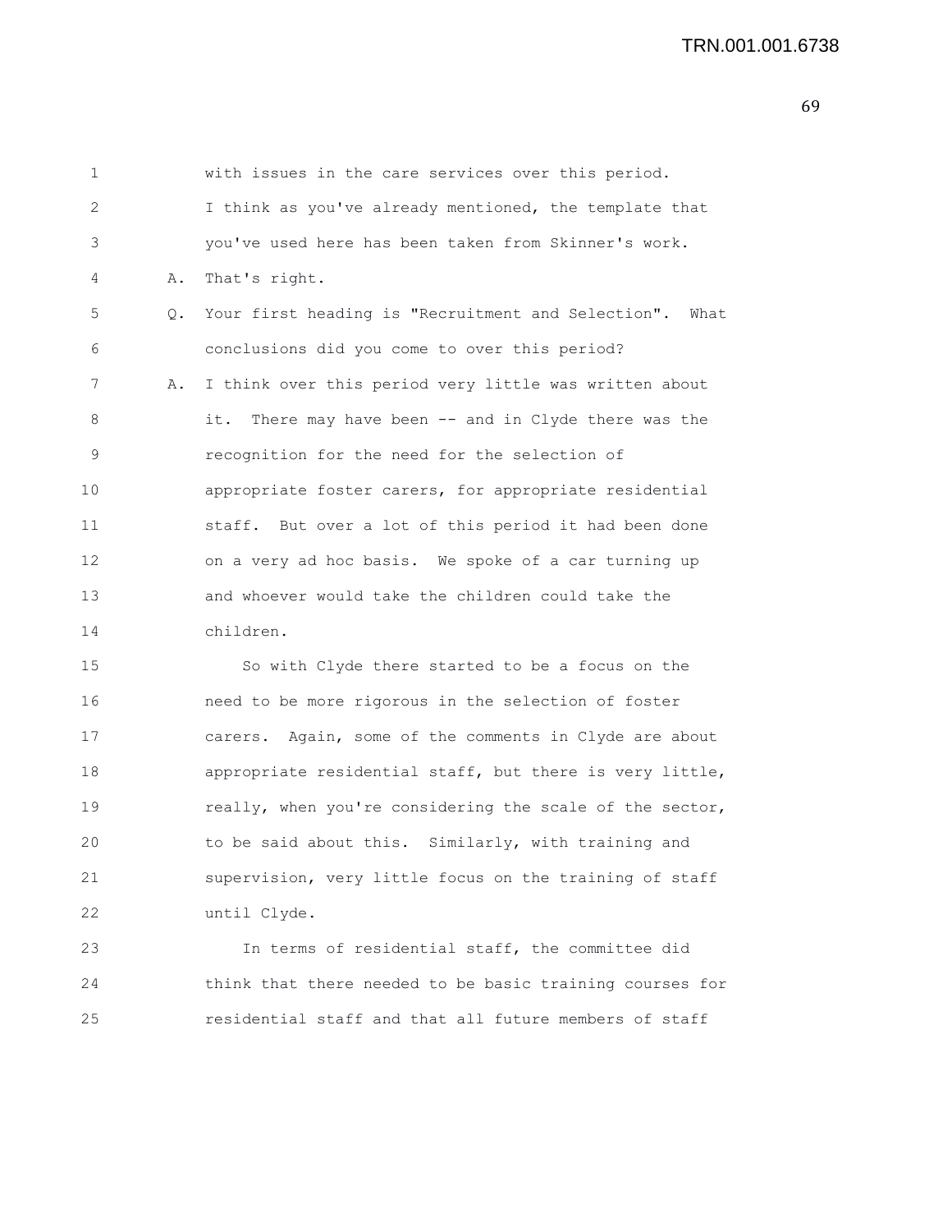with issues in the care services over this period.
I think as you've already mentioned, the template that you've used here has been taken from Skinner's work.

A. That's right.

Q. Your first heading is "Recruitment and Selection". What conclusions did you come to over this period?

A. I think over this period very little was written about it. There may have been -- and in Clyde there was the recognition for the need for the selection of appropriate foster carers, for appropriate residential staff. But over a lot of this period it had been done on a very ad hoc basis. We spoke of a car turning up and whoever would take the children could take the children.

So with Clyde there started to be a focus on the need to be more rigorous in the selection of foster carers. Again, some of the comments in Clyde are about appropriate residential staff, but there is very little, really, when you're considering the scale of the sector, to be said about this. Similarly, with training and supervision, very little focus on the training of staff until Clyde.

In terms of residential staff, the committee did think that there needed to be basic training courses for residential staff and that all future members of staff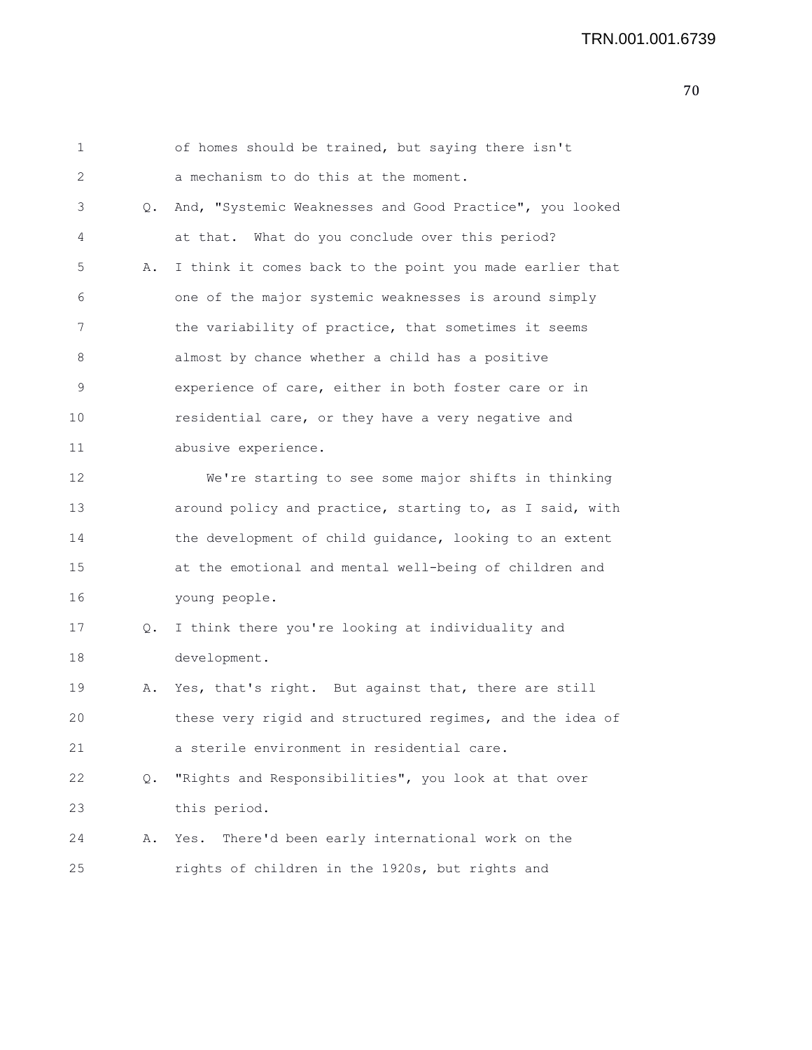of homes should be trained, but saying there isn't a mechanism to do this at the moment.

Q. And, "Systemic Weaknesses and Good Practice", you looked at that. What do you conclude over this period?

A. I think it comes back to the point you made earlier that one of the major systemic weaknesses is around simply the variability of practice, that sometimes it seems almost by chance whether a child has a positive experience of care, either in both foster care or in residential care, or they have a very negative and abusive experience.

We're starting to see some major shifts in thinking around policy and practice, starting to, as I said, with the development of child guidance, looking to an extent at the emotional and mental well-being of children and young people.

Q. I think there you're looking at individuality and development.

A. Yes, that's right. But against that, there are still these very rigid and structured regimes, and the idea of a sterile environment in residential care.

Q. "Rights and Responsibilities", you look at that over this period.

A. Yes. There'd been early international work on the rights of children in the 1920s, but rights and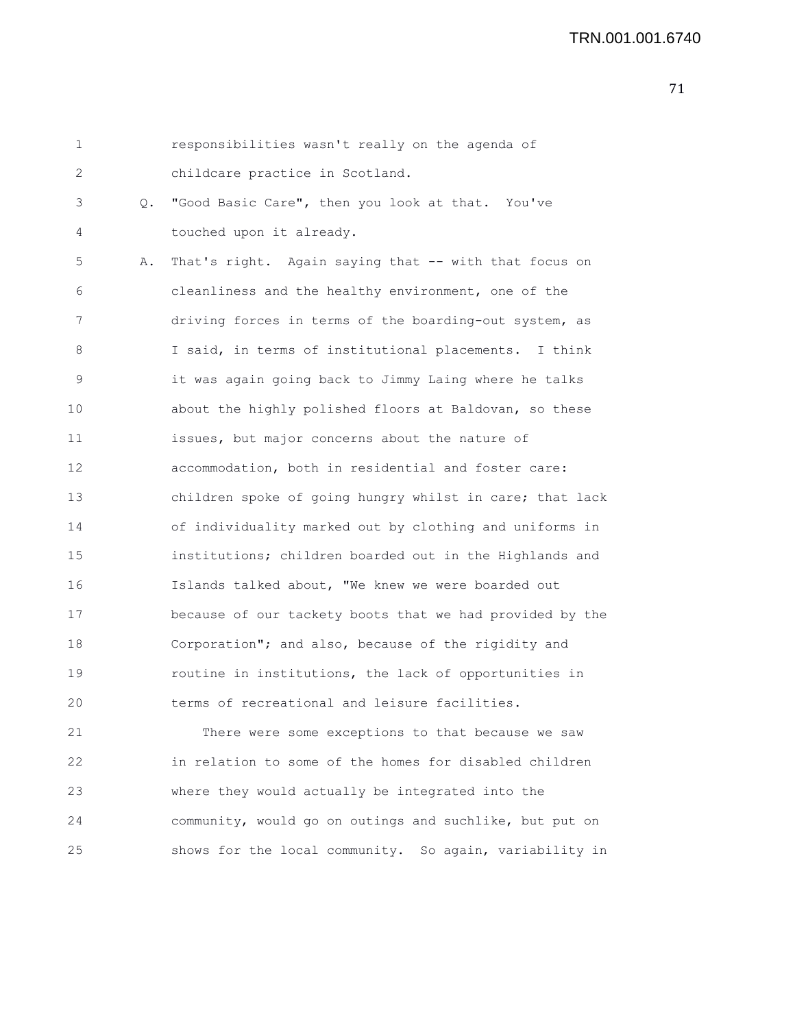responsibilities wasn't really on the agenda of childcare practice in Scotland.

Q. "Good Basic Care", then you look at that. You've touched upon it already.

A. That's right. Again saying that -- with that focus on cleanliness and the healthy environment, one of the driving forces in terms of the boarding-out system, as I said, in terms of institutional placements. I think it was again going back to Jimmy Laing where he talks about the highly polished floors at Baldovan, so these issues, but major concerns about the nature of accommodation, both in residential and foster care: children spoke of going hungry whilst in care; that lack of individuality marked out by clothing and uniforms in institutions; children boarded out in the Highlands and Islands talked about, "We knew we were boarded out because of our tackety boots that we had provided by the Corporation"; and also, because of the rigidity and routine in institutions, the lack of opportunities in terms of recreational and leisure facilities.

There were some exceptions to that because we saw in relation to some of the homes for disabled children where they would actually be integrated into the community, would go on outings and suchlike, but put on shows for the local community. So again, variability in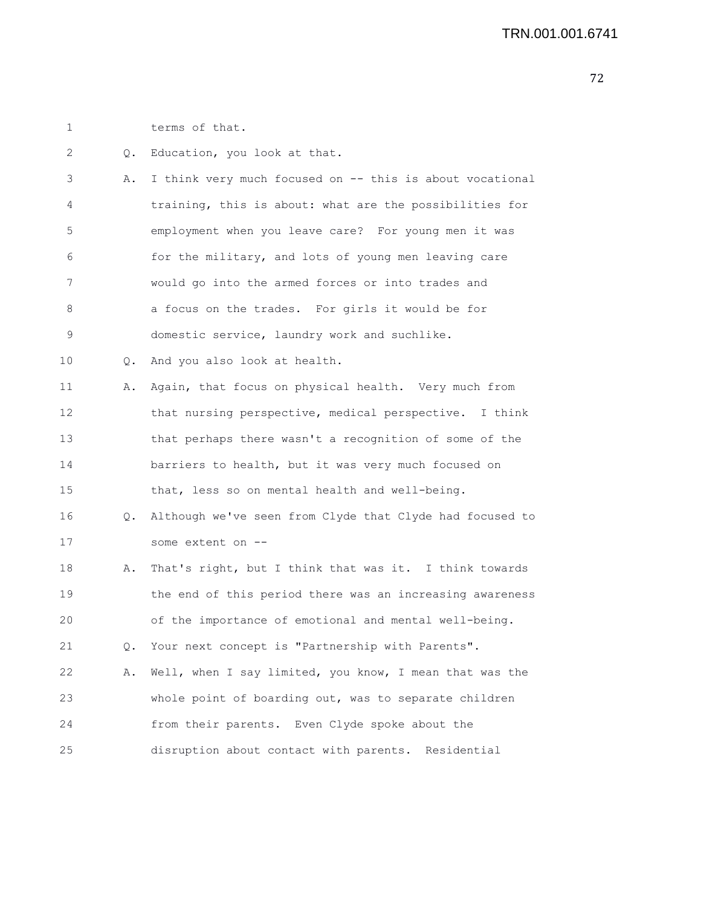1 terms of that.

2 Q. Education, you look at that.

3 A. I think very much focused on -- this is about vocational

4 training, this is about: what are the possibilities for

5 employment when you leave care? For young men it was

6 for the military, and lots of young men leaving care

7 would go into the armed forces or into trades and

8 a focus on the trades. For girls it would be for

9 domestic service, laundry work and suchlike.

10 Q. And you also look at health.

11 A. Again, that focus on physical health. Very much from

12 that nursing perspective, medical perspective. I think

13 that perhaps there wasn't a recognition of some of the

14 barriers to health, but it was very much focused on

15 that, less so on mental health and well-being.

16 Q. Although we've seen from Clyde that Clyde had focused to

17 some extent on --

18 A. That's right, but I think that was it. I think towards

19 the end of this period there was an increasing awareness

20 of the importance of emotional and mental well-being.

21 Q. Your next concept is "Partnership with Parents".

22 A. Well, when I say limited, you know, I mean that was the

23 whole point of boarding out, was to separate children

24 from their parents. Even Clyde spoke about the

25 disruption about contact with parents. Residential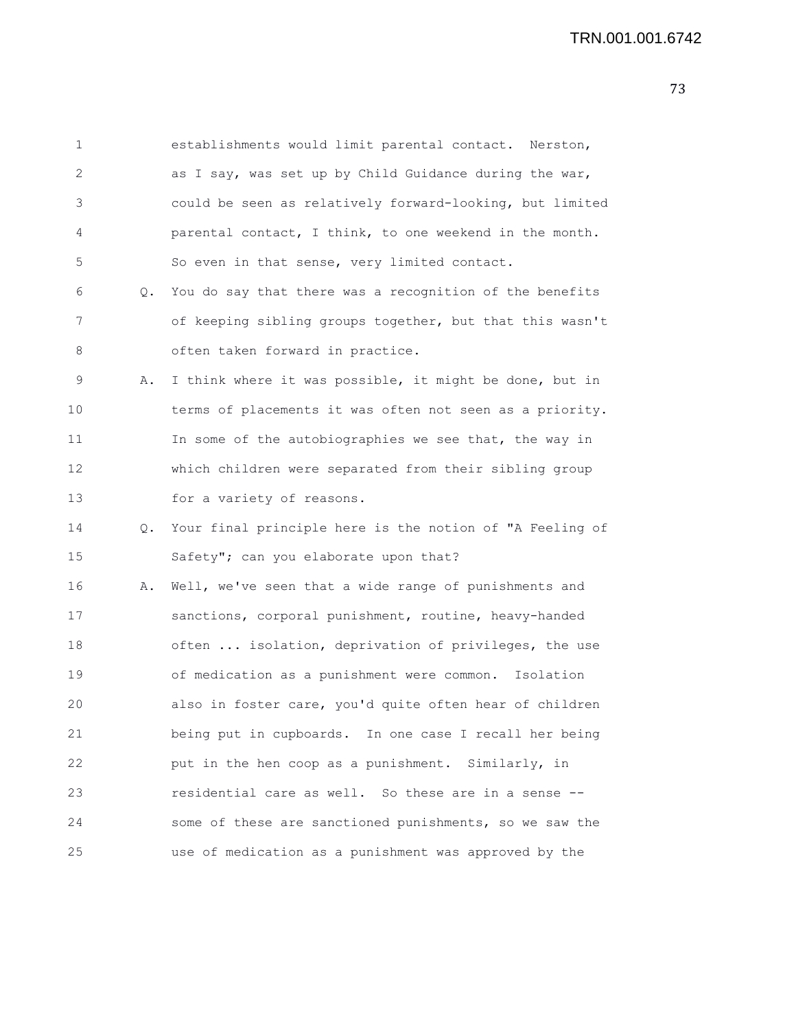establishments would limit parental contact. Nerston, as I say, was set up by Child Guidance during the war, could be seen as relatively forward-looking, but limited parental contact, I think, to one weekend in the month. So even in that sense, very limited contact.

Q. You do say that there was a recognition of the benefits of keeping sibling groups together, but that this wasn't often taken forward in practice.

A. I think where it was possible, it might be done, but in terms of placements it was often not seen as a priority. In some of the autobiographies we see that, the way in which children were separated from their sibling group for a variety of reasons.

Q. Your final principle here is the notion of "A Feeling of Safety"; can you elaborate upon that?

A. Well, we've seen that a wide range of punishments and sanctions, corporal punishment, routine, heavy-handed often ... isolation, deprivation of privileges, the use of medication as a punishment were common. Isolation also in foster care, you'd quite often hear of children being put in cupboards. In one case I recall her being put in the hen coop as a punishment. Similarly, in residential care as well. So these are in a sense -- some of these are sanctioned punishments, so we saw the use of medication as a punishment was approved by the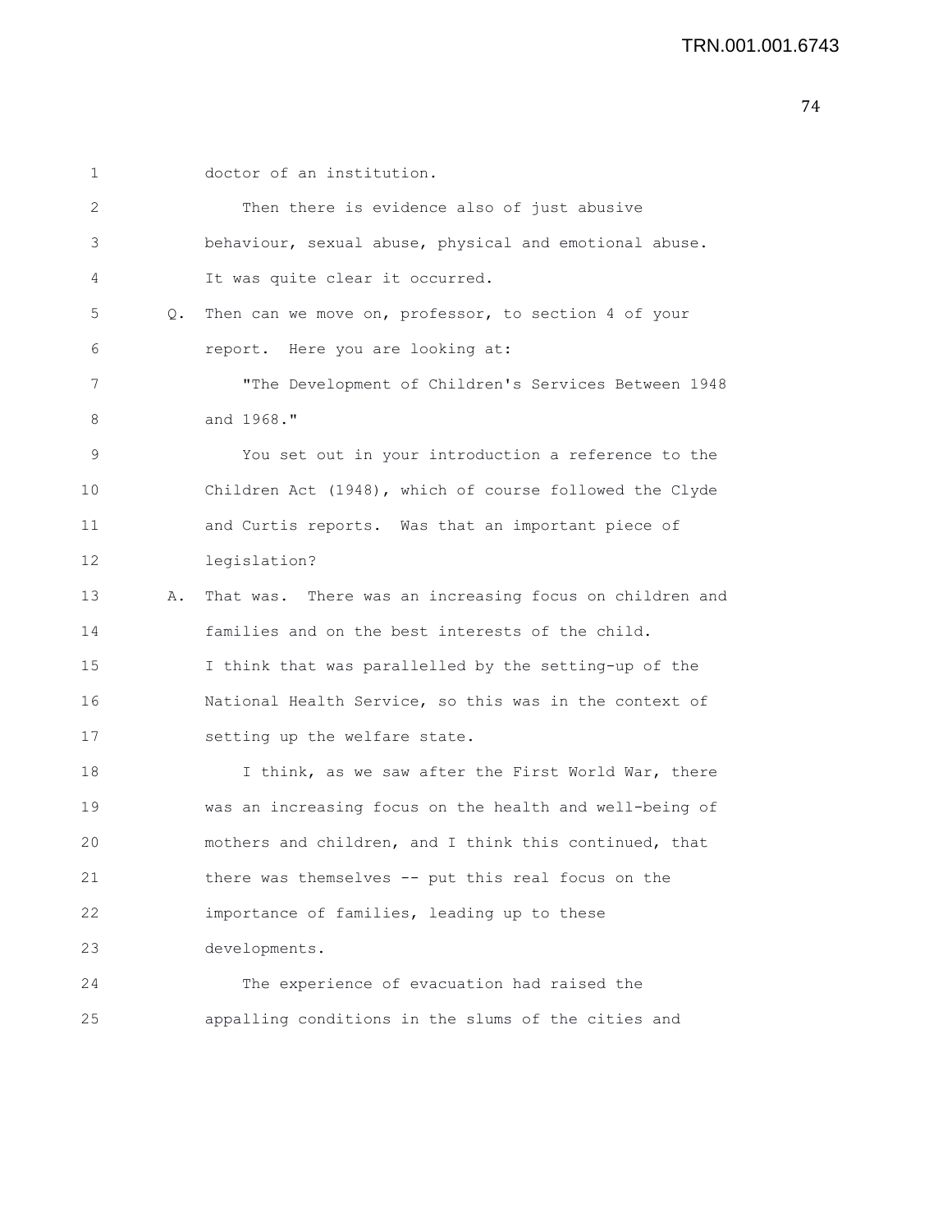doctor of an institution.

Then there is evidence also of just abusive behaviour, sexual abuse, physical and emotional abuse. It was quite clear it occurred.

Q. Then can we move on, professor, to section 4 of your report. Here you are looking at:

"The Development of Children's Services Between 1948 and 1968."

You set out in your introduction a reference to the Children Act (1948), which of course followed the Clyde and Curtis reports. Was that an important piece of legislation?

A. That was. There was an increasing focus on children and families and on the best interests of the child. I think that was parallelled by the setting-up of the National Health Service, so this was in the context of setting up the welfare state.

I think, as we saw after the First World War, there was an increasing focus on the health and well-being of mothers and children, and I think this continued, that there was themselves -- put this real focus on the importance of families, leading up to these developments.

The experience of evacuation had raised the appalling conditions in the slums of the cities and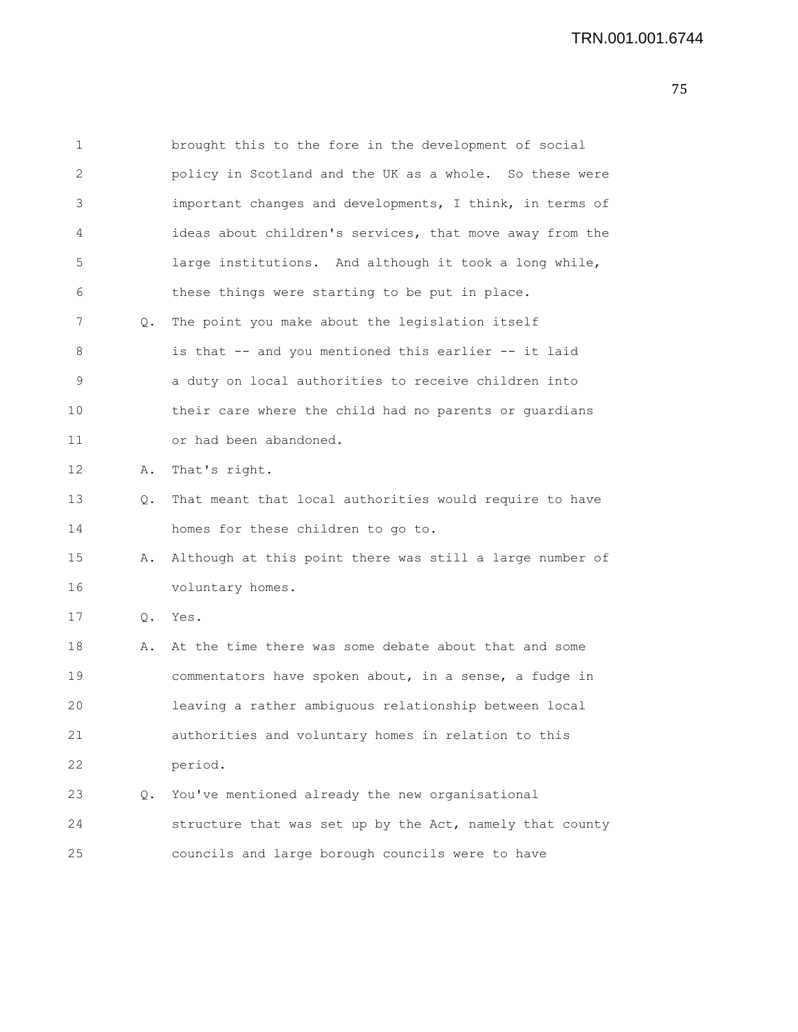brought this to the fore in the development of social policy in Scotland and the UK as a whole. So these were important changes and developments, I think, in terms of ideas about children's services, that move away from the large institutions. And although it took a long while, these things were starting to be put in place.

Q. The point you make about the legislation itself is that -- and you mentioned this earlier -- it laid a duty on local authorities to receive children into their care where the child had no parents or guardians or had been abandoned.

A. That's right.

Q. That meant that local authorities would require to have homes for these children to go to.

A. Although at this point there was still a large number of voluntary homes.

Q. Yes.

A. At the time there was some debate about that and some commentators have spoken about, in a sense, a fudge in leaving a rather ambiguous relationship between local authorities and voluntary homes in relation to this period.

Q. You've mentioned already the new organisational structure that was set up by the Act, namely that county councils and large borough councils were to have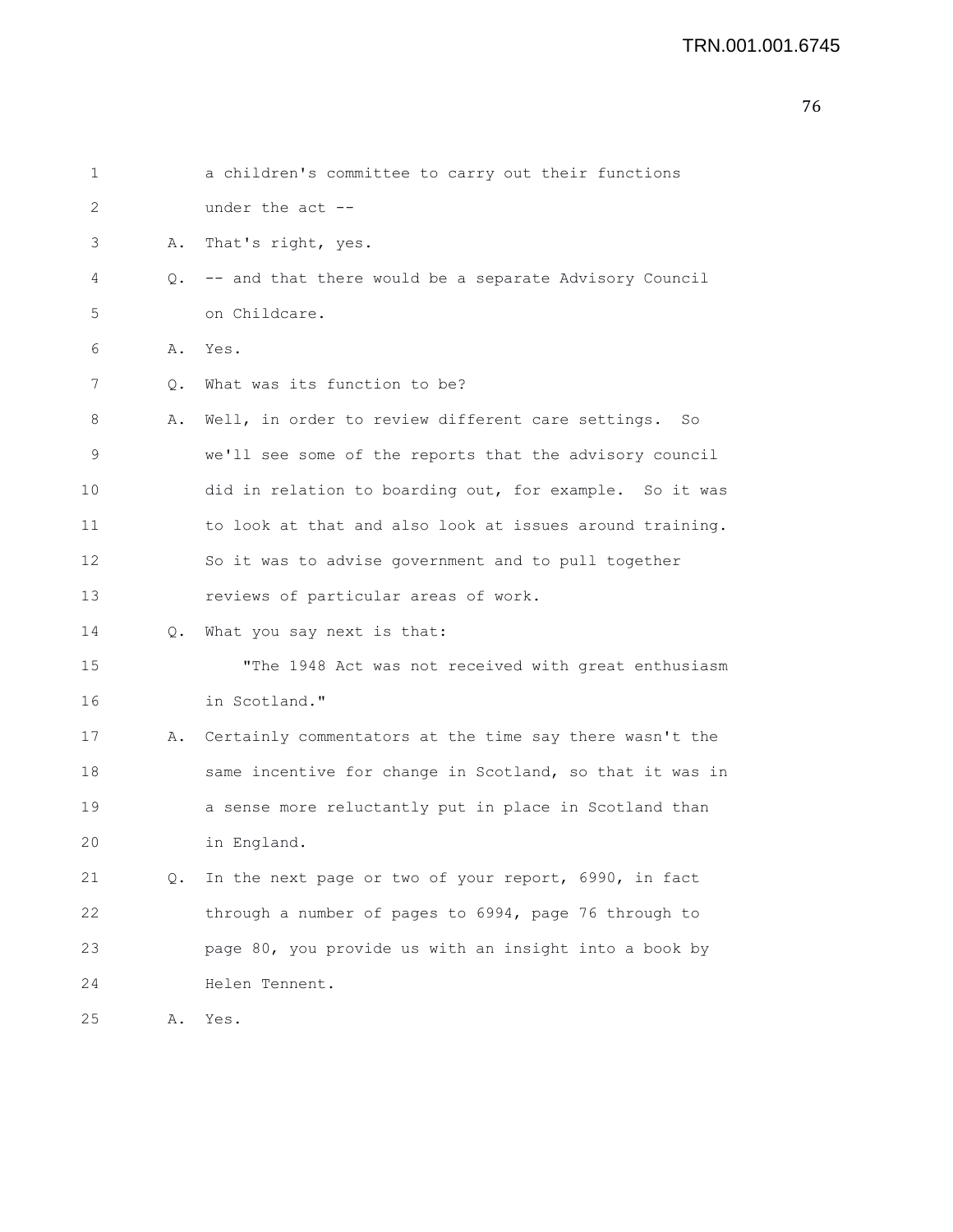a children's committee to carry out their functions under the act --

A. That's right, yes.

Q. -- and that there would be a separate Advisory Council on Childcare.

A. Yes.

Q. What was its function to be?

A. Well, in order to review different care settings. So we'll see some of the reports that the advisory council did in relation to boarding out, for example. So it was to look at that and also look at issues around training. So it was to advise government and to pull together reviews of particular areas of work.

Q. What you say next is that:

"The 1948 Act was not received with great enthusiasm in Scotland."

A. Certainly commentators at the time say there wasn't the same incentive for change in Scotland, so that it was in a sense more reluctantly put in place in Scotland than in England.

Q. In the next page or two of your report, 6990, in fact through a number of pages to 6994, page 76 through to page 80, you provide us with an insight into a book by Helen Tennent.

A. Yes.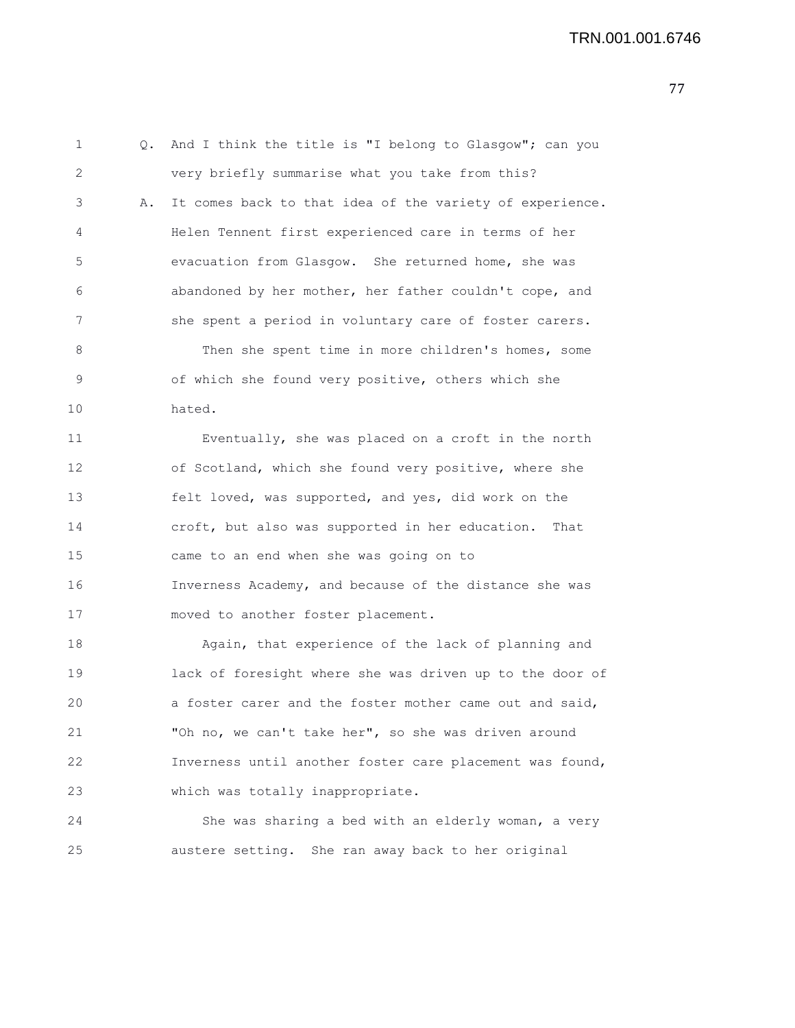Q. And I think the title is "I belong to Glasgow"; can you very briefly summarise what you take from this?

A. It comes back to that idea of the variety of experience. Helen Tennent first experienced care in terms of her evacuation from Glasgow. She returned home, she was abandoned by her mother, her father couldn't cope, and she spent a period in voluntary care of foster carers.

Then she spent time in more children's homes, some of which she found very positive, others which she hated.

Eventually, she was placed on a croft in the north of Scotland, which she found very positive, where she felt loved, was supported, and yes, did work on the croft, but also was supported in her education. That came to an end when she was going on to Inverness Academy, and because of the distance she was moved to another foster placement.

Again, that experience of the lack of planning and lack of foresight where she was driven up to the door of a foster carer and the foster mother came out and said, "Oh no, we can't take her", so she was driven around Inverness until another foster care placement was found, which was totally inappropriate.

She was sharing a bed with an elderly woman, a very austere setting. She ran away back to her original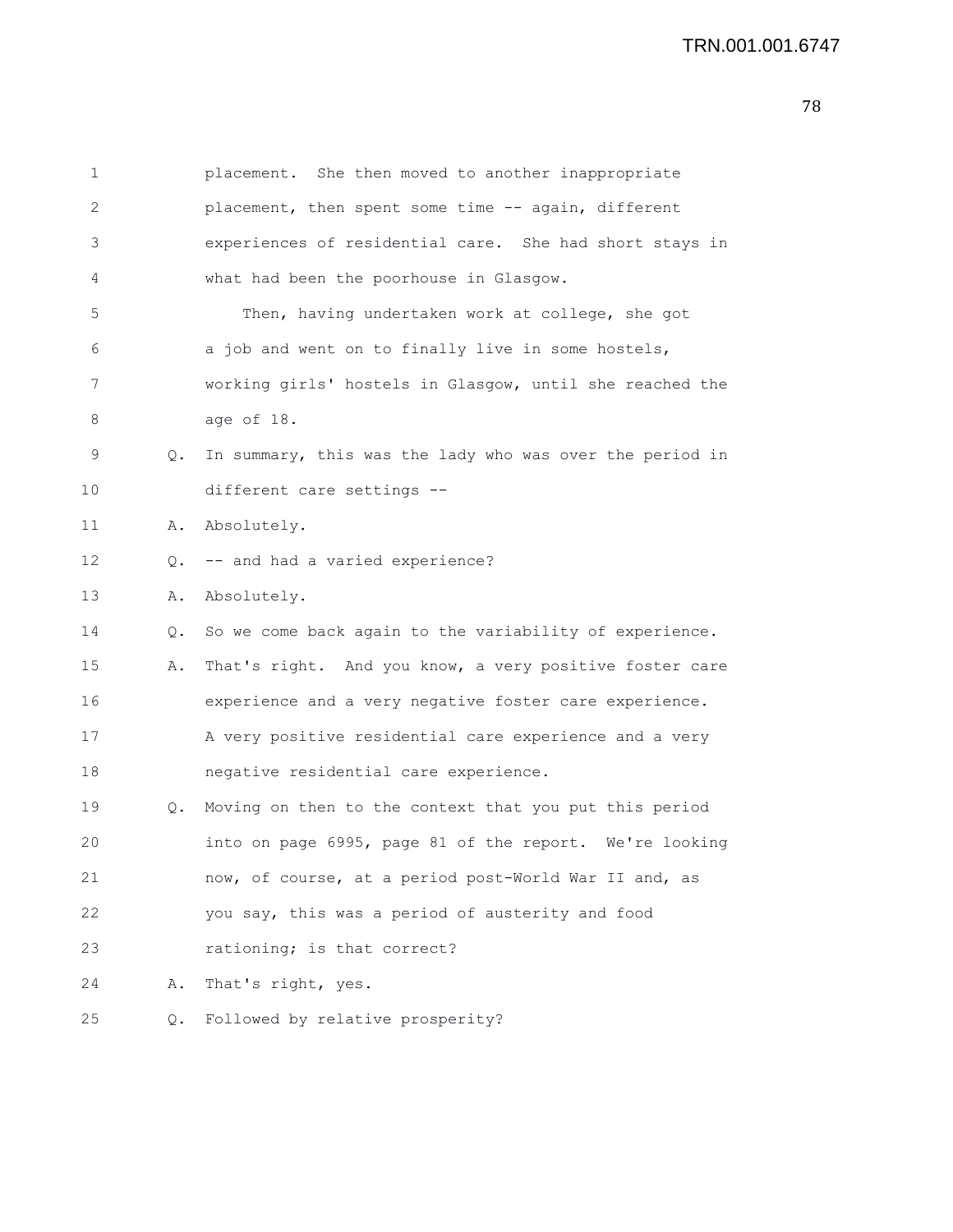placement. She then moved to another inappropriate placement, then spent some time -- again, different experiences of residential care. She had short stays in what had been the poorhouse in Glasgow.

Then, having undertaken work at college, she got a job and went on to finally live in some hostels, working girls' hostels in Glasgow, until she reached the age of 18.

Q. In summary, this was the lady who was over the period in different care settings --

A. Absolutely.

Q. -- and had a varied experience?

A. Absolutely.

Q. So we come back again to the variability of experience.

A. That's right. And you know, a very positive foster care experience and a very negative foster care experience. A very positive residential care experience and a very negative residential care experience.

Q. Moving on then to the context that you put this period into on page 6995, page 81 of the report. We're looking now, of course, at a period post-World War II and, as you say, this was a period of austerity and food rationing; is that correct?

A. That's right, yes.

Q. Followed by relative prosperity?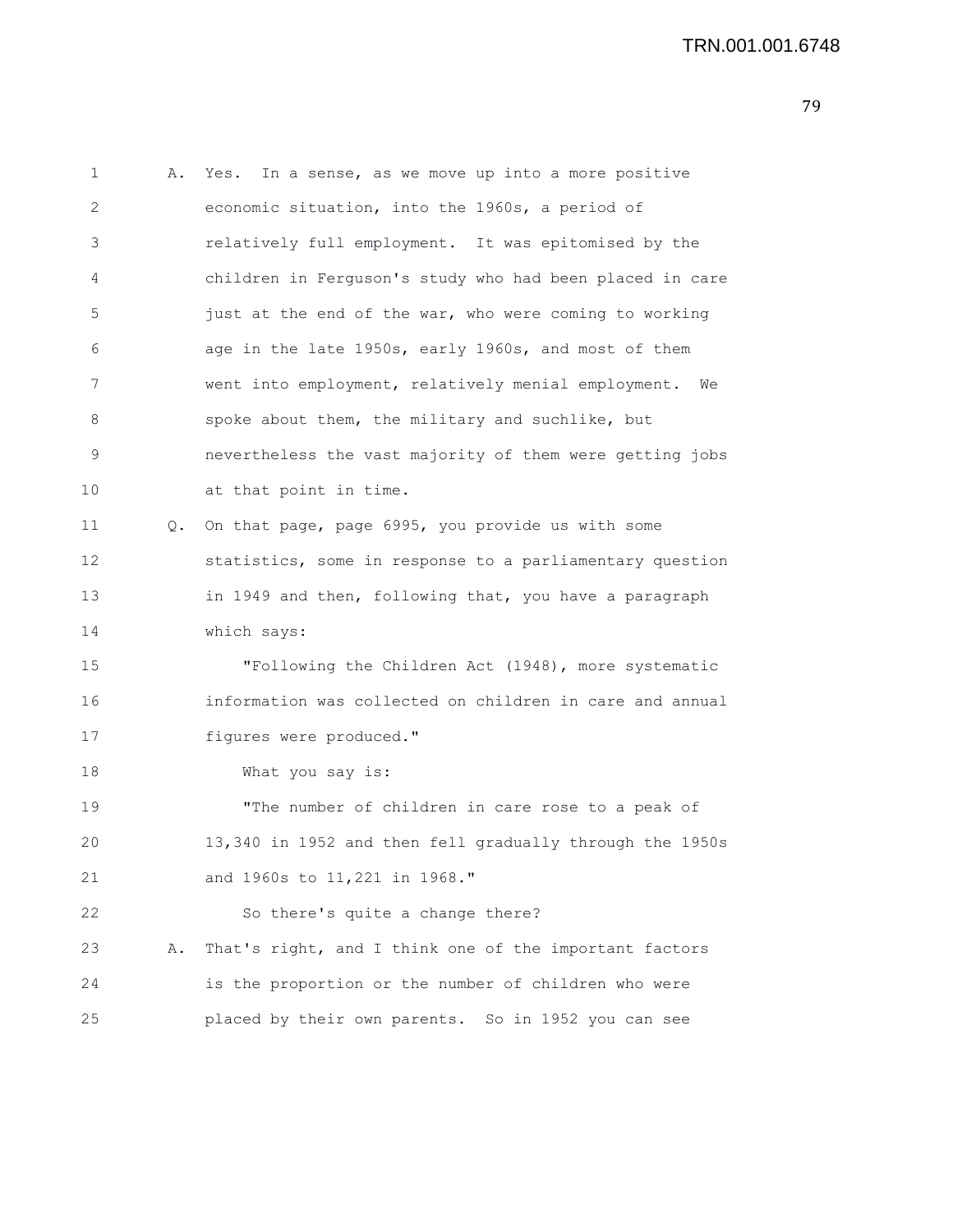A. Yes. In a sense, as we move up into a more positive economic situation, into the 1960s, a period of relatively full employment. It was epitomised by the children in Ferguson's study who had been placed in care just at the end of the war, who were coming to working age in the late 1950s, early 1960s, and most of them went into employment, relatively menial employment. We spoke about them, the military and suchlike, but nevertheless the vast majority of them were getting jobs at that point in time.

Q. On that page, page 6995, you provide us with some statistics, some in response to a parliamentary question in 1949 and then, following that, you have a paragraph which says:

"Following the Children Act (1948), more systematic information was collected on children in care and annual figures were produced."

What you say is:

"The number of children in care rose to a peak of 13,340 in 1952 and then fell gradually through the 1950s and 1960s to 11,221 in 1968."

So there's quite a change there?

A. That's right, and I think one of the important factors is the proportion or the number of children who were placed by their own parents. So in 1952 you can see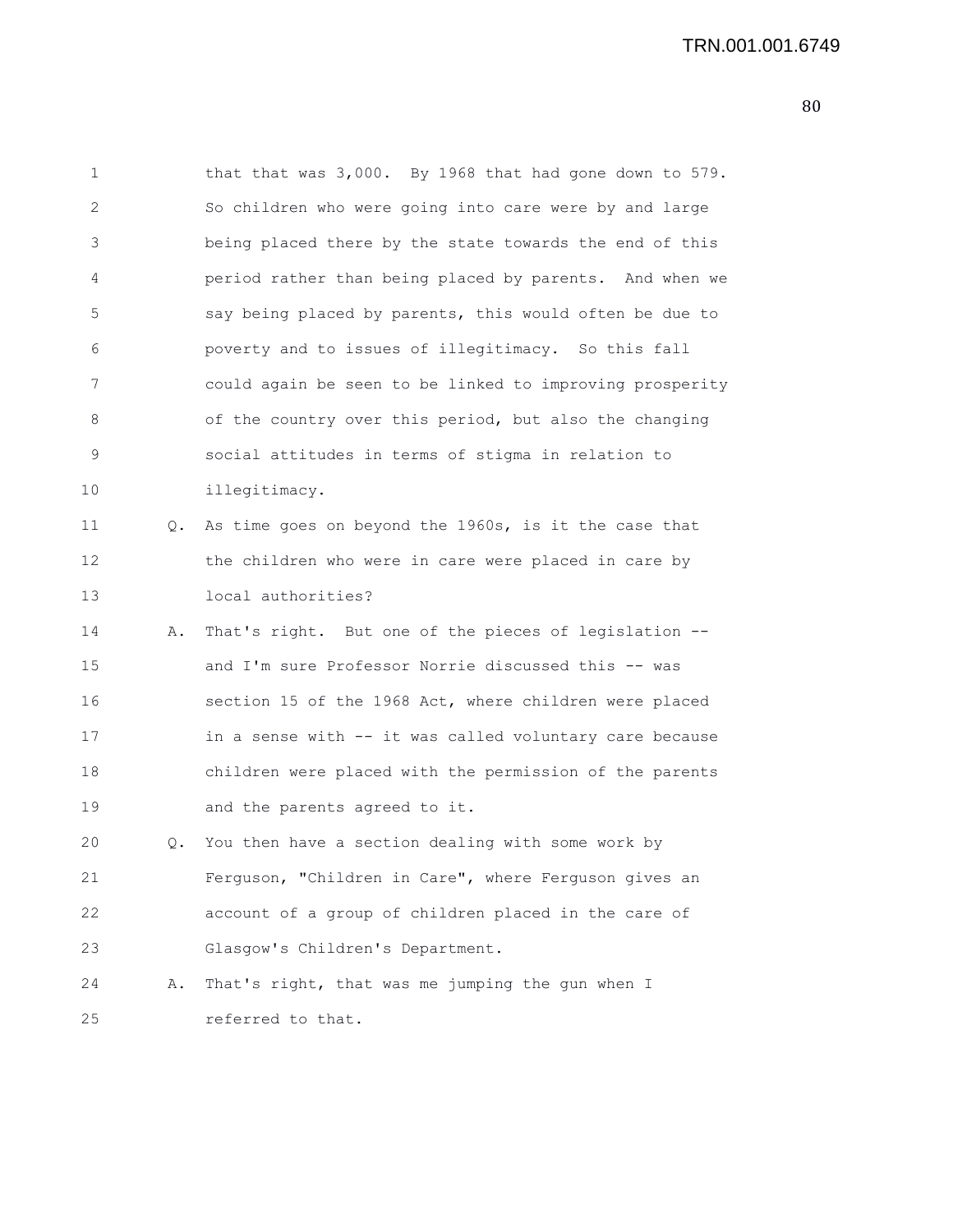that that was 3,000. By 1968 that had gone down to 579. So children who were going into care were by and large being placed there by the state towards the end of this period rather than being placed by parents. And when we say being placed by parents, this would often be due to poverty and to issues of illegitimacy. So this fall could again be seen to be linked to improving prosperity of the country over this period, but also the changing social attitudes in terms of stigma in relation to illegitimacy.

Q. As time goes on beyond the 1960s, is it the case that the children who were in care were placed in care by local authorities?

A. That's right. But one of the pieces of legislation -- and I'm sure Professor Norrie discussed this -- was section 15 of the 1968 Act, where children were placed in a sense with -- it was called voluntary care because children were placed with the permission of the parents and the parents agreed to it.

Q. You then have a section dealing with some work by Ferguson, "Children in Care", where Ferguson gives an account of a group of children placed in the care of Glasgow's Children's Department.

A. That's right, that was me jumping the gun when I referred to that.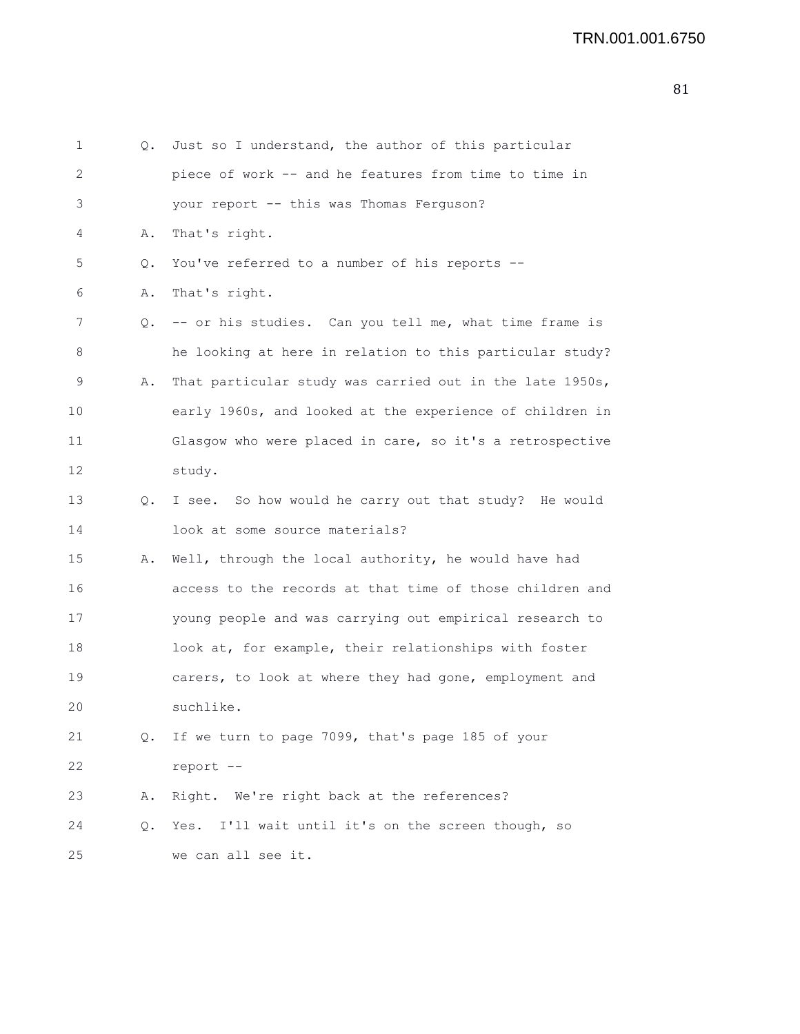1 Q. Just so I understand, the author of this particular
2 piece of work -- and he features from time to time in
3 your report -- this was Thomas Ferguson?
4 A. That's right.
5 Q. You've referred to a number of his reports --
6 A. That's right.
7 Q. -- or his studies. Can you tell me, what time frame is
8 he looking at here in relation to this particular study?
9 A. That particular study was carried out in the late 1950s,
10 early 1960s, and looked at the experience of children in
11 Glasgow who were placed in care, so it's a retrospective
12 study.
13 Q. I see. So how would he carry out that study? He would
14 look at some source materials?
15 A. Well, through the local authority, he would have had
16 access to the records at that time of those children and
17 young people and was carrying out empirical research to
18 look at, for example, their relationships with foster
19 carers, to look at where they had gone, employment and
20 suchlike.
21 Q. If we turn to page 7099, that's page 185 of your
22 report --
23 A. Right. We're right back at the references?
24 Q. Yes. I'll wait until it's on the screen though, so
25 we can all see it.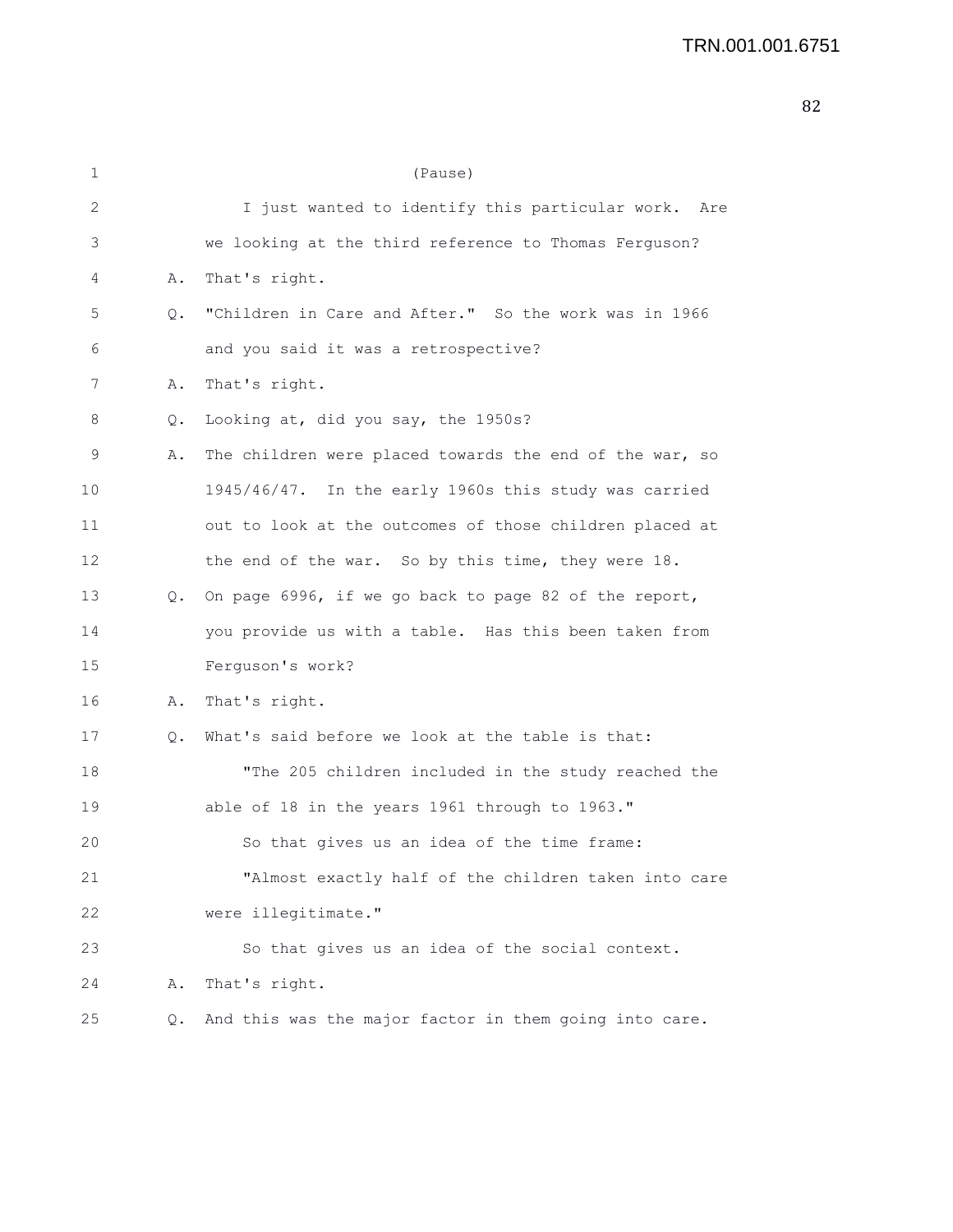(Pause)

I just wanted to identify this particular work. Are we looking at the third reference to Thomas Ferguson?

A. That's right.

Q. "Children in Care and After." So the work was in 1966 and you said it was a retrospective?

A. That's right.

Q. Looking at, did you say, the 1950s?

A. The children were placed towards the end of the war, so 1945/46/47. In the early 1960s this study was carried out to look at the outcomes of those children placed at the end of the war. So by this time, they were 18.

Q. On page 6996, if we go back to page 82 of the report, you provide us with a table. Has this been taken from Ferguson's work?

A. That's right.

Q. What's said before we look at the table is that:

"The 205 children included in the study reached the able of 18 in the years 1961 through to 1963."

So that gives us an idea of the time frame:

"Almost exactly half of the children taken into care were illegitimate."

So that gives us an idea of the social context.

A. That's right.

Q. And this was the major factor in them going into care.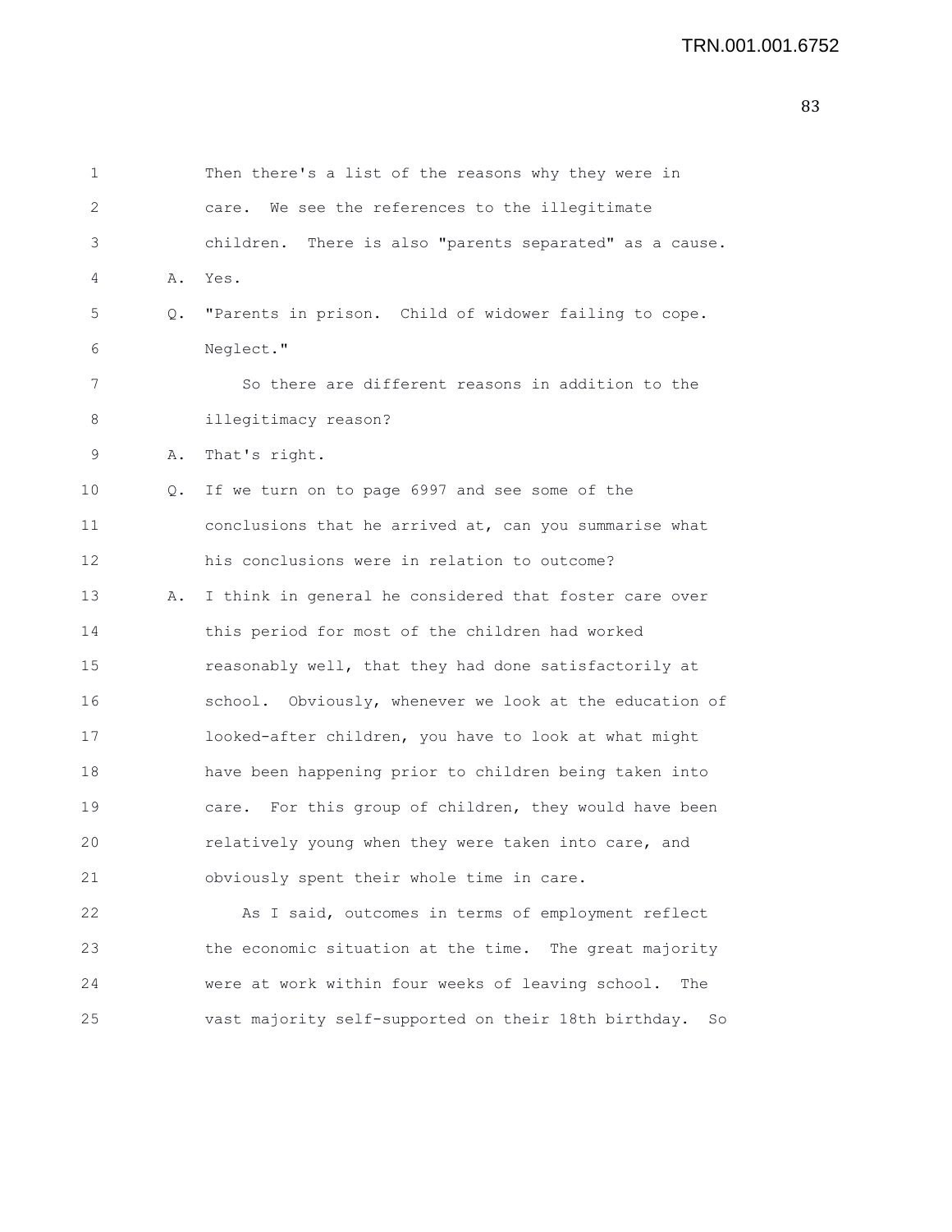1 Then there's a list of the reasons why they were in
2 care. We see the references to the illegitimate
3 children. There is also "parents separated" as a cause.
4 A. Yes.
5 Q. "Parents in prison. Child of widower failing to cope.
6 Neglect."
7 So there are different reasons in addition to the
8 illegitimacy reason?
9 A. That's right.
10 Q. If we turn on to page 6997 and see some of the
11 conclusions that he arrived at, can you summarise what
12 his conclusions were in relation to outcome?
13 A. I think in general he considered that foster care over
14 this period for most of the children had worked
15 reasonably well, that they had done satisfactorily at
16 school. Obviously, whenever we look at the education of
17 looked-after children, you have to look at what might
18 have been happening prior to children being taken into
19 care. For this group of children, they would have been
20 relatively young when they were taken into care, and
21 obviously spent their whole time in care.
22 As I said, outcomes in terms of employment reflect
23 the economic situation at the time. The great majority
24 were at work within four weeks of leaving school. The
25 vast majority self-supported on their 18th birthday. So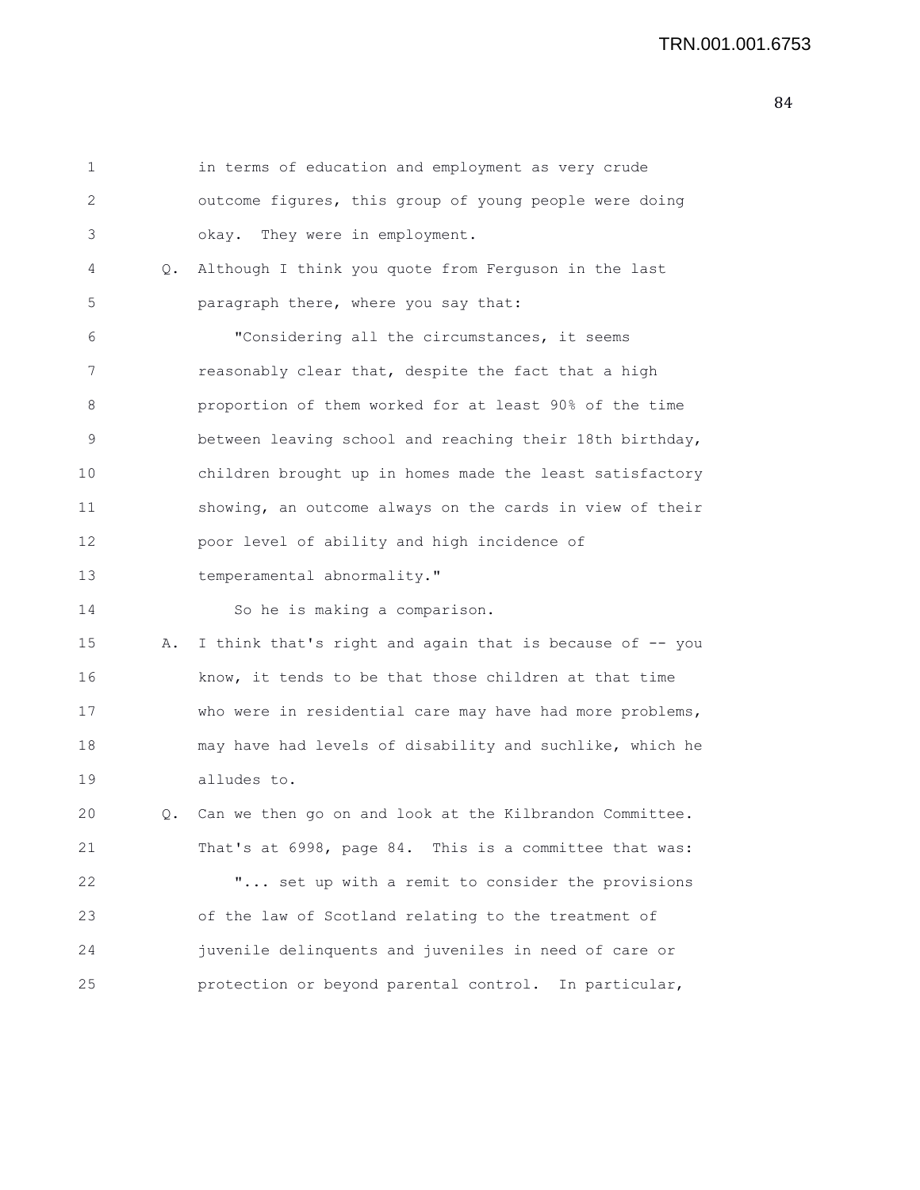in terms of education and employment as very crude outcome figures, this group of young people were doing okay. They were in employment.

Q. Although I think you quote from Ferguson in the last paragraph there, where you say that:

"Considering all the circumstances, it seems reasonably clear that, despite the fact that a high proportion of them worked for at least 90% of the time between leaving school and reaching their 18th birthday, children brought up in homes made the least satisfactory showing, an outcome always on the cards in view of their poor level of ability and high incidence of temperamental abnormality."

So he is making a comparison.

A. I think that's right and again that is because of -- you know, it tends to be that those children at that time who were in residential care may have had more problems, may have had levels of disability and suchlike, which he alludes to.

Q. Can we then go on and look at the Kilbrandon Committee. That's at 6998, page 84. This is a committee that was:

"... set up with a remit to consider the provisions of the law of Scotland relating to the treatment of juvenile delinquents and juveniles in need of care or protection or beyond parental control. In particular,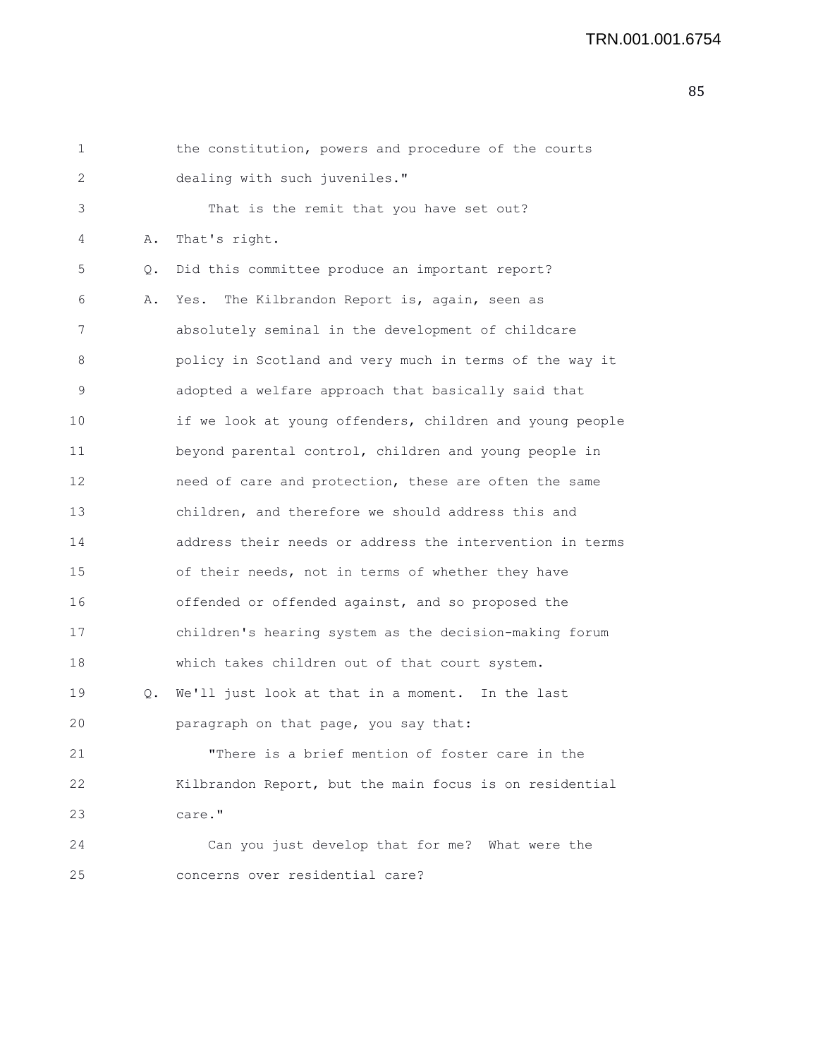1 the constitution, powers and procedure of the courts
2 dealing with such juveniles."
3 That is the remit that you have set out?
4 A. That's right.
5 Q. Did this committee produce an important report?
6 A. Yes. The Kilbrandon Report is, again, seen as
7 absolutely seminal in the development of childcare
8 policy in Scotland and very much in terms of the way it
9 adopted a welfare approach that basically said that
10 if we look at young offenders, children and young people
11 beyond parental control, children and young people in
12 need of care and protection, these are often the same
13 children, and therefore we should address this and
14 address their needs or address the intervention in terms
15 of their needs, not in terms of whether they have
16 offended or offended against, and so proposed the
17 children's hearing system as the decision-making forum
18 which takes children out of that court system.
19 Q. We'll just look at that in a moment. In the last
20 paragraph on that page, you say that:
21 "There is a brief mention of foster care in the
22 Kilbrandon Report, but the main focus is on residential
23 care."
24 Can you just develop that for me? What were the
25 concerns over residential care?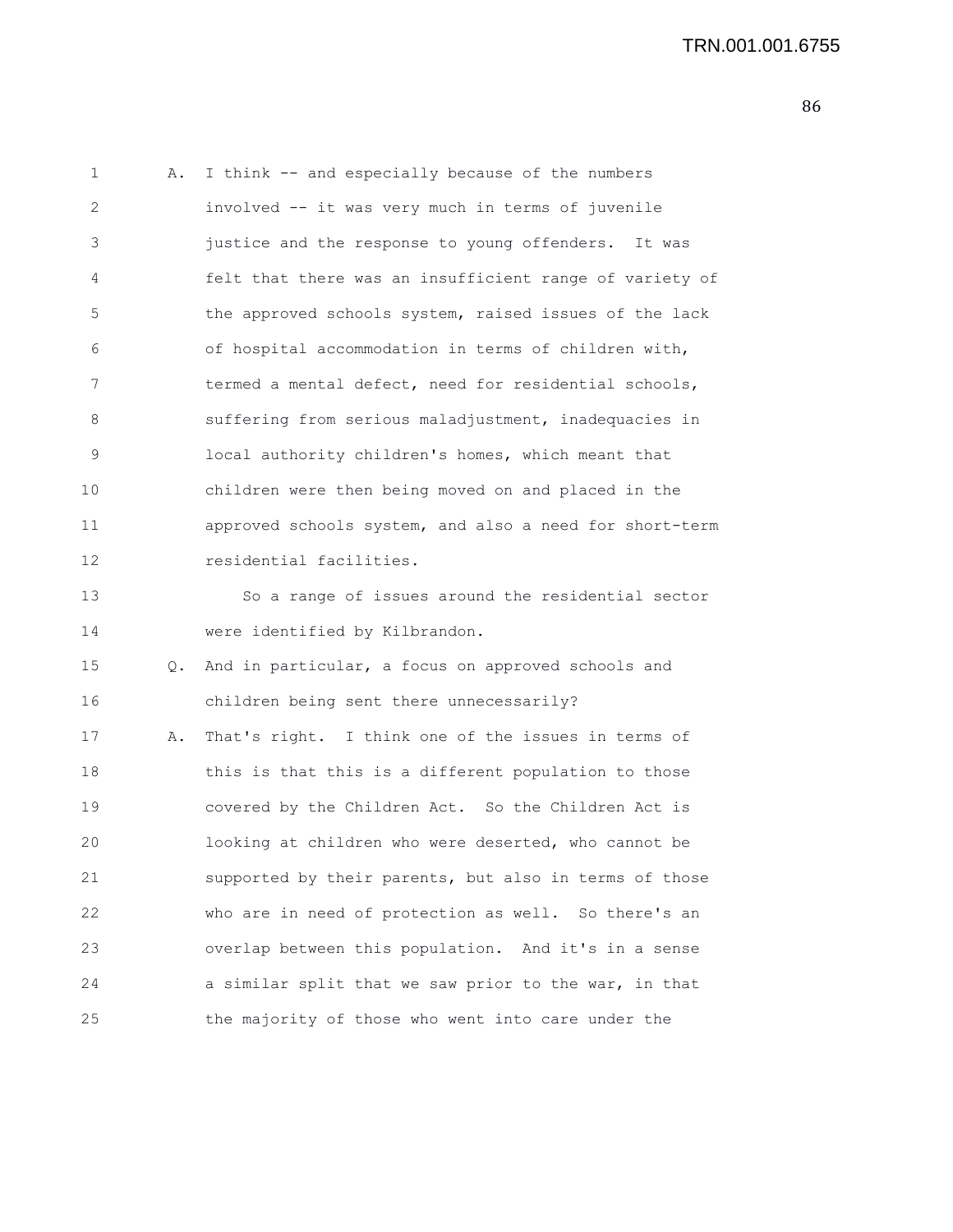A. I think -- and especially because of the numbers involved -- it was very much in terms of juvenile justice and the response to young offenders. It was felt that there was an insufficient range of variety of the approved schools system, raised issues of the lack of hospital accommodation in terms of children with, termed a mental defect, need for residential schools, suffering from serious maladjustment, inadequacies in local authority children's homes, which meant that children were then being moved on and placed in the approved schools system, and also a need for short-term residential facilities.

So a range of issues around the residential sector were identified by Kilbrandon.

Q. And in particular, a focus on approved schools and children being sent there unnecessarily?

A. That's right. I think one of the issues in terms of this is that this is a different population to those covered by the Children Act. So the Children Act is looking at children who were deserted, who cannot be supported by their parents, but also in terms of those who are in need of protection as well. So there's an overlap between this population. And it's in a sense a similar split that we saw prior to the war, in that the majority of those who went into care under the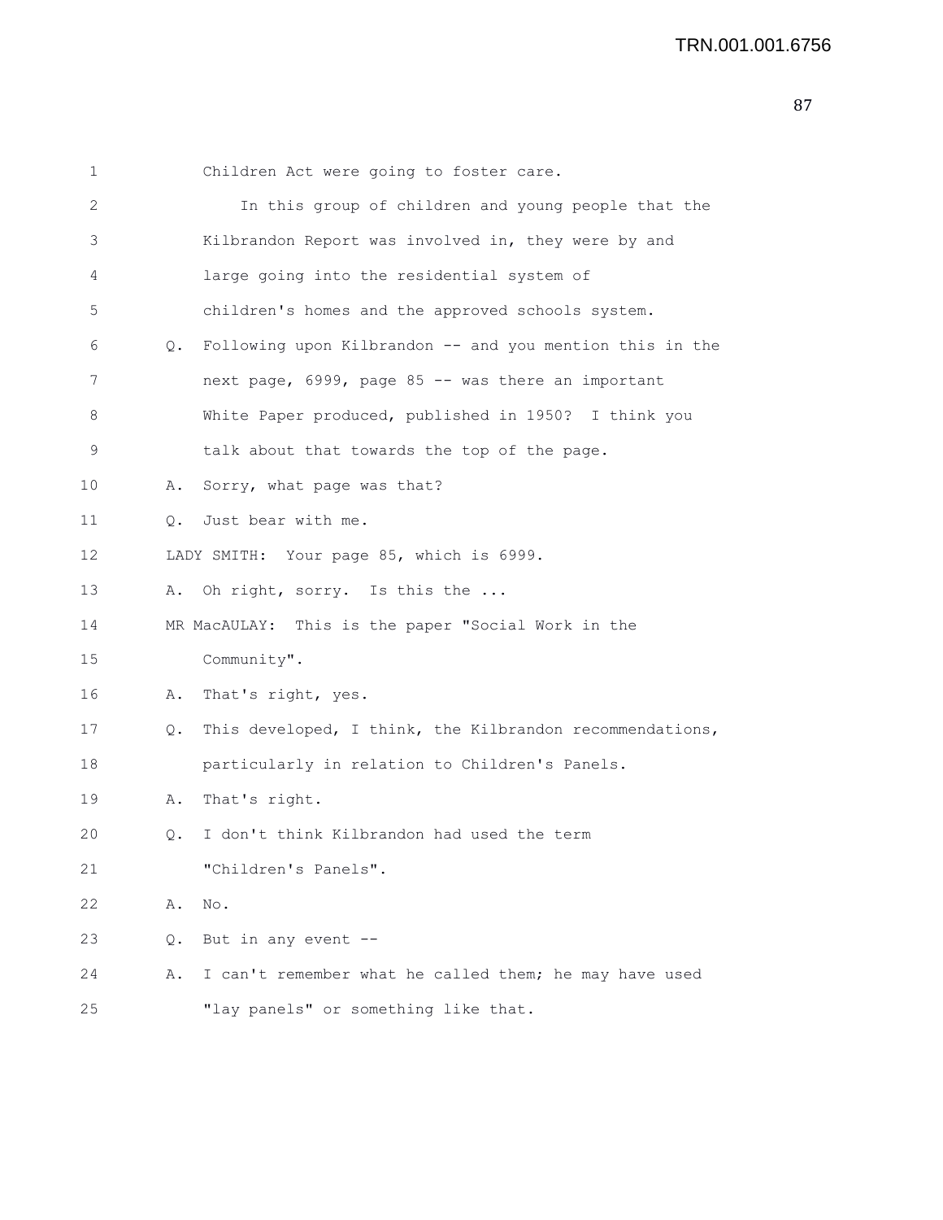Children Act were going to foster care.

In this group of children and young people that the Kilbrandon Report was involved in, they were by and large going into the residential system of children's homes and the approved schools system.

Q. Following upon Kilbrandon -- and you mention this in the next page, 6999, page 85 -- was there an important White Paper produced, published in 1950? I think you talk about that towards the top of the page.

A. Sorry, what page was that?

Q. Just bear with me.

LADY SMITH: Your page 85, which is 6999.

A. Oh right, sorry. Is this the ...

MR MacAULAY: This is the paper "Social Work in the Community".

A. That's right, yes.

Q. This developed, I think, the Kilbrandon recommendations, particularly in relation to Children's Panels.

A. That's right.

Q. I don't think Kilbrandon had used the term "Children's Panels".

A. No.

Q. But in any event --

A. I can't remember what he called them; he may have used "lay panels" or something like that.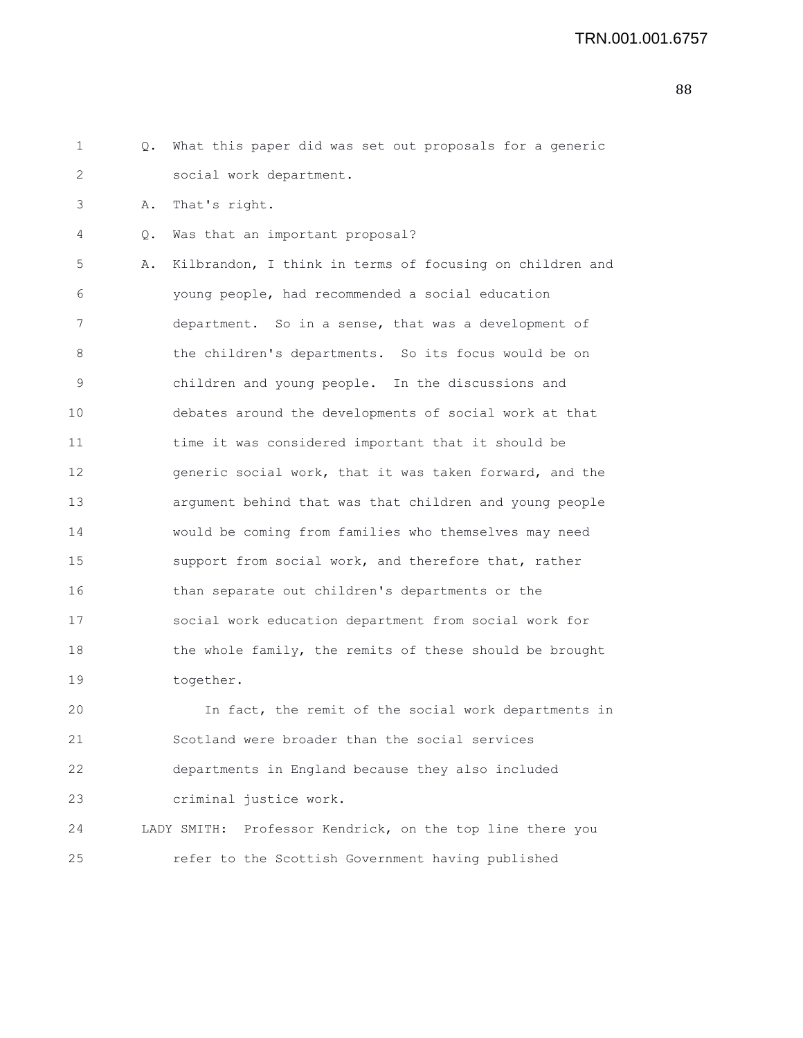Q. What this paper did was set out proposals for a generic social work department.

A. That's right.

Q. Was that an important proposal?

A. Kilbrandon, I think in terms of focusing on children and young people, had recommended a social education department. So in a sense, that was a development of the children's departments. So its focus would be on children and young people. In the discussions and debates around the developments of social work at that time it was considered important that it should be generic social work, that it was taken forward, and the argument behind that was that children and young people would be coming from families who themselves may need support from social work, and therefore that, rather than separate out children's departments or the social work education department from social work for the whole family, the remits of these should be brought together.

In fact, the remit of the social work departments in Scotland were broader than the social services departments in England because they also included criminal justice work.

LADY SMITH: Professor Kendrick, on the top line there you refer to the Scottish Government having published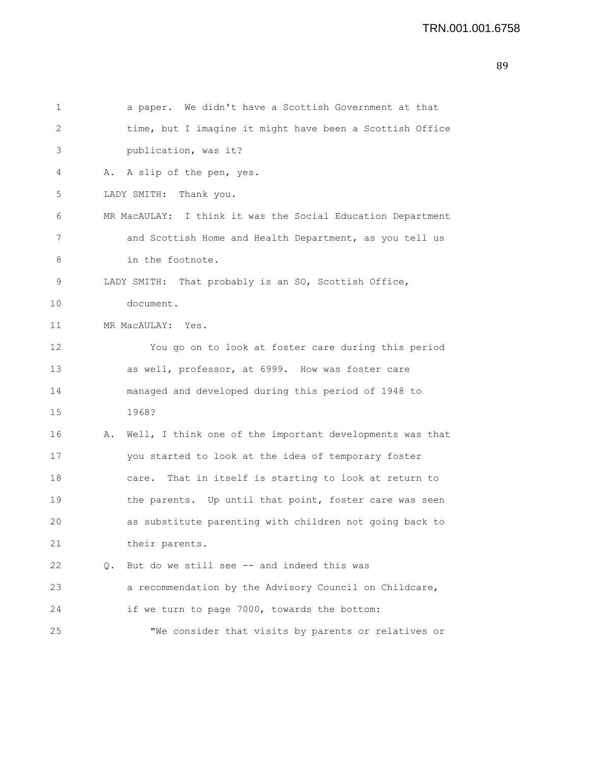1 a paper. We didn't have a Scottish Government at that
2 time, but I imagine it might have been a Scottish Office
3 publication, was it?
4 A. A slip of the pen, yes.
5 LADY SMITH: Thank you.
6 MR MacAULAY: I think it was the Social Education Department
7 and Scottish Home and Health Department, as you tell us
8 in the footnote.
9 LADY SMITH: That probably is an SO, Scottish Office,
10 document.
11 MR MacAULAY: Yes.
12 You go on to look at foster care during this period
13 as well, professor, at 6999. How was foster care
14 managed and developed during this period of 1948 to
15 1968?
16 A. Well, I think one of the important developments was that
17 you started to look at the idea of temporary foster
18 care. That in itself is starting to look at return to
19 the parents. Up until that point, foster care was seen
20 as substitute parenting with children not going back to
21 their parents.
22 Q. But do we still see -- and indeed this was
23 a recommendation by the Advisory Council on Childcare,
24 if we turn to page 7000, towards the bottom:
25 "We consider that visits by parents or relatives or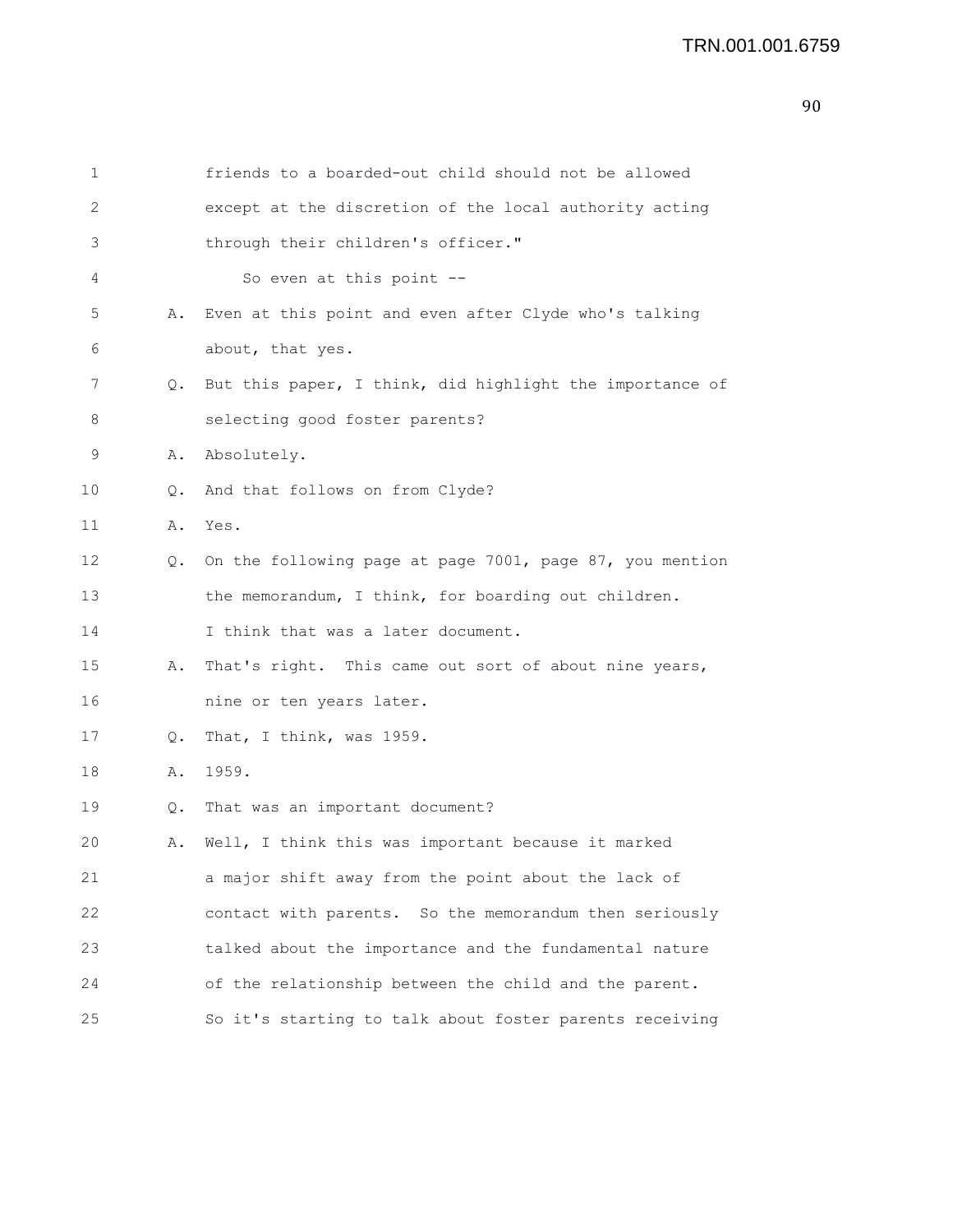friends to a boarded-out child should not be allowed except at the discretion of the local authority acting through their children's officer."

So even at this point --

A. Even at this point and even after Clyde who's talking about, that yes.

Q. But this paper, I think, did highlight the importance of selecting good foster parents?

A. Absolutely.

Q. And that follows on from Clyde?

A. Yes.

Q. On the following page at page 7001, page 87, you mention the memorandum, I think, for boarding out children. I think that was a later document.

A. That's right. This came out sort of about nine years, nine or ten years later.

Q. That, I think, was 1959.

A. 1959.

Q. That was an important document?

A. Well, I think this was important because it marked a major shift away from the point about the lack of contact with parents. So the memorandum then seriously talked about the importance and the fundamental nature of the relationship between the child and the parent. So it's starting to talk about foster parents receiving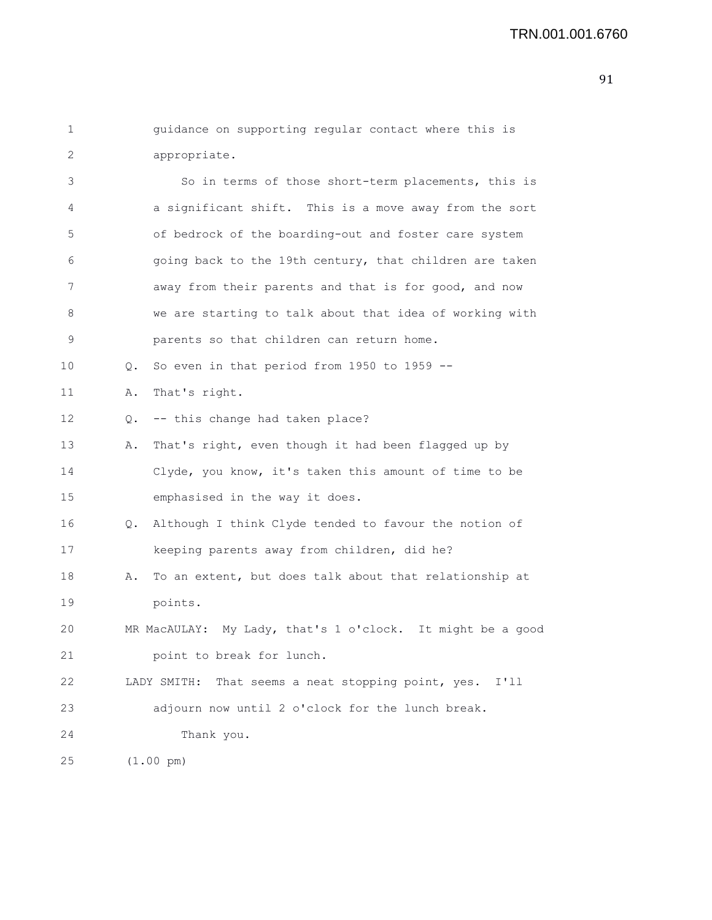guidance on supporting regular contact where this is appropriate.

So in terms of those short-term placements, this is a significant shift. This is a move away from the sort of bedrock of the boarding-out and foster care system going back to the 19th century, that children are taken away from their parents and that is for good, and now we are starting to talk about that idea of working with parents so that children can return home.

Q. So even in that period from 1950 to 1959 --

A. That's right.

Q. -- this change had taken place?

A. That's right, even though it had been flagged up by Clyde, you know, it's taken this amount of time to be emphasised in the way it does.

Q. Although I think Clyde tended to favour the notion of keeping parents away from children, did he?

A. To an extent, but does talk about that relationship at points.

MR MacAULAY: My Lady, that's 1 o'clock. It might be a good point to break for lunch.

LADY SMITH: That seems a neat stopping point, yes. I'll adjourn now until 2 o'clock for the lunch break.

Thank you.

(1.00 pm)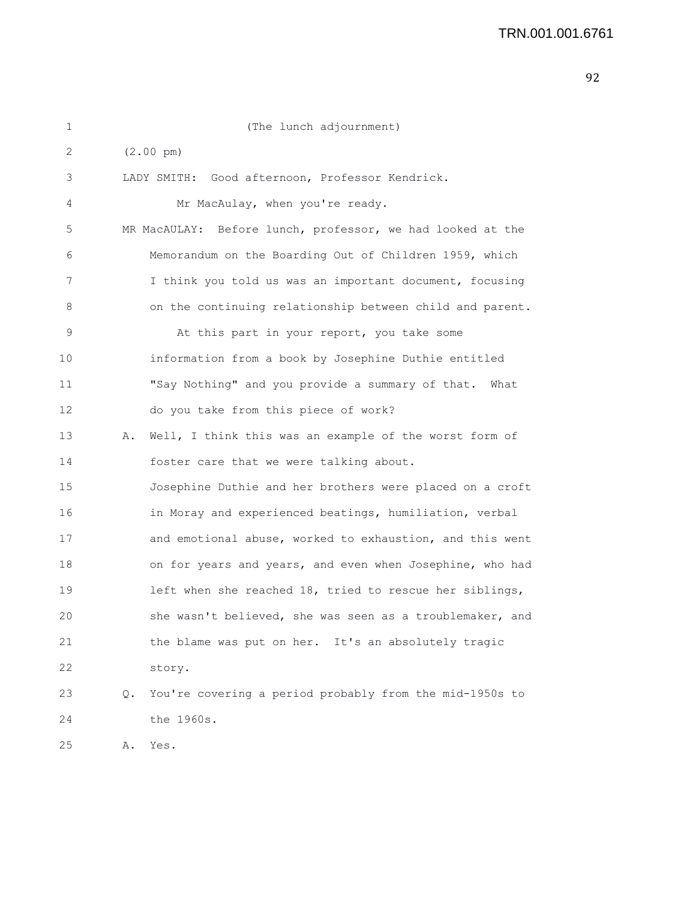(The lunch adjournment)

(2.00 pm)

LADY SMITH: Good afternoon, Professor Kendrick.

Mr MacAulay, when you're ready.

MR MacAULAY: Before lunch, professor, we had looked at the Memorandum on the Boarding Out of Children 1959, which I think you told us was an important document, focusing on the continuing relationship between child and parent.

At this part in your report, you take some information from a book by Josephine Duthie entitled "Say Nothing" and you provide a summary of that. What do you take from this piece of work?

A. Well, I think this was an example of the worst form of foster care that we were talking about. Josephine Duthie and her brothers were placed on a croft in Moray and experienced beatings, humiliation, verbal and emotional abuse, worked to exhaustion, and this went on for years and years, and even when Josephine, who had left when she reached 18, tried to rescue her siblings, she wasn't believed, she was seen as a troublemaker, and the blame was put on her. It's an absolutely tragic story.

Q. You're covering a period probably from the mid-1950s to the 1960s.

A. Yes.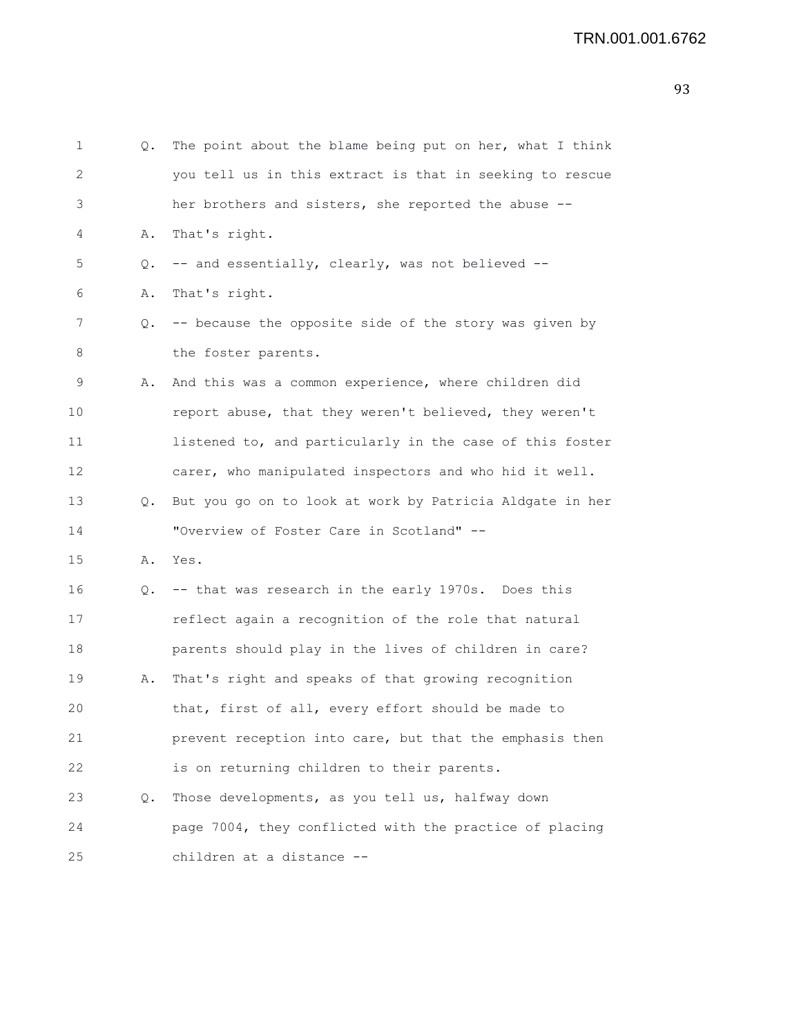Q. The point about the blame being put on her, what I think you tell us in this extract is that in seeking to rescue her brothers and sisters, she reported the abuse --

A. That's right.

Q. -- and essentially, clearly, was not believed --

A. That's right.

Q. -- because the opposite side of the story was given by the foster parents.

A. And this was a common experience, where children did report abuse, that they weren't believed, they weren't listened to, and particularly in the case of this foster carer, who manipulated inspectors and who hid it well.

Q. But you go on to look at work by Patricia Aldgate in her "Overview of Foster Care in Scotland" --

A. Yes.

Q. -- that was research in the early 1970s. Does this reflect again a recognition of the role that natural parents should play in the lives of children in care?

A. That's right and speaks of that growing recognition that, first of all, every effort should be made to prevent reception into care, but that the emphasis then is on returning children to their parents.

Q. Those developments, as you tell us, halfway down page 7004, they conflicted with the practice of placing children at a distance --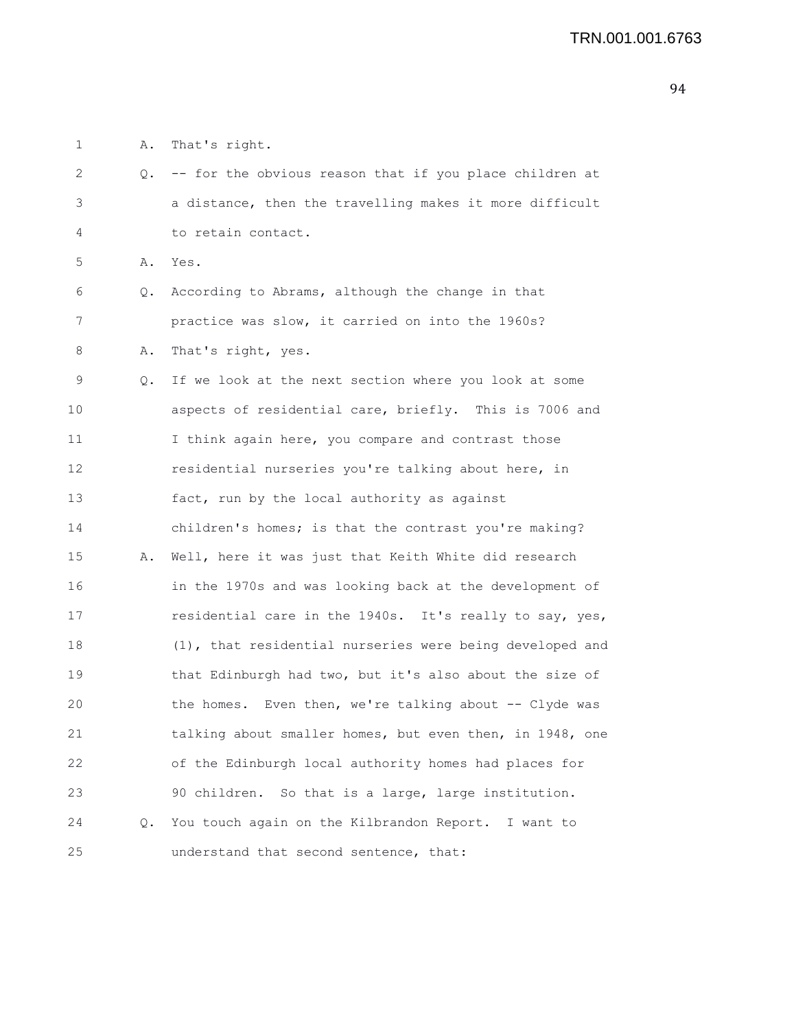1 A. That's right.

2 Q. -- for the obvious reason that if you place children at
3 a distance, then the travelling makes it more difficult
4 to retain contact.

5 A. Yes.

6 Q. According to Abrams, although the change in that
7 practice was slow, it carried on into the 1960s?

8 A. That's right, yes.

9 Q. If we look at the next section where you look at some
10 aspects of residential care, briefly. This is 7006 and
11 I think again here, you compare and contrast those
12 residential nurseries you're talking about here, in
13 fact, run by the local authority as against
14 children's homes; is that the contrast you're making?

15 A. Well, here it was just that Keith White did research
16 in the 1970s and was looking back at the development of
17 residential care in the 1940s. It's really to say, yes,
18 (1), that residential nurseries were being developed and
19 that Edinburgh had two, but it's also about the size of
20 the homes. Even then, we're talking about -- Clyde was
21 talking about smaller homes, but even then, in 1948, one
22 of the Edinburgh local authority homes had places for
23 90 children. So that is a large, large institution.

24 Q. You touch again on the Kilbrandon Report. I want to
25 understand that second sentence, that: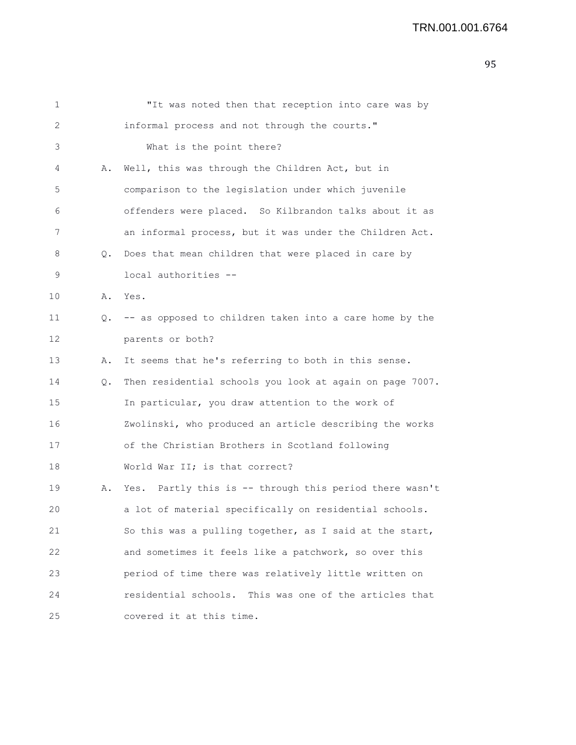1 "It was noted then that reception into care was by
2 informal process and not through the courts."
3 What is the point there?
4 A. Well, this was through the Children Act, but in
5 comparison to the legislation under which juvenile
6 offenders were placed. So Kilbrandon talks about it as
7 an informal process, but it was under the Children Act.
8 Q. Does that mean children that were placed in care by
9 local authorities --
10 A. Yes.
11 Q. -- as opposed to children taken into a care home by the
12 parents or both?
13 A. It seems that he's referring to both in this sense.
14 Q. Then residential schools you look at again on page 7007.
15 In particular, you draw attention to the work of
16 Zwolinski, who produced an article describing the works
17 of the Christian Brothers in Scotland following
18 World War II; is that correct?
19 A. Yes. Partly this is -- through this period there wasn't
20 a lot of material specifically on residential schools.
21 So this was a pulling together, as I said at the start,
22 and sometimes it feels like a patchwork, so over this
23 period of time there was relatively little written on
24 residential schools. This was one of the articles that
25 covered it at this time.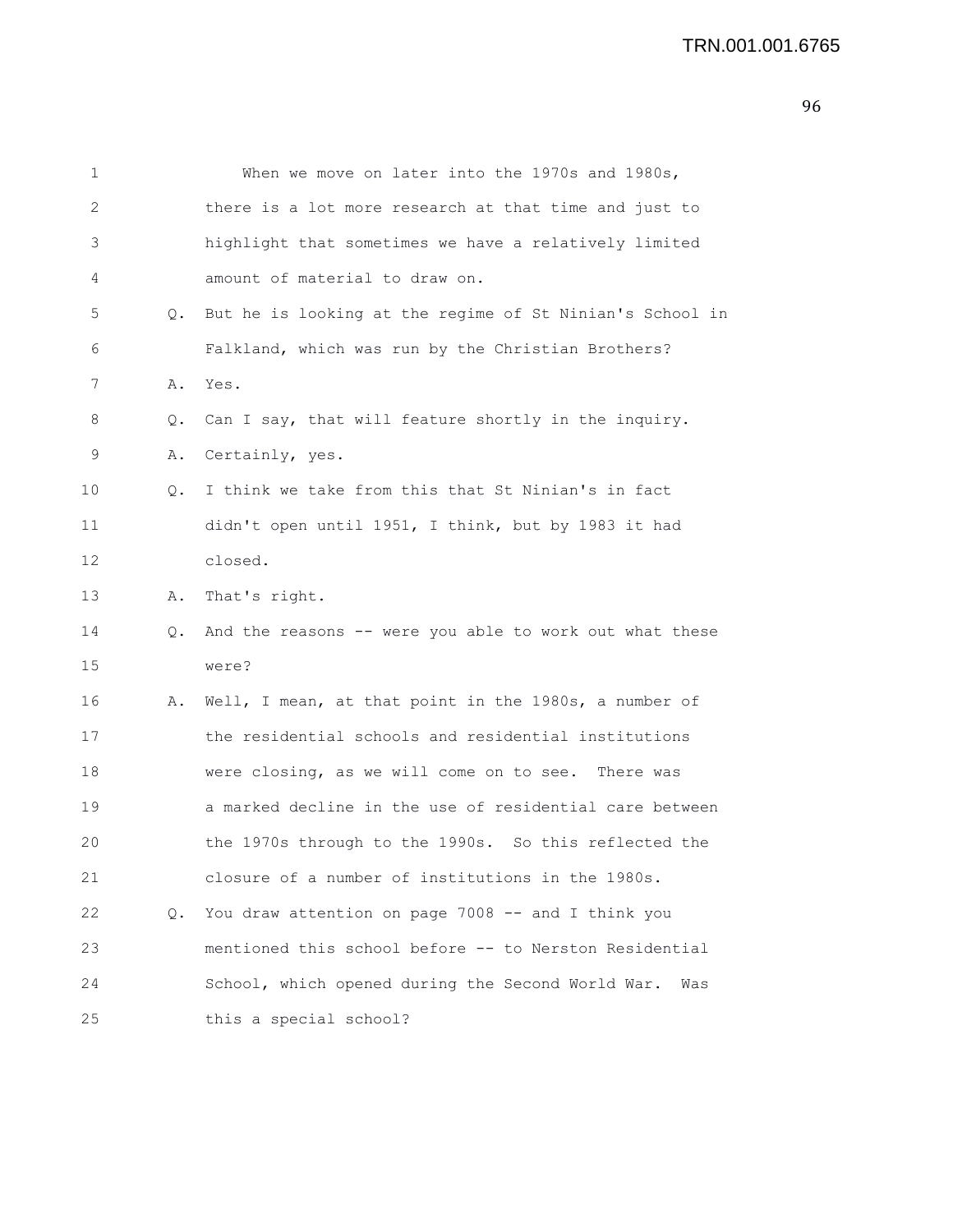1 When we move on later into the 1970s and 1980s,
2 there is a lot more research at that time and just to
3 highlight that sometimes we have a relatively limited
4 amount of material to draw on.

5 Q. But he is looking at the regime of St Ninian's School in
6 Falkland, which was run by the Christian Brothers?

7 A. Yes.

8 Q. Can I say, that will feature shortly in the inquiry.

9 A. Certainly, yes.

10 Q. I think we take from this that St Ninian's in fact
11 didn't open until 1951, I think, but by 1983 it had
12 closed.

13 A. That's right.

14 Q. And the reasons -- were you able to work out what these
15 were?

16 A. Well, I mean, at that point in the 1980s, a number of
17 the residential schools and residential institutions
18 were closing, as we will come on to see. There was
19 a marked decline in the use of residential care between
20 the 1970s through to the 1990s. So this reflected the
21 closure of a number of institutions in the 1980s.

22 Q. You draw attention on page 7008 -- and I think you
23 mentioned this school before -- to Nerston Residential
24 School, which opened during the Second World War. Was
25 this a special school?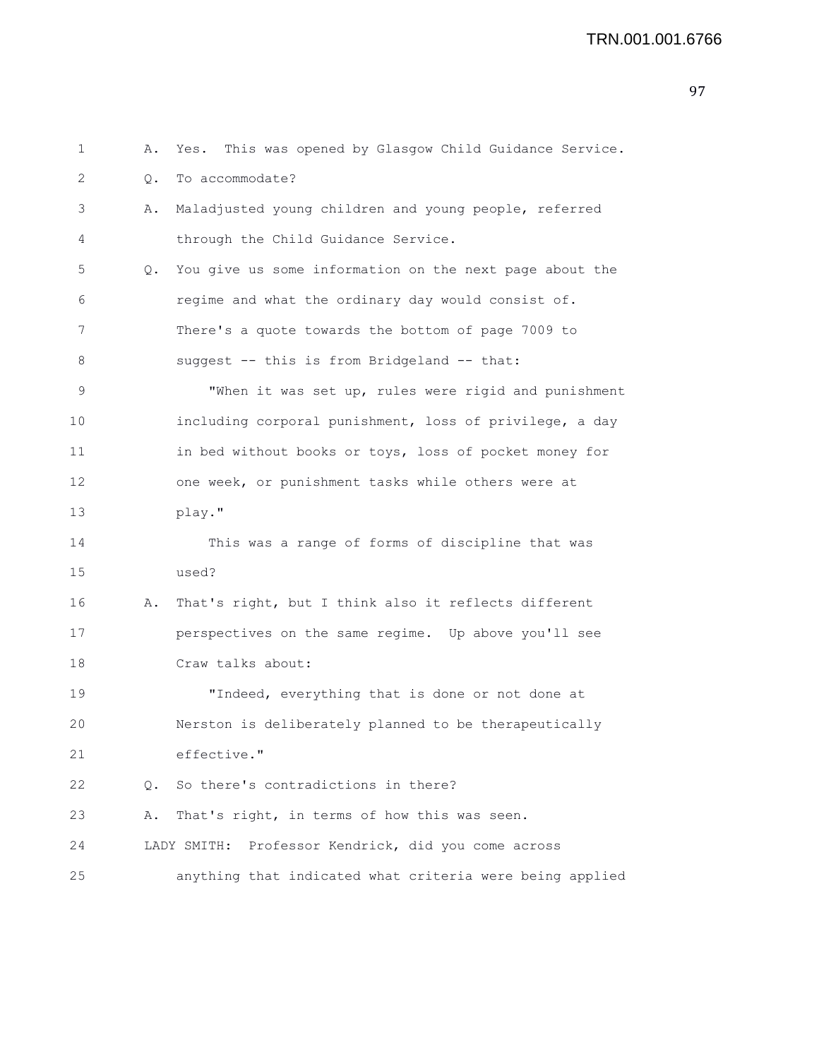1 A. Yes. This was opened by Glasgow Child Guidance Service.

2 Q. To accommodate?

3 A. Maladjusted young children and young people, referred

4 through the Child Guidance Service.

5 Q. You give us some information on the next page about the

6 regime and what the ordinary day would consist of.

7 There's a quote towards the bottom of page 7009 to

8 suggest -- this is from Bridgeland -- that:

9 "When it was set up, rules were rigid and punishment

10 including corporal punishment, loss of privilege, a day

11 in bed without books or toys, loss of pocket money for

12 one week, or punishment tasks while others were at

13 play."

14 This was a range of forms of discipline that was

15 used?

16 A. That's right, but I think also it reflects different

17 perspectives on the same regime. Up above you'll see

18 Craw talks about:

19 "Indeed, everything that is done or not done at

20 Nerston is deliberately planned to be therapeutically

21 effective."

22 Q. So there's contradictions in there?

23 A. That's right, in terms of how this was seen.

24 LADY SMITH: Professor Kendrick, did you come across

25 anything that indicated what criteria were being applied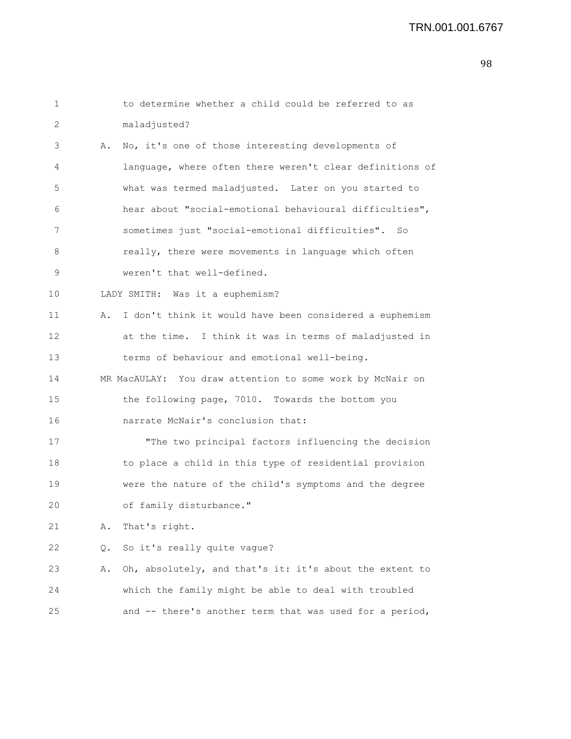to determine whether a child could be referred to as maladjusted?

A. No, it's one of those interesting developments of language, where often there weren't clear definitions of what was termed maladjusted. Later on you started to hear about "social-emotional behavioural difficulties", sometimes just "social-emotional difficulties". So really, there were movements in language which often weren't that well-defined.

LADY SMITH: Was it a euphemism?

A. I don't think it would have been considered a euphemism at the time. I think it was in terms of maladjusted in terms of behaviour and emotional well-being.

MR MacAULAY: You draw attention to some work by McNair on the following page, 7010. Towards the bottom you narrate McNair's conclusion that:

"The two principal factors influencing the decision to place a child in this type of residential provision were the nature of the child's symptoms and the degree of family disturbance."

A. That's right.

Q. So it's really quite vague?

A. Oh, absolutely, and that's it: it's about the extent to which the family might be able to deal with troubled and -- there's another term that was used for a period,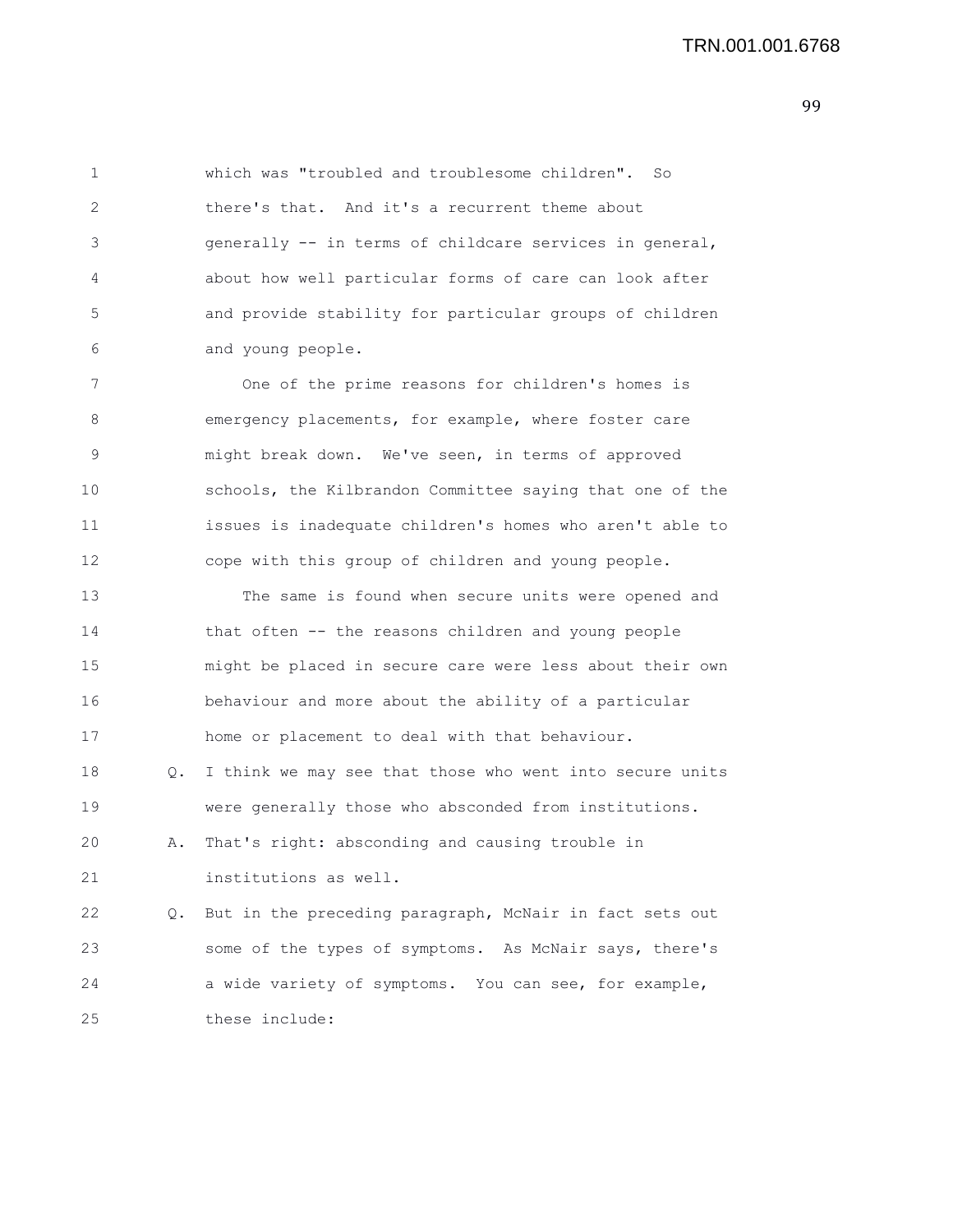which was "troubled and troublesome children". So there's that. And it's a recurrent theme about generally -- in terms of childcare services in general, about how well particular forms of care can look after and provide stability for particular groups of children and young people.

One of the prime reasons for children's homes is emergency placements, for example, where foster care might break down. We've seen, in terms of approved schools, the Kilbrandon Committee saying that one of the issues is inadequate children's homes who aren't able to cope with this group of children and young people.

The same is found when secure units were opened and that often -- the reasons children and young people might be placed in secure care were less about their own behaviour and more about the ability of a particular home or placement to deal with that behaviour.

Q. I think we may see that those who went into secure units were generally those who absconded from institutions.

A. That's right: absconding and causing trouble in institutions as well.

Q. But in the preceding paragraph, McNair in fact sets out some of the types of symptoms. As McNair says, there's a wide variety of symptoms. You can see, for example, these include: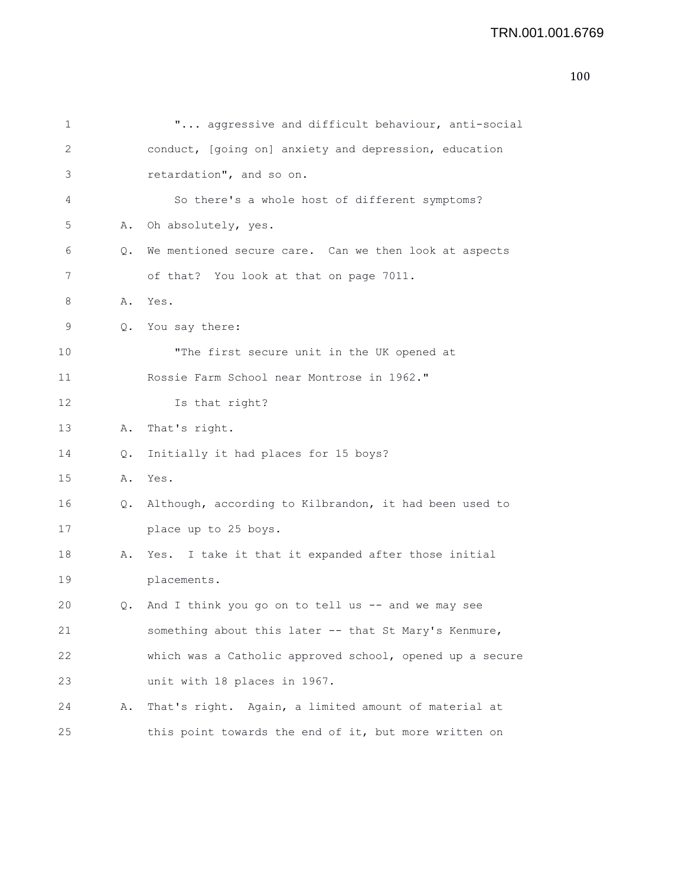"... aggressive and difficult behaviour, anti-social conduct, [going on] anxiety and depression, education retardation", and so on.

So there's a whole host of different symptoms?

A. Oh absolutely, yes.

Q. We mentioned secure care. Can we then look at aspects of that? You look at that on page 7011.

A. Yes.

Q. You say there:

"The first secure unit in the UK opened at Rossie Farm School near Montrose in 1962."

Is that right?

A. That's right.

Q. Initially it had places for 15 boys?

A. Yes.

Q. Although, according to Kilbrandon, it had been used to place up to 25 boys.

A. Yes. I take it that it expanded after those initial placements.

Q. And I think you go on to tell us -- and we may see something about this later -- that St Mary's Kenmure, which was a Catholic approved school, opened up a secure unit with 18 places in 1967.

A. That's right. Again, a limited amount of material at this point towards the end of it, but more written on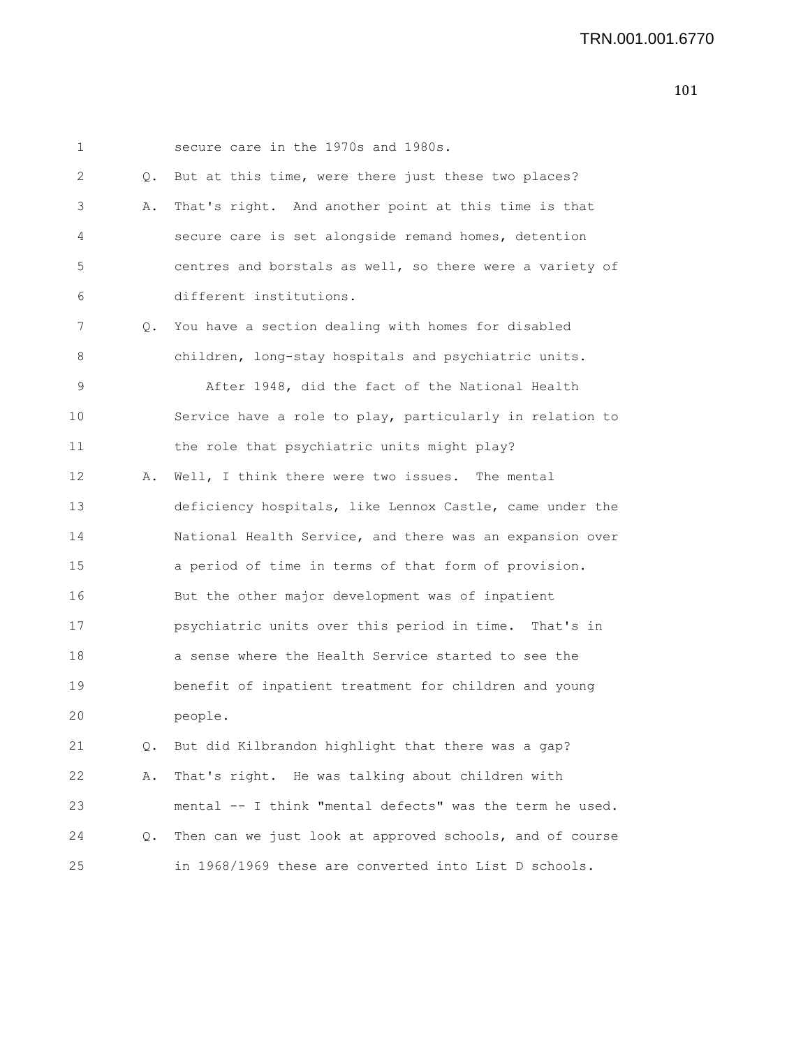secure care in the 1970s and 1980s.

Q. But at this time, were there just these two places?

A. That's right. And another point at this time is that secure care is set alongside remand homes, detention centres and borstals as well, so there were a variety of different institutions.

Q. You have a section dealing with homes for disabled children, long-stay hospitals and psychiatric units.

After 1948, did the fact of the National Health Service have a role to play, particularly in relation to the role that psychiatric units might play?

A. Well, I think there were two issues. The mental deficiency hospitals, like Lennox Castle, came under the National Health Service, and there was an expansion over a period of time in terms of that form of provision. But the other major development was of inpatient psychiatric units over this period in time. That's in a sense where the Health Service started to see the benefit of inpatient treatment for children and young people.

Q. But did Kilbrandon highlight that there was a gap?

A. That's right. He was talking about children with mental -- I think "mental defects" was the term he used.

Q. Then can we just look at approved schools, and of course in 1968/1969 these are converted into List D schools.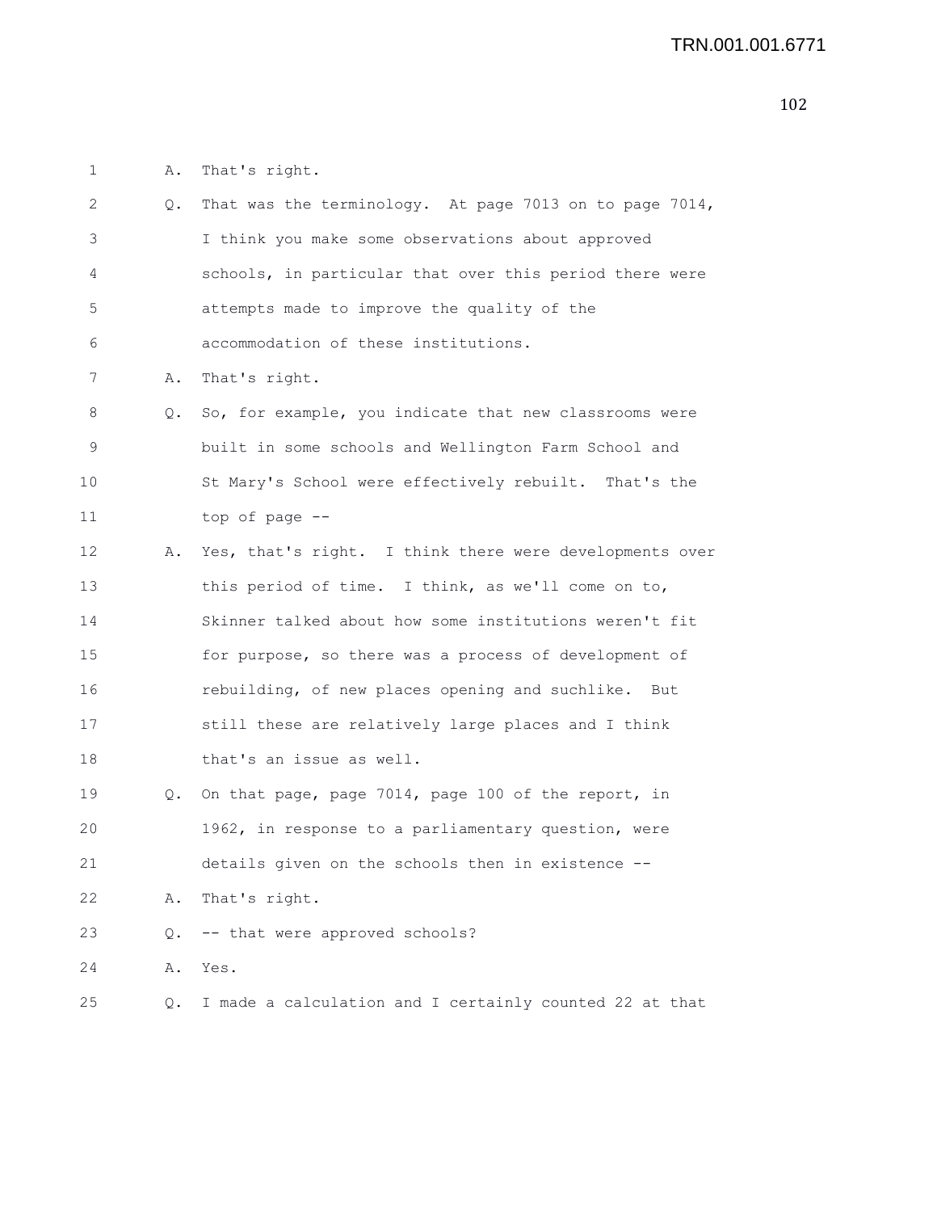A. That's right.

Q. That was the terminology. At page 7013 on to page 7014, I think you make some observations about approved schools, in particular that over this period there were attempts made to improve the quality of the accommodation of these institutions.

A. That's right.

Q. So, for example, you indicate that new classrooms were built in some schools and Wellington Farm School and St Mary's School were effectively rebuilt. That's the top of page --

A. Yes, that's right. I think there were developments over this period of time. I think, as we'll come on to, Skinner talked about how some institutions weren't fit for purpose, so there was a process of development of rebuilding, of new places opening and suchlike. But still these are relatively large places and I think that's an issue as well.

Q. On that page, page 7014, page 100 of the report, in 1962, in response to a parliamentary question, were details given on the schools then in existence --

A. That's right.

Q. -- that were approved schools?

A. Yes.

Q. I made a calculation and I certainly counted 22 at that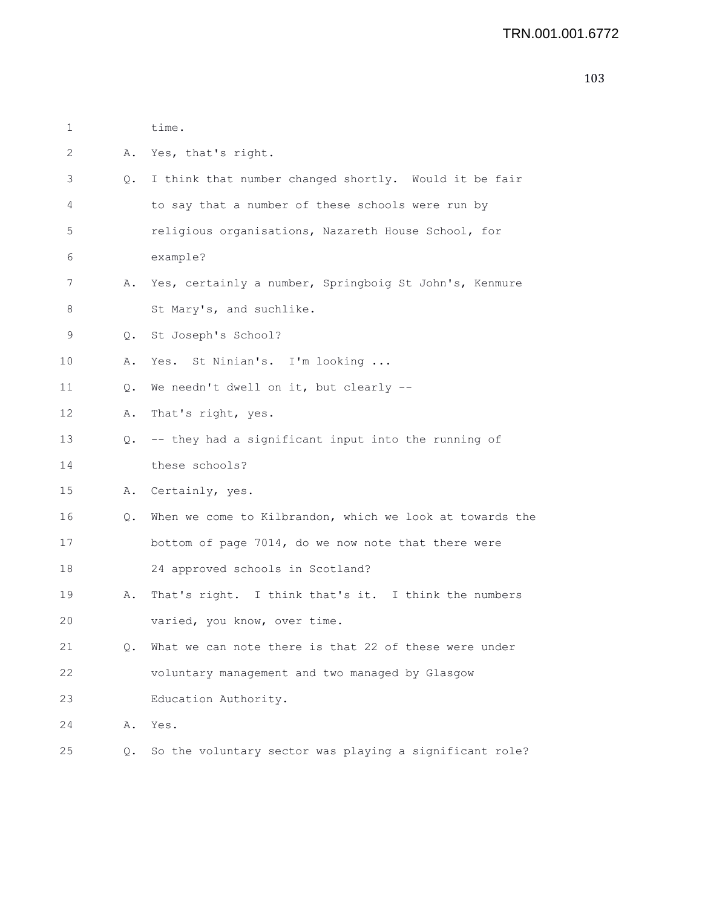1 time.

2 A. Yes, that's right.

3 Q. I think that number changed shortly. Would it be fair

4 to say that a number of these schools were run by

5 religious organisations, Nazareth House School, for

6 example?

7 A. Yes, certainly a number, Springboig St John's, Kenmure

8 St Mary's, and suchlike.

9 Q. St Joseph's School?

10 A. Yes. St Ninian's. I'm looking ...

11 Q. We needn't dwell on it, but clearly --

12 A. That's right, yes.

13 Q. -- they had a significant input into the running of

14 these schools?

15 A. Certainly, yes.

16 Q. When we come to Kilbrandon, which we look at towards the

17 bottom of page 7014, do we now note that there were

18 24 approved schools in Scotland?

19 A. That's right. I think that's it. I think the numbers

20 varied, you know, over time.

21 Q. What we can note there is that 22 of these were under

22 voluntary management and two managed by Glasgow

23 Education Authority.

24 A. Yes.

25 Q. So the voluntary sector was playing a significant role?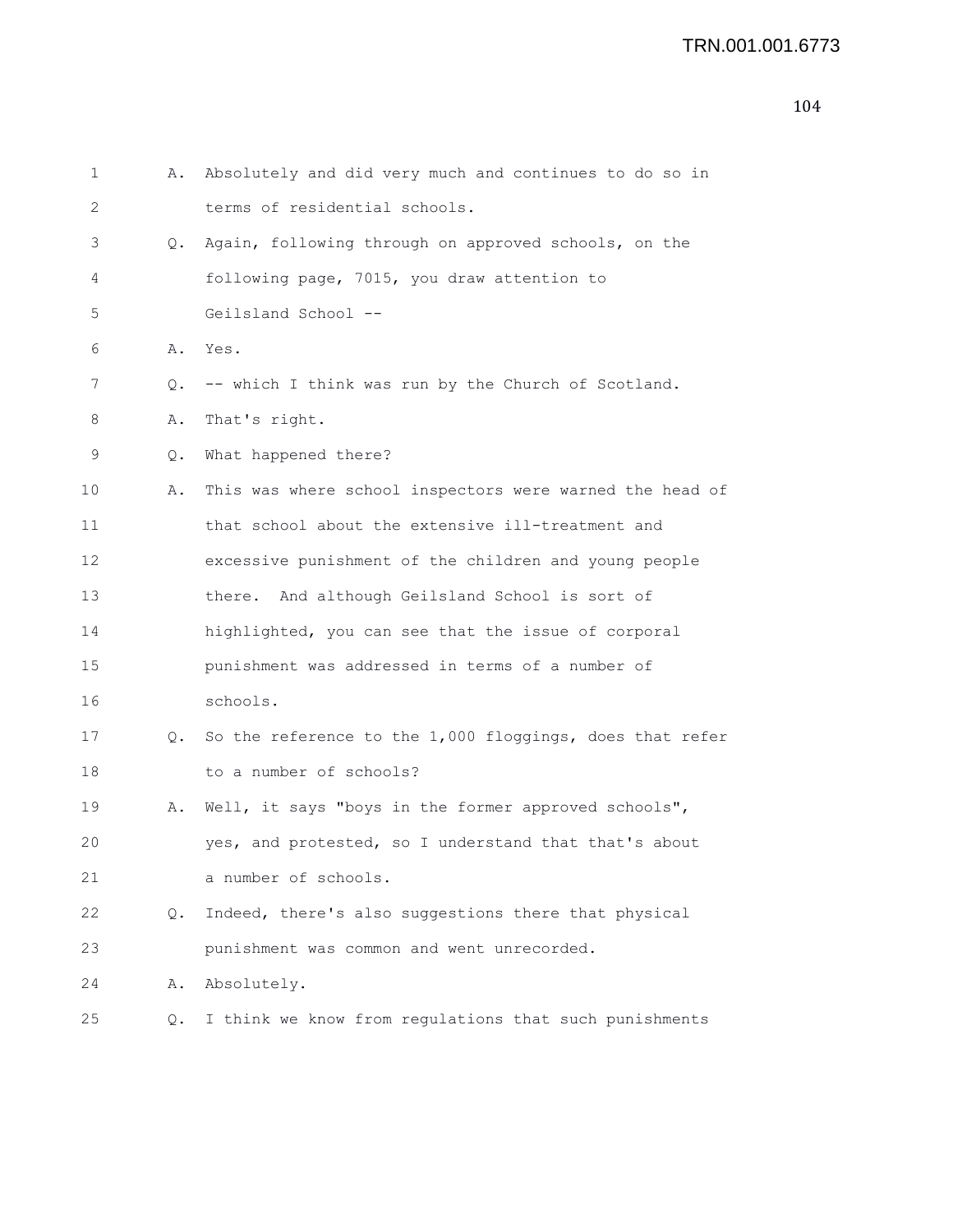1 A. Absolutely and did very much and continues to do so in
2 terms of residential schools.
3 Q. Again, following through on approved schools, on the
4 following page, 7015, you draw attention to
5 Geilsland School --
6 A. Yes.
7 Q. -- which I think was run by the Church of Scotland.
8 A. That's right.
9 Q. What happened there?
10 A. This was where school inspectors were warned the head of
11 that school about the extensive ill-treatment and
12 excessive punishment of the children and young people
13 there. And although Geilsland School is sort of
14 highlighted, you can see that the issue of corporal
15 punishment was addressed in terms of a number of
16 schools.
17 Q. So the reference to the 1,000 floggings, does that refer
18 to a number of schools?
19 A. Well, it says "boys in the former approved schools",
20 yes, and protested, so I understand that that's about
21 a number of schools.
22 Q. Indeed, there's also suggestions there that physical
23 punishment was common and went unrecorded.
24 A. Absolutely.
25 Q. I think we know from regulations that such punishments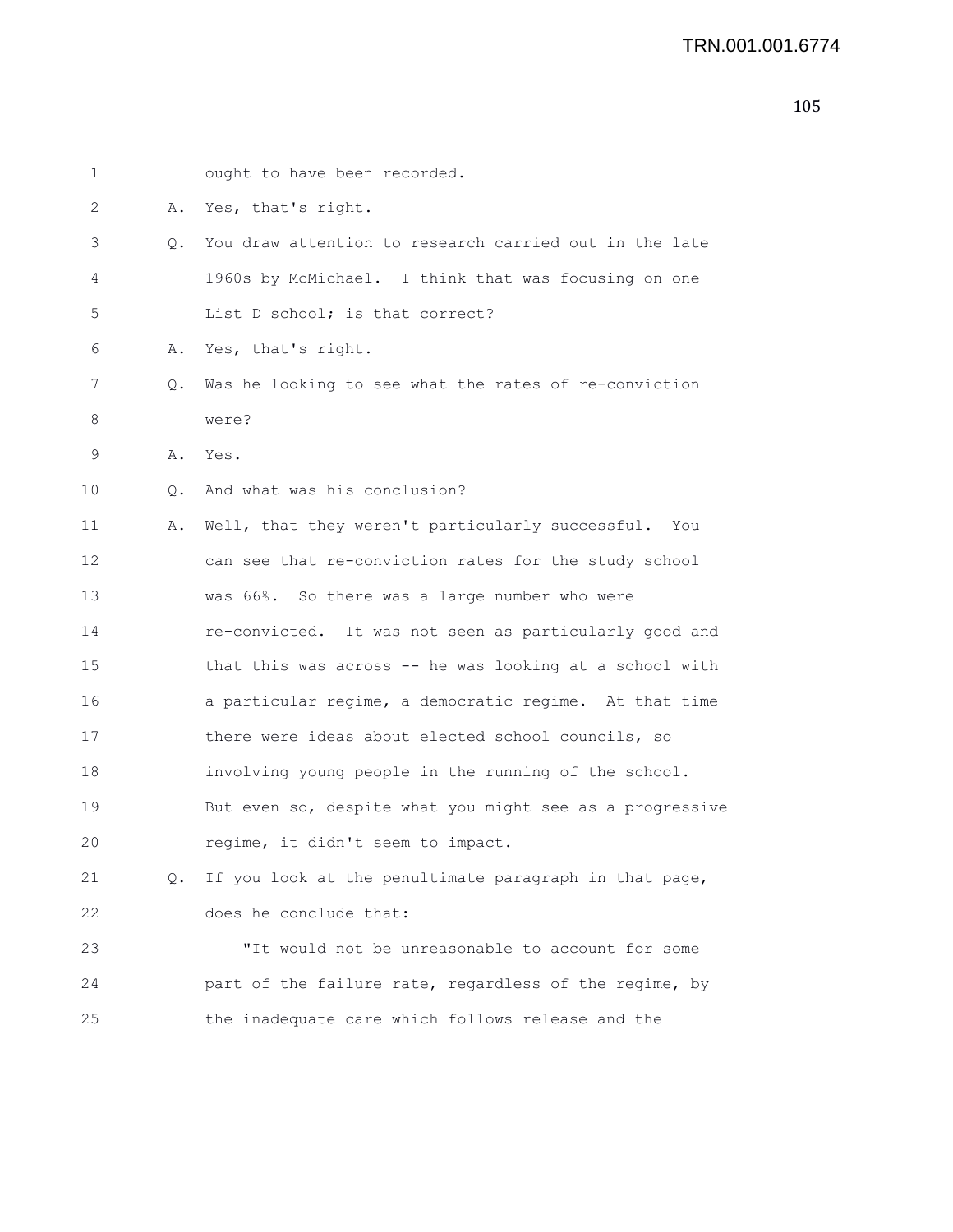ought to have been recorded.

A. Yes, that's right.

Q. You draw attention to research carried out in the late 1960s by McMichael. I think that was focusing on one List D school; is that correct?

A. Yes, that's right.

Q. Was he looking to see what the rates of re-conviction were?

A. Yes.

Q. And what was his conclusion?

A. Well, that they weren't particularly successful. You can see that re-conviction rates for the study school was 66%. So there was a large number who were re-convicted. It was not seen as particularly good and that this was across -- he was looking at a school with a particular regime, a democratic regime. At that time there were ideas about elected school councils, so involving young people in the running of the school. But even so, despite what you might see as a progressive regime, it didn't seem to impact.

Q. If you look at the penultimate paragraph in that page, does he conclude that:

"It would not be unreasonable to account for some part of the failure rate, regardless of the regime, by the inadequate care which follows release and the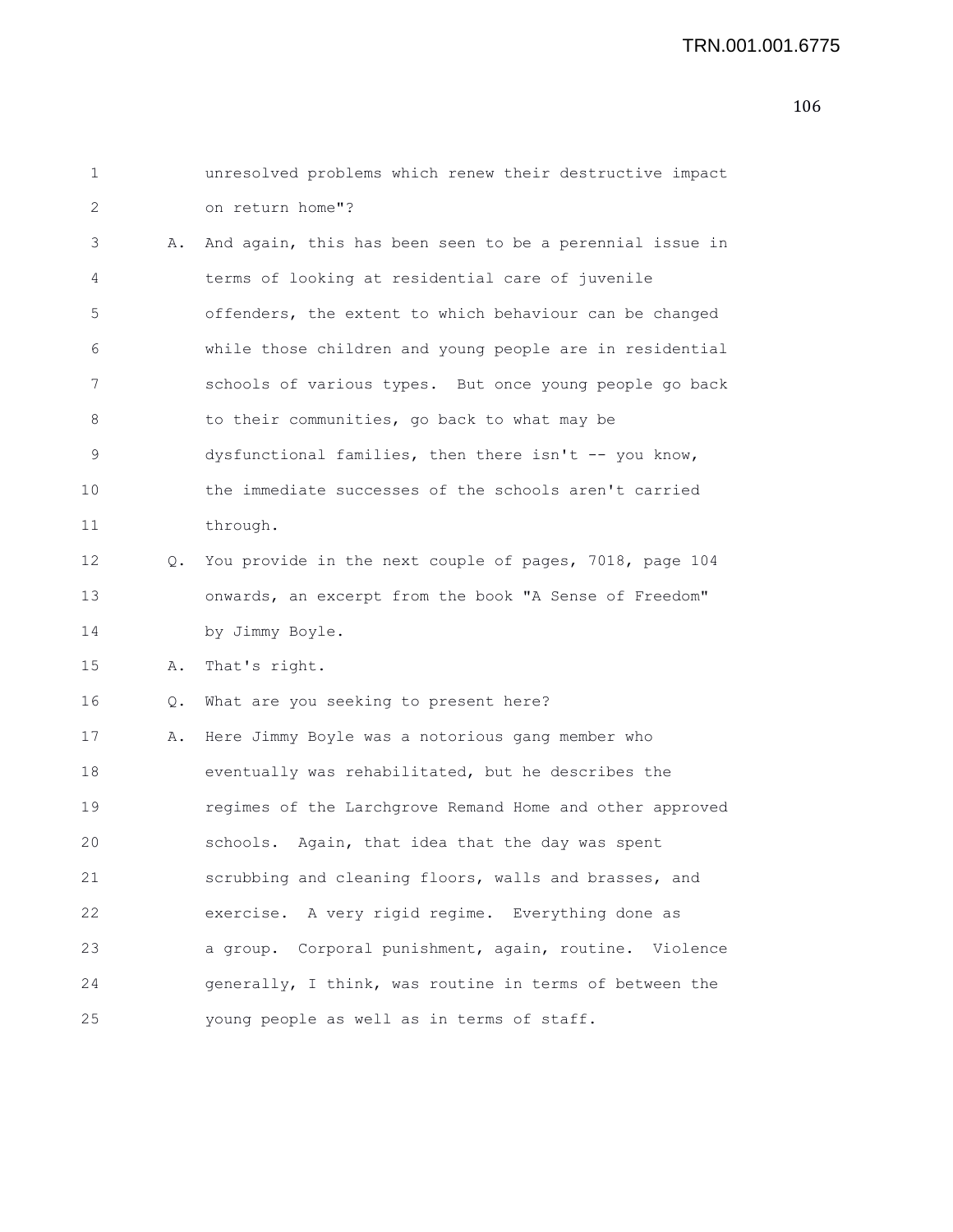unresolved problems which renew their destructive impact on return home"?

A. And again, this has been seen to be a perennial issue in terms of looking at residential care of juvenile offenders, the extent to which behaviour can be changed while those children and young people are in residential schools of various types. But once young people go back to their communities, go back to what may be dysfunctional families, then there isn't -- you know, the immediate successes of the schools aren't carried through.

Q. You provide in the next couple of pages, 7018, page 104 onwards, an excerpt from the book "A Sense of Freedom" by Jimmy Boyle.

A. That's right.

Q. What are you seeking to present here?

A. Here Jimmy Boyle was a notorious gang member who eventually was rehabilitated, but he describes the regimes of the Larchgrove Remand Home and other approved schools. Again, that idea that the day was spent scrubbing and cleaning floors, walls and brasses, and exercise. A very rigid regime. Everything done as a group. Corporal punishment, again, routine. Violence generally, I think, was routine in terms of between the young people as well as in terms of staff.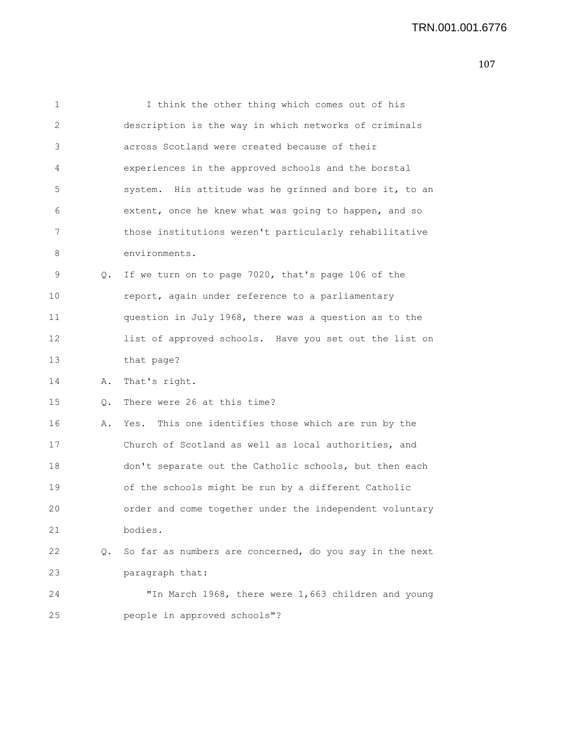I think the other thing which comes out of his description is the way in which networks of criminals across Scotland were created because of their experiences in the approved schools and the borstal system. His attitude was he grinned and bore it, to an extent, once he knew what was going to happen, and so those institutions weren't particularly rehabilitative environments.

Q. If we turn on to page 7020, that's page 106 of the report, again under reference to a parliamentary question in July 1968, there was a question as to the list of approved schools. Have you set out the list on that page?

A. That's right.

Q. There were 26 at this time?

A. Yes. This one identifies those which are run by the Church of Scotland as well as local authorities, and don't separate out the Catholic schools, but then each of the schools might be run by a different Catholic order and come together under the independent voluntary bodies.

Q. So far as numbers are concerned, do you say in the next paragraph that:

"In March 1968, there were 1,663 children and young people in approved schools"?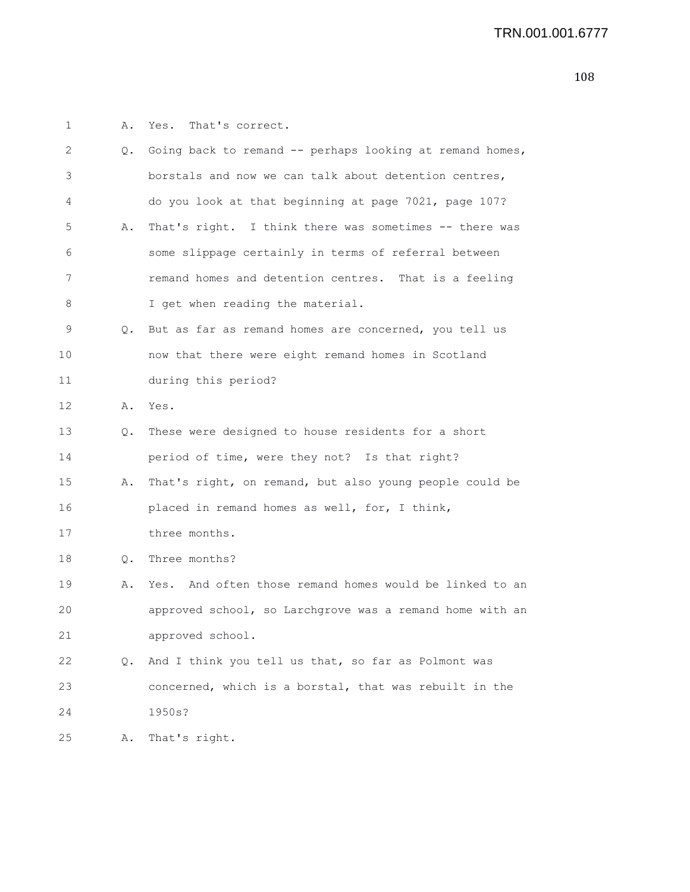1 A. Yes. That's correct.

2 Q. Going back to remand -- perhaps looking at remand homes,

3 borstals and now we can talk about detention centres,

4 do you look at that beginning at page 7021, page 107?

5 A. That's right. I think there was sometimes -- there was

6 some slippage certainly in terms of referral between

7 remand homes and detention centres. That is a feeling

8 I get when reading the material.

9 Q. But as far as remand homes are concerned, you tell us

10 now that there were eight remand homes in Scotland

11 during this period?

12 A. Yes.

13 Q. These were designed to house residents for a short

14 period of time, were they not? Is that right?

15 A. That's right, on remand, but also young people could be

16 placed in remand homes as well, for, I think,

17 three months.

18 Q. Three months?

19 A. Yes. And often those remand homes would be linked to an

20 approved school, so Larchgrove was a remand home with an

21 approved school.

22 Q. And I think you tell us that, so far as Polmont was

23 concerned, which is a borstal, that was rebuilt in the

24 1950s?

25 A. That's right.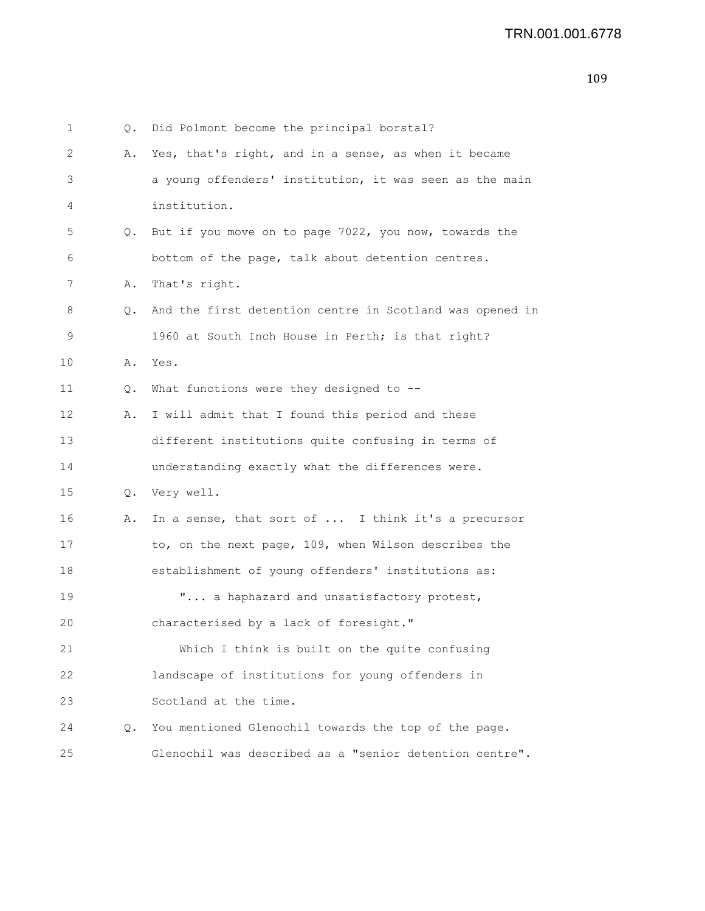1 Q. Did Polmont become the principal borstal?

2 A. Yes, that's right, and in a sense, as when it became

3 a young offenders' institution, it was seen as the main

4 institution.

5 Q. But if you move on to page 7022, you now, towards the

6 bottom of the page, talk about detention centres.

7 A. That's right.

8 Q. And the first detention centre in Scotland was opened in

9 1960 at South Inch House in Perth; is that right?

10 A. Yes.

11 Q. What functions were they designed to --

12 A. I will admit that I found this period and these

13 different institutions quite confusing in terms of

14 understanding exactly what the differences were.

15 Q. Very well.

16 A. In a sense, that sort of ... I think it's a precursor

17 to, on the next page, 109, when Wilson describes the

18 establishment of young offenders' institutions as:

19 "... a haphazard and unsatisfactory protest,

20 characterised by a lack of foresight."

21 Which I think is built on the quite confusing

22 landscape of institutions for young offenders in

23 Scotland at the time.

24 Q. You mentioned Glenochil towards the top of the page.

25 Glenochil was described as a "senior detention centre".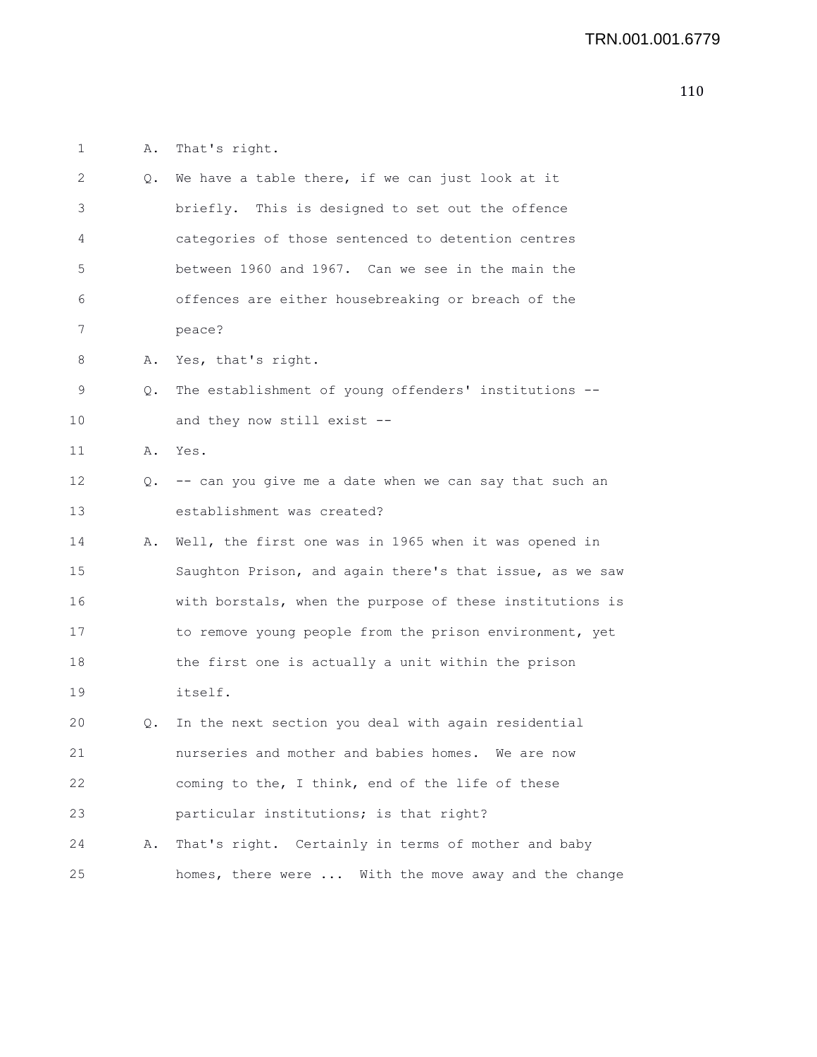1 A. That's right.

2 Q. We have a table there, if we can just look at it

3 briefly. This is designed to set out the offence

4 categories of those sentenced to detention centres

5 between 1960 and 1967. Can we see in the main the

6 offences are either housebreaking or breach of the

7 peace?

8 A. Yes, that's right.

9 Q. The establishment of young offenders' institutions --

10 and they now still exist --

11 A. Yes.

12 Q. -- can you give me a date when we can say that such an

13 establishment was created?

14 A. Well, the first one was in 1965 when it was opened in

15 Saughton Prison, and again there's that issue, as we saw

16 with borstals, when the purpose of these institutions is

17 to remove young people from the prison environment, yet

18 the first one is actually a unit within the prison

19 itself.

20 Q. In the next section you deal with again residential

21 nurseries and mother and babies homes. We are now

22 coming to the, I think, end of the life of these

23 particular institutions; is that right?

24 A. That's right. Certainly in terms of mother and baby

25 homes, there were ... With the move away and the change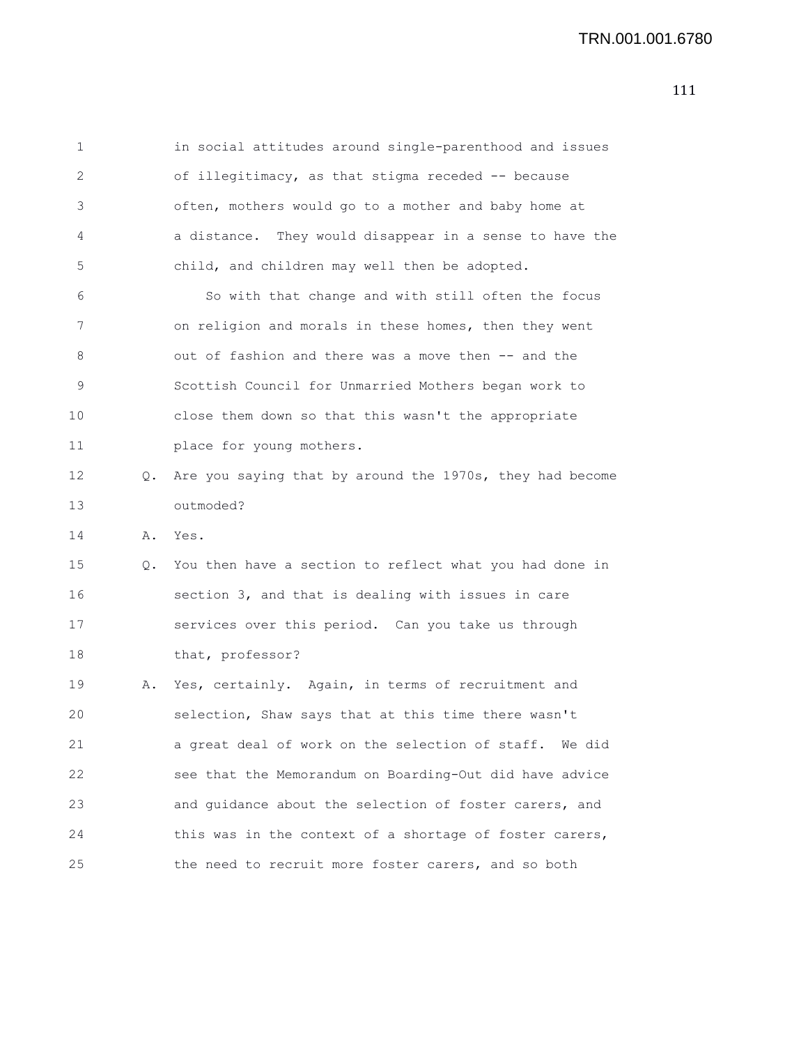in social attitudes around single-parenthood and issues of illegitimacy, as that stigma receded -- because often, mothers would go to a mother and baby home at a distance. They would disappear in a sense to have the child, and children may well then be adopted.

So with that change and with still often the focus on religion and morals in these homes, then they went out of fashion and there was a move then -- and the Scottish Council for Unmarried Mothers began work to close them down so that this wasn't the appropriate place for young mothers.

Q. Are you saying that by around the 1970s, they had become outmoded?

A. Yes.

Q. You then have a section to reflect what you had done in section 3, and that is dealing with issues in care services over this period. Can you take us through that, professor?

A. Yes, certainly. Again, in terms of recruitment and selection, Shaw says that at this time there wasn't a great deal of work on the selection of staff. We did see that the Memorandum on Boarding-Out did have advice and guidance about the selection of foster carers, and this was in the context of a shortage of foster carers, the need to recruit more foster carers, and so both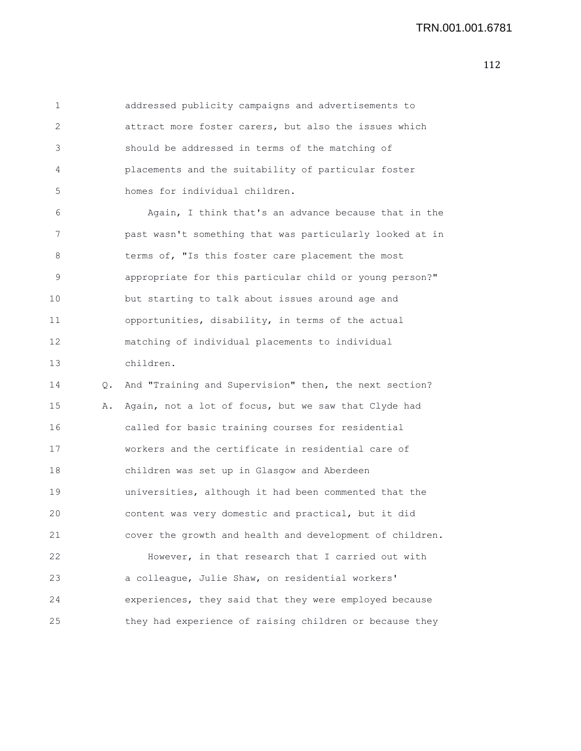addressed publicity campaigns and advertisements to attract more foster carers, but also the issues which should be addressed in terms of the matching of placements and the suitability of particular foster homes for individual children.

Again, I think that's an advance because that in the past wasn't something that was particularly looked at in terms of, "Is this foster care placement the most appropriate for this particular child or young person?" but starting to talk about issues around age and opportunities, disability, in terms of the actual matching of individual placements to individual children.

Q. And "Training and Supervision" then, the next section?

A. Again, not a lot of focus, but we saw that Clyde had called for basic training courses for residential workers and the certificate in residential care of children was set up in Glasgow and Aberdeen universities, although it had been commented that the content was very domestic and practical, but it did cover the growth and health and development of children.

However, in that research that I carried out with a colleague, Julie Shaw, on residential workers' experiences, they said that they were employed because they had experience of raising children or because they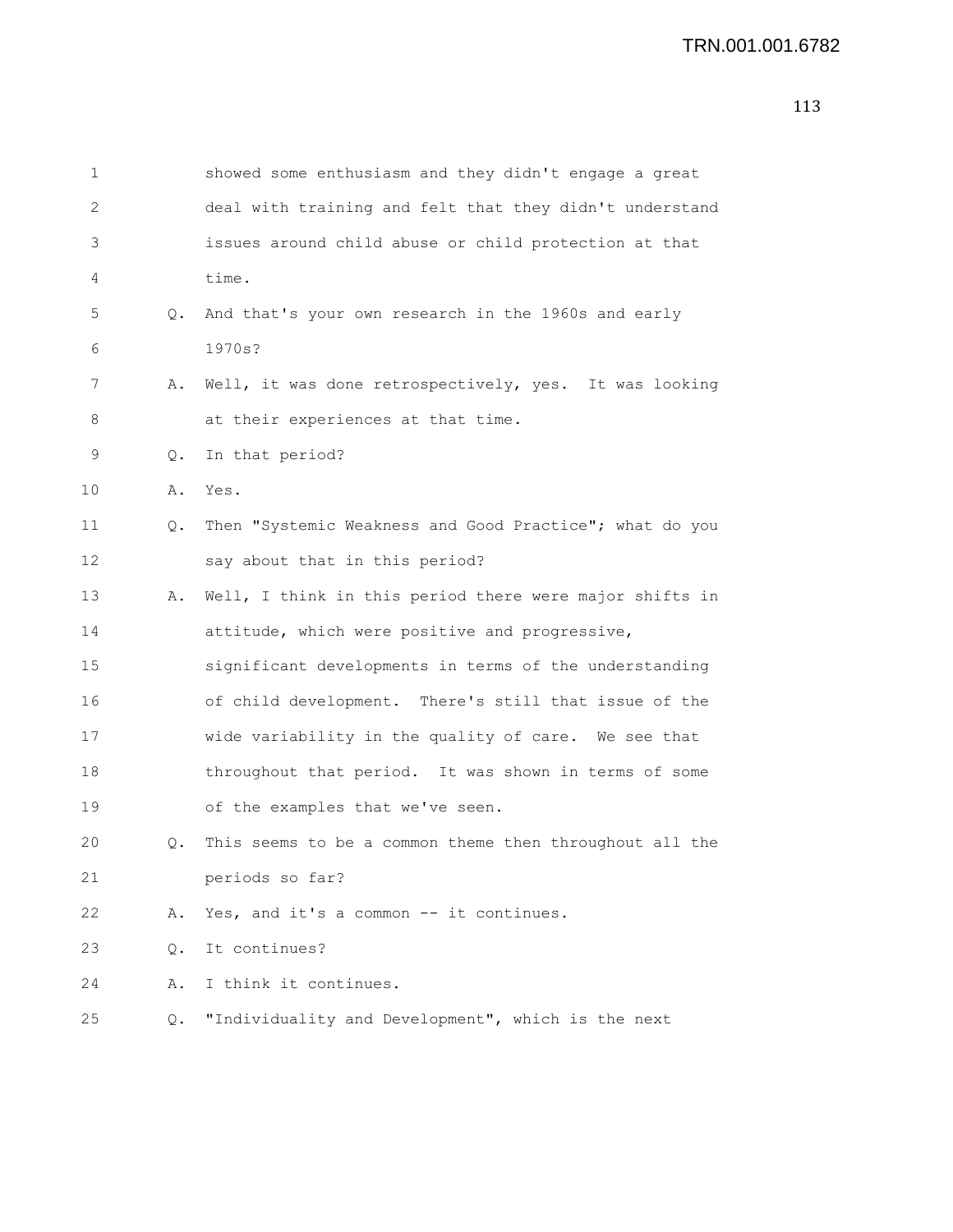1 showed some enthusiasm and they didn't engage a great
2 deal with training and felt that they didn't understand
3 issues around child abuse or child protection at that
4 time.

5 Q. And that's your own research in the 1960s and early
6 1970s?

7 A. Well, it was done retrospectively, yes. It was looking
8 at their experiences at that time.

9 Q. In that period?

10 A. Yes.

11 Q. Then "Systemic Weakness and Good Practice"; what do you
12 say about that in this period?

13 A. Well, I think in this period there were major shifts in
14 attitude, which were positive and progressive,
15 significant developments in terms of the understanding
16 of child development. There's still that issue of the
17 wide variability in the quality of care. We see that
18 throughout that period. It was shown in terms of some
19 of the examples that we've seen.

20 Q. This seems to be a common theme then throughout all the
21 periods so far?

22 A. Yes, and it's a common -- it continues.

23 Q. It continues?

24 A. I think it continues.

25 Q. "Individuality and Development", which is the next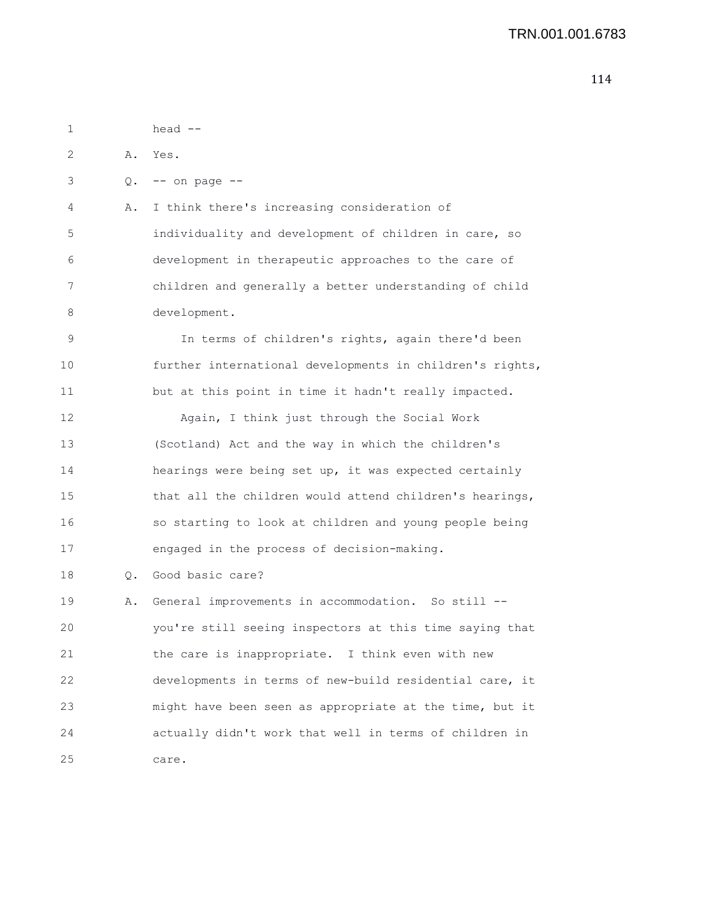head --

A. Yes.

Q. -- on page --

A. I think there's increasing consideration of individuality and development of children in care, so development in therapeutic approaches to the care of children and generally a better understanding of child development.

In terms of children's rights, again there'd been further international developments in children's rights, but at this point in time it hadn't really impacted.

Again, I think just through the Social Work (Scotland) Act and the way in which the children's hearings were being set up, it was expected certainly that all the children would attend children's hearings, so starting to look at children and young people being engaged in the process of decision-making.

Q. Good basic care?

A. General improvements in accommodation. So still -- you're still seeing inspectors at this time saying that the care is inappropriate. I think even with new developments in terms of new-build residential care, it might have been seen as appropriate at the time, but it actually didn't work that well in terms of children in care.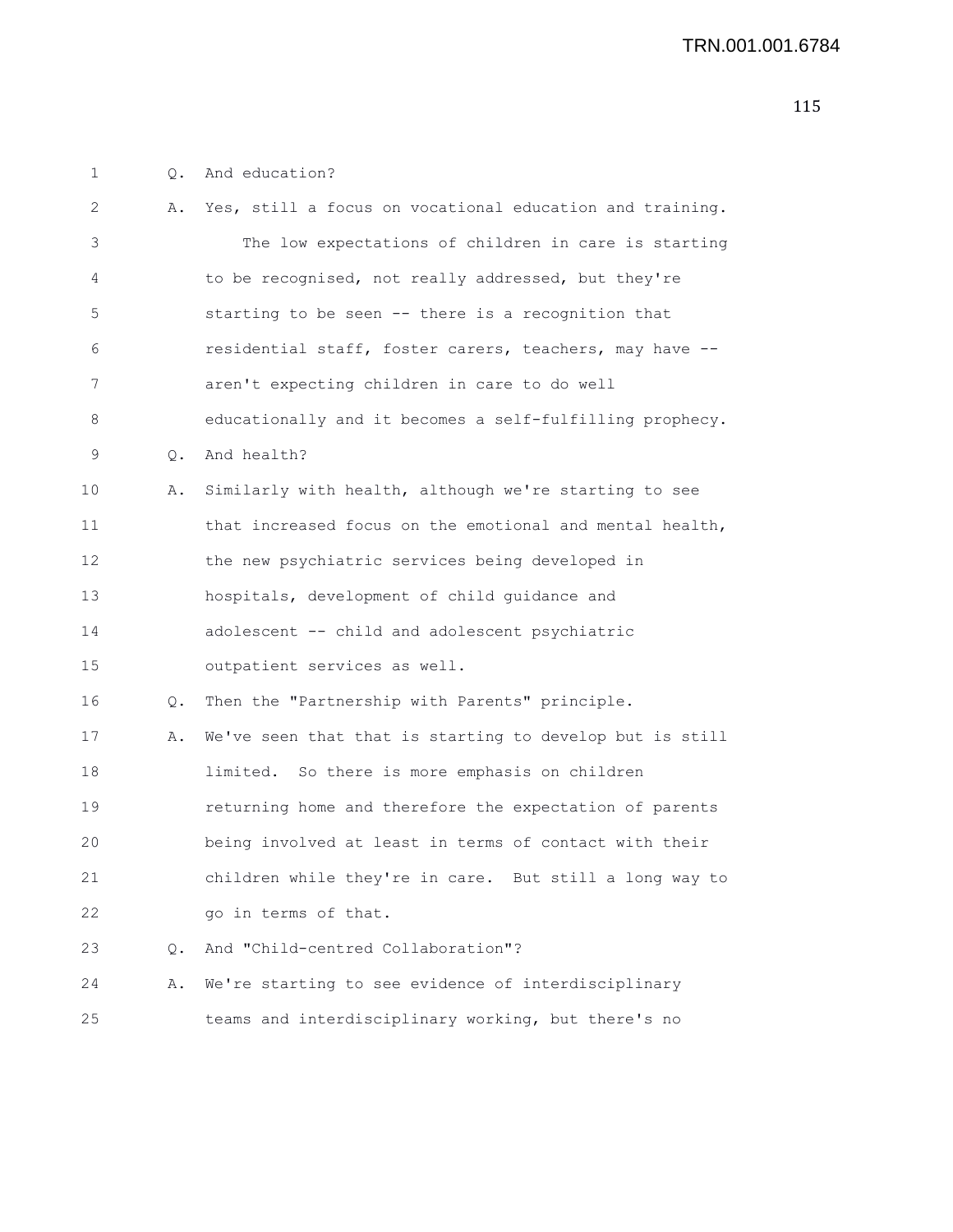Q. And education?

A. Yes, still a focus on vocational education and training.

The low expectations of children in care is starting to be recognised, not really addressed, but they're starting to be seen -- there is a recognition that residential staff, foster carers, teachers, may have -- aren't expecting children in care to do well educationally and it becomes a self-fulfilling prophecy.

Q. And health?

A. Similarly with health, although we're starting to see that increased focus on the emotional and mental health, the new psychiatric services being developed in hospitals, development of child guidance and adolescent -- child and adolescent psychiatric outpatient services as well.

Q. Then the "Partnership with Parents" principle.

A. We've seen that that is starting to develop but is still limited. So there is more emphasis on children returning home and therefore the expectation of parents being involved at least in terms of contact with their children while they're in care. But still a long way to go in terms of that.

Q. And "Child-centred Collaboration"?

A. We're starting to see evidence of interdisciplinary teams and interdisciplinary working, but there's no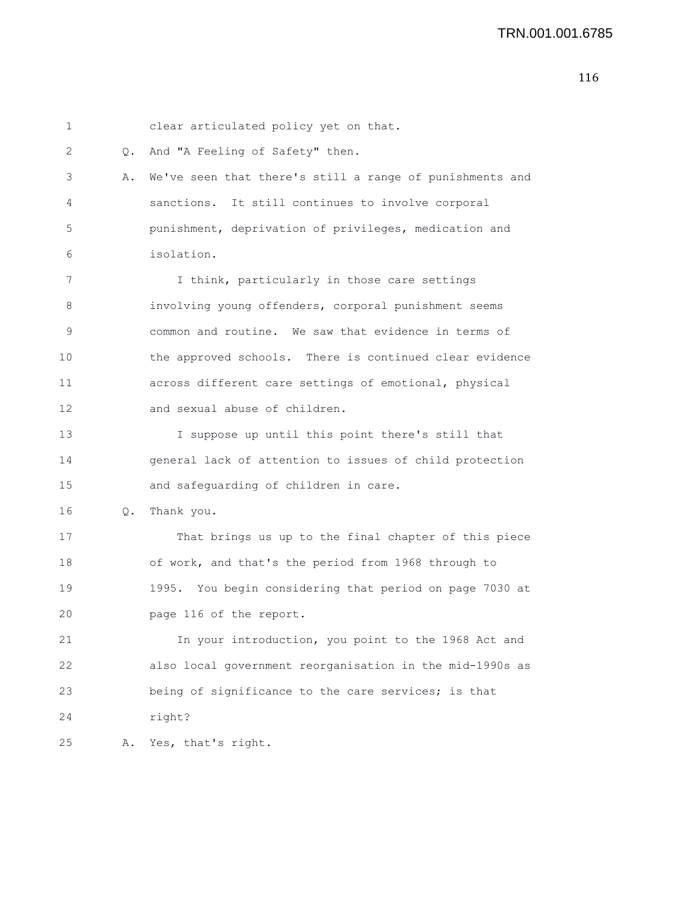clear articulated policy yet on that.

Q. And "A Feeling of Safety" then.

A. We've seen that there's still a range of punishments and sanctions. It still continues to involve corporal punishment, deprivation of privileges, medication and isolation.

I think, particularly in those care settings involving young offenders, corporal punishment seems common and routine. We saw that evidence in terms of the approved schools. There is continued clear evidence across different care settings of emotional, physical and sexual abuse of children.

I suppose up until this point there's still that general lack of attention to issues of child protection and safeguarding of children in care.

Q. Thank you.

That brings us up to the final chapter of this piece of work, and that's the period from 1968 through to 1995. You begin considering that period on page 7030 at page 116 of the report.

In your introduction, you point to the 1968 Act and also local government reorganisation in the mid-1990s as being of significance to the care services; is that right?

A. Yes, that's right.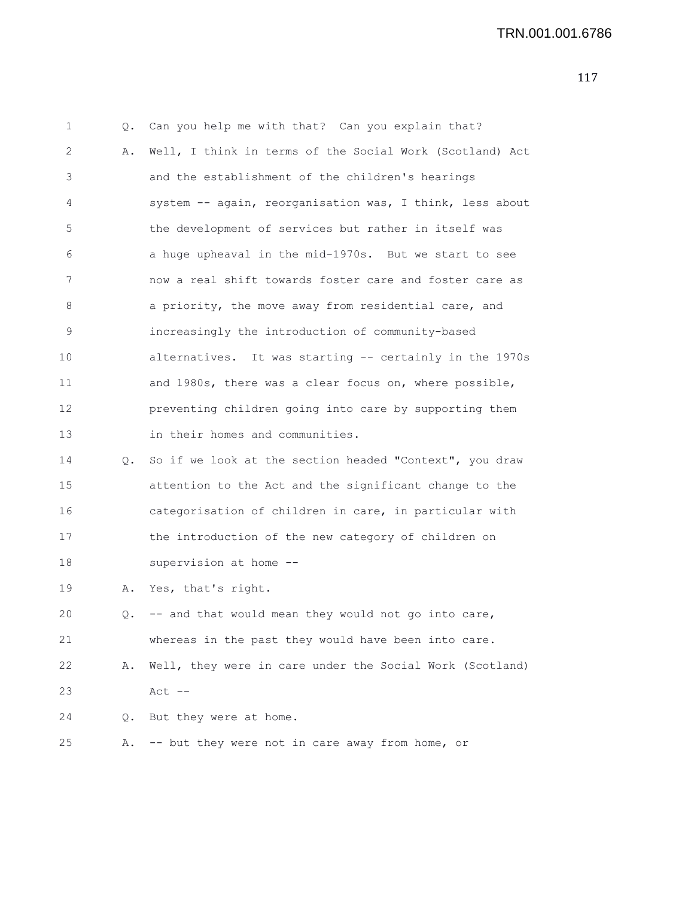1 Q. Can you help me with that? Can you explain that?

2 A. Well, I think in terms of the Social Work (Scotland) Act
3 and the establishment of the children's hearings
4 system -- again, reorganisation was, I think, less about
5 the development of services but rather in itself was
6 a huge upheaval in the mid-1970s. But we start to see
7 now a real shift towards foster care and foster care as
8 a priority, the move away from residential care, and
9 increasingly the introduction of community-based
10 alternatives. It was starting -- certainly in the 1970s
11 and 1980s, there was a clear focus on, where possible,
12 preventing children going into care by supporting them
13 in their homes and communities.

14 Q. So if we look at the section headed "Context", you draw
15 attention to the Act and the significant change to the
16 categorisation of children in care, in particular with
17 the introduction of the new category of children on
18 supervision at home --

19 A. Yes, that's right.

20 Q. -- and that would mean they would not go into care,
21 whereas in the past they would have been into care.

22 A. Well, they were in care under the Social Work (Scotland)
23 Act --

24 Q. But they were at home.

25 A. -- but they were not in care away from home, or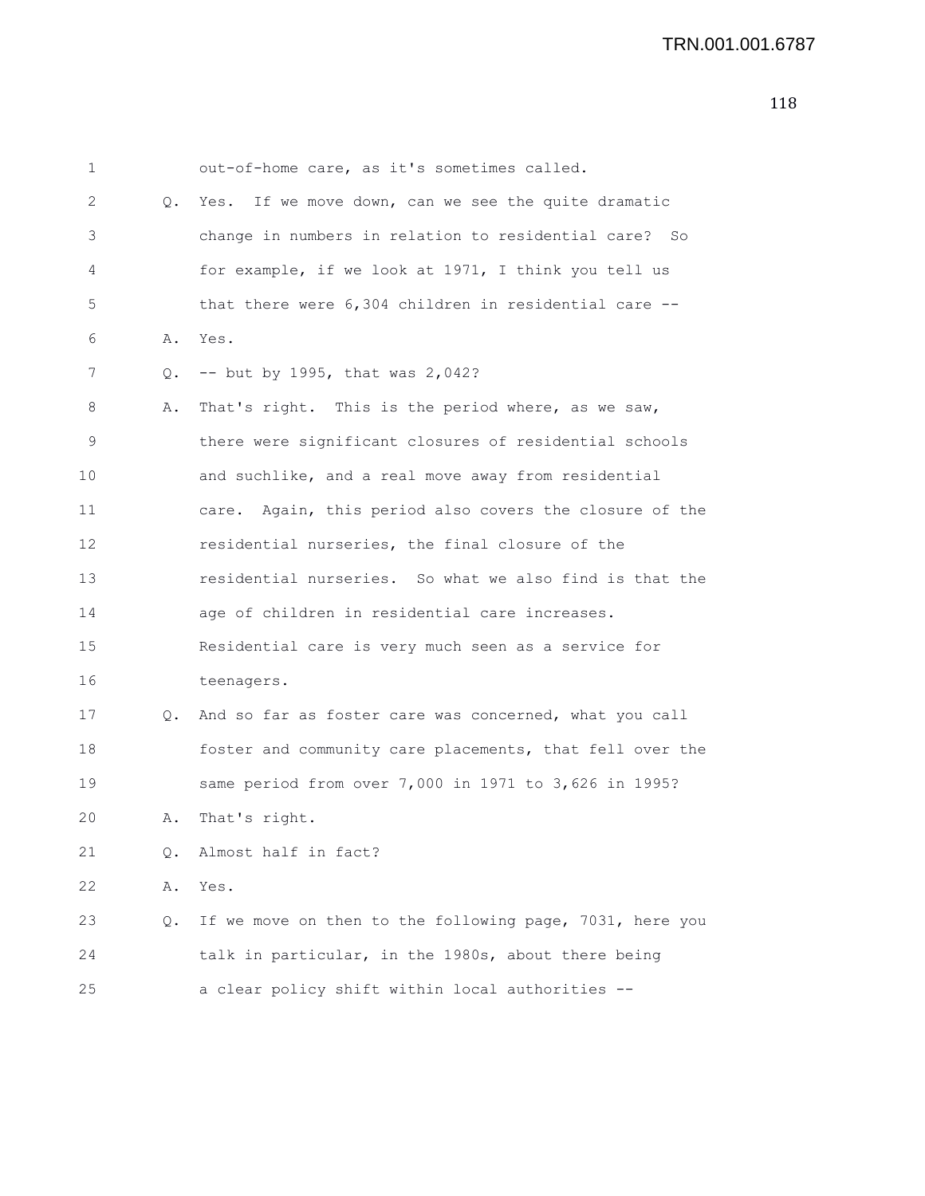out-of-home care, as it's sometimes called.

Q. Yes. If we move down, can we see the quite dramatic change in numbers in relation to residential care? So for example, if we look at 1971, I think you tell us that there were 6,304 children in residential care --

A. Yes.

Q. -- but by 1995, that was 2,042?

A. That's right. This is the period where, as we saw, there were significant closures of residential schools and suchlike, and a real move away from residential care. Again, this period also covers the closure of the residential nurseries, the final closure of the residential nurseries. So what we also find is that the age of children in residential care increases. Residential care is very much seen as a service for teenagers.

Q. And so far as foster care was concerned, what you call foster and community care placements, that fell over the same period from over 7,000 in 1971 to 3,626 in 1995?

A. That's right.

Q. Almost half in fact?

A. Yes.

Q. If we move on then to the following page, 7031, here you talk in particular, in the 1980s, about there being a clear policy shift within local authorities --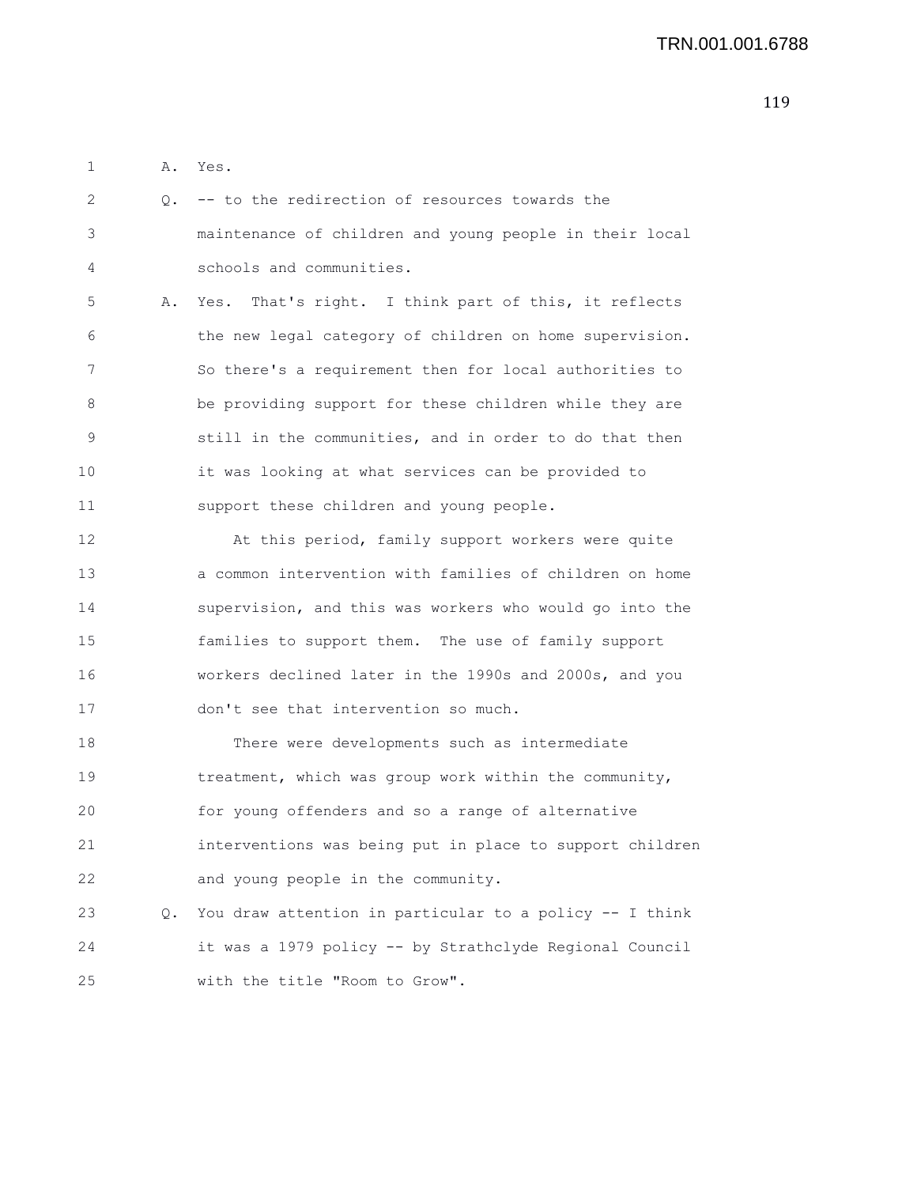A. Yes.

Q. -- to the redirection of resources towards the maintenance of children and young people in their local schools and communities.

A. Yes. That's right. I think part of this, it reflects the new legal category of children on home supervision. So there's a requirement then for local authorities to be providing support for these children while they are still in the communities, and in order to do that then it was looking at what services can be provided to support these children and young people.

At this period, family support workers were quite a common intervention with families of children on home supervision, and this was workers who would go into the families to support them. The use of family support workers declined later in the 1990s and 2000s, and you don't see that intervention so much.

There were developments such as intermediate treatment, which was group work within the community, for young offenders and so a range of alternative interventions was being put in place to support children and young people in the community.

Q. You draw attention in particular to a policy -- I think it was a 1979 policy -- by Strathclyde Regional Council with the title "Room to Grow".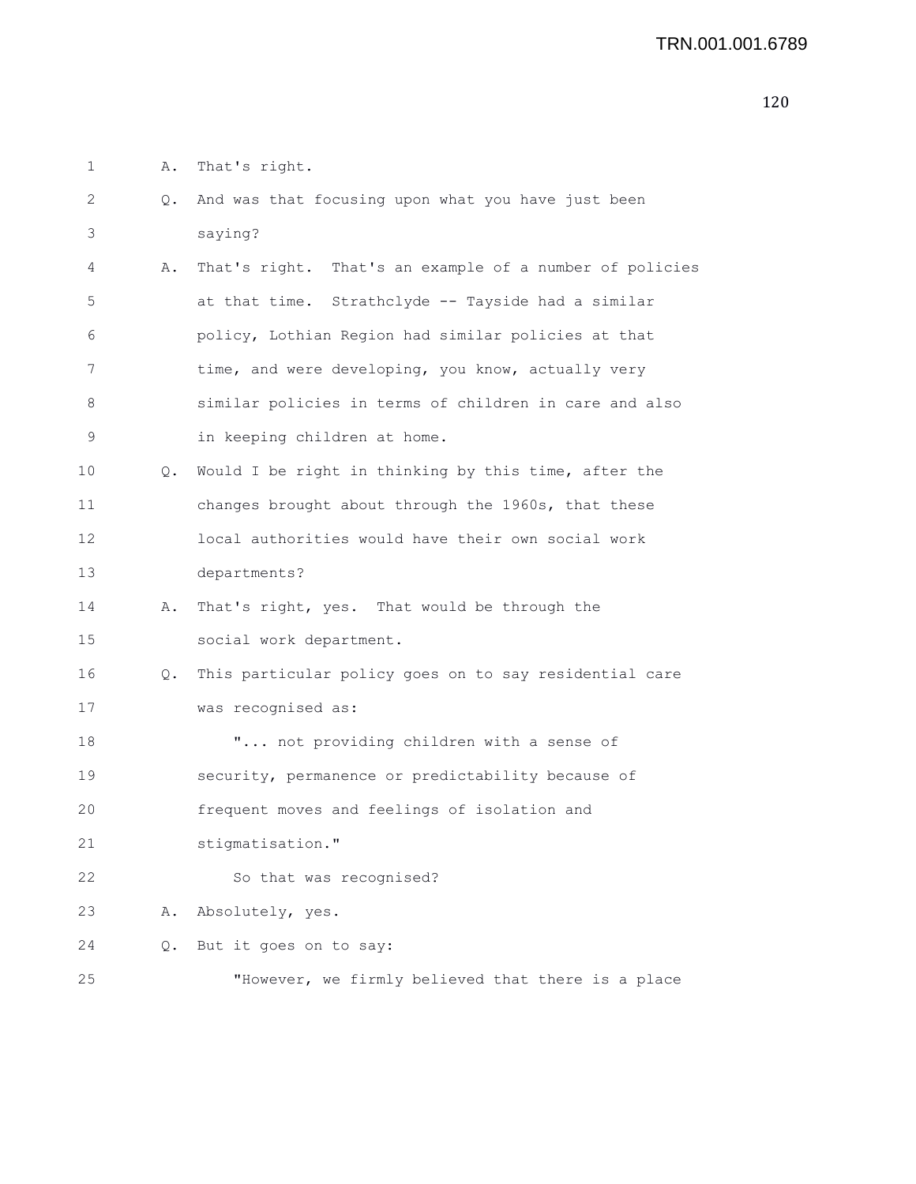1 A. That's right.

2 Q. And was that focusing upon what you have just been

3 saying?

4 A. That's right. That's an example of a number of policies

5 at that time. Strathclyde -- Tayside had a similar

6 policy, Lothian Region had similar policies at that

7 time, and were developing, you know, actually very

8 similar policies in terms of children in care and also

9 in keeping children at home.

10 Q. Would I be right in thinking by this time, after the

11 changes brought about through the 1960s, that these

12 local authorities would have their own social work

13 departments?

14 A. That's right, yes. That would be through the

15 social work department.

16 Q. This particular policy goes on to say residential care

17 was recognised as:

18 "... not providing children with a sense of

19 security, permanence or predictability because of

20 frequent moves and feelings of isolation and

21 stigmatisation."

22 So that was recognised?

23 A. Absolutely, yes.

24 Q. But it goes on to say:

25 "However, we firmly believed that there is a place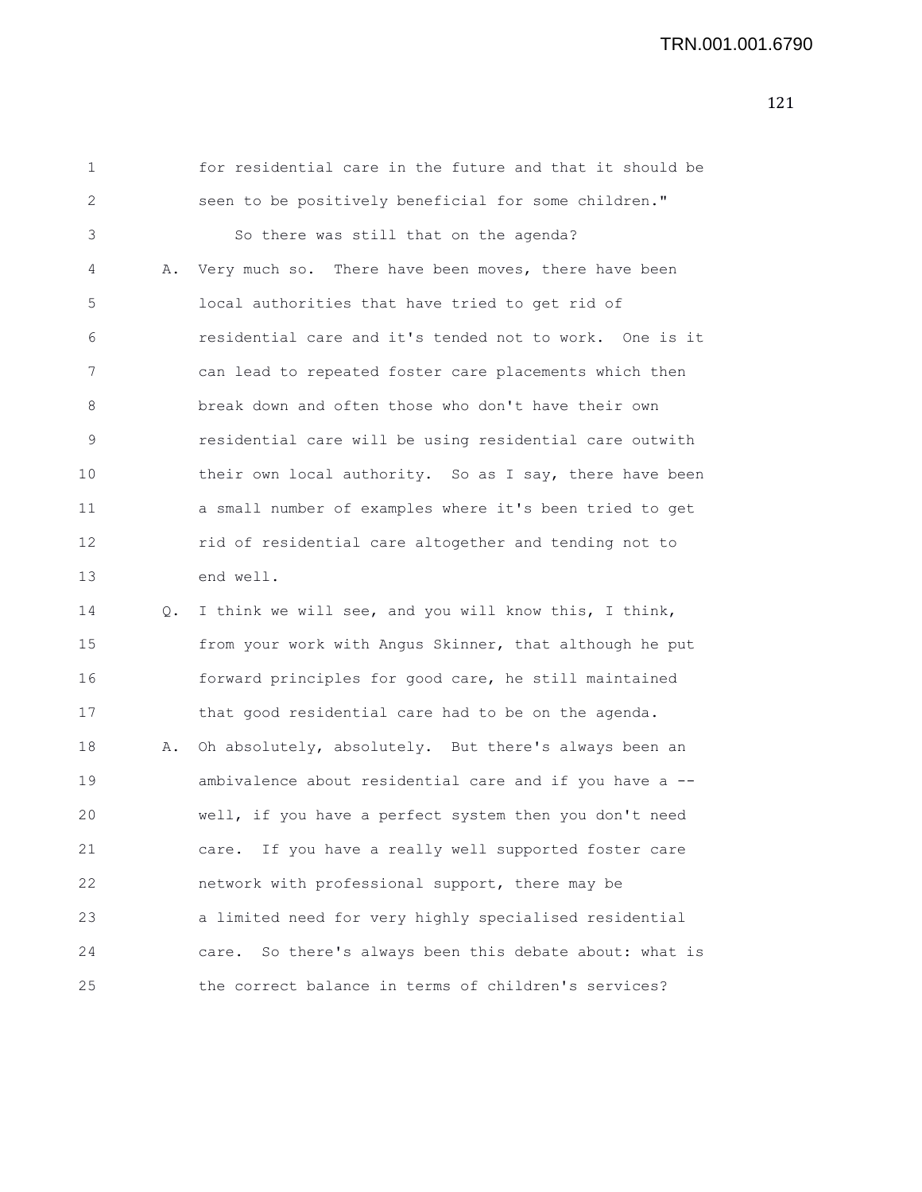for residential care in the future and that it should be seen to be positively beneficial for some children."

So there was still that on the agenda?

A. Very much so. There have been moves, there have been local authorities that have tried to get rid of residential care and it's tended not to work. One is it can lead to repeated foster care placements which then break down and often those who don't have their own residential care will be using residential care outwith their own local authority. So as I say, there have been a small number of examples where it's been tried to get rid of residential care altogether and tending not to end well.

Q. I think we will see, and you will know this, I think, from your work with Angus Skinner, that although he put forward principles for good care, he still maintained that good residential care had to be on the agenda.

A. Oh absolutely, absolutely. But there's always been an ambivalence about residential care and if you have a -- well, if you have a perfect system then you don't need care. If you have a really well supported foster care network with professional support, there may be a limited need for very highly specialised residential care. So there's always been this debate about: what is the correct balance in terms of children's services?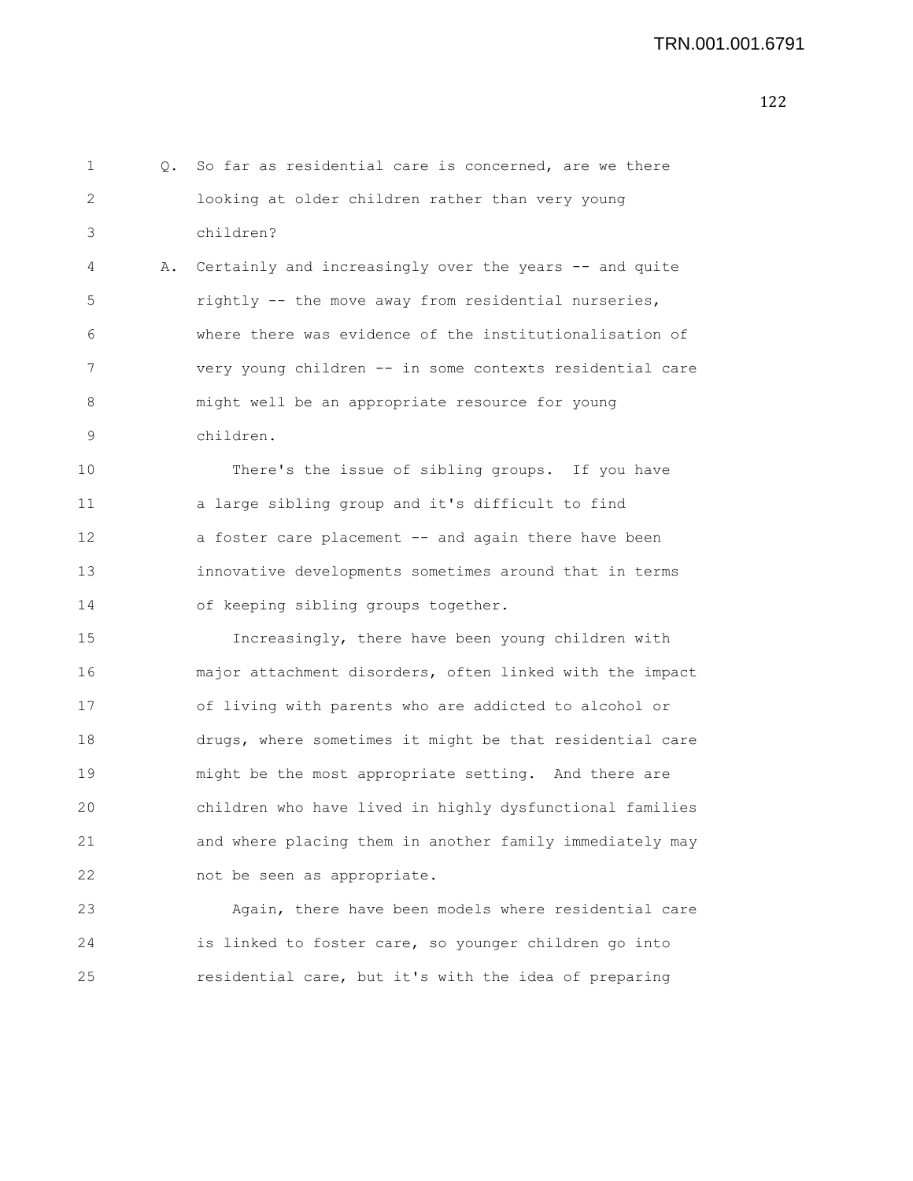Q. So far as residential care is concerned, are we there looking at older children rather than very young children?

A. Certainly and increasingly over the years -- and quite rightly -- the move away from residential nurseries, where there was evidence of the institutionalisation of very young children -- in some contexts residential care might well be an appropriate resource for young children.

There's the issue of sibling groups. If you have a large sibling group and it's difficult to find a foster care placement -- and again there have been innovative developments sometimes around that in terms of keeping sibling groups together.

Increasingly, there have been young children with major attachment disorders, often linked with the impact of living with parents who are addicted to alcohol or drugs, where sometimes it might be that residential care might be the most appropriate setting. And there are children who have lived in highly dysfunctional families and where placing them in another family immediately may not be seen as appropriate.

Again, there have been models where residential care is linked to foster care, so younger children go into residential care, but it's with the idea of preparing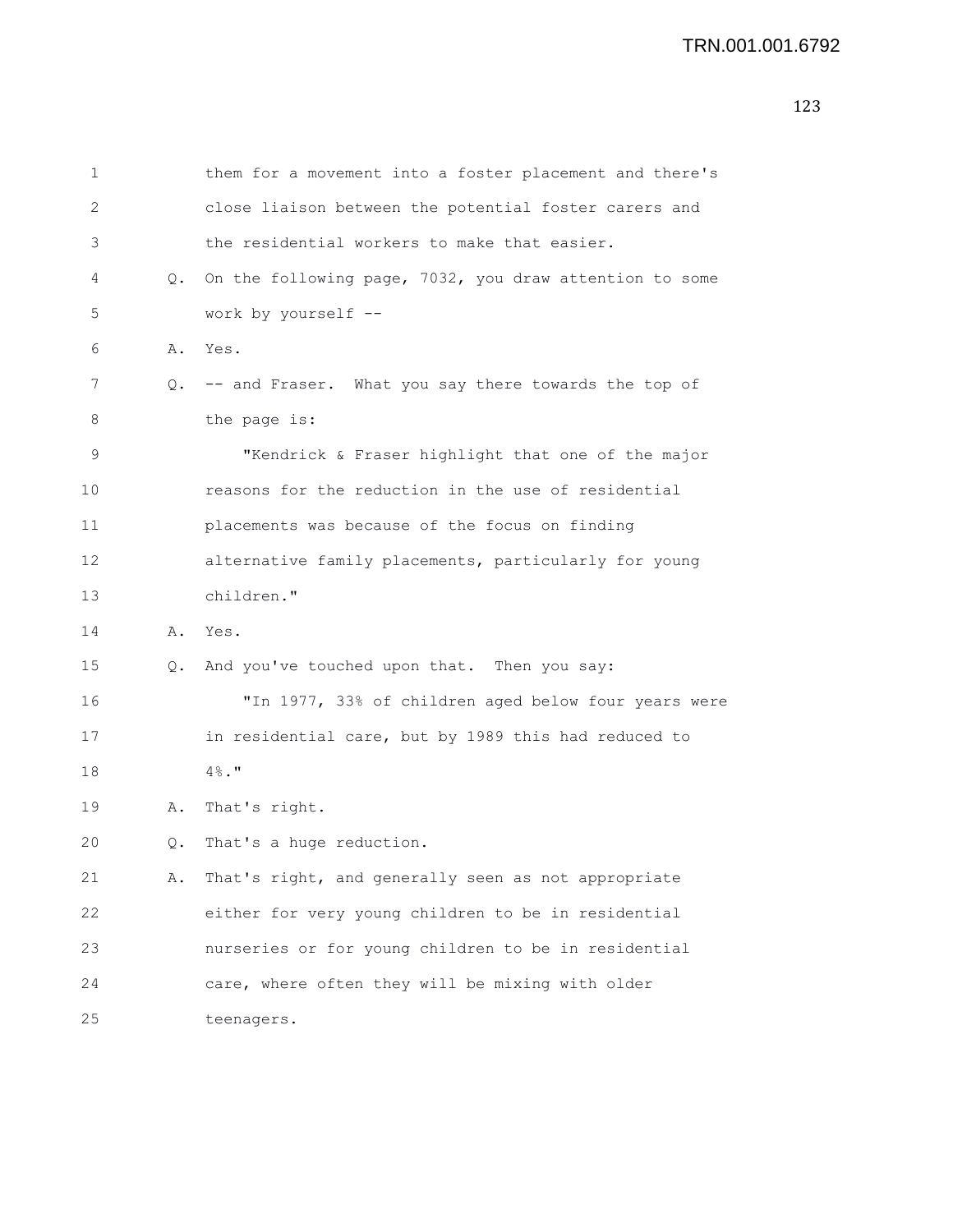them for a movement into a foster placement and there's close liaison between the potential foster carers and the residential workers to make that easier.

Q. On the following page, 7032, you draw attention to some work by yourself --

A. Yes.

Q. -- and Fraser. What you say there towards the top of the page is:

"Kendrick & Fraser highlight that one of the major reasons for the reduction in the use of residential placements was because of the focus on finding alternative family placements, particularly for young children."

A. Yes.

Q. And you've touched upon that. Then you say:

"In 1977, 33% of children aged below four years were in residential care, but by 1989 this had reduced to 4%."

A. That's right.

Q. That's a huge reduction.

A. That's right, and generally seen as not appropriate either for very young children to be in residential nurseries or for young children to be in residential care, where often they will be mixing with older teenagers.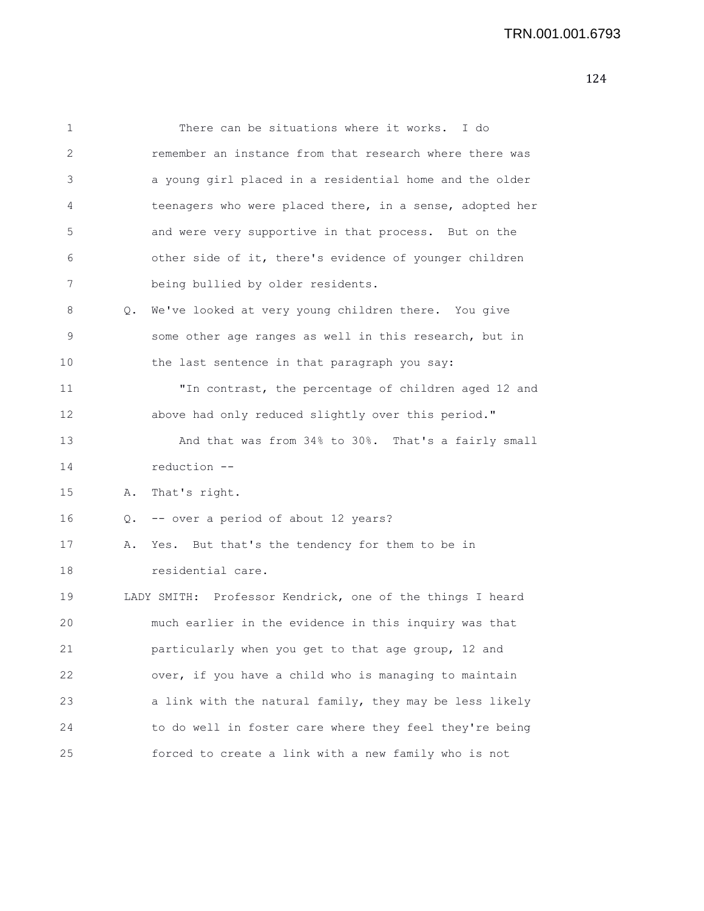There can be situations where it works. I do remember an instance from that research where there was a young girl placed in a residential home and the older teenagers who were placed there, in a sense, adopted her and were very supportive in that process. But on the other side of it, there's evidence of younger children being bullied by older residents.

Q. We've looked at very young children there. You give some other age ranges as well in this research, but in the last sentence in that paragraph you say:

"In contrast, the percentage of children aged 12 and above had only reduced slightly over this period."

And that was from 34% to 30%. That's a fairly small reduction --

A. That's right.

Q. -- over a period of about 12 years?

A. Yes. But that's the tendency for them to be in residential care.

LADY SMITH: Professor Kendrick, one of the things I heard much earlier in the evidence in this inquiry was that particularly when you get to that age group, 12 and over, if you have a child who is managing to maintain a link with the natural family, they may be less likely to do well in foster care where they feel they're being forced to create a link with a new family who is not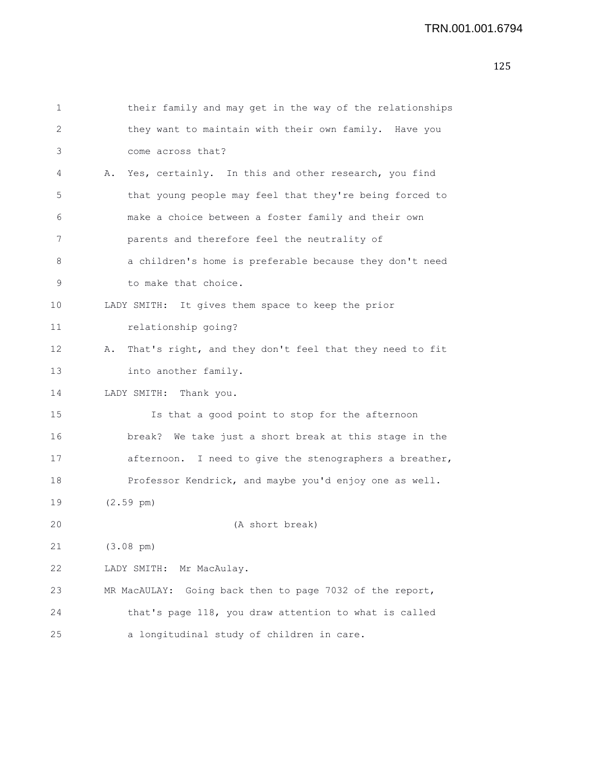their family and may get in the way of the relationships they want to maintain with their own family. Have you come across that?

A. Yes, certainly. In this and other research, you find that young people may feel that they're being forced to make a choice between a foster family and their own parents and therefore feel the neutrality of a children's home is preferable because they don't need to make that choice.

LADY SMITH: It gives them space to keep the prior relationship going?

A. That's right, and they don't feel that they need to fit into another family.

LADY SMITH: Thank you.

Is that a good point to stop for the afternoon break? We take just a short break at this stage in the afternoon. I need to give the stenographers a breather, Professor Kendrick, and maybe you'd enjoy one as well.

(2.59 pm)

(A short break)

(3.08 pm)

LADY SMITH: Mr MacAulay.

MR MacAULAY: Going back then to page 7032 of the report, that's page 118, you draw attention to what is called a longitudinal study of children in care.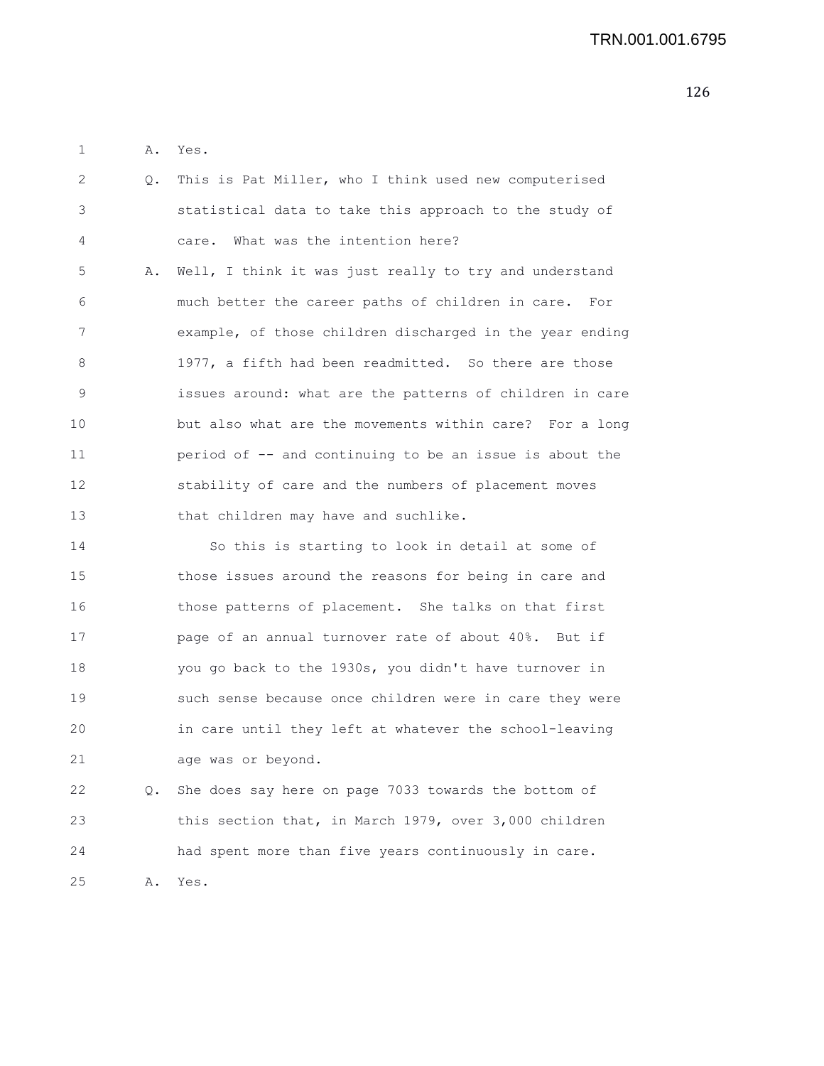A. Yes.

Q. This is Pat Miller, who I think used new computerised statistical data to take this approach to the study of care. What was the intention here?

A. Well, I think it was just really to try and understand much better the career paths of children in care. For example, of those children discharged in the year ending 1977, a fifth had been readmitted. So there are those issues around: what are the patterns of children in care but also what are the movements within care? For a long period of -- and continuing to be an issue is about the stability of care and the numbers of placement moves that children may have and suchlike.

So this is starting to look in detail at some of those issues around the reasons for being in care and those patterns of placement. She talks on that first page of an annual turnover rate of about 40%. But if you go back to the 1930s, you didn't have turnover in such sense because once children were in care they were in care until they left at whatever the school-leaving age was or beyond.

Q. She does say here on page 7033 towards the bottom of this section that, in March 1979, over 3,000 children had spent more than five years continuously in care.

A. Yes.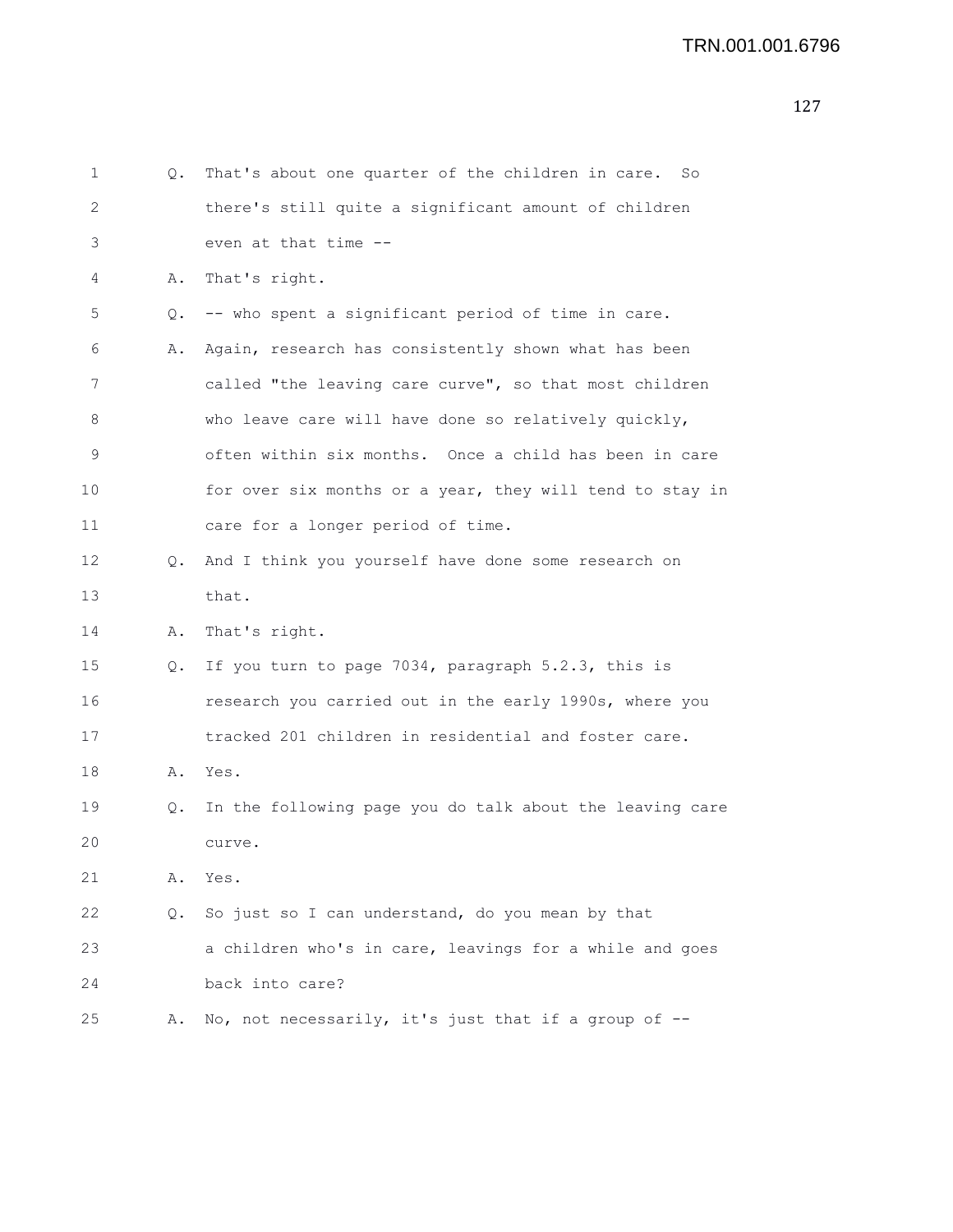1 Q. That's about one quarter of the children in care. So
2 there's still quite a significant amount of children
3 even at that time --
4 A. That's right.
5 Q. -- who spent a significant period of time in care.
6 A. Again, research has consistently shown what has been
7 called "the leaving care curve", so that most children
8 who leave care will have done so relatively quickly,
9 often within six months. Once a child has been in care
10 for over six months or a year, they will tend to stay in
11 care for a longer period of time.
12 Q. And I think you yourself have done some research on
13 that.
14 A. That's right.
15 Q. If you turn to page 7034, paragraph 5.2.3, this is
16 research you carried out in the early 1990s, where you
17 tracked 201 children in residential and foster care.
18 A. Yes.
19 Q. In the following page you do talk about the leaving care
20 curve.
21 A. Yes.
22 Q. So just so I can understand, do you mean by that
23 a children who's in care, leavings for a while and goes
24 back into care?
25 A. No, not necessarily, it's just that if a group of --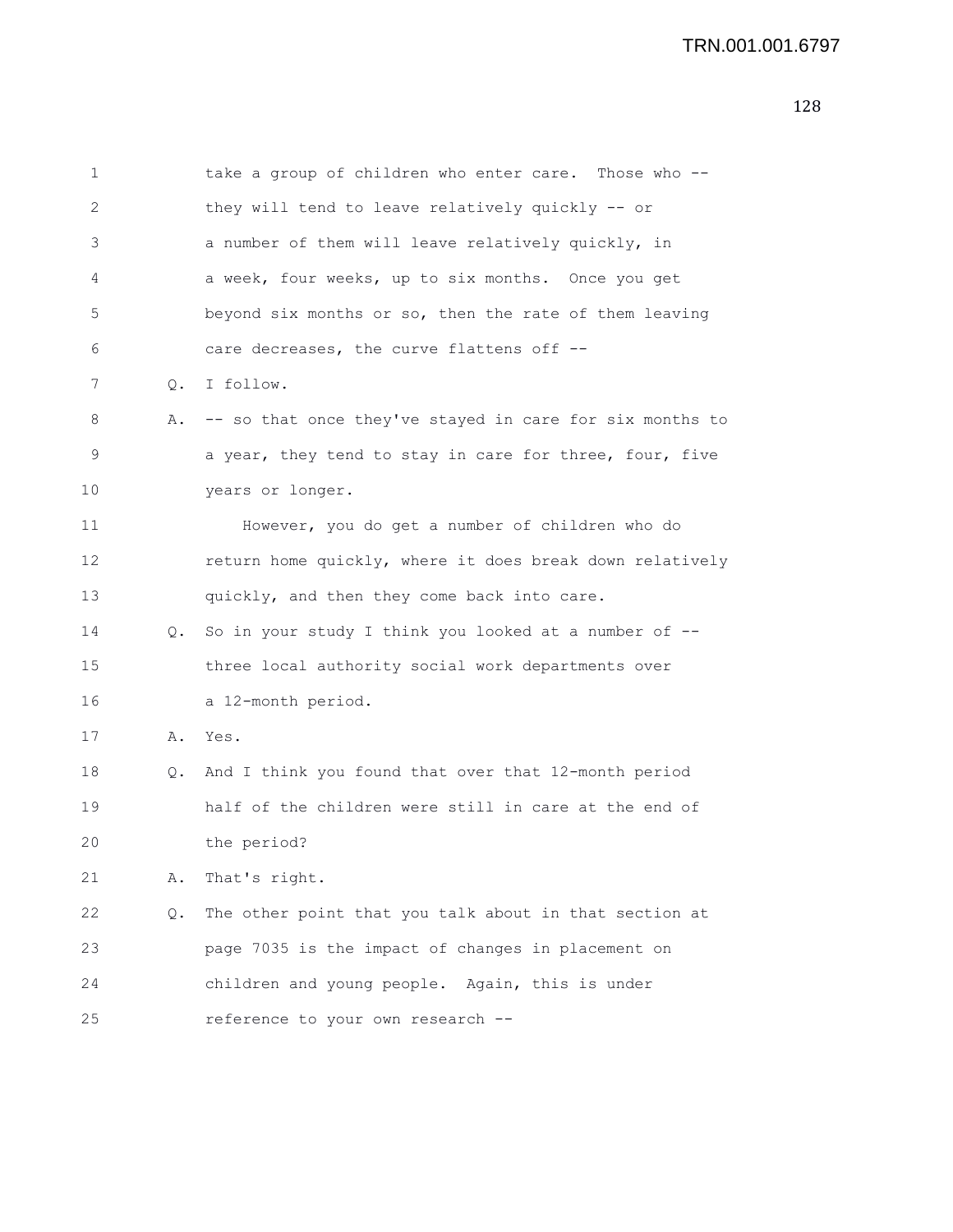take a group of children who enter care. Those who -- they will tend to leave relatively quickly -- or a number of them will leave relatively quickly, in a week, four weeks, up to six months. Once you get beyond six months or so, then the rate of them leaving care decreases, the curve flattens off --

Q. I follow.

A. -- so that once they've stayed in care for six months to a year, they tend to stay in care for three, four, five years or longer.

However, you do get a number of children who do return home quickly, where it does break down relatively quickly, and then they come back into care.

Q. So in your study I think you looked at a number of -- three local authority social work departments over a 12-month period.

A. Yes.

Q. And I think you found that over that 12-month period half of the children were still in care at the end of the period?

A. That's right.

Q. The other point that you talk about in that section at page 7035 is the impact of changes in placement on children and young people. Again, this is under reference to your own research --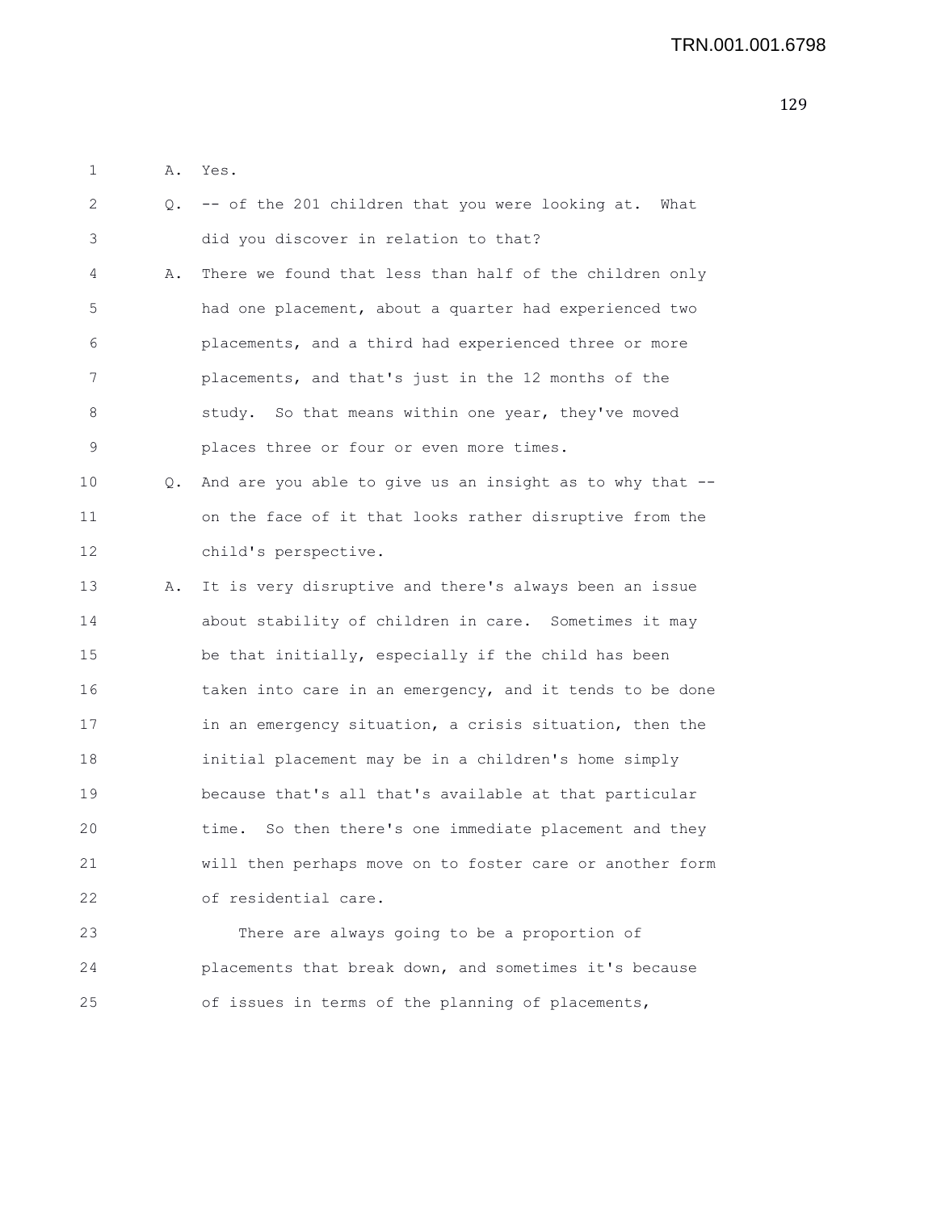A. Yes.

Q. -- of the 201 children that you were looking at. What did you discover in relation to that?

A. There we found that less than half of the children only had one placement, about a quarter had experienced two placements, and a third had experienced three or more placements, and that's just in the 12 months of the study. So that means within one year, they've moved places three or four or even more times.

Q. And are you able to give us an insight as to why that -- on the face of it that looks rather disruptive from the child's perspective.

A. It is very disruptive and there's always been an issue about stability of children in care. Sometimes it may be that initially, especially if the child has been taken into care in an emergency, and it tends to be done in an emergency situation, a crisis situation, then the initial placement may be in a children's home simply because that's all that's available at that particular time. So then there's one immediate placement and they will then perhaps move on to foster care or another form of residential care.

There are always going to be a proportion of placements that break down, and sometimes it's because of issues in terms of the planning of placements,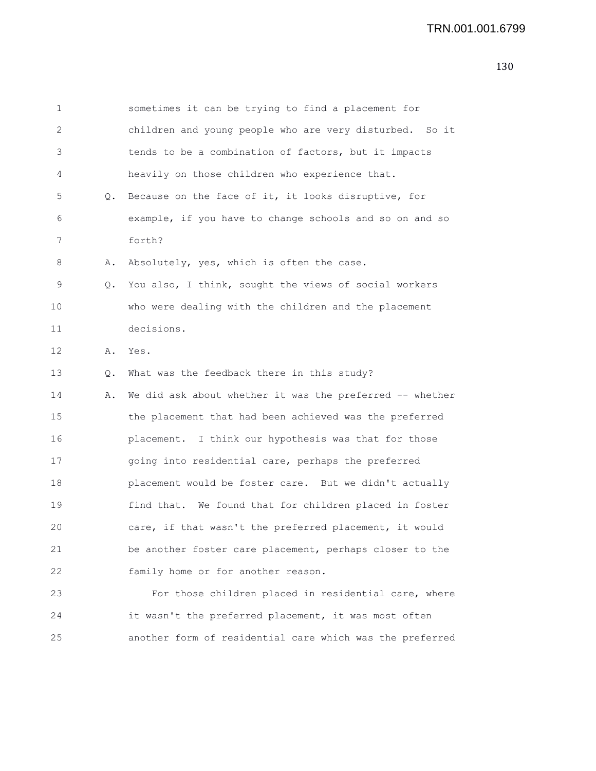1 sometimes it can be trying to find a placement for
2 children and young people who are very disturbed. So it
3 tends to be a combination of factors, but it impacts
4 heavily on those children who experience that.
5 Q. Because on the face of it, it looks disruptive, for
6 example, if you have to change schools and so on and so
7 forth?
8 A. Absolutely, yes, which is often the case.
9 Q. You also, I think, sought the views of social workers
10 who were dealing with the children and the placement
11 decisions.
12 A. Yes.
13 Q. What was the feedback there in this study?
14 A. We did ask about whether it was the preferred -- whether
15 the placement that had been achieved was the preferred
16 placement. I think our hypothesis was that for those
17 going into residential care, perhaps the preferred
18 placement would be foster care. But we didn't actually
19 find that. We found that for children placed in foster
20 care, if that wasn't the preferred placement, it would
21 be another foster care placement, perhaps closer to the
22 family home or for another reason.
23 For those children placed in residential care, where
24 it wasn't the preferred placement, it was most often
25 another form of residential care which was the preferred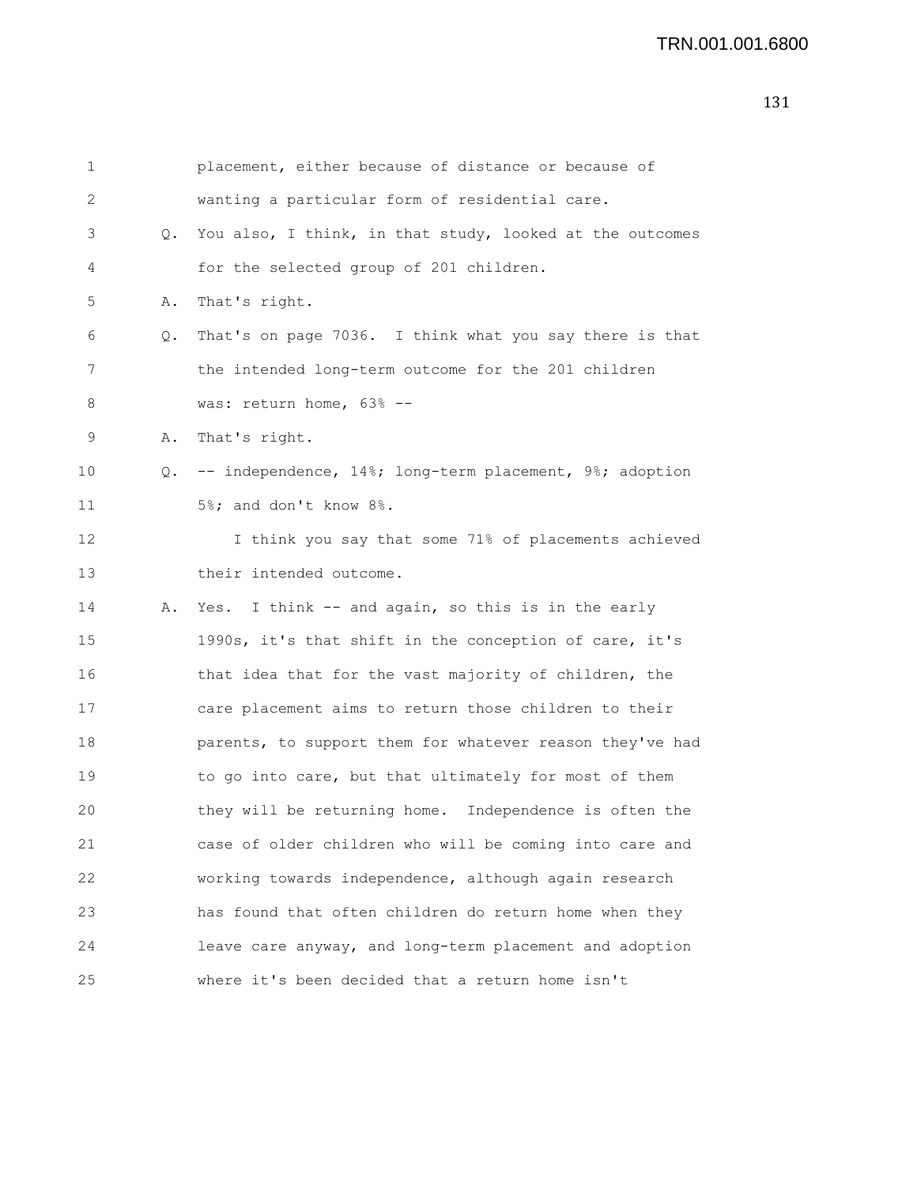placement, either because of distance or because of wanting a particular form of residential care.

Q. You also, I think, in that study, looked at the outcomes for the selected group of 201 children.

A. That's right.

Q. That's on page 7036. I think what you say there is that the intended long-term outcome for the 201 children was: return home, 63% --

A. That's right.

Q. -- independence, 14%; long-term placement, 9%; adoption 5%; and don't know 8%.

I think you say that some 71% of placements achieved their intended outcome.

A. Yes. I think -- and again, so this is in the early 1990s, it's that shift in the conception of care, it's that idea that for the vast majority of children, the care placement aims to return those children to their parents, to support them for whatever reason they've had to go into care, but that ultimately for most of them they will be returning home. Independence is often the case of older children who will be coming into care and working towards independence, although again research has found that often children do return home when they leave care anyway, and long-term placement and adoption where it's been decided that a return home isn't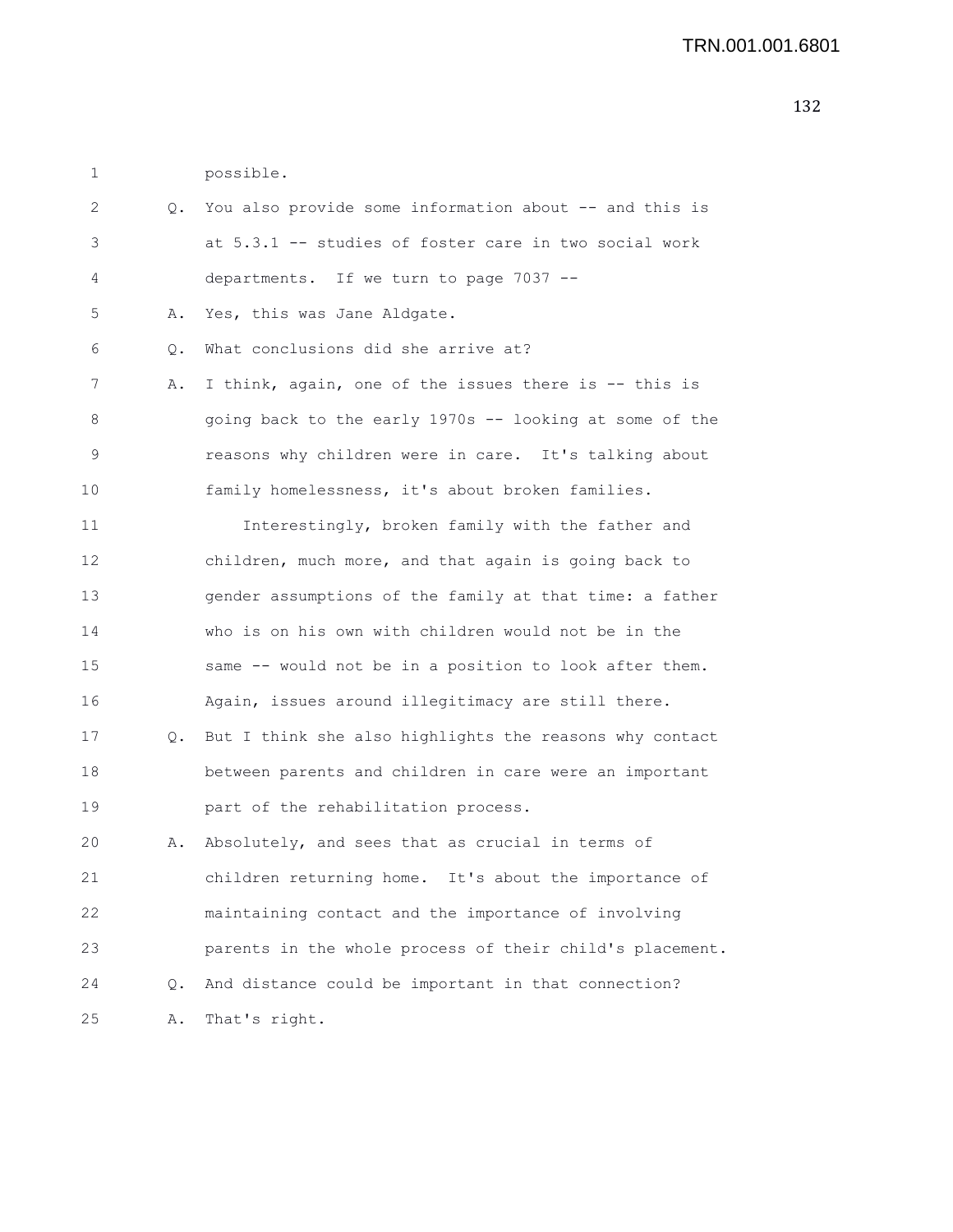possible.

Q. You also provide some information about -- and this is at 5.3.1 -- studies of foster care in two social work departments. If we turn to page 7037 --

A. Yes, this was Jane Aldgate.

Q. What conclusions did she arrive at?

A. I think, again, one of the issues there is -- this is going back to the early 1970s -- looking at some of the reasons why children were in care. It's talking about family homelessness, it's about broken families.

Interestingly, broken family with the father and children, much more, and that again is going back to gender assumptions of the family at that time: a father who is on his own with children would not be in the same -- would not be in a position to look after them. Again, issues around illegitimacy are still there.

Q. But I think she also highlights the reasons why contact between parents and children in care were an important part of the rehabilitation process.

A. Absolutely, and sees that as crucial in terms of children returning home. It's about the importance of maintaining contact and the importance of involving parents in the whole process of their child's placement.

Q. And distance could be important in that connection?

A. That's right.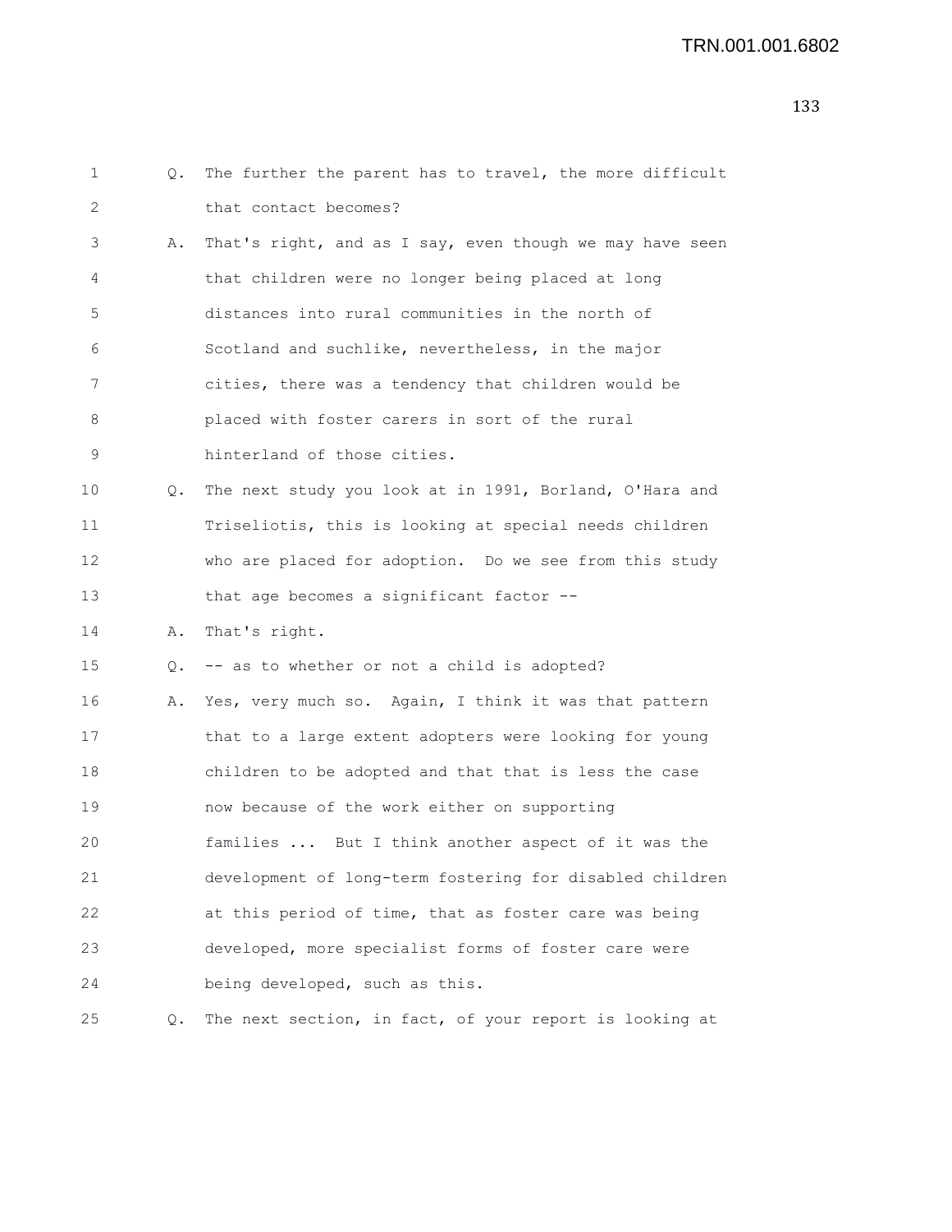Q. The further the parent has to travel, the more difficult that contact becomes?

A. That's right, and as I say, even though we may have seen that children were no longer being placed at long distances into rural communities in the north of Scotland and suchlike, nevertheless, in the major cities, there was a tendency that children would be placed with foster carers in sort of the rural hinterland of those cities.

Q. The next study you look at in 1991, Borland, O'Hara and Triseliotis, this is looking at special needs children who are placed for adoption. Do we see from this study that age becomes a significant factor --

A. That's right.

Q. -- as to whether or not a child is adopted?

A. Yes, very much so. Again, I think it was that pattern that to a large extent adopters were looking for young children to be adopted and that that is less the case now because of the work either on supporting families ... But I think another aspect of it was the development of long-term fostering for disabled children at this period of time, that as foster care was being developed, more specialist forms of foster care were being developed, such as this.

Q. The next section, in fact, of your report is looking at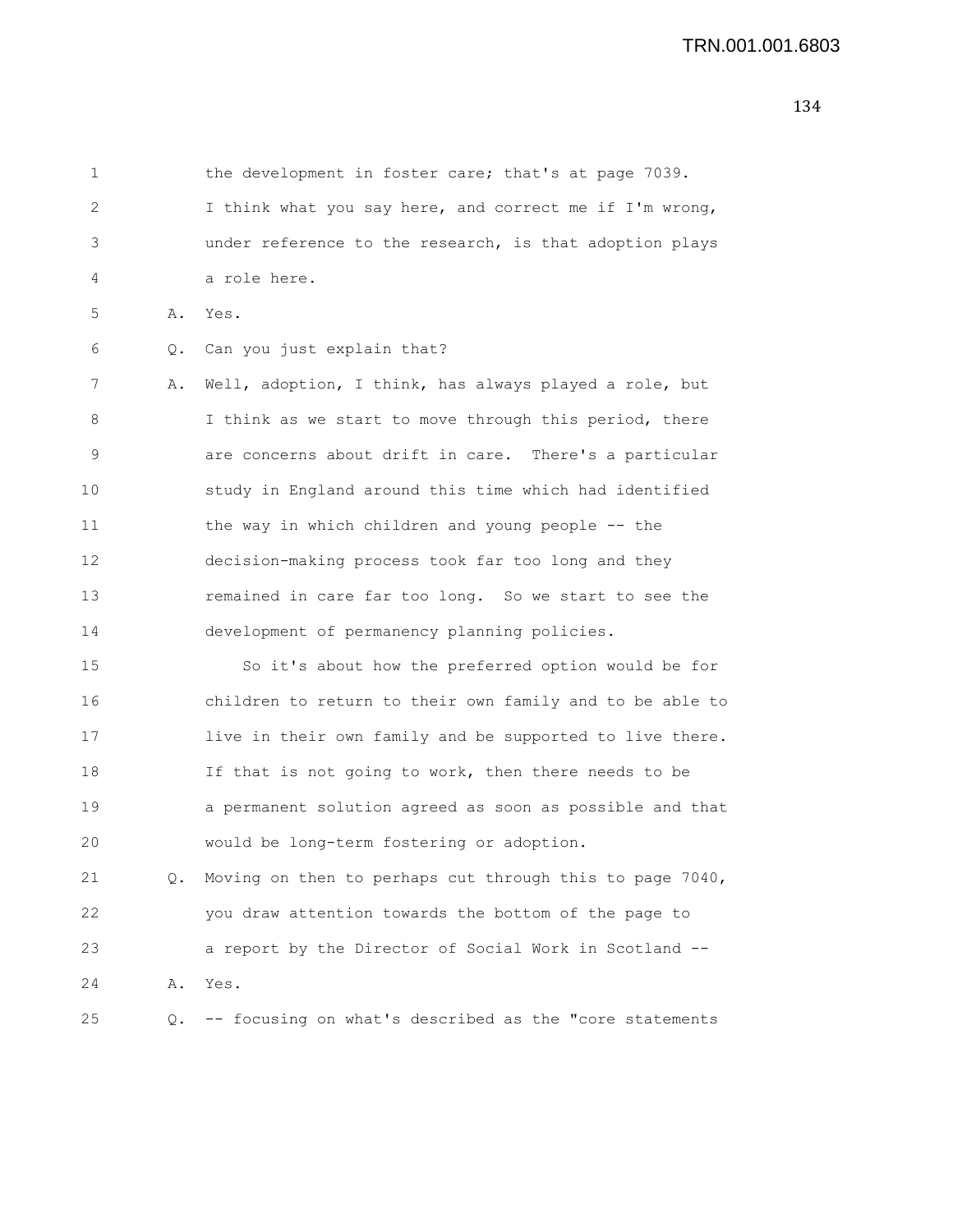1 the development in foster care; that's at page 7039.
2 I think what you say here, and correct me if I'm wrong,
3 under reference to the research, is that adoption plays
4 a role here.
5 A. Yes.
6 Q. Can you just explain that?
7 A. Well, adoption, I think, has always played a role, but
8 I think as we start to move through this period, there
9 are concerns about drift in care. There's a particular
10 study in England around this time which had identified
11 the way in which children and young people -- the
12 decision-making process took far too long and they
13 remained in care far too long. So we start to see the
14 development of permanency planning policies.
15 So it's about how the preferred option would be for
16 children to return to their own family and to be able to
17 live in their own family and be supported to live there.
18 If that is not going to work, then there needs to be
19 a permanent solution agreed as soon as possible and that
20 would be long-term fostering or adoption.
21 Q. Moving on then to perhaps cut through this to page 7040,
22 you draw attention towards the bottom of the page to
23 a report by the Director of Social Work in Scotland --
24 A. Yes.
25 Q. -- focusing on what's described as the "core statements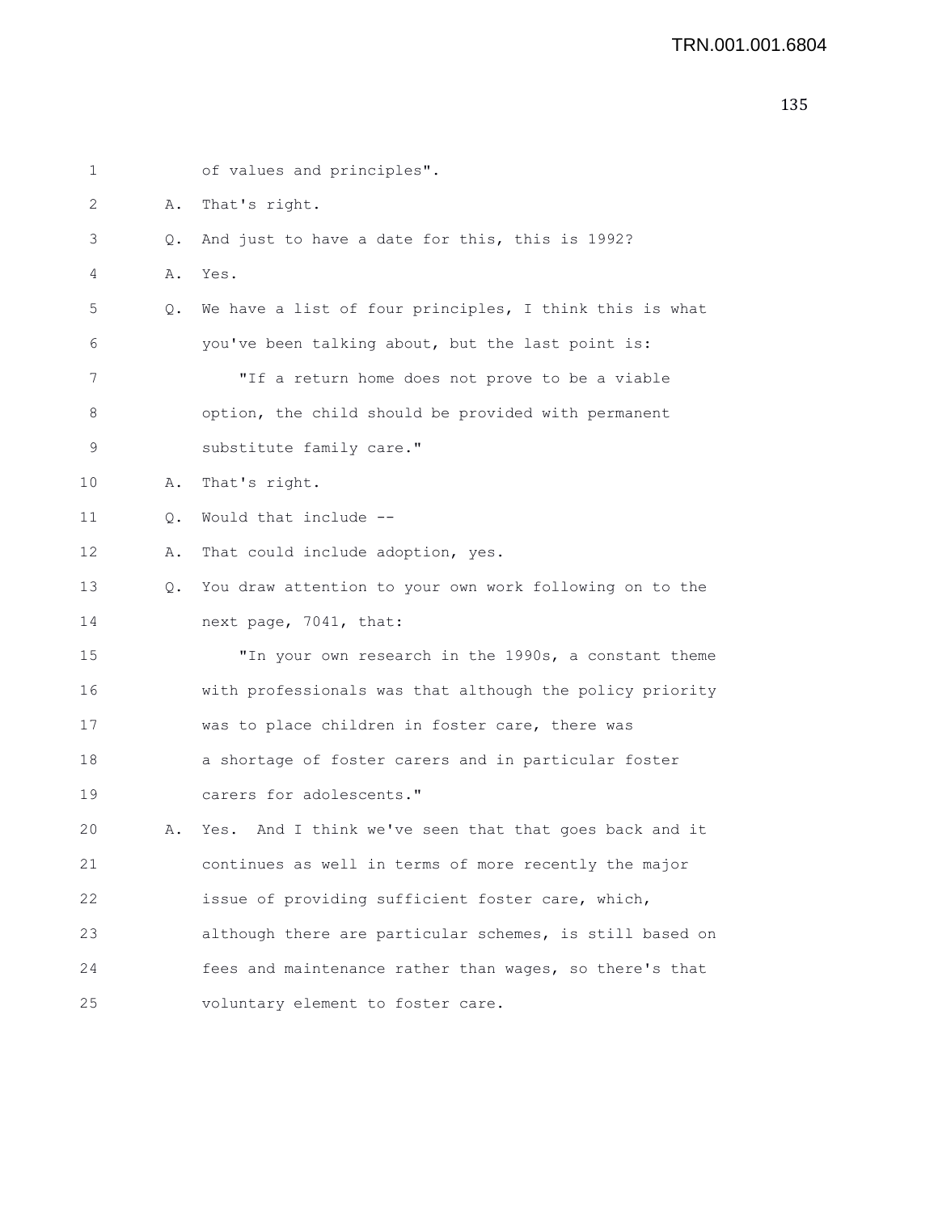of values and principles".

A. That's right.

Q. And just to have a date for this, this is 1992?

A. Yes.

Q. We have a list of four principles, I think this is what you've been talking about, but the last point is:

"If a return home does not prove to be a viable option, the child should be provided with permanent substitute family care."

A. That's right.

Q. Would that include --

A. That could include adoption, yes.

Q. You draw attention to your own work following on to the next page, 7041, that:

"In your own research in the 1990s, a constant theme with professionals was that although the policy priority was to place children in foster care, there was a shortage of foster carers and in particular foster carers for adolescents."

A. Yes. And I think we've seen that that goes back and it continues as well in terms of more recently the major issue of providing sufficient foster care, which, although there are particular schemes, is still based on fees and maintenance rather than wages, so there's that voluntary element to foster care.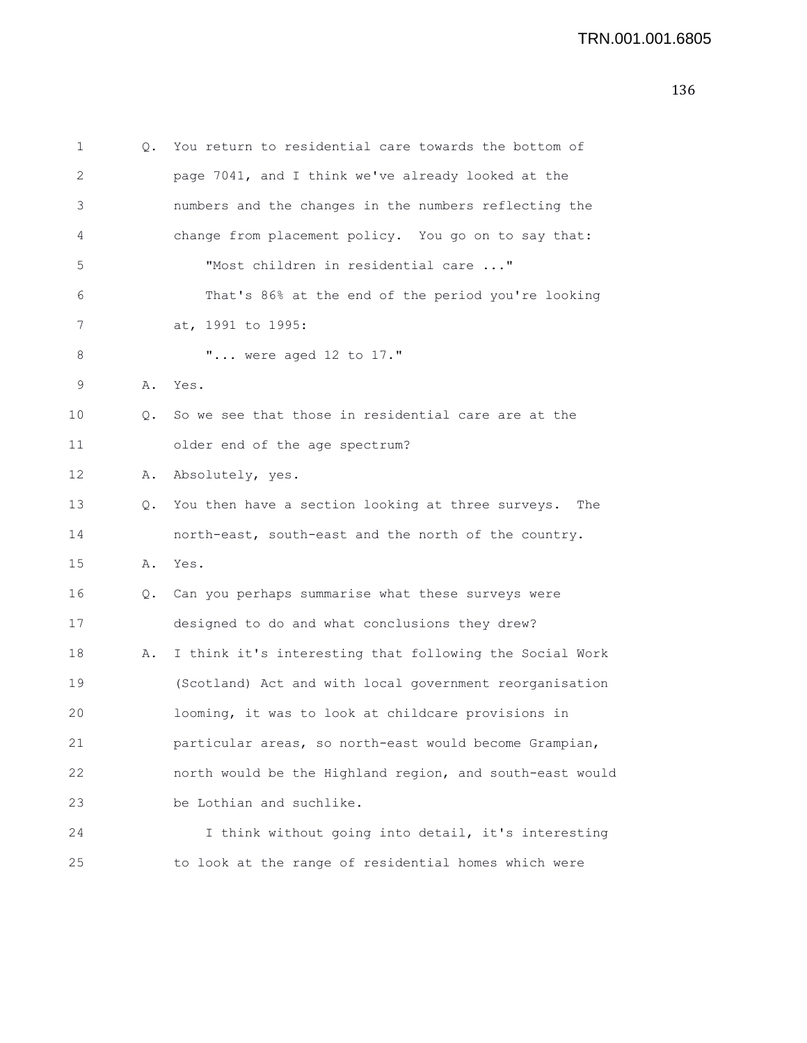Q. You return to residential care towards the bottom of page 7041, and I think we've already looked at the numbers and the changes in the numbers reflecting the change from placement policy. You go on to say that:

"Most children in residential care ..."

That's 86% at the end of the period you're looking at, 1991 to 1995:

"... were aged 12 to 17."

A. Yes.

Q. So we see that those in residential care are at the older end of the age spectrum?

A. Absolutely, yes.

Q. You then have a section looking at three surveys. The north-east, south-east and the north of the country.

A. Yes.

Q. Can you perhaps summarise what these surveys were designed to do and what conclusions they drew?

A. I think it's interesting that following the Social Work (Scotland) Act and with local government reorganisation looming, it was to look at childcare provisions in particular areas, so north-east would become Grampian, north would be the Highland region, and south-east would be Lothian and suchlike.

I think without going into detail, it's interesting to look at the range of residential homes which were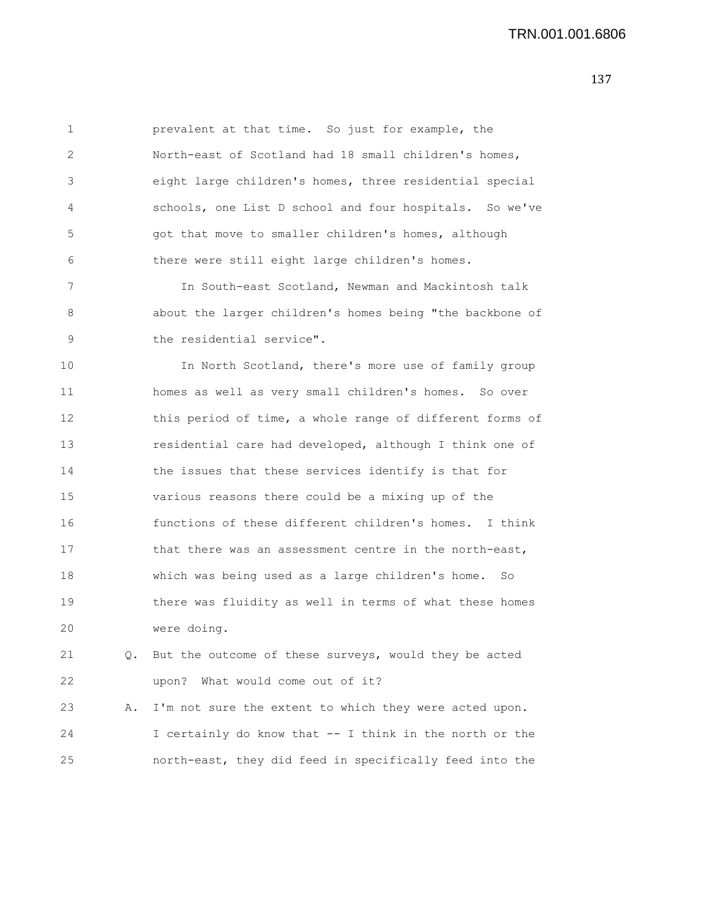prevalent at that time. So just for example, the North-east of Scotland had 18 small children's homes, eight large children's homes, three residential special schools, one List D school and four hospitals. So we've got that move to smaller children's homes, although there were still eight large children's homes.

In South-east Scotland, Newman and Mackintosh talk about the larger children's homes being "the backbone of the residential service".

In North Scotland, there's more use of family group homes as well as very small children's homes. So over this period of time, a whole range of different forms of residential care had developed, although I think one of the issues that these services identify is that for various reasons there could be a mixing up of the functions of these different children's homes. I think that there was an assessment centre in the north-east, which was being used as a large children's home. So there was fluidity as well in terms of what these homes were doing.

Q. But the outcome of these surveys, would they be acted upon? What would come out of it?

A. I'm not sure the extent to which they were acted upon. I certainly do know that -- I think in the north or the north-east, they did feed in specifically feed into the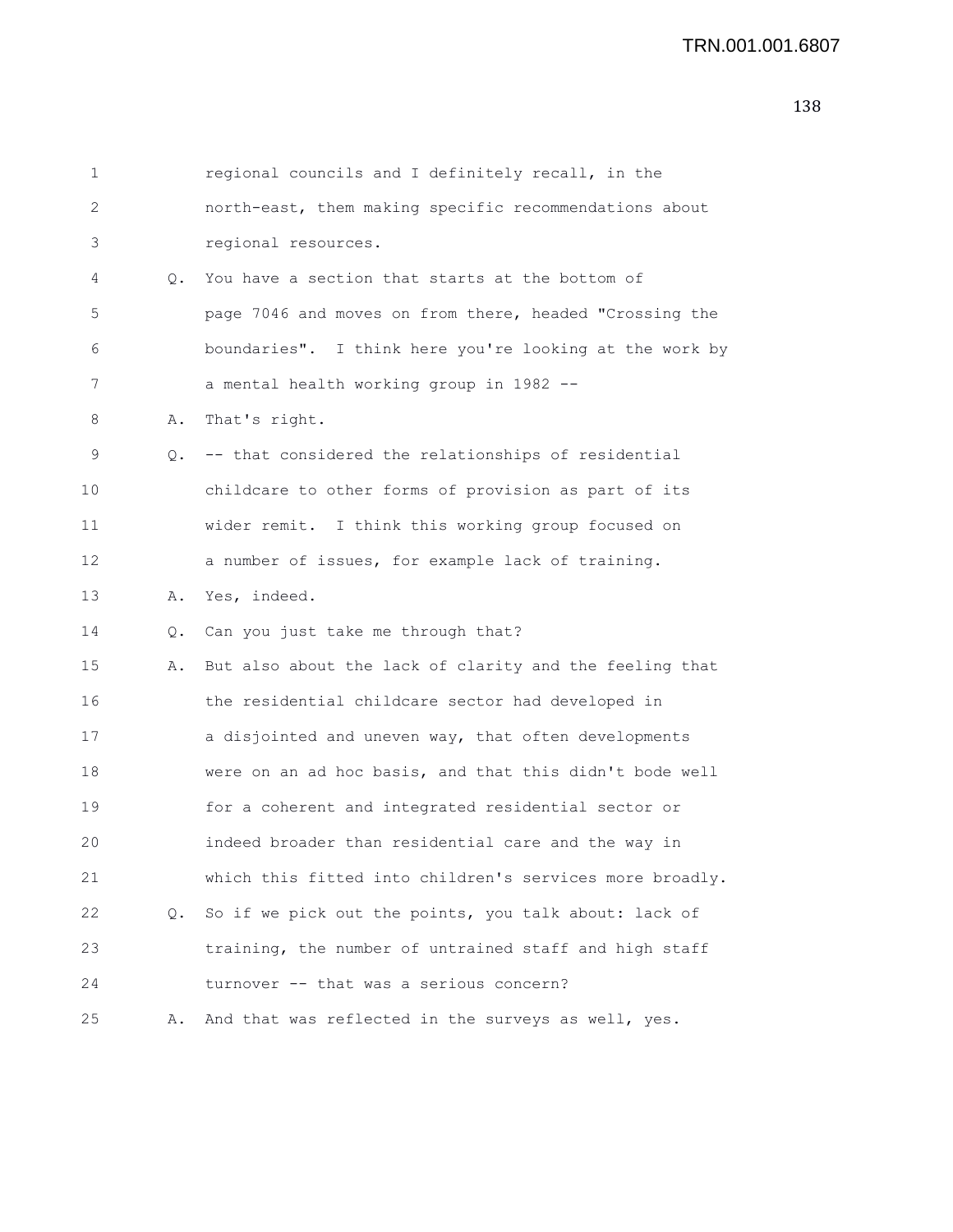1 regional councils and I definitely recall, in the
2 north-east, them making specific recommendations about
3 regional resources.

4 Q. You have a section that starts at the bottom of
5 page 7046 and moves on from there, headed "Crossing the
6 boundaries". I think here you're looking at the work by
7 a mental health working group in 1982 --

8 A. That's right.

9 Q. -- that considered the relationships of residential
10 childcare to other forms of provision as part of its
11 wider remit. I think this working group focused on
12 a number of issues, for example lack of training.

13 A. Yes, indeed.

14 Q. Can you just take me through that?

15 A. But also about the lack of clarity and the feeling that
16 the residential childcare sector had developed in
17 a disjointed and uneven way, that often developments
18 were on an ad hoc basis, and that this didn't bode well
19 for a coherent and integrated residential sector or
20 indeed broader than residential care and the way in
21 which this fitted into children's services more broadly.

22 Q. So if we pick out the points, you talk about: lack of
23 training, the number of untrained staff and high staff
24 turnover -- that was a serious concern?

25 A. And that was reflected in the surveys as well, yes.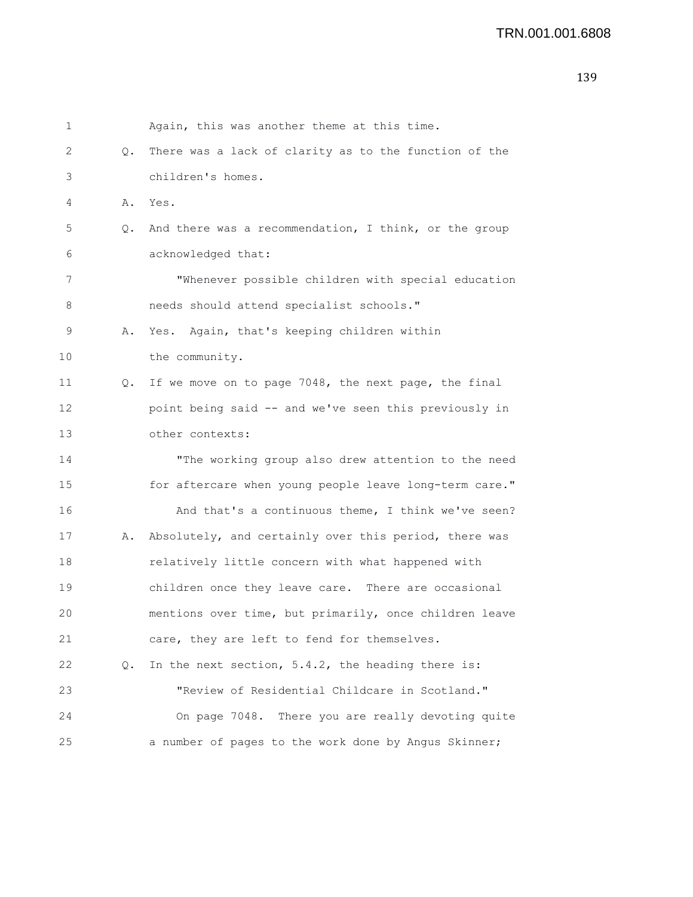1 Again, this was another theme at this time.

2 Q. There was a lack of clarity as to the function of the

3 children's homes.

4 A. Yes.

5 Q. And there was a recommendation, I think, or the group

6 acknowledged that:

7 "Whenever possible children with special education

8 needs should attend specialist schools."

9 A. Yes. Again, that's keeping children within

10 the community.

11 Q. If we move on to page 7048, the next page, the final

12 point being said -- and we've seen this previously in

13 other contexts:

14 "The working group also drew attention to the need

15 for aftercare when young people leave long-term care."

16 And that's a continuous theme, I think we've seen?

17 A. Absolutely, and certainly over this period, there was

18 relatively little concern with what happened with

19 children once they leave care. There are occasional

20 mentions over time, but primarily, once children leave

21 care, they are left to fend for themselves.

22 Q. In the next section, 5.4.2, the heading there is:

23 "Review of Residential Childcare in Scotland."

24 On page 7048. There you are really devoting quite

25 a number of pages to the work done by Angus Skinner;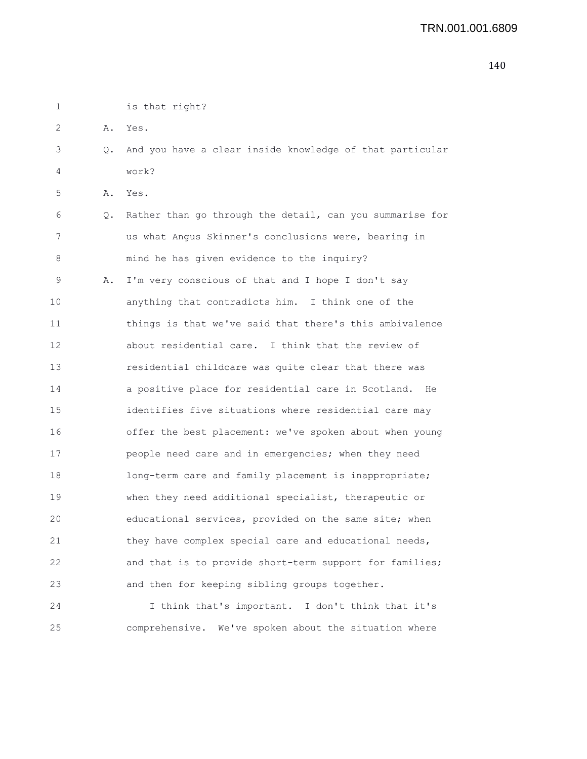is that right?

A. Yes.

Q. And you have a clear inside knowledge of that particular work?

A. Yes.

Q. Rather than go through the detail, can you summarise for us what Angus Skinner's conclusions were, bearing in mind he has given evidence to the inquiry?

A. I'm very conscious of that and I hope I don't say anything that contradicts him. I think one of the things is that we've said that there's this ambivalence about residential care. I think that the review of residential childcare was quite clear that there was a positive place for residential care in Scotland. He identifies five situations where residential care may offer the best placement: we've spoken about when young people need care and in emergencies; when they need long-term care and family placement is inappropriate; when they need additional specialist, therapeutic or educational services, provided on the same site; when they have complex special care and educational needs, and that is to provide short-term support for families; and then for keeping sibling groups together.

I think that's important. I don't think that it's comprehensive. We've spoken about the situation where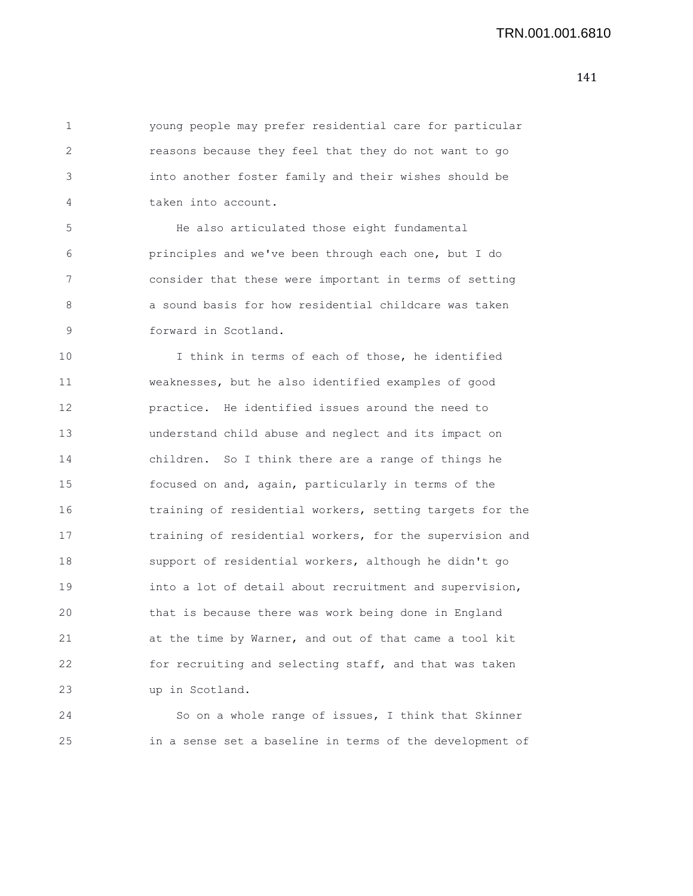young people may prefer residential care for particular reasons because they feel that they do not want to go into another foster family and their wishes should be taken into account.

He also articulated those eight fundamental principles and we've been through each one, but I do consider that these were important in terms of setting a sound basis for how residential childcare was taken forward in Scotland.

I think in terms of each of those, he identified weaknesses, but he also identified examples of good practice. He identified issues around the need to understand child abuse and neglect and its impact on children. So I think there are a range of things he focused on and, again, particularly in terms of the training of residential workers, setting targets for the training of residential workers, for the supervision and support of residential workers, although he didn't go into a lot of detail about recruitment and supervision, that is because there was work being done in England at the time by Warner, and out of that came a tool kit for recruiting and selecting staff, and that was taken up in Scotland.

So on a whole range of issues, I think that Skinner in a sense set a baseline in terms of the development of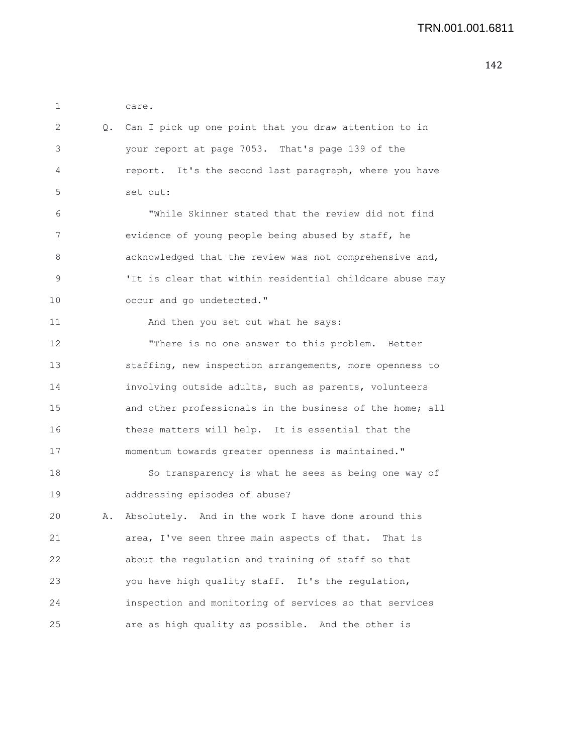care.

Q. Can I pick up one point that you draw attention to in your report at page 7053. That's page 139 of the report. It's the second last paragraph, where you have set out:

"While Skinner stated that the review did not find evidence of young people being abused by staff, he acknowledged that the review was not comprehensive and, 'It is clear that within residential childcare abuse may occur and go undetected."

And then you set out what he says:

"There is no one answer to this problem. Better staffing, new inspection arrangements, more openness to involving outside adults, such as parents, volunteers and other professionals in the business of the home; all these matters will help. It is essential that the momentum towards greater openness is maintained."

So transparency is what he sees as being one way of addressing episodes of abuse?

A. Absolutely. And in the work I have done around this area, I've seen three main aspects of that. That is about the regulation and training of staff so that you have high quality staff. It's the regulation, inspection and monitoring of services so that services are as high quality as possible. And the other is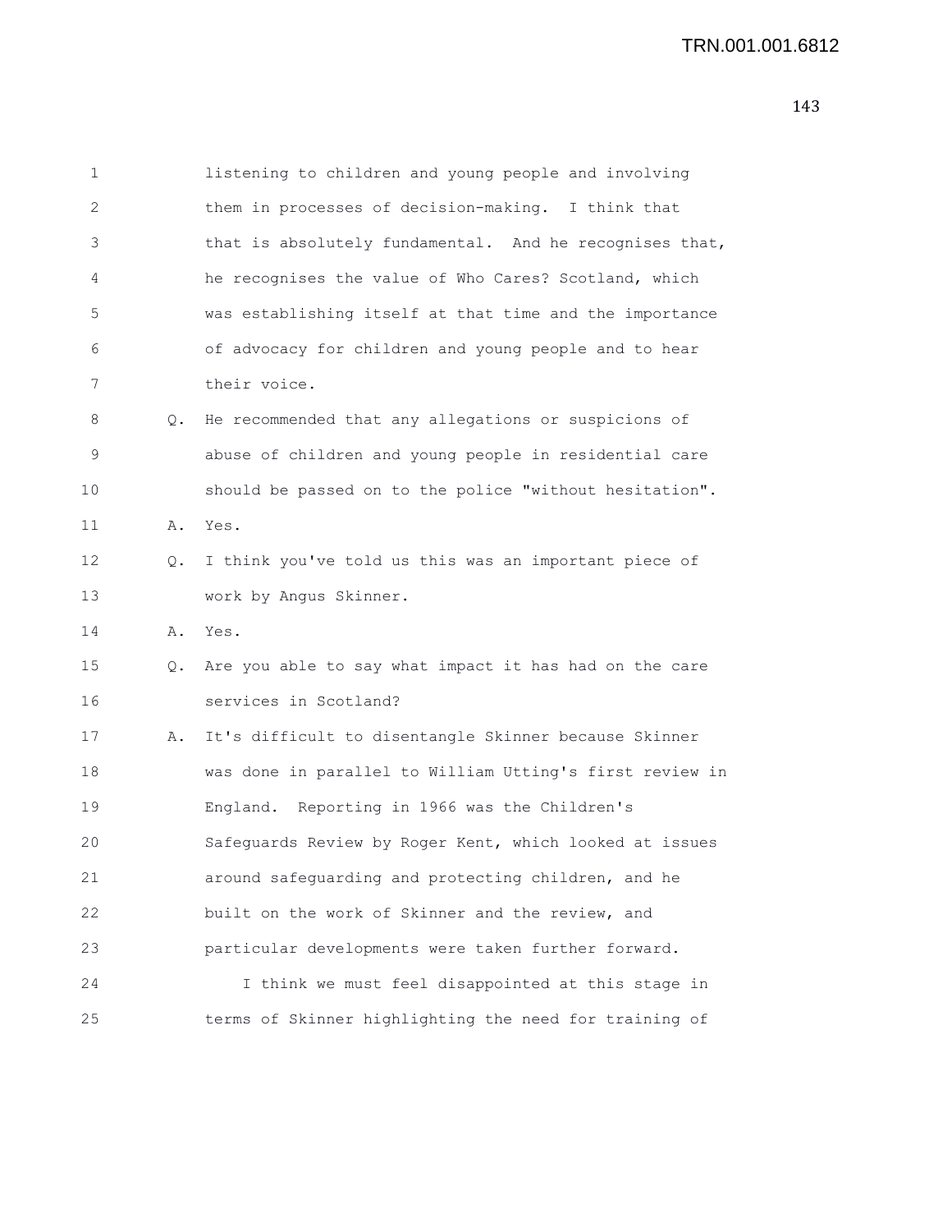listening to children and young people and involving them in processes of decision-making. I think that that is absolutely fundamental. And he recognises that, he recognises the value of Who Cares? Scotland, which was establishing itself at that time and the importance of advocacy for children and young people and to hear their voice.

Q. He recommended that any allegations or suspicions of abuse of children and young people in residential care should be passed on to the police "without hesitation".

A. Yes.

Q. I think you've told us this was an important piece of work by Angus Skinner.

A. Yes.

Q. Are you able to say what impact it has had on the care services in Scotland?

A. It's difficult to disentangle Skinner because Skinner was done in parallel to William Utting's first review in England. Reporting in 1966 was the Children's Safeguards Review by Roger Kent, which looked at issues around safeguarding and protecting children, and he built on the work of Skinner and the review, and particular developments were taken further forward.

I think we must feel disappointed at this stage in terms of Skinner highlighting the need for training of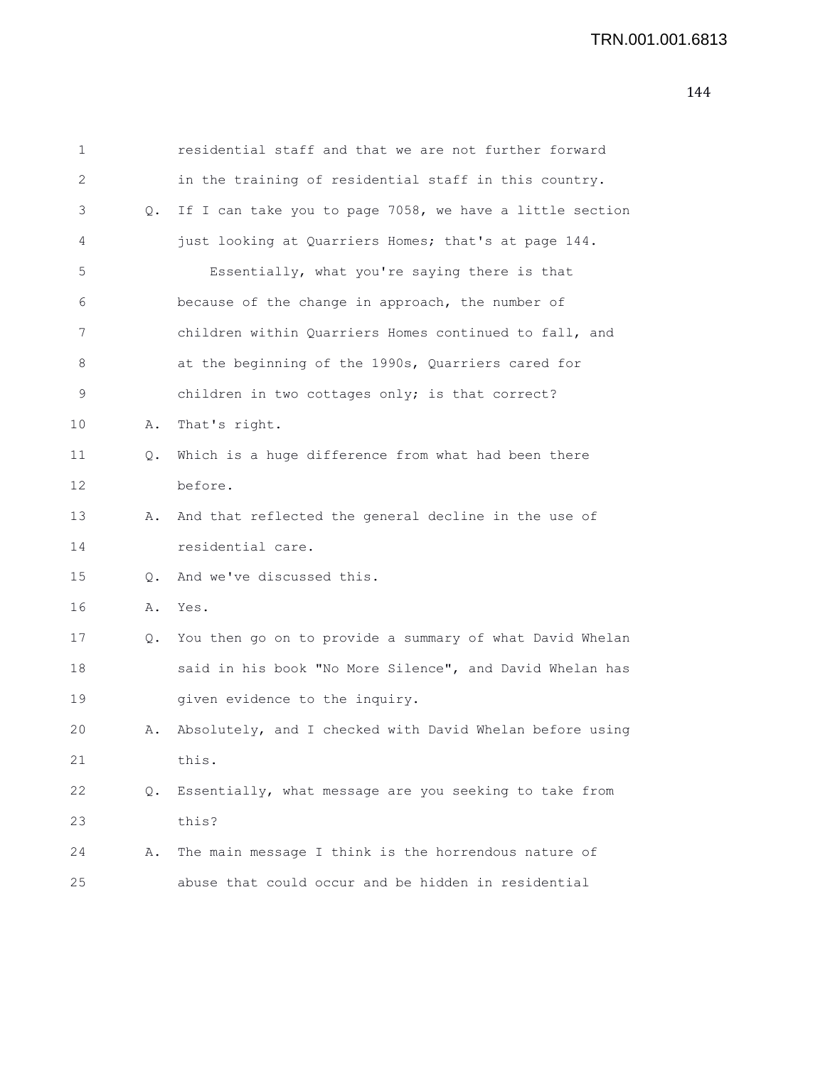residential staff and that we are not further forward in the training of residential staff in this country.

Q. If I can take you to page 7058, we have a little section just looking at Quarriers Homes; that's at page 144.

Essentially, what you're saying there is that because of the change in approach, the number of children within Quarriers Homes continued to fall, and at the beginning of the 1990s, Quarriers cared for children in two cottages only; is that correct?

A. That's right.

Q. Which is a huge difference from what had been there before.

A. And that reflected the general decline in the use of residential care.

Q. And we've discussed this.

A. Yes.

Q. You then go on to provide a summary of what David Whelan said in his book "No More Silence", and David Whelan has given evidence to the inquiry.

A. Absolutely, and I checked with David Whelan before using this.

Q. Essentially, what message are you seeking to take from this?

A. The main message I think is the horrendous nature of abuse that could occur and be hidden in residential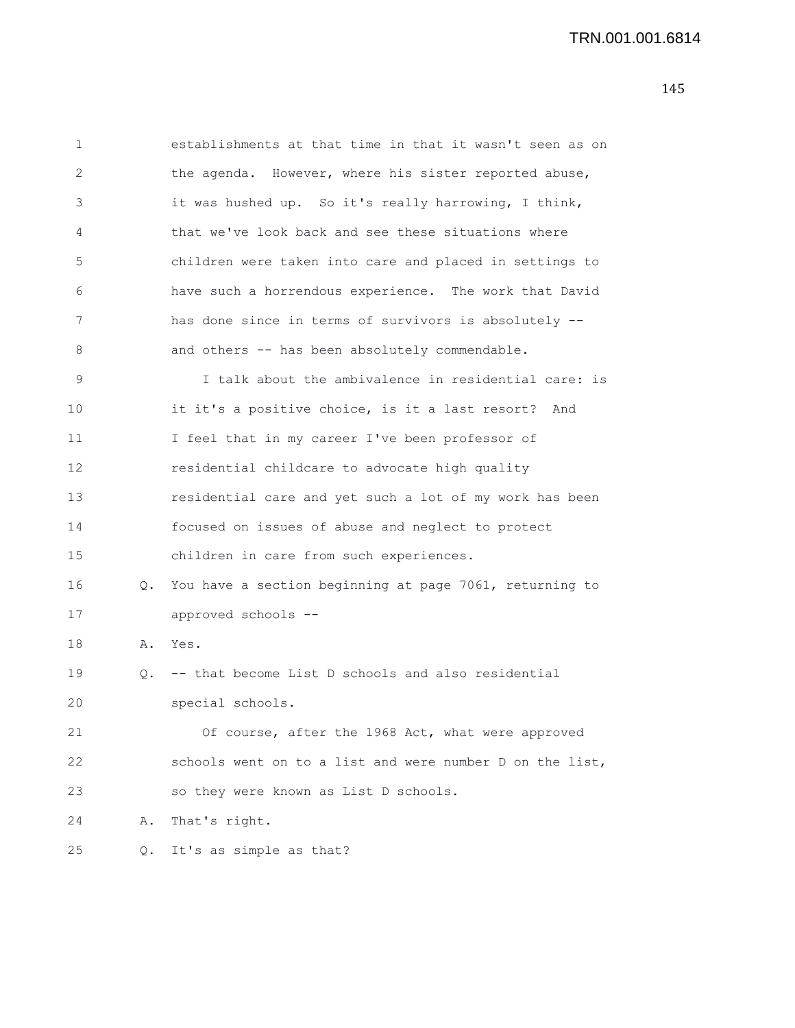establishments at that time in that it wasn't seen as on the agenda. However, where his sister reported abuse, it was hushed up. So it's really harrowing, I think, that we've look back and see these situations where children were taken into care and placed in settings to have such a horrendous experience. The work that David has done since in terms of survivors is absolutely -- and others -- has been absolutely commendable.

I talk about the ambivalence in residential care: is it it's a positive choice, is it a last resort? And I feel that in my career I've been professor of residential childcare to advocate high quality residential care and yet such a lot of my work has been focused on issues of abuse and neglect to protect children in care from such experiences.

Q. You have a section beginning at page 7061, returning to approved schools --

A. Yes.

Q. -- that become List D schools and also residential special schools.

Of course, after the 1968 Act, what were approved schools went on to a list and were number D on the list, so they were known as List D schools.

A. That's right.

Q. It's as simple as that?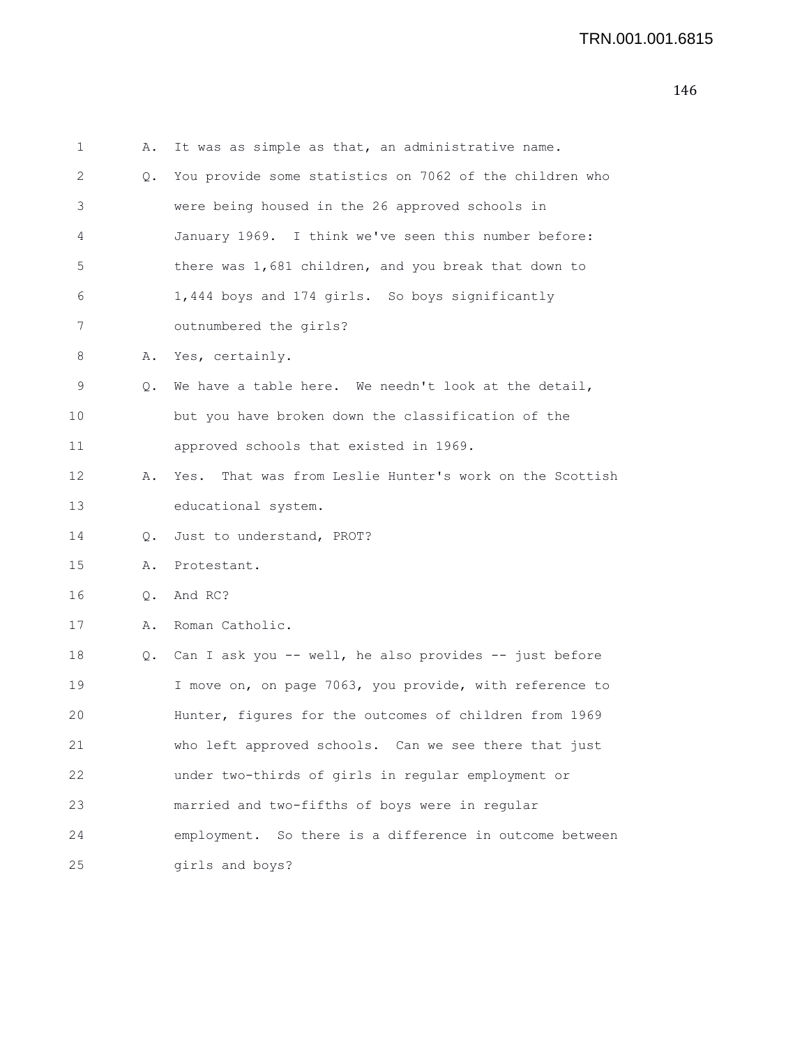1 A. It was as simple as that, an administrative name.

2 Q. You provide some statistics on 7062 of the children who

3 were being housed in the 26 approved schools in

4 January 1969. I think we've seen this number before:

5 there was 1,681 children, and you break that down to

6 1,444 boys and 174 girls. So boys significantly

7 outnumbered the girls?

8 A. Yes, certainly.

9 Q. We have a table here. We needn't look at the detail,

10 but you have broken down the classification of the

11 approved schools that existed in 1969.

12 A. Yes. That was from Leslie Hunter's work on the Scottish

13 educational system.

14 Q. Just to understand, PROT?

15 A. Protestant.

16 Q. And RC?

17 A. Roman Catholic.

18 Q. Can I ask you -- well, he also provides -- just before

19 I move on, on page 7063, you provide, with reference to

20 Hunter, figures for the outcomes of children from 1969

21 who left approved schools. Can we see there that just

22 under two-thirds of girls in regular employment or

23 married and two-fifths of boys were in regular

24 employment. So there is a difference in outcome between

25 girls and boys?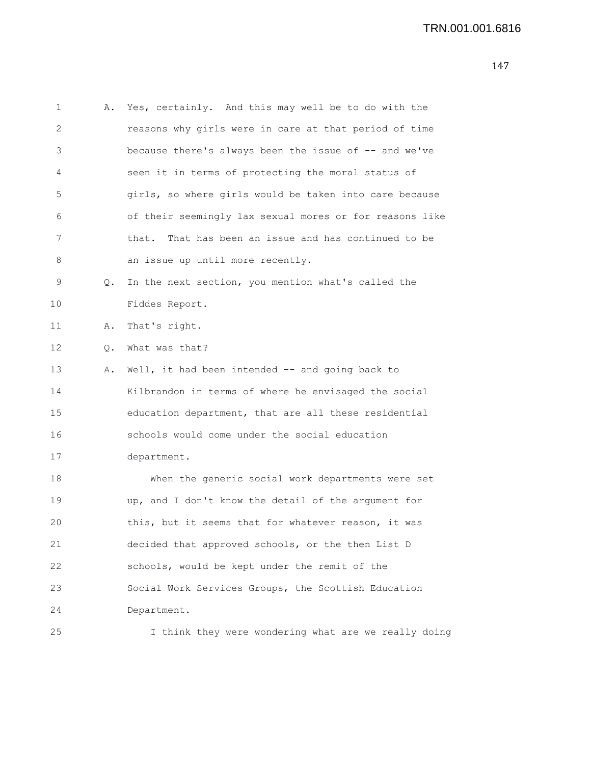1 A. Yes, certainly. And this may well be to do with the
2 reasons why girls were in care at that period of time
3 because there's always been the issue of -- and we've
4 seen it in terms of protecting the moral status of
5 girls, so where girls would be taken into care because
6 of their seemingly lax sexual mores or for reasons like
7 that. That has been an issue and has continued to be
8 an issue up until more recently.
9 Q. In the next section, you mention what's called the
10 Fiddes Report.
11 A. That's right.
12 Q. What was that?
13 A. Well, it had been intended -- and going back to
14 Kilbrandon in terms of where he envisaged the social
15 education department, that are all these residential
16 schools would come under the social education
17 department.
18 When the generic social work departments were set
19 up, and I don't know the detail of the argument for
20 this, but it seems that for whatever reason, it was
21 decided that approved schools, or the then List D
22 schools, would be kept under the remit of the
23 Social Work Services Groups, the Scottish Education
24 Department.
25 I think they were wondering what are we really doing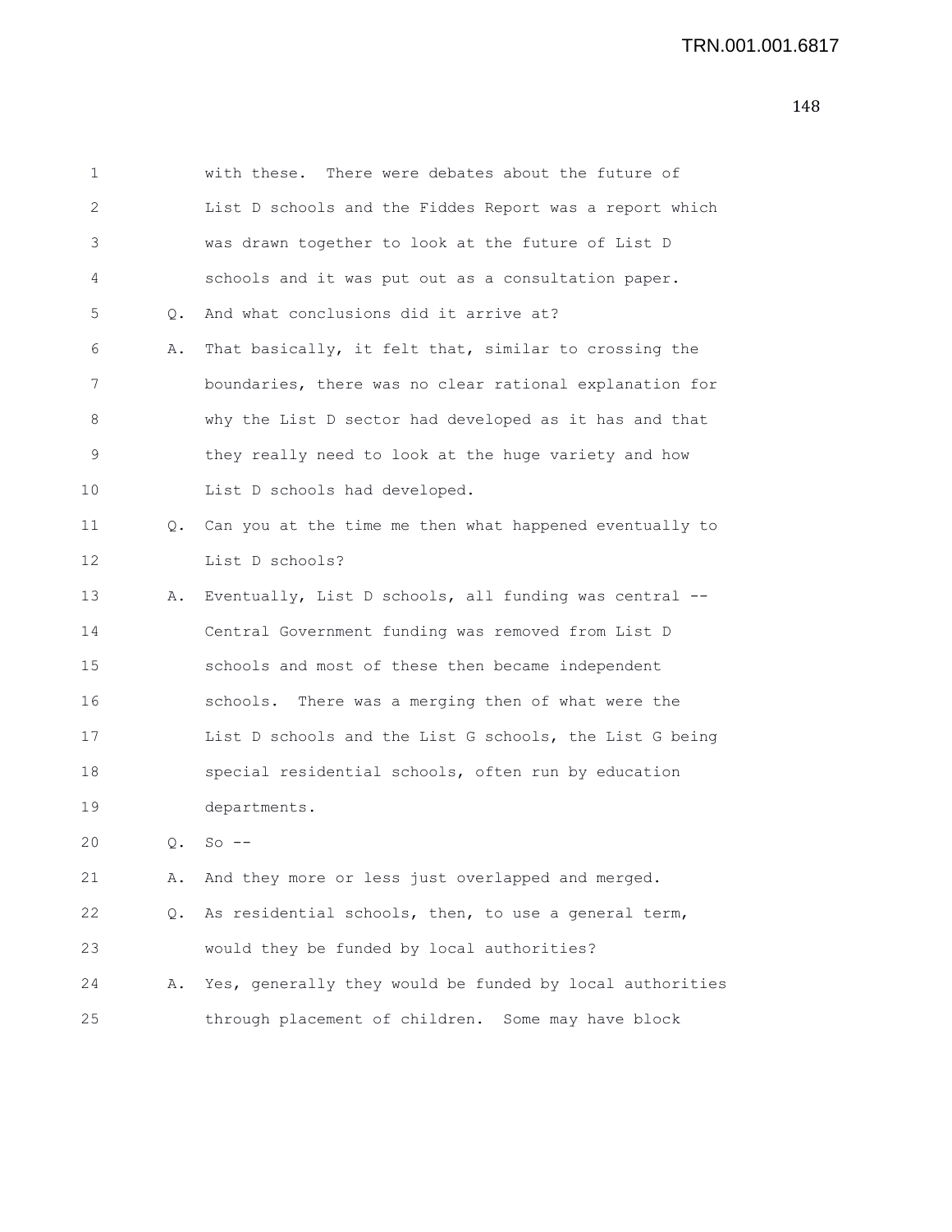1 with these. There were debates about the future of
2 List D schools and the Fiddes Report was a report which
3 was drawn together to look at the future of List D
4 schools and it was put out as a consultation paper.

5 Q. And what conclusions did it arrive at?

6 A. That basically, it felt that, similar to crossing the
7 boundaries, there was no clear rational explanation for
8 why the List D sector had developed as it has and that
9 they really need to look at the huge variety and how
10 List D schools had developed.

11 Q. Can you at the time me then what happened eventually to
12 List D schools?

13 A. Eventually, List D schools, all funding was central --
14 Central Government funding was removed from List D
15 schools and most of these then became independent
16 schools. There was a merging then of what were the
17 List D schools and the List G schools, the List G being
18 special residential schools, often run by education
19 departments.

20 Q. So --

21 A. And they more or less just overlapped and merged.

22 Q. As residential schools, then, to use a general term,
23 would they be funded by local authorities?

24 A. Yes, generally they would be funded by local authorities
25 through placement of children. Some may have block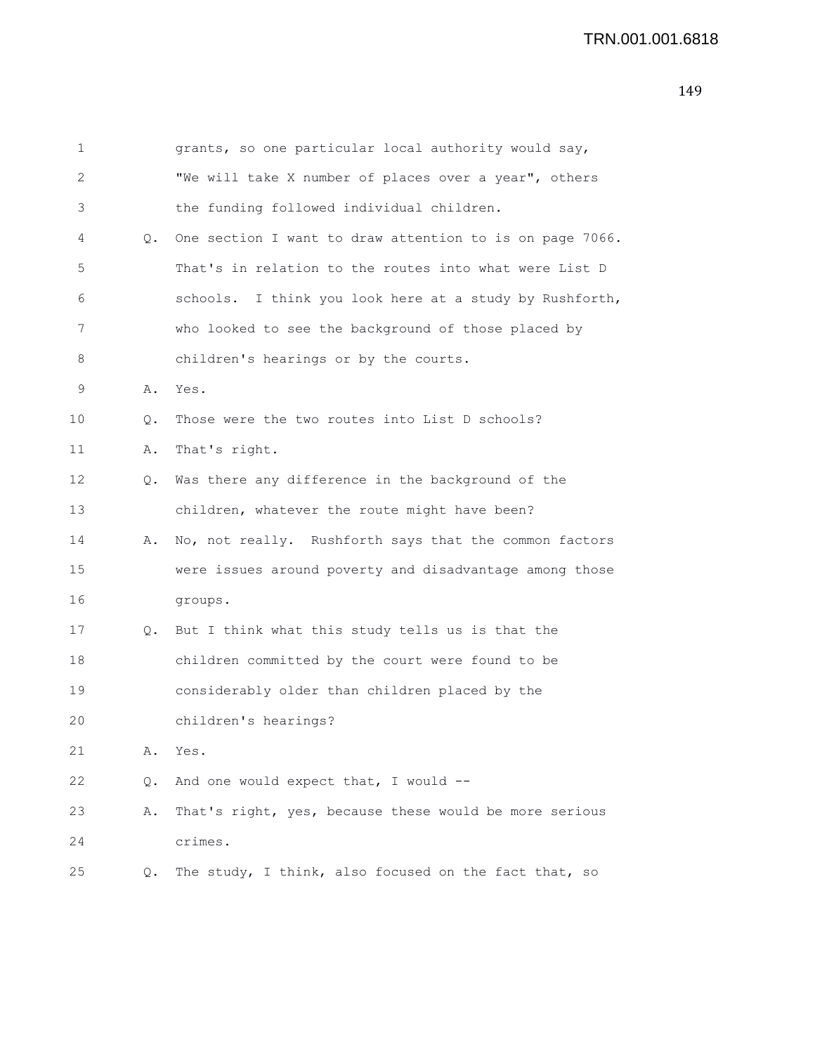grants, so one particular local authority would say, "We will take X number of places over a year", others the funding followed individual children.

Q. One section I want to draw attention to is on page 7066. That's in relation to the routes into what were List D schools. I think you look here at a study by Rushforth, who looked to see the background of those placed by children's hearings or by the courts.

A. Yes.

Q. Those were the two routes into List D schools?

A. That's right.

Q. Was there any difference in the background of the children, whatever the route might have been?

A. No, not really. Rushforth says that the common factors were issues around poverty and disadvantage among those groups.

Q. But I think what this study tells us is that the children committed by the court were found to be considerably older than children placed by the children's hearings?

A. Yes.

Q. And one would expect that, I would --

A. That's right, yes, because these would be more serious crimes.

Q. The study, I think, also focused on the fact that, so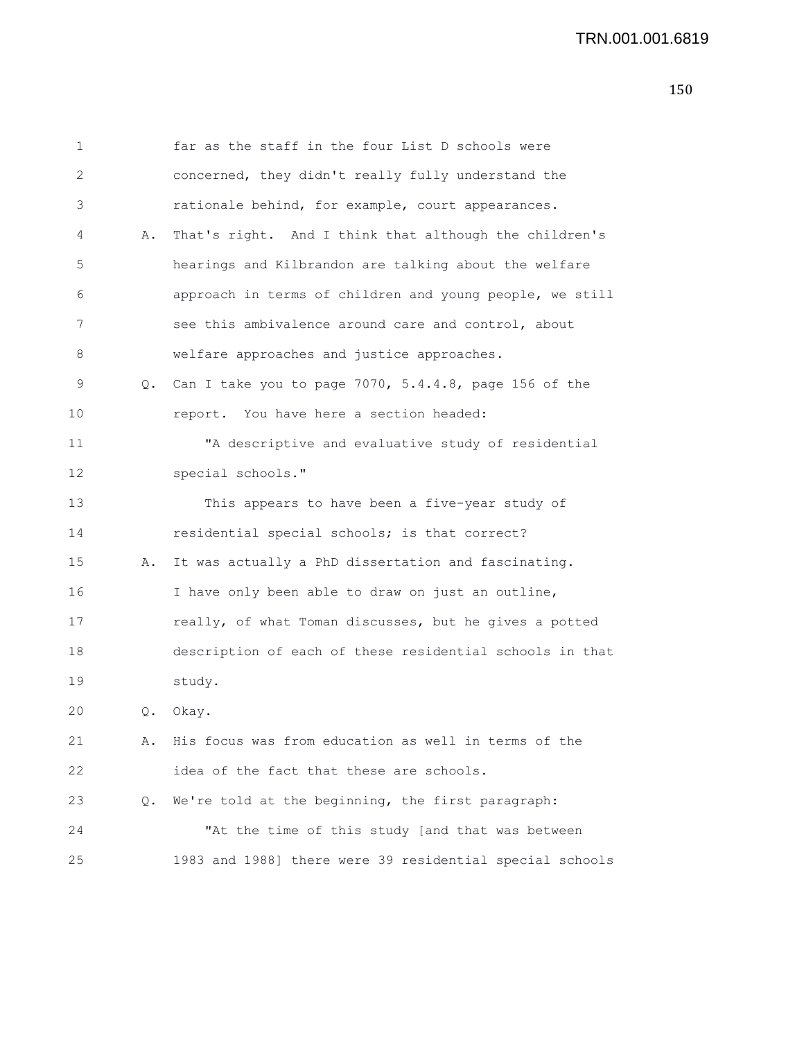far as the staff in the four List D schools were concerned, they didn't really fully understand the rationale behind, for example, court appearances.

A. That's right. And I think that although the children's hearings and Kilbrandon are talking about the welfare approach in terms of children and young people, we still see this ambivalence around care and control, about welfare approaches and justice approaches.

Q. Can I take you to page 7070, 5.4.4.8, page 156 of the report. You have here a section headed:

"A descriptive and evaluative study of residential special schools."

This appears to have been a five-year study of residential special schools; is that correct?

A. It was actually a PhD dissertation and fascinating. I have only been able to draw on just an outline, really, of what Toman discusses, but he gives a potted description of each of these residential schools in that study.

Q. Okay.

A. His focus was from education as well in terms of the idea of the fact that these are schools.

Q. We're told at the beginning, the first paragraph:

"At the time of this study [and that was between 1983 and 1988] there were 39 residential special schools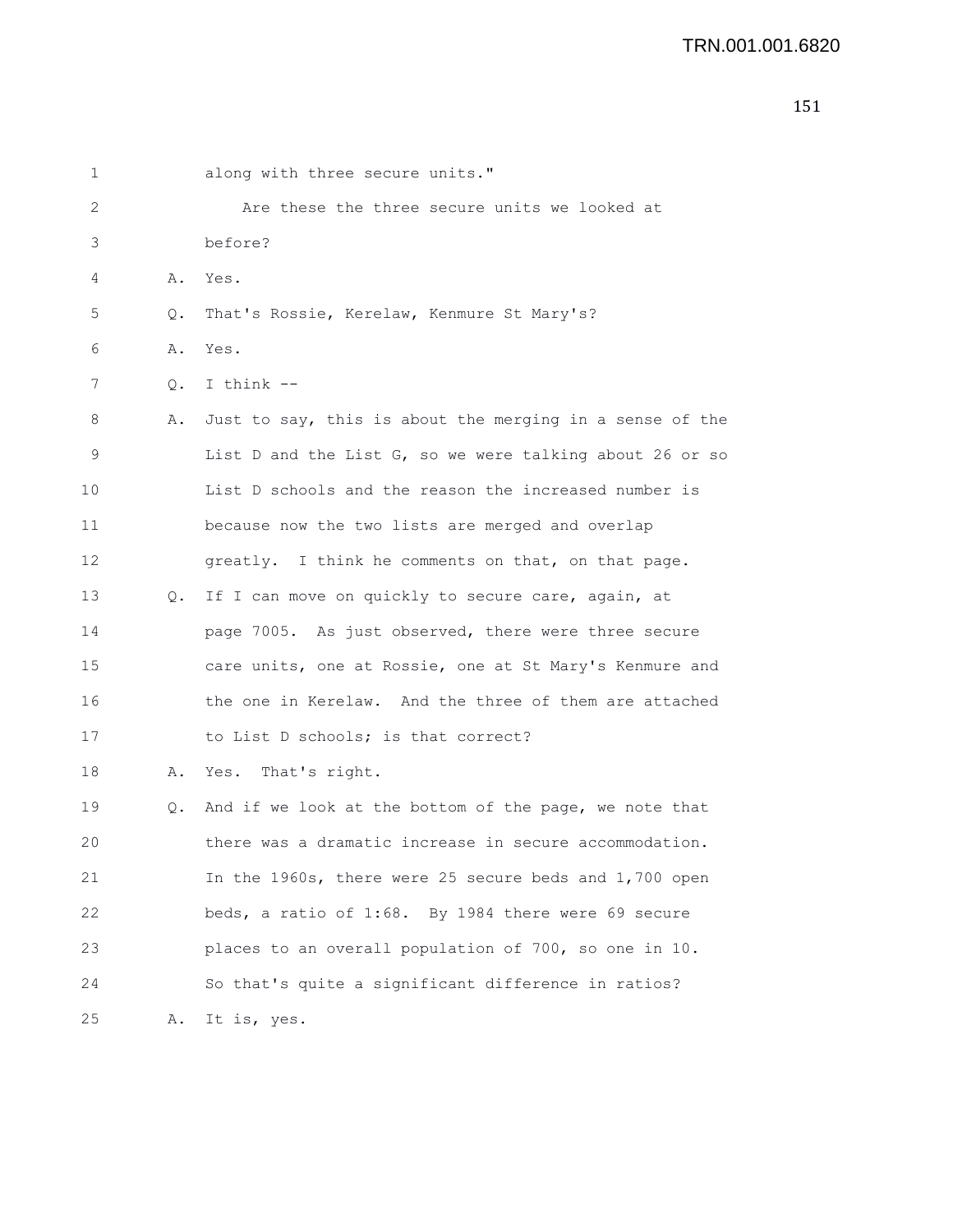along with three secure units."

Are these the three secure units we looked at before?

A. Yes.

Q. That's Rossie, Kerelaw, Kenmure St Mary's?

A. Yes.

Q. I think --

A. Just to say, this is about the merging in a sense of the List D and the List G, so we were talking about 26 or so List D schools and the reason the increased number is because now the two lists are merged and overlap greatly. I think he comments on that, on that page.

Q. If I can move on quickly to secure care, again, at page 7005. As just observed, there were three secure care units, one at Rossie, one at St Mary's Kenmure and the one in Kerelaw. And the three of them are attached to List D schools; is that correct?

A. Yes. That's right.

Q. And if we look at the bottom of the page, we note that there was a dramatic increase in secure accommodation. In the 1960s, there were 25 secure beds and 1,700 open beds, a ratio of 1:68. By 1984 there were 69 secure places to an overall population of 700, so one in 10. So that's quite a significant difference in ratios?

A. It is, yes.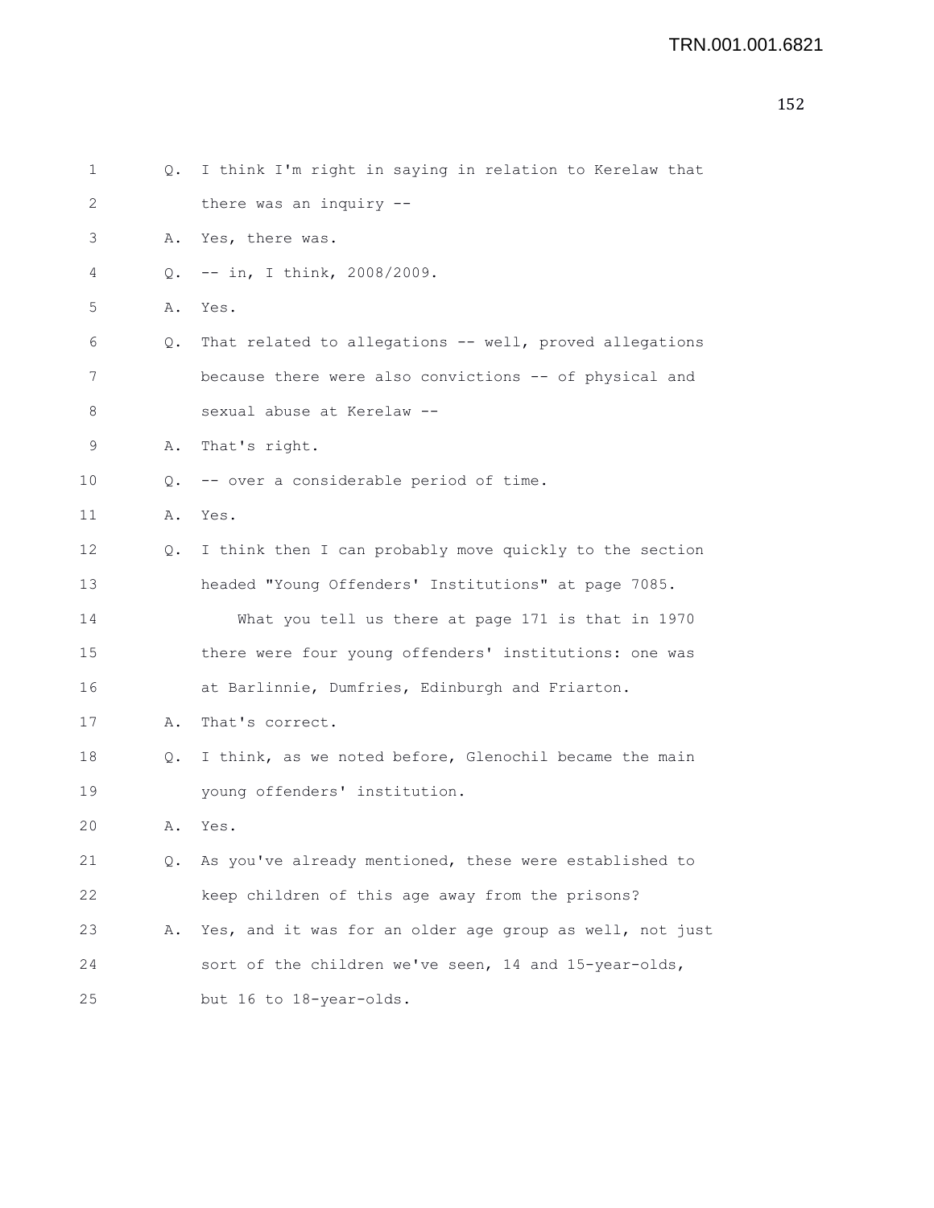Q. I think I'm right in saying in relation to Kerelaw that there was an inquiry --

A. Yes, there was.

Q. -- in, I think, 2008/2009.

A. Yes.

Q. That related to allegations -- well, proved allegations because there were also convictions -- of physical and sexual abuse at Kerelaw --

A. That's right.

Q. -- over a considerable period of time.

A. Yes.

Q. I think then I can probably move quickly to the section headed "Young Offenders' Institutions" at page 7085.

What you tell us there at page 171 is that in 1970 there were four young offenders' institutions: one was at Barlinnie, Dumfries, Edinburgh and Friarton.

A. That's correct.

Q. I think, as we noted before, Glenochil became the main young offenders' institution.

A. Yes.

Q. As you've already mentioned, these were established to keep children of this age away from the prisons?

A. Yes, and it was for an older age group as well, not just sort of the children we've seen, 14 and 15-year-olds, but 16 to 18-year-olds.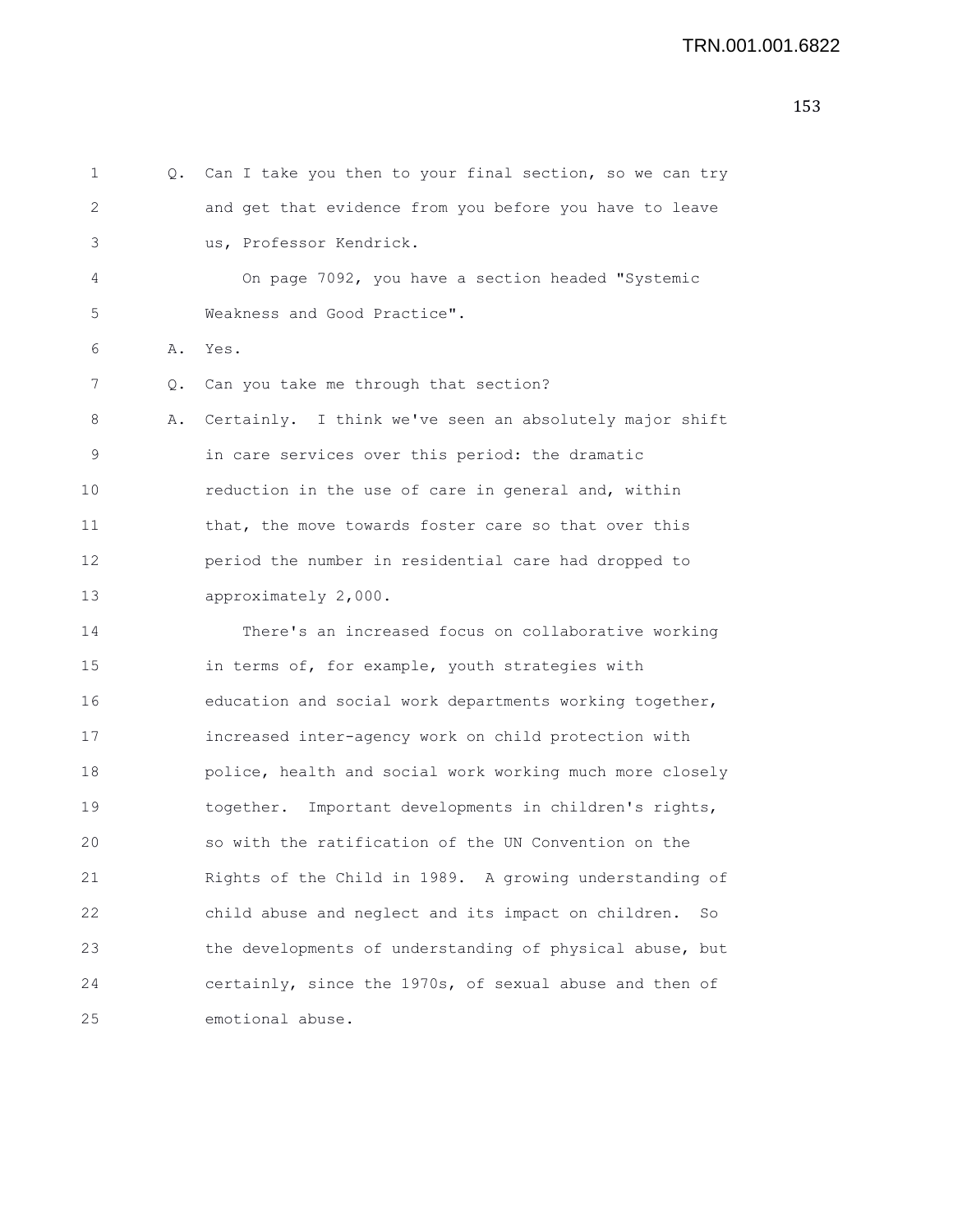Q. Can I take you then to your final section, so we can try and get that evidence from you before you have to leave us, Professor Kendrick.

On page 7092, you have a section headed "Systemic Weakness and Good Practice".

A. Yes.

Q. Can you take me through that section?

A. Certainly. I think we've seen an absolutely major shift in care services over this period: the dramatic reduction in the use of care in general and, within that, the move towards foster care so that over this period the number in residential care had dropped to approximately 2,000.

There's an increased focus on collaborative working in terms of, for example, youth strategies with education and social work departments working together, increased inter-agency work on child protection with police, health and social work working much more closely together. Important developments in children's rights, so with the ratification of the UN Convention on the Rights of the Child in 1989. A growing understanding of child abuse and neglect and its impact on children. So the developments of understanding of physical abuse, but certainly, since the 1970s, of sexual abuse and then of emotional abuse.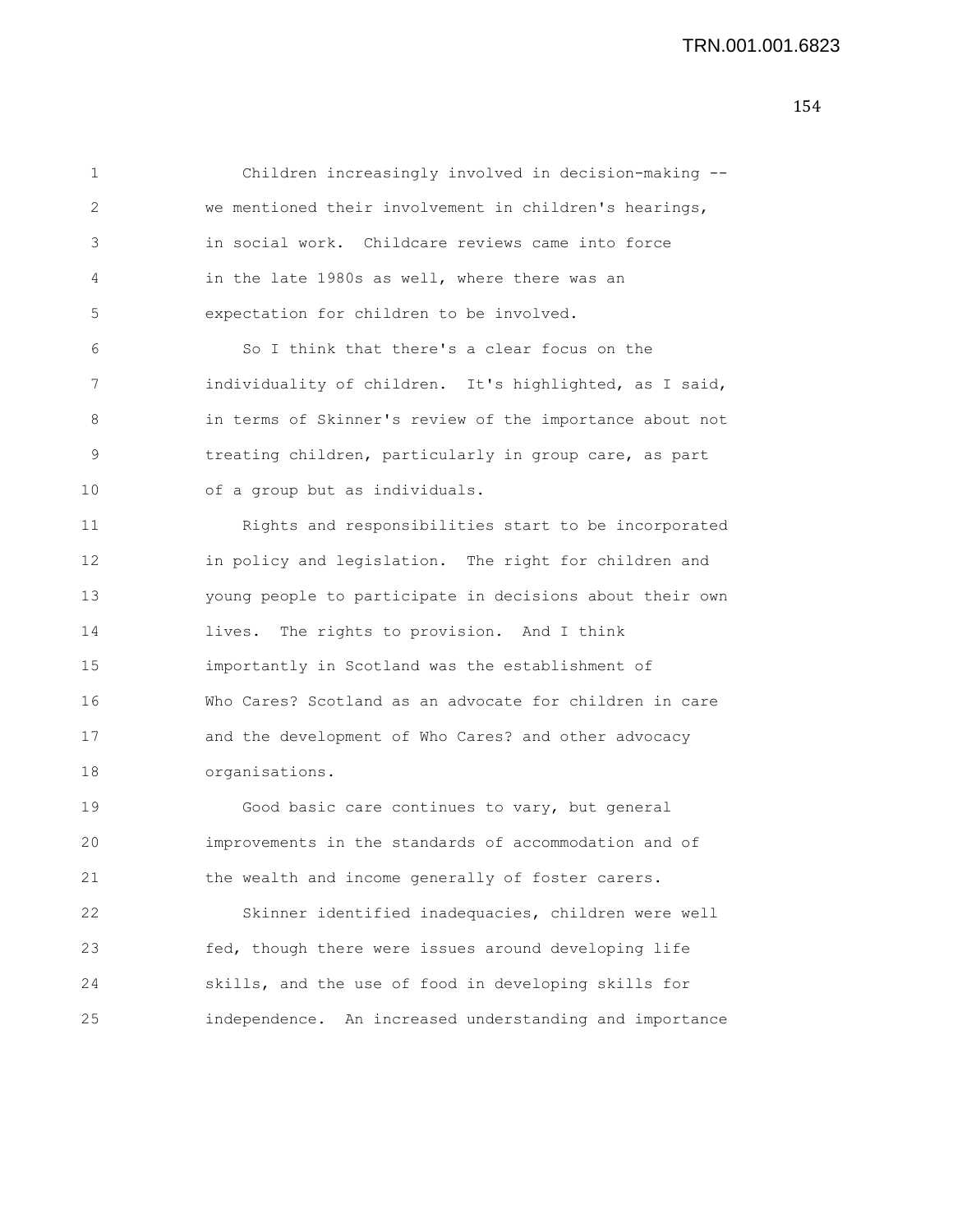Children increasingly involved in decision-making -- we mentioned their involvement in children's hearings, in social work. Childcare reviews came into force in the late 1980s as well, where there was an expectation for children to be involved.

So I think that there's a clear focus on the individuality of children. It's highlighted, as I said, in terms of Skinner's review of the importance about not treating children, particularly in group care, as part of a group but as individuals.

Rights and responsibilities start to be incorporated in policy and legislation. The right for children and young people to participate in decisions about their own lives. The rights to provision. And I think importantly in Scotland was the establishment of Who Cares? Scotland as an advocate for children in care and the development of Who Cares? and other advocacy organisations.

Good basic care continues to vary, but general improvements in the standards of accommodation and of the wealth and income generally of foster carers.

Skinner identified inadequacies, children were well fed, though there were issues around developing life skills, and the use of food in developing skills for independence. An increased understanding and importance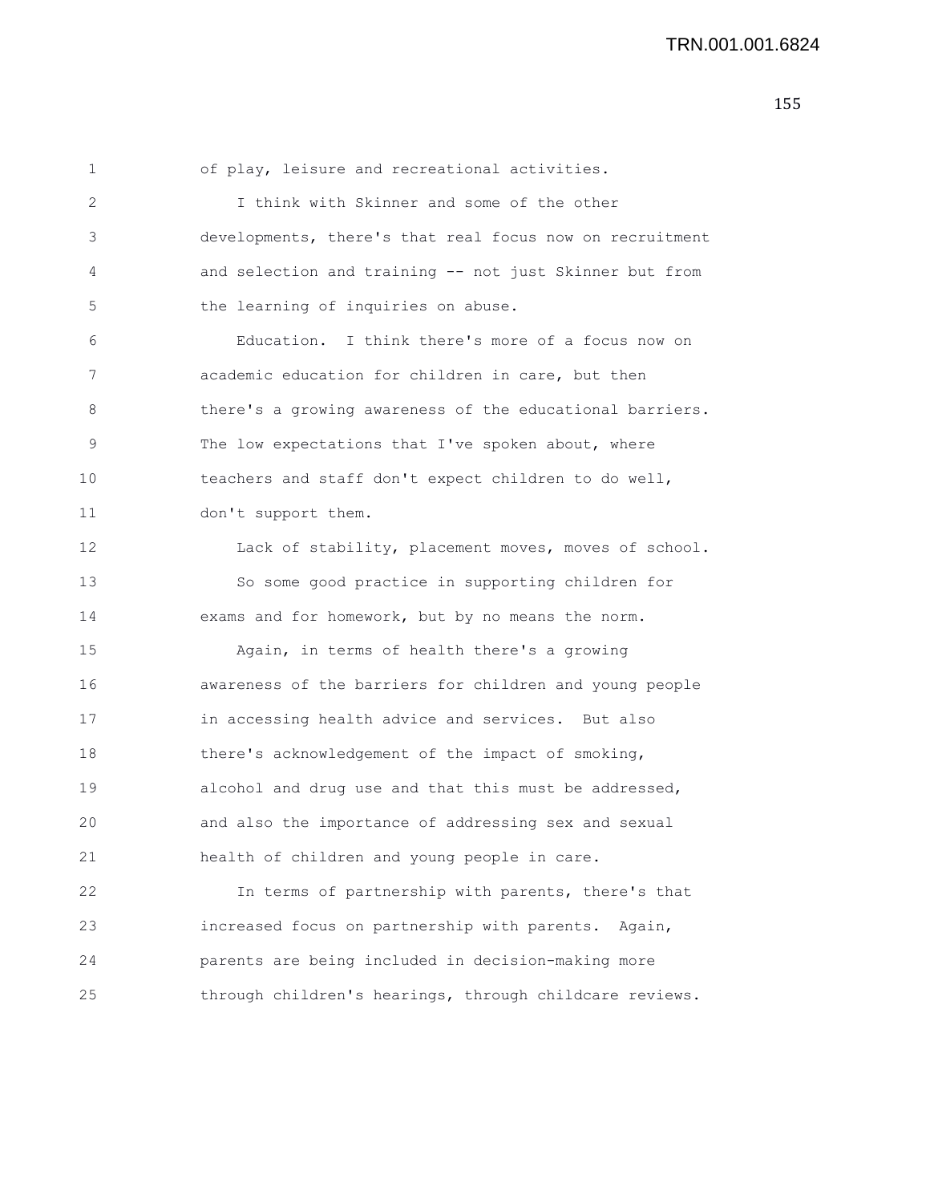of play, leisure and recreational activities.

I think with Skinner and some of the other developments, there's that real focus now on recruitment and selection and training -- not just Skinner but from the learning of inquiries on abuse.

Education. I think there's more of a focus now on academic education for children in care, but then there's a growing awareness of the educational barriers. The low expectations that I've spoken about, where teachers and staff don't expect children to do well, don't support them.

Lack of stability, placement moves, moves of school.

So some good practice in supporting children for exams and for homework, but by no means the norm.

Again, in terms of health there's a growing awareness of the barriers for children and young people in accessing health advice and services. But also there's acknowledgement of the impact of smoking, alcohol and drug use and that this must be addressed, and also the importance of addressing sex and sexual health of children and young people in care.

In terms of partnership with parents, there's that increased focus on partnership with parents. Again, parents are being included in decision-making more through children's hearings, through childcare reviews.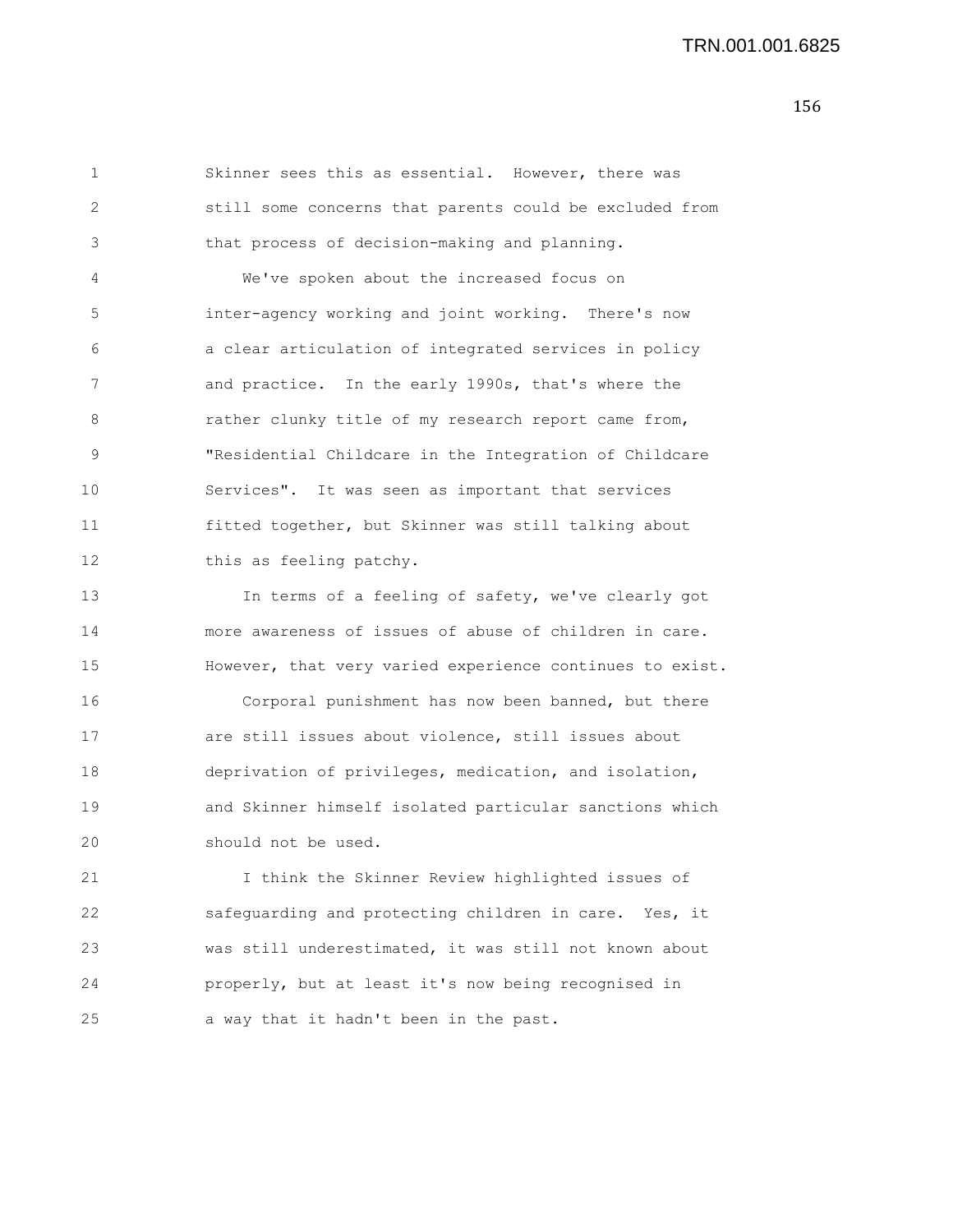Skinner sees this as essential. However, there was still some concerns that parents could be excluded from that process of decision-making and planning.

We've spoken about the increased focus on inter-agency working and joint working. There's now a clear articulation of integrated services in policy and practice. In the early 1990s, that's where the rather clunky title of my research report came from, "Residential Childcare in the Integration of Childcare Services". It was seen as important that services fitted together, but Skinner was still talking about this as feeling patchy.

In terms of a feeling of safety, we've clearly got more awareness of issues of abuse of children in care. However, that very varied experience continues to exist.

Corporal punishment has now been banned, but there are still issues about violence, still issues about deprivation of privileges, medication, and isolation, and Skinner himself isolated particular sanctions which should not be used.

I think the Skinner Review highlighted issues of safeguarding and protecting children in care. Yes, it was still underestimated, it was still not known about properly, but at least it's now being recognised in a way that it hadn't been in the past.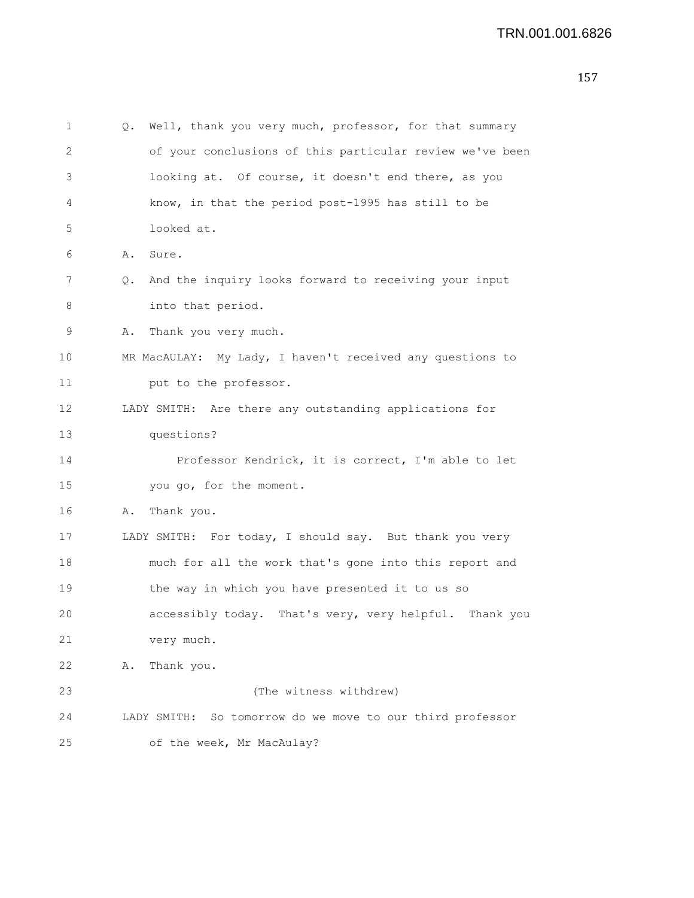Q. Well, thank you very much, professor, for that summary of your conclusions of this particular review we've been looking at. Of course, it doesn't end there, as you know, in that the period post-1995 has still to be looked at.

A. Sure.

Q. And the inquiry looks forward to receiving your input into that period.

A. Thank you very much.

MR MacAULAY: My Lady, I haven't received any questions to put to the professor.

LADY SMITH: Are there any outstanding applications for questions?

Professor Kendrick, it is correct, I'm able to let you go, for the moment.

A. Thank you.

LADY SMITH: For today, I should say. But thank you very much for all the work that's gone into this report and the way in which you have presented it to us so accessibly today. That's very, very helpful. Thank you very much.

A. Thank you.

(The witness withdrew)

LADY SMITH: So tomorrow do we move to our third professor of the week, Mr MacAulay?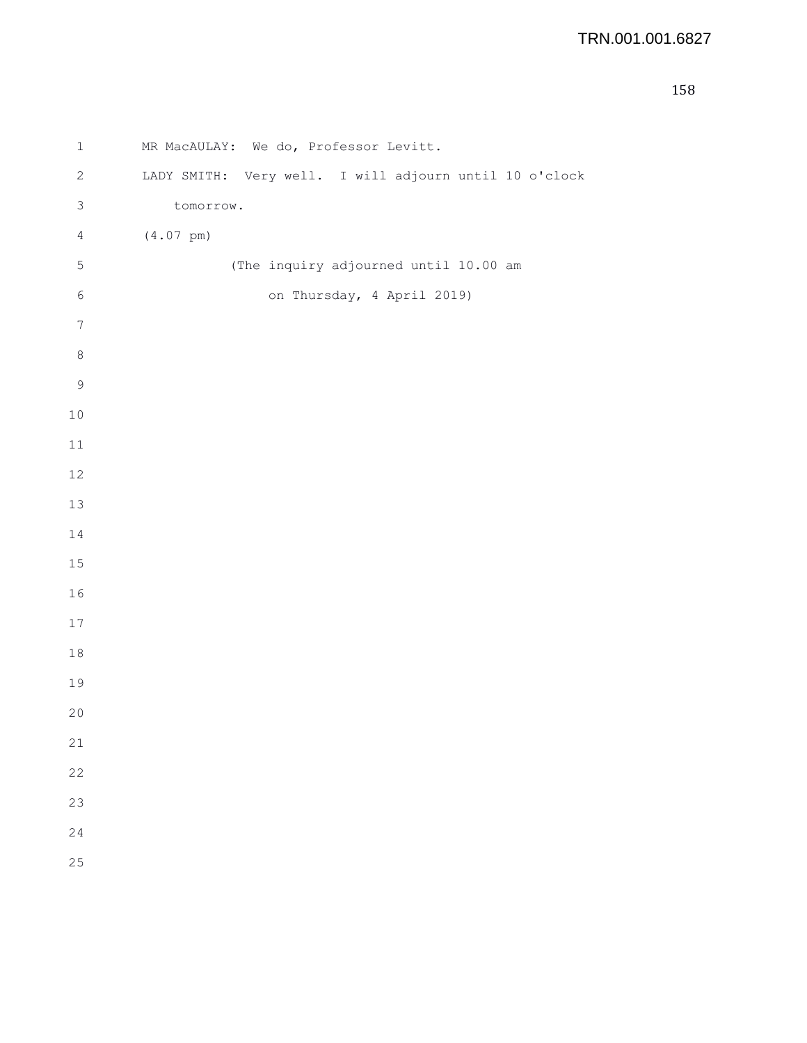MR MacAULAY: We do, Professor Levitt.

LADY SMITH: Very well. I will adjourn until 10 o'clock tomorrow.

(4.07 pm)

(The inquiry adjourned until 10.00 am on Thursday, 4 April 2019)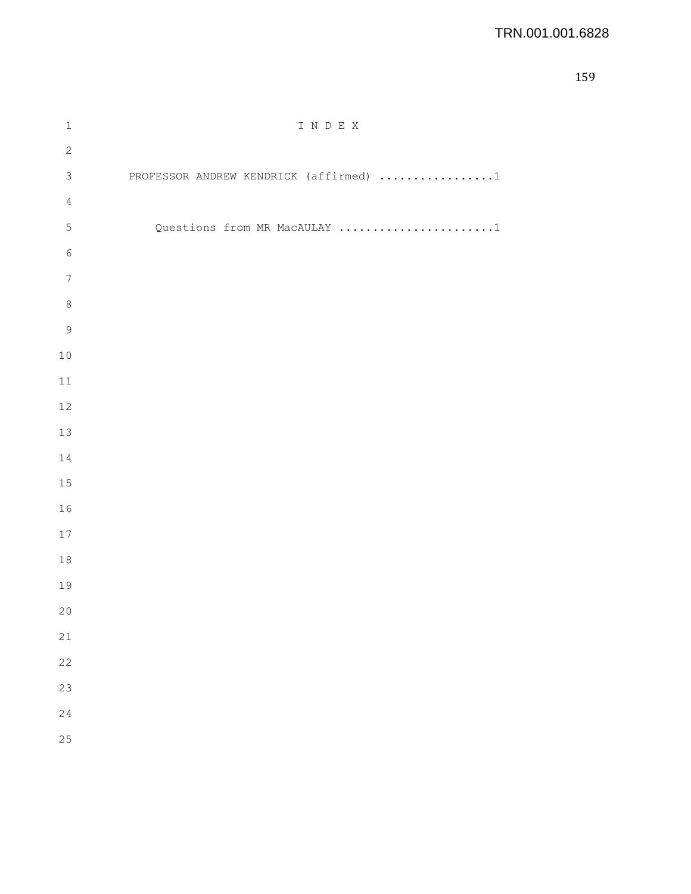# I N D E X

PROFESSOR ANDREW KENDRICK (affirmed) .................1

Questions from MR MacAULAY .......................1